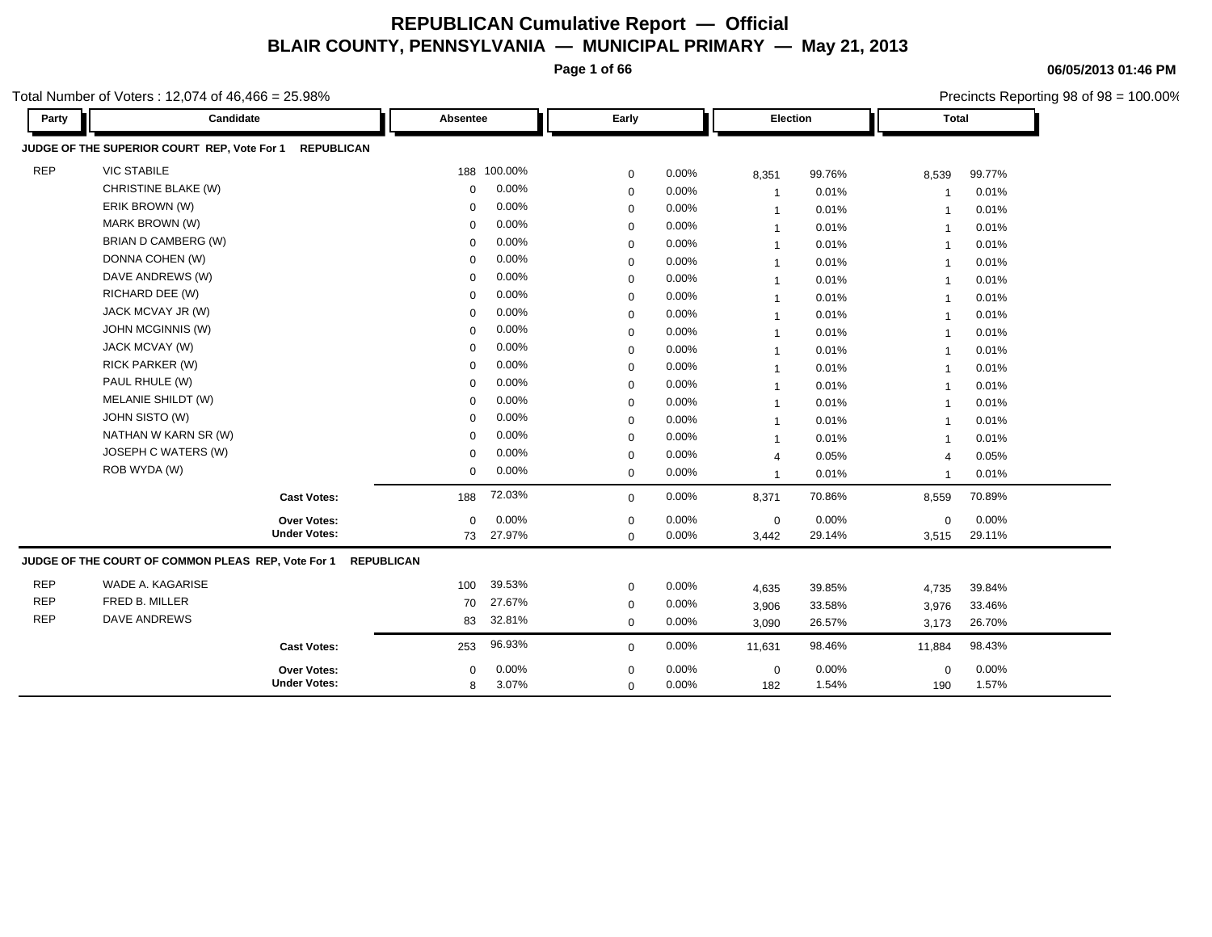# REPUBLICAN Cumulative Report — Official

## BLAIR COUNTY, PENNSYLVANIA — MUNICIPAL PRIMARY — May 21, 2013

06/05/2013 01:46 PM

Total Number of Voters : 12,074 of 46,466 = 25.98%

Precincts Reporting 98 of 98 = 100.00%

### JUDGE OF THE SUPERIOR COURT REP, Vote For 1 REPUBLICAN

| Party | Candidate | Absentee | | Early | | Election | | Total | |
|---|---|---|---|---|---|---|---|---|---|
| REP | VIC STABILE | 188 | 100.00% | 0 | 0.00% | 8,351 | 99.76% | 8,539 | 99.77% |
| | CHRISTINE BLAKE (W) | 0 | 0.00% | 0 | 0.00% | 1 | 0.01% | 1 | 0.01% |
| | ERIK BROWN (W) | 0 | 0.00% | 0 | 0.00% | 1 | 0.01% | 1 | 0.01% |
| | MARK BROWN (W) | 0 | 0.00% | 0 | 0.00% | 1 | 0.01% | 1 | 0.01% |
| | BRIAN D CAMBERG (W) | 0 | 0.00% | 0 | 0.00% | 1 | 0.01% | 1 | 0.01% |
| | DONNA COHEN (W) | 0 | 0.00% | 0 | 0.00% | 1 | 0.01% | 1 | 0.01% |
| | DAVE ANDREWS (W) | 0 | 0.00% | 0 | 0.00% | 1 | 0.01% | 1 | 0.01% |
| | RICHARD DEE (W) | 0 | 0.00% | 0 | 0.00% | 1 | 0.01% | 1 | 0.01% |
| | JACK MCVAY JR (W) | 0 | 0.00% | 0 | 0.00% | 1 | 0.01% | 1 | 0.01% |
| | JOHN MCGINNIS (W) | 0 | 0.00% | 0 | 0.00% | 1 | 0.01% | 1 | 0.01% |
| | JACK MCVAY (W) | 0 | 0.00% | 0 | 0.00% | 1 | 0.01% | 1 | 0.01% |
| | RICK PARKER (W) | 0 | 0.00% | 0 | 0.00% | 1 | 0.01% | 1 | 0.01% |
| | PAUL RHULE (W) | 0 | 0.00% | 0 | 0.00% | 1 | 0.01% | 1 | 0.01% |
| | MELANIE SHILDT (W) | 0 | 0.00% | 0 | 0.00% | 1 | 0.01% | 1 | 0.01% |
| | JOHN SISTO (W) | 0 | 0.00% | 0 | 0.00% | 1 | 0.01% | 1 | 0.01% |
| | NATHAN W KARN SR (W) | 0 | 0.00% | 0 | 0.00% | 1 | 0.01% | 1 | 0.01% |
| | JOSEPH C WATERS (W) | 0 | 0.00% | 0 | 0.00% | 4 | 0.05% | 4 | 0.05% |
| | ROB WYDA (W) | 0 | 0.00% | 0 | 0.00% | 1 | 0.01% | 1 | 0.01% |
| | **Cast Votes:** | 188 | 72.03% | 0 | 0.00% | 8,371 | 70.86% | 8,559 | 70.89% |
| | **Over Votes:** | 0 | 0.00% | 0 | 0.00% | 0 | 0.00% | 0 | 0.00% |
| | **Under Votes:** | 73 | 27.97% | 0 | 0.00% | 3,442 | 29.14% | 3,515 | 29.11% |

### JUDGE OF THE COURT OF COMMON PLEAS REP, Vote For 1 REPUBLICAN

| Party | Candidate | Absentee | | Early | | Election | | Total | |
|---|---|---|---|---|---|---|---|---|---|
| REP | WADE A. KAGARISE | 100 | 39.53% | 0 | 0.00% | 4,635 | 39.85% | 4,735 | 39.84% |
| REP | FRED B. MILLER | 70 | 27.67% | 0 | 0.00% | 3,906 | 33.58% | 3,976 | 33.46% |
| REP | DAVE ANDREWS | 83 | 32.81% | 0 | 0.00% | 3,090 | 26.57% | 3,173 | 26.70% |
| | **Cast Votes:** | 253 | 96.93% | 0 | 0.00% | 11,631 | 98.46% | 11,884 | 98.43% |
| | **Over Votes:** | 0 | 0.00% | 0 | 0.00% | 0 | 0.00% | 0 | 0.00% |
| | **Under Votes:** | 8 | 3.07% | 0 | 0.00% | 182 | 1.54% | 190 | 1.57% |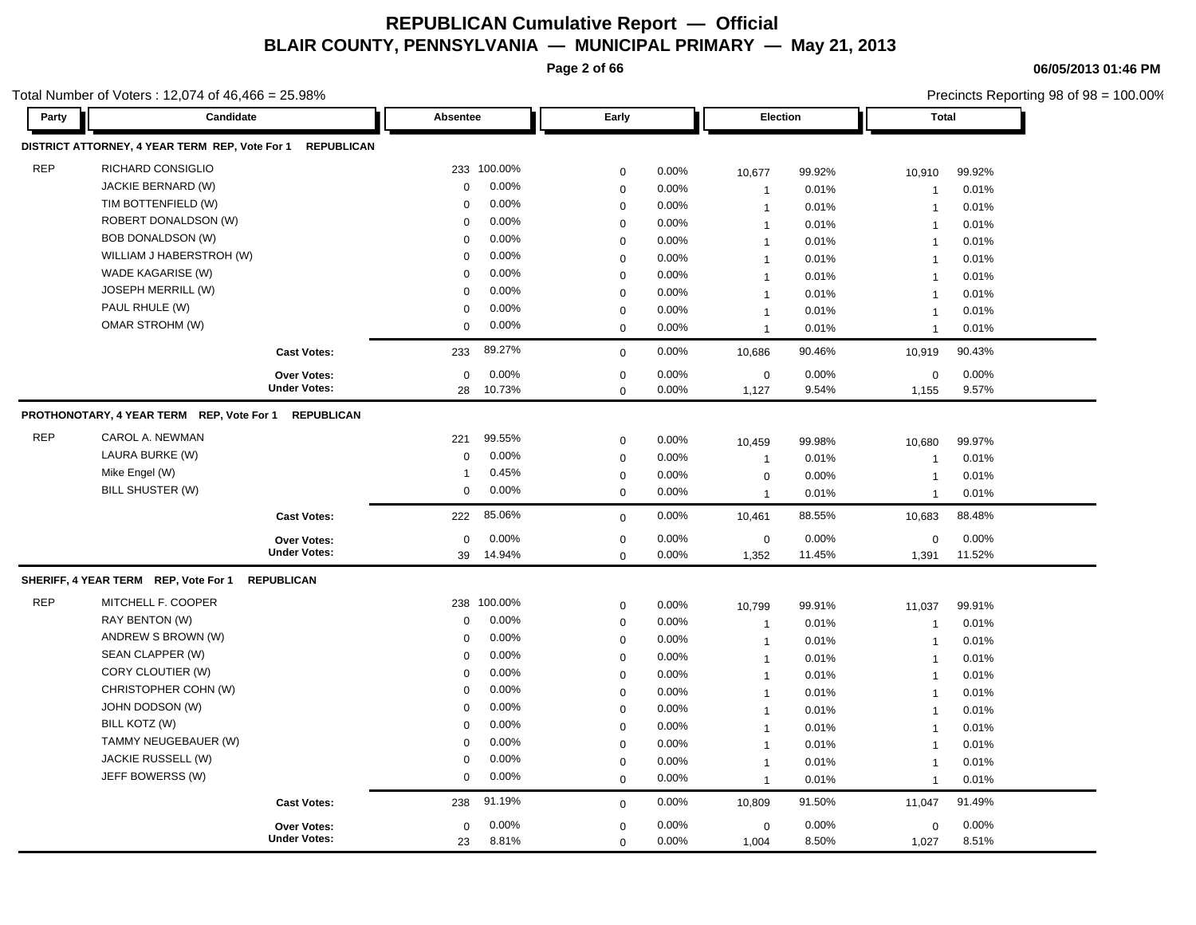# REPUBLICAN Cumulative Report — Official

## BLAIR COUNTY, PENNSYLVANIA — MUNICIPAL PRIMARY — May 21, 2013

06/05/2013 01:46 PM

Total Number of Voters : 12,074 of 46,466 = 25.98%

Precincts Reporting 98 of 98 = 100.00%

| Party | Candidate | Absentee | | Early | | Election | | Total | |
|---|---|---|---|---|---|---|---|---|---|
| **DISTRICT ATTORNEY, 4 YEAR TERM REP, Vote For 1 REPUBLICAN** | | | | | | | | | |
| REP | RICHARD CONSIGLIO | 233 | 100.00% | 0 | 0.00% | 10,677 | 99.92% | 10,910 | 99.92% |
| | JACKIE BERNARD (W) | 0 | 0.00% | 0 | 0.00% | 1 | 0.01% | 1 | 0.01% |
| | TIM BOTTENFIELD (W) | 0 | 0.00% | 0 | 0.00% | 1 | 0.01% | 1 | 0.01% |
| | ROBERT DONALDSON (W) | 0 | 0.00% | 0 | 0.00% | 1 | 0.01% | 1 | 0.01% |
| | BOB DONALDSON (W) | 0 | 0.00% | 0 | 0.00% | 1 | 0.01% | 1 | 0.01% |
| | WILLIAM J HABERSTROH (W) | 0 | 0.00% | 0 | 0.00% | 1 | 0.01% | 1 | 0.01% |
| | WADE KAGARISE (W) | 0 | 0.00% | 0 | 0.00% | 1 | 0.01% | 1 | 0.01% |
| | JOSEPH MERRILL (W) | 0 | 0.00% | 0 | 0.00% | 1 | 0.01% | 1 | 0.01% |
| | PAUL RHULE (W) | 0 | 0.00% | 0 | 0.00% | 1 | 0.01% | 1 | 0.01% |
| | OMAR STROHM (W) | 0 | 0.00% | 0 | 0.00% | 1 | 0.01% | 1 | 0.01% |
| | **Cast Votes:** | 233 | 89.27% | 0 | 0.00% | 10,686 | 90.46% | 10,919 | 90.43% |
| | **Over Votes:** | 0 | 0.00% | 0 | 0.00% | 0 | 0.00% | 0 | 0.00% |
| | **Under Votes:** | 28 | 10.73% | 0 | 0.00% | 1,127 | 9.54% | 1,155 | 9.57% |
| **PROTHONOTARY, 4 YEAR TERM REP, Vote For 1 REPUBLICAN** | | | | | | | | | |
| REP | CAROL A. NEWMAN | 221 | 99.55% | 0 | 0.00% | 10,459 | 99.98% | 10,680 | 99.97% |
| | LAURA BURKE (W) | 0 | 0.00% | 0 | 0.00% | 1 | 0.01% | 1 | 0.01% |
| | Mike Engel (W) | 1 | 0.45% | 0 | 0.00% | 0 | 0.00% | 1 | 0.01% |
| | BILL SHUSTER (W) | 0 | 0.00% | 0 | 0.00% | 1 | 0.01% | 1 | 0.01% |
| | **Cast Votes:** | 222 | 85.06% | 0 | 0.00% | 10,461 | 88.55% | 10,683 | 88.48% |
| | **Over Votes:** | 0 | 0.00% | 0 | 0.00% | 0 | 0.00% | 0 | 0.00% |
| | **Under Votes:** | 39 | 14.94% | 0 | 0.00% | 1,352 | 11.45% | 1,391 | 11.52% |
| **SHERIFF, 4 YEAR TERM REP, Vote For 1 REPUBLICAN** | | | | | | | | | |
| REP | MITCHELL F. COOPER | 238 | 100.00% | 0 | 0.00% | 10,799 | 99.91% | 11,037 | 99.91% |
| | RAY BENTON (W) | 0 | 0.00% | 0 | 0.00% | 1 | 0.01% | 1 | 0.01% |
| | ANDREW S BROWN (W) | 0 | 0.00% | 0 | 0.00% | 1 | 0.01% | 1 | 0.01% |
| | SEAN CLAPPER (W) | 0 | 0.00% | 0 | 0.00% | 1 | 0.01% | 1 | 0.01% |
| | CORY CLOUTIER (W) | 0 | 0.00% | 0 | 0.00% | 1 | 0.01% | 1 | 0.01% |
| | CHRISTOPHER COHN (W) | 0 | 0.00% | 0 | 0.00% | 1 | 0.01% | 1 | 0.01% |
| | JOHN DODSON (W) | 0 | 0.00% | 0 | 0.00% | 1 | 0.01% | 1 | 0.01% |
| | BILL KOTZ (W) | 0 | 0.00% | 0 | 0.00% | 1 | 0.01% | 1 | 0.01% |
| | TAMMY NEUGEBAUER (W) | 0 | 0.00% | 0 | 0.00% | 1 | 0.01% | 1 | 0.01% |
| | JACKIE RUSSELL (W) | 0 | 0.00% | 0 | 0.00% | 1 | 0.01% | 1 | 0.01% |
| | JEFF BOWERSS (W) | 0 | 0.00% | 0 | 0.00% | 1 | 0.01% | 1 | 0.01% |
| | **Cast Votes:** | 238 | 91.19% | 0 | 0.00% | 10,809 | 91.50% | 11,047 | 91.49% |
| | **Over Votes:** | 0 | 0.00% | 0 | 0.00% | 0 | 0.00% | 0 | 0.00% |
| | **Under Votes:** | 23 | 8.81% | 0 | 0.00% | 1,004 | 8.50% | 1,027 | 8.51% |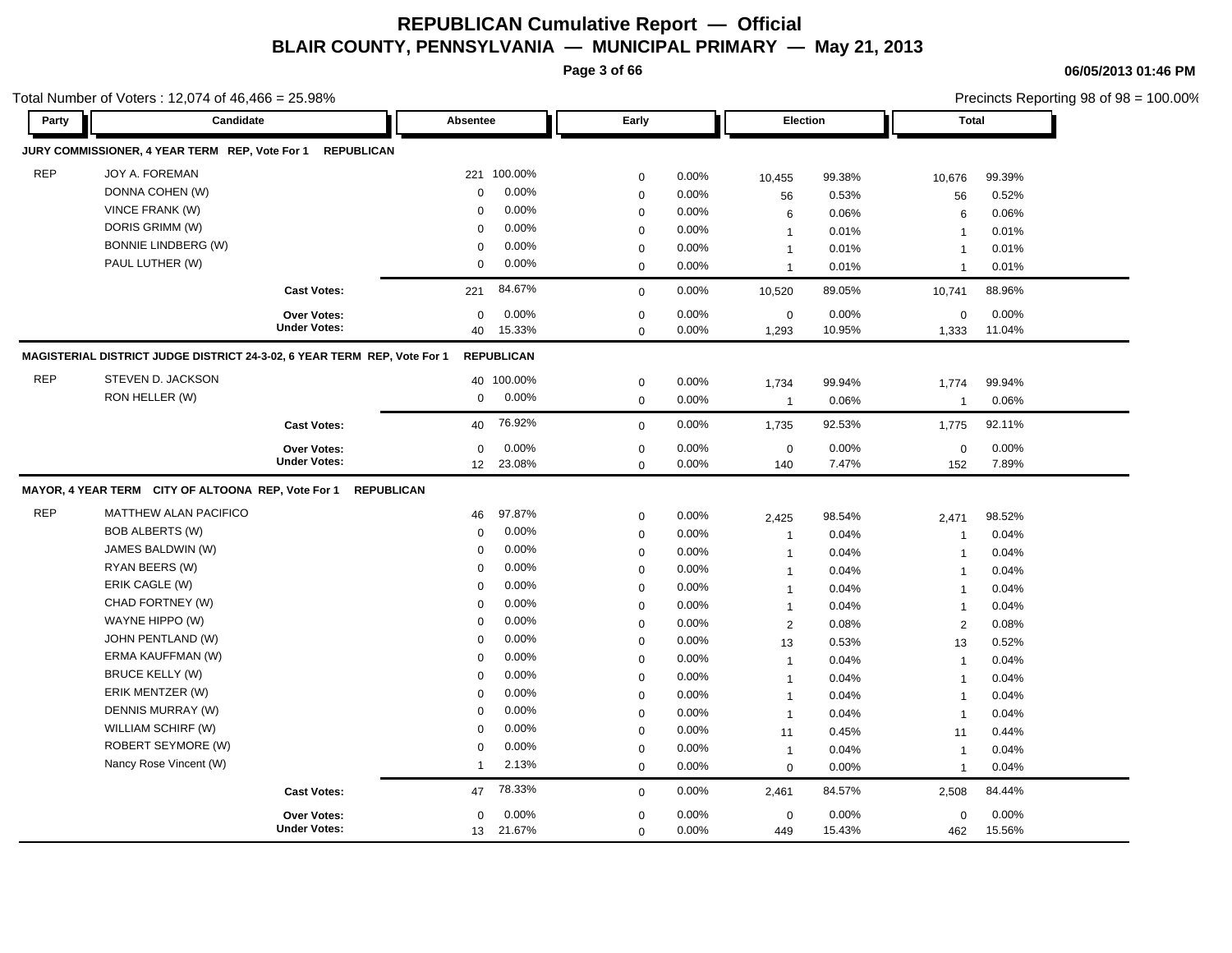# REPUBLICAN Cumulative Report — Official

## BLAIR COUNTY, PENNSYLVANIA — MUNICIPAL PRIMARY — May 21, 2013

06/05/2013 01:46 PM

Total Number of Voters : 12,074 of 46,466 = 25.98%

Precincts Reporting 98 of 98 = 100.00%

| Party | Candidate | Absentee | | Early | | Election | | Total | |
|---|---|---|---|---|---|---|---|---|---|
| **JURY COMMISSIONER, 4 YEAR TERM REP, Vote For 1 REPUBLICAN** | | | | | | | | | |
| REP | JOY A. FOREMAN | 221 | 100.00% | 0 | 0.00% | 10,455 | 99.38% | 10,676 | 99.39% |
| | DONNA COHEN (W) | 0 | 0.00% | 0 | 0.00% | 56 | 0.53% | 56 | 0.52% |
| | VINCE FRANK (W) | 0 | 0.00% | 0 | 0.00% | 6 | 0.06% | 6 | 0.06% |
| | DORIS GRIMM (W) | 0 | 0.00% | 0 | 0.00% | 1 | 0.01% | 1 | 0.01% |
| | BONNIE LINDBERG (W) | 0 | 0.00% | 0 | 0.00% | 1 | 0.01% | 1 | 0.01% |
| | PAUL LUTHER (W) | 0 | 0.00% | 0 | 0.00% | 1 | 0.01% | 1 | 0.01% |
| | **Cast Votes:** | 221 | 84.67% | 0 | 0.00% | 10,520 | 89.05% | 10,741 | 88.96% |
| | **Over Votes:** | 0 | 0.00% | 0 | 0.00% | 0 | 0.00% | 0 | 0.00% |
| | **Under Votes:** | 40 | 15.33% | 0 | 0.00% | 1,293 | 10.95% | 1,333 | 11.04% |
| **MAGISTERIAL DISTRICT JUDGE DISTRICT 24-3-02, 6 YEAR TERM REP, Vote For 1 REPUBLICAN** | | | | | | | | | |
| REP | STEVEN D. JACKSON | 40 | 100.00% | 0 | 0.00% | 1,734 | 99.94% | 1,774 | 99.94% |
| | RON HELLER (W) | 0 | 0.00% | 0 | 0.00% | 1 | 0.06% | 1 | 0.06% |
| | **Cast Votes:** | 40 | 76.92% | 0 | 0.00% | 1,735 | 92.53% | 1,775 | 92.11% |
| | **Over Votes:** | 0 | 0.00% | 0 | 0.00% | 0 | 0.00% | 0 | 0.00% |
| | **Under Votes:** | 12 | 23.08% | 0 | 0.00% | 140 | 7.47% | 152 | 7.89% |
| **MAYOR, 4 YEAR TERM CITY OF ALTOONA REP, Vote For 1 REPUBLICAN** | | | | | | | | | |
| REP | MATTHEW ALAN PACIFICO | 46 | 97.87% | 0 | 0.00% | 2,425 | 98.54% | 2,471 | 98.52% |
| | BOB ALBERTS (W) | 0 | 0.00% | 0 | 0.00% | 1 | 0.04% | 1 | 0.04% |
| | JAMES BALDWIN (W) | 0 | 0.00% | 0 | 0.00% | 1 | 0.04% | 1 | 0.04% |
| | RYAN BEERS (W) | 0 | 0.00% | 0 | 0.00% | 1 | 0.04% | 1 | 0.04% |
| | ERIK CAGLE (W) | 0 | 0.00% | 0 | 0.00% | 1 | 0.04% | 1 | 0.04% |
| | CHAD FORTNEY (W) | 0 | 0.00% | 0 | 0.00% | 1 | 0.04% | 1 | 0.04% |
| | WAYNE HIPPO (W) | 0 | 0.00% | 0 | 0.00% | 2 | 0.08% | 2 | 0.08% |
| | JOHN PENTLAND (W) | 0 | 0.00% | 0 | 0.00% | 13 | 0.53% | 13 | 0.52% |
| | ERMA KAUFFMAN (W) | 0 | 0.00% | 0 | 0.00% | 1 | 0.04% | 1 | 0.04% |
| | BRUCE KELLY (W) | 0 | 0.00% | 0 | 0.00% | 1 | 0.04% | 1 | 0.04% |
| | ERIK MENTZER (W) | 0 | 0.00% | 0 | 0.00% | 1 | 0.04% | 1 | 0.04% |
| | DENNIS MURRAY (W) | 0 | 0.00% | 0 | 0.00% | 1 | 0.04% | 1 | 0.04% |
| | WILLIAM SCHIRF (W) | 0 | 0.00% | 0 | 0.00% | 11 | 0.45% | 11 | 0.44% |
| | ROBERT SEYMORE (W) | 0 | 0.00% | 0 | 0.00% | 1 | 0.04% | 1 | 0.04% |
| | Nancy Rose Vincent (W) | 1 | 2.13% | 0 | 0.00% | 0 | 0.00% | 1 | 0.04% |
| | **Cast Votes:** | 47 | 78.33% | 0 | 0.00% | 2,461 | 84.57% | 2,508 | 84.44% |
| | **Over Votes:** | 0 | 0.00% | 0 | 0.00% | 0 | 0.00% | 0 | 0.00% |
| | **Under Votes:** | 13 | 21.67% | 0 | 0.00% | 449 | 15.43% | 462 | 15.56% |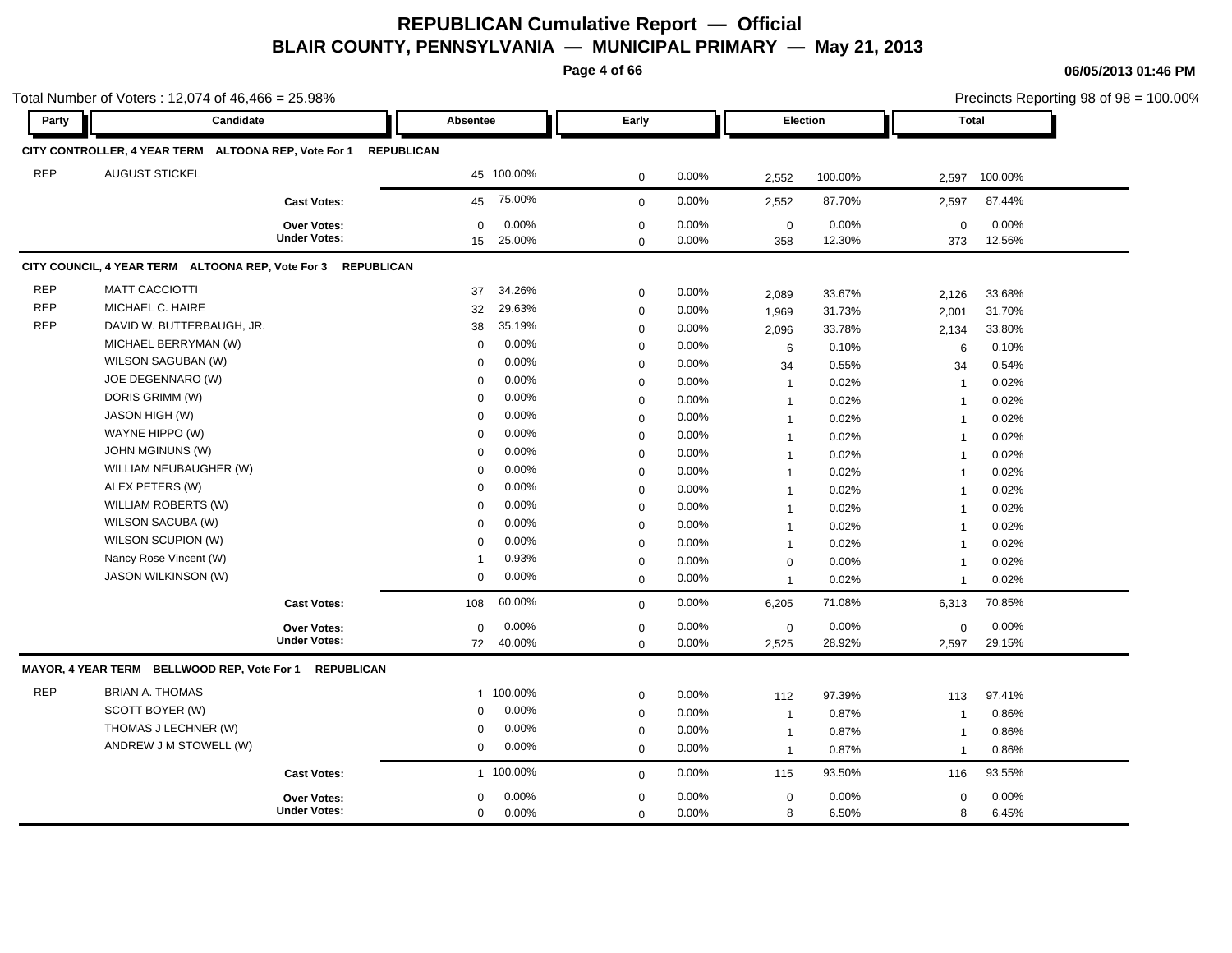# REPUBLICAN Cumulative Report — Official

## BLAIR COUNTY, PENNSYLVANIA — MUNICIPAL PRIMARY — May 21, 2013

06/05/2013 01:46 PM

Total Number of Voters : 12,074 of 46,466 = 25.98%

Precincts Reporting 98 of 98 = 100.00%

| Party | Candidate | Absentee | | Early | | Election | | Total | |
|---|---|---|---|---|---|---|---|---|---|
| **CITY CONTROLLER, 4 YEAR TERM ALTOONA REP, Vote For 1 REPUBLICAN** | | | | | | | | | |
| REP | AUGUST STICKEL | 45 | 100.00% | 0 | 0.00% | 2,552 | 100.00% | 2,597 | 100.00% |
| | **Cast Votes:** | 45 | 75.00% | 0 | 0.00% | 2,552 | 87.70% | 2,597 | 87.44% |
| | **Over Votes:** | 0 | 0.00% | 0 | 0.00% | 0 | 0.00% | 0 | 0.00% |
| | **Under Votes:** | 15 | 25.00% | 0 | 0.00% | 358 | 12.30% | 373 | 12.56% |
| **CITY COUNCIL, 4 YEAR TERM ALTOONA REP, Vote For 3 REPUBLICAN** | | | | | | | | | |
| REP | MATT CACCIOTTI | 37 | 34.26% | 0 | 0.00% | 2,089 | 33.67% | 2,126 | 33.68% |
| REP | MICHAEL C. HAIRE | 32 | 29.63% | 0 | 0.00% | 1,969 | 31.73% | 2,001 | 31.70% |
| REP | DAVID W. BUTTERBAUGH, JR. | 38 | 35.19% | 0 | 0.00% | 2,096 | 33.78% | 2,134 | 33.80% |
| | MICHAEL BERRYMAN (W) | 0 | 0.00% | 0 | 0.00% | 6 | 0.10% | 6 | 0.10% |
| | WILSON SAGUBAN (W) | 0 | 0.00% | 0 | 0.00% | 34 | 0.55% | 34 | 0.54% |
| | JOE DEGENNARO (W) | 0 | 0.00% | 0 | 0.00% | 1 | 0.02% | 1 | 0.02% |
| | DORIS GRIMM (W) | 0 | 0.00% | 0 | 0.00% | 1 | 0.02% | 1 | 0.02% |
| | JASON HIGH (W) | 0 | 0.00% | 0 | 0.00% | 1 | 0.02% | 1 | 0.02% |
| | WAYNE HIPPO (W) | 0 | 0.00% | 0 | 0.00% | 1 | 0.02% | 1 | 0.02% |
| | JOHN MGINUNS (W) | 0 | 0.00% | 0 | 0.00% | 1 | 0.02% | 1 | 0.02% |
| | WILLIAM NEUBAUGHER (W) | 0 | 0.00% | 0 | 0.00% | 1 | 0.02% | 1 | 0.02% |
| | ALEX PETERS (W) | 0 | 0.00% | 0 | 0.00% | 1 | 0.02% | 1 | 0.02% |
| | WILLIAM ROBERTS (W) | 0 | 0.00% | 0 | 0.00% | 1 | 0.02% | 1 | 0.02% |
| | WILSON SACUBA (W) | 0 | 0.00% | 0 | 0.00% | 1 | 0.02% | 1 | 0.02% |
| | WILSON SCUPION (W) | 0 | 0.00% | 0 | 0.00% | 1 | 0.02% | 1 | 0.02% |
| | Nancy Rose Vincent (W) | 1 | 0.93% | 0 | 0.00% | 0 | 0.00% | 1 | 0.02% |
| | JASON WILKINSON (W) | 0 | 0.00% | 0 | 0.00% | 1 | 0.02% | 1 | 0.02% |
| | **Cast Votes:** | 108 | 60.00% | 0 | 0.00% | 6,205 | 71.08% | 6,313 | 70.85% |
| | **Over Votes:** | 0 | 0.00% | 0 | 0.00% | 0 | 0.00% | 0 | 0.00% |
| | **Under Votes:** | 72 | 40.00% | 0 | 0.00% | 2,525 | 28.92% | 2,597 | 29.15% |
| **MAYOR, 4 YEAR TERM BELLWOOD REP, Vote For 1 REPUBLICAN** | | | | | | | | | |
| REP | BRIAN A. THOMAS | 1 | 100.00% | 0 | 0.00% | 112 | 97.39% | 113 | 97.41% |
| | SCOTT BOYER (W) | 0 | 0.00% | 0 | 0.00% | 1 | 0.87% | 1 | 0.86% |
| | THOMAS J LECHNER (W) | 0 | 0.00% | 0 | 0.00% | 1 | 0.87% | 1 | 0.86% |
| | ANDREW J M STOWELL (W) | 0 | 0.00% | 0 | 0.00% | 1 | 0.87% | 1 | 0.86% |
| | **Cast Votes:** | 1 | 100.00% | 0 | 0.00% | 115 | 93.50% | 116 | 93.55% |
| | **Over Votes:** | 0 | 0.00% | 0 | 0.00% | 0 | 0.00% | 0 | 0.00% |
| | **Under Votes:** | 0 | 0.00% | 0 | 0.00% | 8 | 6.50% | 8 | 6.45% |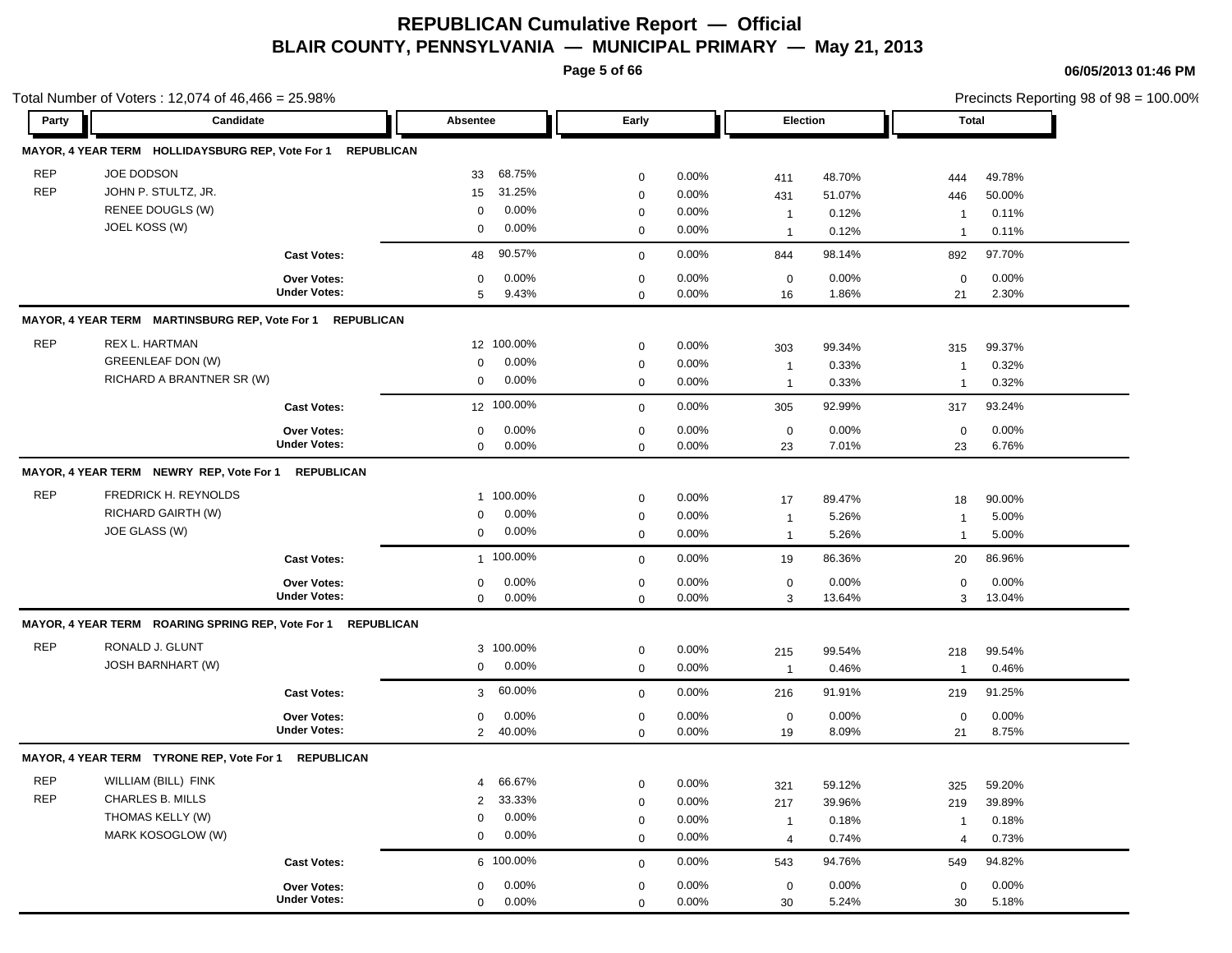# REPUBLICAN Cumulative Report — Official

## BLAIR COUNTY, PENNSYLVANIA — MUNICIPAL PRIMARY — May 21, 2013

06/05/2013 01:46 PM

Total Number of Voters : 12,074 of 46,466 = 25.98%

Precincts Reporting 98 of 98 = 100.00%

| Party | Candidate | Absentee | | Early | | Election | | Total | |
|---|---|---|---|---|---|---|---|---|---|
| **MAYOR, 4 YEAR TERM HOLLIDAYSBURG REP, Vote For 1 REPUBLICAN** | | | | | | | | | |
| REP | JOE DODSON | 33 | 68.75% | 0 | 0.00% | 411 | 48.70% | 444 | 49.78% |
| REP | JOHN P. STULTZ, JR. | 15 | 31.25% | 0 | 0.00% | 431 | 51.07% | 446 | 50.00% |
| | RENEE DOUGLS (W) | 0 | 0.00% | 0 | 0.00% | 1 | 0.12% | 1 | 0.11% |
| | JOEL KOSS (W) | 0 | 0.00% | 0 | 0.00% | 1 | 0.12% | 1 | 0.11% |
| | **Cast Votes:** | 48 | 90.57% | 0 | 0.00% | 844 | 98.14% | 892 | 97.70% |
| | **Over Votes:** | 0 | 0.00% | 0 | 0.00% | 0 | 0.00% | 0 | 0.00% |
| | **Under Votes:** | 5 | 9.43% | 0 | 0.00% | 16 | 1.86% | 21 | 2.30% |
| **MAYOR, 4 YEAR TERM MARTINSBURG REP, Vote For 1 REPUBLICAN** | | | | | | | | | |
| REP | REX L. HARTMAN | 12 | 100.00% | 0 | 0.00% | 303 | 99.34% | 315 | 99.37% |
| | GREENLEAF DON (W) | 0 | 0.00% | 0 | 0.00% | 1 | 0.33% | 1 | 0.32% |
| | RICHARD A BRANTNER SR (W) | 0 | 0.00% | 0 | 0.00% | 1 | 0.33% | 1 | 0.32% |
| | **Cast Votes:** | 12 | 100.00% | 0 | 0.00% | 305 | 92.99% | 317 | 93.24% |
| | **Over Votes:** | 0 | 0.00% | 0 | 0.00% | 0 | 0.00% | 0 | 0.00% |
| | **Under Votes:** | 0 | 0.00% | 0 | 0.00% | 23 | 7.01% | 23 | 6.76% |
| **MAYOR, 4 YEAR TERM NEWRY REP, Vote For 1 REPUBLICAN** | | | | | | | | | |
| REP | FREDRICK H. REYNOLDS | 1 | 100.00% | 0 | 0.00% | 17 | 89.47% | 18 | 90.00% |
| | RICHARD GAIRTH (W) | 0 | 0.00% | 0 | 0.00% | 1 | 5.26% | 1 | 5.00% |
| | JOE GLASS (W) | 0 | 0.00% | 0 | 0.00% | 1 | 5.26% | 1 | 5.00% |
| | **Cast Votes:** | 1 | 100.00% | 0 | 0.00% | 19 | 86.36% | 20 | 86.96% |
| | **Over Votes:** | 0 | 0.00% | 0 | 0.00% | 0 | 0.00% | 0 | 0.00% |
| | **Under Votes:** | 0 | 0.00% | 0 | 0.00% | 3 | 13.64% | 3 | 13.04% |
| **MAYOR, 4 YEAR TERM ROARING SPRING REP, Vote For 1 REPUBLICAN** | | | | | | | | | |
| REP | RONALD J. GLUNT | 3 | 100.00% | 0 | 0.00% | 215 | 99.54% | 218 | 99.54% |
| | JOSH BARNHART (W) | 0 | 0.00% | 0 | 0.00% | 1 | 0.46% | 1 | 0.46% |
| | **Cast Votes:** | 3 | 60.00% | 0 | 0.00% | 216 | 91.91% | 219 | 91.25% |
| | **Over Votes:** | 0 | 0.00% | 0 | 0.00% | 0 | 0.00% | 0 | 0.00% |
| | **Under Votes:** | 2 | 40.00% | 0 | 0.00% | 19 | 8.09% | 21 | 8.75% |
| **MAYOR, 4 YEAR TERM TYRONE REP, Vote For 1 REPUBLICAN** | | | | | | | | | |
| REP | WILLIAM (BILL) FINK | 4 | 66.67% | 0 | 0.00% | 321 | 59.12% | 325 | 59.20% |
| REP | CHARLES B. MILLS | 2 | 33.33% | 0 | 0.00% | 217 | 39.96% | 219 | 39.89% |
| | THOMAS KELLY (W) | 0 | 0.00% | 0 | 0.00% | 1 | 0.18% | 1 | 0.18% |
| | MARK KOSOGLOW (W) | 0 | 0.00% | 0 | 0.00% | 4 | 0.74% | 4 | 0.73% |
| | **Cast Votes:** | 6 | 100.00% | 0 | 0.00% | 543 | 94.76% | 549 | 94.82% |
| | **Over Votes:** | 0 | 0.00% | 0 | 0.00% | 0 | 0.00% | 0 | 0.00% |
| | **Under Votes:** | 0 | 0.00% | 0 | 0.00% | 30 | 5.24% | 30 | 5.18% |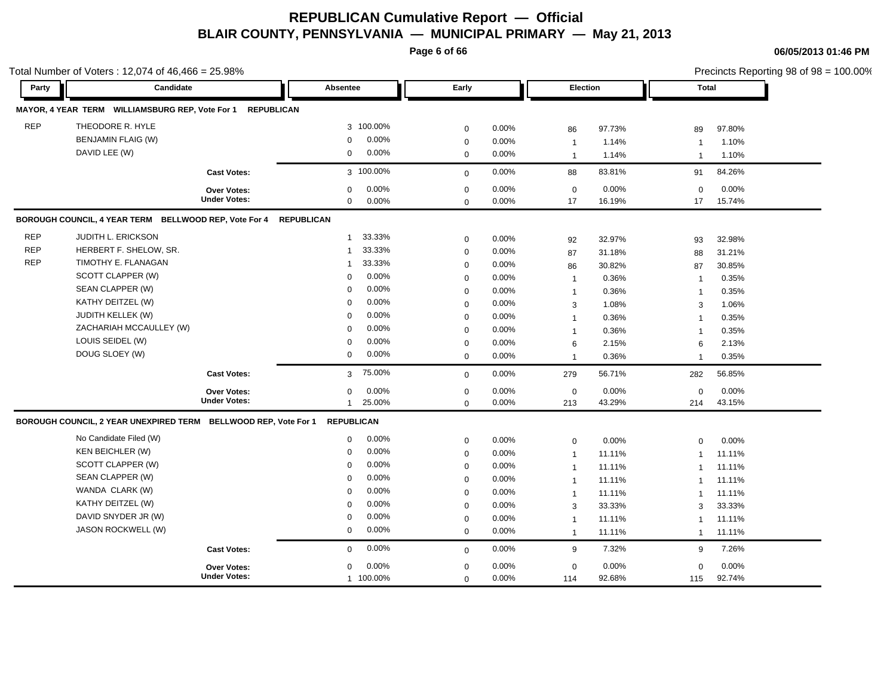# REPUBLICAN Cumulative Report — Official

## BLAIR COUNTY, PENNSYLVANIA — MUNICIPAL PRIMARY — May 21, 2013

06/05/2013 01:46 PM

Total Number of Voters : 12,074 of 46,466 = 25.98%

Precincts Reporting 98 of 98 = 100.00%

### MAYOR, 4 YEAR TERM WILLIAMSBURG REP, Vote For 1 REPUBLICAN

| Party | Candidate | Absentee | | Early | | Election | | Total | |
|---|---|---|---|---|---|---|---|---|---|
| REP | THEODORE R. HYLE | 3 | 100.00% | 0 | 0.00% | 86 | 97.73% | 89 | 97.80% |
| | BENJAMIN FLAIG (W) | 0 | 0.00% | 0 | 0.00% | 1 | 1.14% | 1 | 1.10% |
| | DAVID LEE (W) | 0 | 0.00% | 0 | 0.00% | 1 | 1.14% | 1 | 1.10% |
| | **Cast Votes:** | 3 | 100.00% | 0 | 0.00% | 88 | 83.81% | 91 | 84.26% |
| | **Over Votes:** | 0 | 0.00% | 0 | 0.00% | 0 | 0.00% | 0 | 0.00% |
| | **Under Votes:** | 0 | 0.00% | 0 | 0.00% | 17 | 16.19% | 17 | 15.74% |

### BOROUGH COUNCIL, 4 YEAR TERM BELLWOOD REP, Vote For 4 REPUBLICAN

| Party | Candidate | Absentee | | Early | | Election | | Total | |
|---|---|---|---|---|---|---|---|---|---|
| REP | JUDITH L. ERICKSON | 1 | 33.33% | 0 | 0.00% | 92 | 32.97% | 93 | 32.98% |
| REP | HERBERT F. SHELOW, SR. | 1 | 33.33% | 0 | 0.00% | 87 | 31.18% | 88 | 31.21% |
| REP | TIMOTHY E. FLANAGAN | 1 | 33.33% | 0 | 0.00% | 86 | 30.82% | 87 | 30.85% |
| | SCOTT CLAPPER (W) | 0 | 0.00% | 0 | 0.00% | 1 | 0.36% | 1 | 0.35% |
| | SEAN CLAPPER (W) | 0 | 0.00% | 0 | 0.00% | 1 | 0.36% | 1 | 0.35% |
| | KATHY DEITZEL (W) | 0 | 0.00% | 0 | 0.00% | 3 | 1.08% | 3 | 1.06% |
| | JUDITH KELLEK (W) | 0 | 0.00% | 0 | 0.00% | 1 | 0.36% | 1 | 0.35% |
| | ZACHARIAH MCCAULLEY (W) | 0 | 0.00% | 0 | 0.00% | 1 | 0.36% | 1 | 0.35% |
| | LOUIS SEIDEL (W) | 0 | 0.00% | 0 | 0.00% | 6 | 2.15% | 6 | 2.13% |
| | DOUG SLOEY (W) | 0 | 0.00% | 0 | 0.00% | 1 | 0.36% | 1 | 0.35% |
| | **Cast Votes:** | 3 | 75.00% | 0 | 0.00% | 279 | 56.71% | 282 | 56.85% |
| | **Over Votes:** | 0 | 0.00% | 0 | 0.00% | 0 | 0.00% | 0 | 0.00% |
| | **Under Votes:** | 1 | 25.00% | 0 | 0.00% | 213 | 43.29% | 214 | 43.15% |

### BOROUGH COUNCIL, 2 YEAR UNEXPIRED TERM BELLWOOD REP, Vote For 1 REPUBLICAN

| Party | Candidate | Absentee | | Early | | Election | | Total | |
|---|---|---|---|---|---|---|---|---|---|
| | No Candidate Filed (W) | 0 | 0.00% | 0 | 0.00% | 0 | 0.00% | 0 | 0.00% |
| | KEN BEICHLER (W) | 0 | 0.00% | 0 | 0.00% | 1 | 11.11% | 1 | 11.11% |
| | SCOTT CLAPPER (W) | 0 | 0.00% | 0 | 0.00% | 1 | 11.11% | 1 | 11.11% |
| | SEAN CLAPPER (W) | 0 | 0.00% | 0 | 0.00% | 1 | 11.11% | 1 | 11.11% |
| | WANDA CLARK (W) | 0 | 0.00% | 0 | 0.00% | 1 | 11.11% | 1 | 11.11% |
| | KATHY DEITZEL (W) | 0 | 0.00% | 0 | 0.00% | 3 | 33.33% | 3 | 33.33% |
| | DAVID SNYDER JR (W) | 0 | 0.00% | 0 | 0.00% | 1 | 11.11% | 1 | 11.11% |
| | JASON ROCKWELL (W) | 0 | 0.00% | 0 | 0.00% | 1 | 11.11% | 1 | 11.11% |
| | **Cast Votes:** | 0 | 0.00% | 0 | 0.00% | 9 | 7.32% | 9 | 7.26% |
| | **Over Votes:** | 0 | 0.00% | 0 | 0.00% | 0 | 0.00% | 0 | 0.00% |
| | **Under Votes:** | 1 | 100.00% | 0 | 0.00% | 114 | 92.68% | 115 | 92.74% |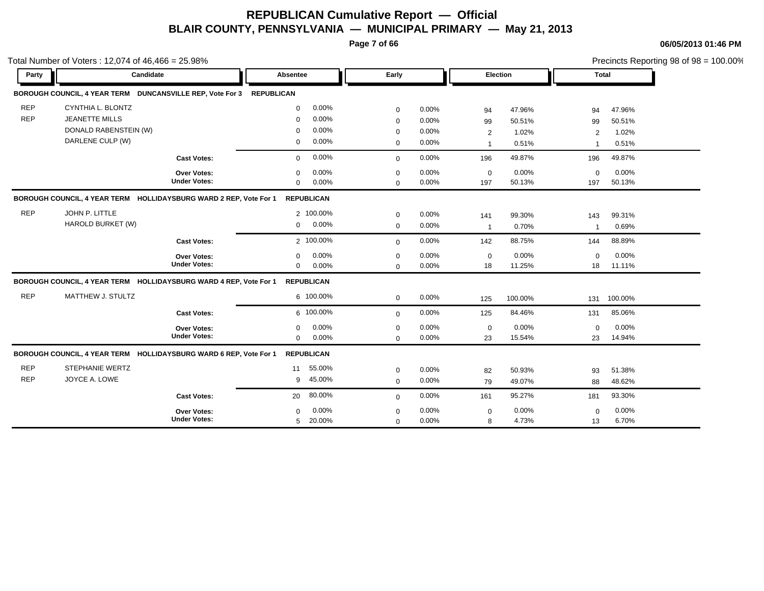# REPUBLICAN Cumulative Report — Official

## BLAIR COUNTY, PENNSYLVANIA — MUNICIPAL PRIMARY — May 21, 2013

06/05/2013 01:46 PM

Total Number of Voters : 12,074 of 46,466 = 25.98%

Precincts Reporting 98 of 98 = 100.00%

| Party | Candidate | Absentee | | Early | | Election | | Total | |
|---|---|---|---|---|---|---|---|---|---|
| **BOROUGH COUNCIL, 4 YEAR TERM DUNCANSVILLE REP, Vote For 3** | | **REPUBLICAN** | | | | | | | |
| REP | CYNTHIA L. BLONTZ | 0 | 0.00% | 0 | 0.00% | 94 | 47.96% | 94 | 47.96% |
| REP | JEANETTE MILLS | 0 | 0.00% | 0 | 0.00% | 99 | 50.51% | 99 | 50.51% |
| | DONALD RABENSTEIN (W) | 0 | 0.00% | 0 | 0.00% | 2 | 1.02% | 2 | 1.02% |
| | DARLENE CULP (W) | 0 | 0.00% | 0 | 0.00% | 1 | 0.51% | 1 | 0.51% |
| | **Cast Votes:** | 0 | 0.00% | 0 | 0.00% | 196 | 49.87% | 196 | 49.87% |
| | **Over Votes:** | 0 | 0.00% | 0 | 0.00% | 0 | 0.00% | 0 | 0.00% |
| | **Under Votes:** | 0 | 0.00% | 0 | 0.00% | 197 | 50.13% | 197 | 50.13% |
| **BOROUGH COUNCIL, 4 YEAR TERM HOLLIDAYSBURG WARD 2 REP, Vote For 1** | | **REPUBLICAN** | | | | | | | |
| REP | JOHN P. LITTLE | 2 | 100.00% | 0 | 0.00% | 141 | 99.30% | 143 | 99.31% |
| | HAROLD BURKET (W) | 0 | 0.00% | 0 | 0.00% | 1 | 0.70% | 1 | 0.69% |
| | **Cast Votes:** | 2 | 100.00% | 0 | 0.00% | 142 | 88.75% | 144 | 88.89% |
| | **Over Votes:** | 0 | 0.00% | 0 | 0.00% | 0 | 0.00% | 0 | 0.00% |
| | **Under Votes:** | 0 | 0.00% | 0 | 0.00% | 18 | 11.25% | 18 | 11.11% |
| **BOROUGH COUNCIL, 4 YEAR TERM HOLLIDAYSBURG WARD 4 REP, Vote For 1** | | **REPUBLICAN** | | | | | | | |
| REP | MATTHEW J. STULTZ | 6 | 100.00% | 0 | 0.00% | 125 | 100.00% | 131 | 100.00% |
| | **Cast Votes:** | 6 | 100.00% | 0 | 0.00% | 125 | 84.46% | 131 | 85.06% |
| | **Over Votes:** | 0 | 0.00% | 0 | 0.00% | 0 | 0.00% | 0 | 0.00% |
| | **Under Votes:** | 0 | 0.00% | 0 | 0.00% | 23 | 15.54% | 23 | 14.94% |
| **BOROUGH COUNCIL, 4 YEAR TERM HOLLIDAYSBURG WARD 6 REP, Vote For 1** | | **REPUBLICAN** | | | | | | | |
| REP | STEPHANIE WERTZ | 11 | 55.00% | 0 | 0.00% | 82 | 50.93% | 93 | 51.38% |
| REP | JOYCE A. LOWE | 9 | 45.00% | 0 | 0.00% | 79 | 49.07% | 88 | 48.62% |
| | **Cast Votes:** | 20 | 80.00% | 0 | 0.00% | 161 | 95.27% | 181 | 93.30% |
| | **Over Votes:** | 0 | 0.00% | 0 | 0.00% | 0 | 0.00% | 0 | 0.00% |
| | **Under Votes:** | 5 | 20.00% | 0 | 0.00% | 8 | 4.73% | 13 | 6.70% |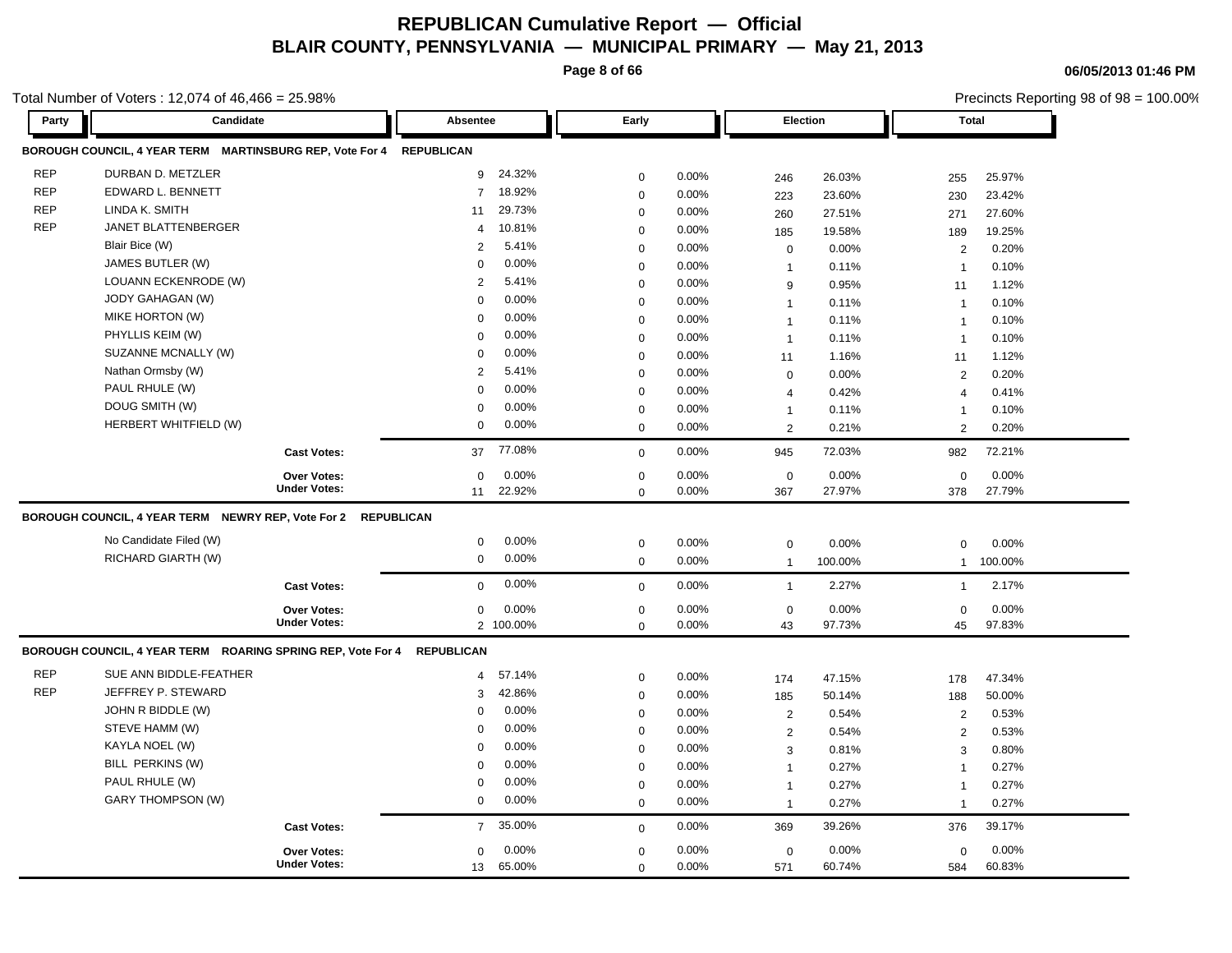# REPUBLICAN Cumulative Report — Official

## BLAIR COUNTY, PENNSYLVANIA — MUNICIPAL PRIMARY — May 21, 2013

06/05/2013 01:46 PM

Total Number of Voters : 12,074 of 46,466 = 25.98%

Precincts Reporting 98 of 98 = 100.00%

### BOROUGH COUNCIL, 4 YEAR TERM MARTINSBURG REP, Vote For 4 REPUBLICAN

| Party | Candidate | Absentee | | Early | | Election | | Total | |
|---|---|---|---|---|---|---|---|---|---|
| REP | DURBAN D. METZLER | 9 | 24.32% | 0 | 0.00% | 246 | 26.03% | 255 | 25.97% |
| REP | EDWARD L. BENNETT | 7 | 18.92% | 0 | 0.00% | 223 | 23.60% | 230 | 23.42% |
| REP | LINDA K. SMITH | 11 | 29.73% | 0 | 0.00% | 260 | 27.51% | 271 | 27.60% |
| REP | JANET BLATTENBERGER | 4 | 10.81% | 0 | 0.00% | 185 | 19.58% | 189 | 19.25% |
| | Blair Bice (W) | 2 | 5.41% | 0 | 0.00% | 0 | 0.00% | 2 | 0.20% |
| | JAMES BUTLER (W) | 0 | 0.00% | 0 | 0.00% | 1 | 0.11% | 1 | 0.10% |
| | LOUANN ECKENRODE (W) | 2 | 5.41% | 0 | 0.00% | 9 | 0.95% | 11 | 1.12% |
| | JODY GAHAGAN (W) | 0 | 0.00% | 0 | 0.00% | 1 | 0.11% | 1 | 0.10% |
| | MIKE HORTON (W) | 0 | 0.00% | 0 | 0.00% | 1 | 0.11% | 1 | 0.10% |
| | PHYLLIS KEIM (W) | 0 | 0.00% | 0 | 0.00% | 1 | 0.11% | 1 | 0.10% |
| | SUZANNE MCNALLY (W) | 0 | 0.00% | 0 | 0.00% | 11 | 1.16% | 11 | 1.12% |
| | Nathan Ormsby (W) | 2 | 5.41% | 0 | 0.00% | 0 | 0.00% | 2 | 0.20% |
| | PAUL RHULE (W) | 0 | 0.00% | 0 | 0.00% | 4 | 0.42% | 4 | 0.41% |
| | DOUG SMITH (W) | 0 | 0.00% | 0 | 0.00% | 1 | 0.11% | 1 | 0.10% |
| | HERBERT WHITFIELD (W) | 0 | 0.00% | 0 | 0.00% | 2 | 0.21% | 2 | 0.20% |
| | **Cast Votes:** | 37 | 77.08% | 0 | 0.00% | 945 | 72.03% | 982 | 72.21% |
| | **Over Votes:** | 0 | 0.00% | 0 | 0.00% | 0 | 0.00% | 0 | 0.00% |
| | **Under Votes:** | 11 | 22.92% | 0 | 0.00% | 367 | 27.97% | 378 | 27.79% |

### BOROUGH COUNCIL, 4 YEAR TERM NEWRY REP, Vote For 2 REPUBLICAN

| Party | Candidate | Absentee | | Early | | Election | | Total | |
|---|---|---|---|---|---|---|---|---|---|
| | No Candidate Filed (W) | 0 | 0.00% | 0 | 0.00% | 0 | 0.00% | 0 | 0.00% |
| | RICHARD GIARTH (W) | 0 | 0.00% | 0 | 0.00% | 1 | 100.00% | 1 | 100.00% |
| | **Cast Votes:** | 0 | 0.00% | 0 | 0.00% | 1 | 2.27% | 1 | 2.17% |
| | **Over Votes:** | 0 | 0.00% | 0 | 0.00% | 0 | 0.00% | 0 | 0.00% |
| | **Under Votes:** | 2 | 100.00% | 0 | 0.00% | 43 | 97.73% | 45 | 97.83% |

### BOROUGH COUNCIL, 4 YEAR TERM ROARING SPRING REP, Vote For 4 REPUBLICAN

| Party | Candidate | Absentee | | Early | | Election | | Total | |
|---|---|---|---|---|---|---|---|---|---|
| REP | SUE ANN BIDDLE-FEATHER | 4 | 57.14% | 0 | 0.00% | 174 | 47.15% | 178 | 47.34% |
| REP | JEFFREY P. STEWARD | 3 | 42.86% | 0 | 0.00% | 185 | 50.14% | 188 | 50.00% |
| | JOHN R BIDDLE (W) | 0 | 0.00% | 0 | 0.00% | 2 | 0.54% | 2 | 0.53% |
| | STEVE HAMM (W) | 0 | 0.00% | 0 | 0.00% | 2 | 0.54% | 2 | 0.53% |
| | KAYLA NOEL (W) | 0 | 0.00% | 0 | 0.00% | 3 | 0.81% | 3 | 0.80% |
| | BILL PERKINS (W) | 0 | 0.00% | 0 | 0.00% | 1 | 0.27% | 1 | 0.27% |
| | PAUL RHULE (W) | 0 | 0.00% | 0 | 0.00% | 1 | 0.27% | 1 | 0.27% |
| | GARY THOMPSON (W) | 0 | 0.00% | 0 | 0.00% | 1 | 0.27% | 1 | 0.27% |
| | **Cast Votes:** | 7 | 35.00% | 0 | 0.00% | 369 | 39.26% | 376 | 39.17% |
| | **Over Votes:** | 0 | 0.00% | 0 | 0.00% | 0 | 0.00% | 0 | 0.00% |
| | **Under Votes:** | 13 | 65.00% | 0 | 0.00% | 571 | 60.74% | 584 | 60.83% |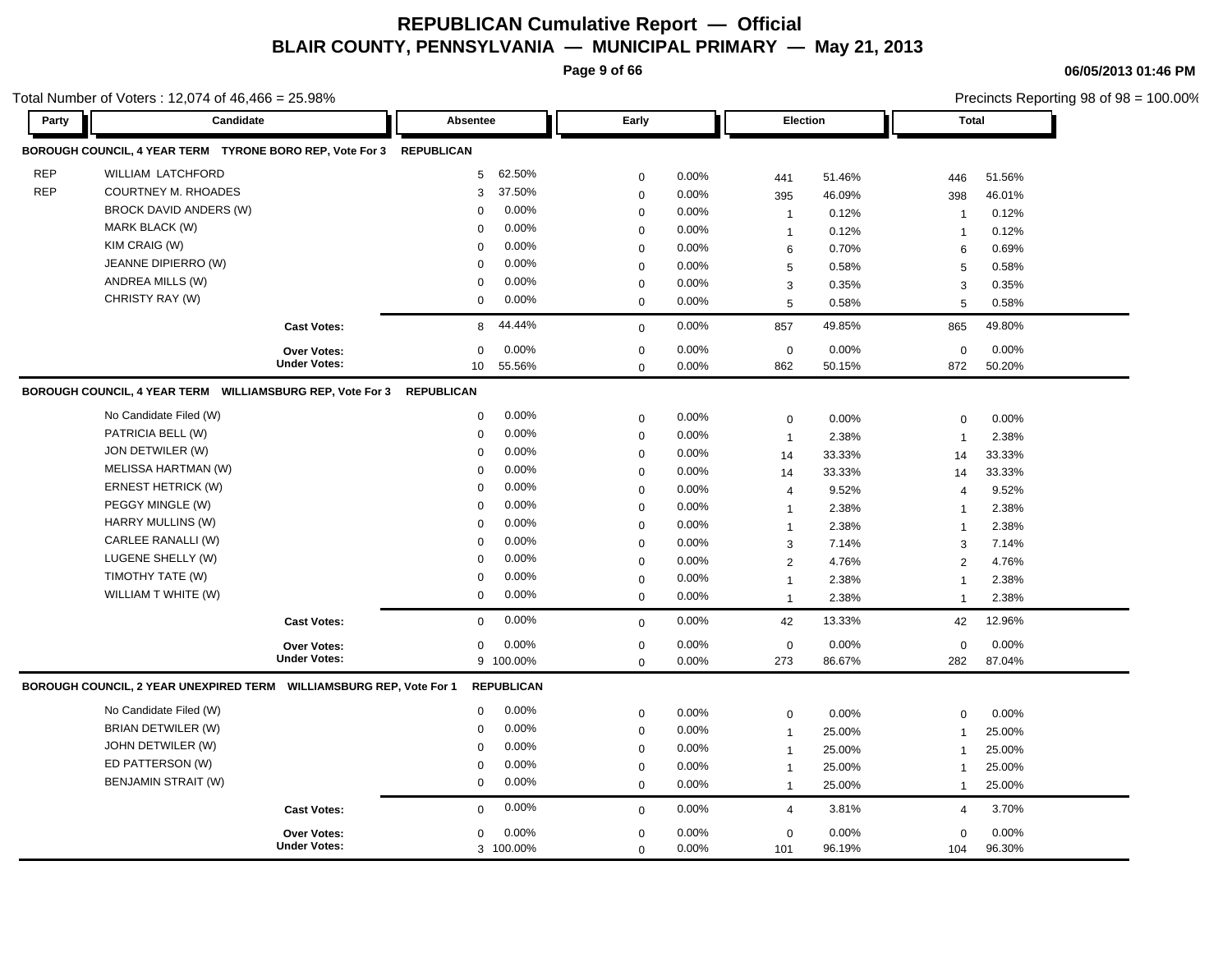# REPUBLICAN Cumulative Report — Official

## BLAIR COUNTY, PENNSYLVANIA — MUNICIPAL PRIMARY — May 21, 2013

06/05/2013 01:46 PM

Total Number of Voters : 12,074 of 46,466 = 25.98%

Precincts Reporting 98 of 98 = 100.00%

### BOROUGH COUNCIL, 4 YEAR TERM TYRONE BORO REP, Vote For 3 REPUBLICAN

| Party | Candidate | Absentee | | Early | | Election | | Total | |
|---|---|---|---|---|---|---|---|---|---|
| REP | WILLIAM LATCHFORD | 5 | 62.50% | 0 | 0.00% | 441 | 51.46% | 446 | 51.56% |
| REP | COURTNEY M. RHOADES | 3 | 37.50% | 0 | 0.00% | 395 | 46.09% | 398 | 46.01% |
| | BROCK DAVID ANDERS (W) | 0 | 0.00% | 0 | 0.00% | 1 | 0.12% | 1 | 0.12% |
| | MARK BLACK (W) | 0 | 0.00% | 0 | 0.00% | 1 | 0.12% | 1 | 0.12% |
| | KIM CRAIG (W) | 0 | 0.00% | 0 | 0.00% | 6 | 0.70% | 6 | 0.69% |
| | JEANNE DIPIERRO (W) | 0 | 0.00% | 0 | 0.00% | 5 | 0.58% | 5 | 0.58% |
| | ANDREA MILLS (W) | 0 | 0.00% | 0 | 0.00% | 3 | 0.35% | 3 | 0.35% |
| | CHRISTY RAY (W) | 0 | 0.00% | 0 | 0.00% | 5 | 0.58% | 5 | 0.58% |
| | **Cast Votes:** | 8 | 44.44% | 0 | 0.00% | 857 | 49.85% | 865 | 49.80% |
| | **Over Votes:** | 0 | 0.00% | 0 | 0.00% | 0 | 0.00% | 0 | 0.00% |
| | **Under Votes:** | 10 | 55.56% | 0 | 0.00% | 862 | 50.15% | 872 | 50.20% |

### BOROUGH COUNCIL, 4 YEAR TERM WILLIAMSBURG REP, Vote For 3 REPUBLICAN

| Party | Candidate | Absentee | | Early | | Election | | Total | |
|---|---|---|---|---|---|---|---|---|---|
| | No Candidate Filed (W) | 0 | 0.00% | 0 | 0.00% | 0 | 0.00% | 0 | 0.00% |
| | PATRICIA BELL (W) | 0 | 0.00% | 0 | 0.00% | 1 | 2.38% | 1 | 2.38% |
| | JON DETWILER (W) | 0 | 0.00% | 0 | 0.00% | 14 | 33.33% | 14 | 33.33% |
| | MELISSA HARTMAN (W) | 0 | 0.00% | 0 | 0.00% | 14 | 33.33% | 14 | 33.33% |
| | ERNEST HETRICK (W) | 0 | 0.00% | 0 | 0.00% | 4 | 9.52% | 4 | 9.52% |
| | PEGGY MINGLE (W) | 0 | 0.00% | 0 | 0.00% | 1 | 2.38% | 1 | 2.38% |
| | HARRY MULLINS (W) | 0 | 0.00% | 0 | 0.00% | 1 | 2.38% | 1 | 2.38% |
| | CARLEE RANALLI (W) | 0 | 0.00% | 0 | 0.00% | 3 | 7.14% | 3 | 7.14% |
| | LUGENE SHELLY (W) | 0 | 0.00% | 0 | 0.00% | 2 | 4.76% | 2 | 4.76% |
| | TIMOTHY TATE (W) | 0 | 0.00% | 0 | 0.00% | 1 | 2.38% | 1 | 2.38% |
| | WILLIAM T WHITE (W) | 0 | 0.00% | 0 | 0.00% | 1 | 2.38% | 1 | 2.38% |
| | **Cast Votes:** | 0 | 0.00% | 0 | 0.00% | 42 | 13.33% | 42 | 12.96% |
| | **Over Votes:** | 0 | 0.00% | 0 | 0.00% | 0 | 0.00% | 0 | 0.00% |
| | **Under Votes:** | 9 | 100.00% | 0 | 0.00% | 273 | 86.67% | 282 | 87.04% |

### BOROUGH COUNCIL, 2 YEAR UNEXPIRED TERM WILLIAMSBURG REP, Vote For 1 REPUBLICAN

| Party | Candidate | Absentee | | Early | | Election | | Total | |
|---|---|---|---|---|---|---|---|---|---|
| | No Candidate Filed (W) | 0 | 0.00% | 0 | 0.00% | 0 | 0.00% | 0 | 0.00% |
| | BRIAN DETWILER (W) | 0 | 0.00% | 0 | 0.00% | 1 | 25.00% | 1 | 25.00% |
| | JOHN DETWILER (W) | 0 | 0.00% | 0 | 0.00% | 1 | 25.00% | 1 | 25.00% |
| | ED PATTERSON (W) | 0 | 0.00% | 0 | 0.00% | 1 | 25.00% | 1 | 25.00% |
| | BENJAMIN STRAIT (W) | 0 | 0.00% | 0 | 0.00% | 1 | 25.00% | 1 | 25.00% |
| | **Cast Votes:** | 0 | 0.00% | 0 | 0.00% | 4 | 3.81% | 4 | 3.70% |
| | **Over Votes:** | 0 | 0.00% | 0 | 0.00% | 0 | 0.00% | 0 | 0.00% |
| | **Under Votes:** | 3 | 100.00% | 0 | 0.00% | 101 | 96.19% | 104 | 96.30% |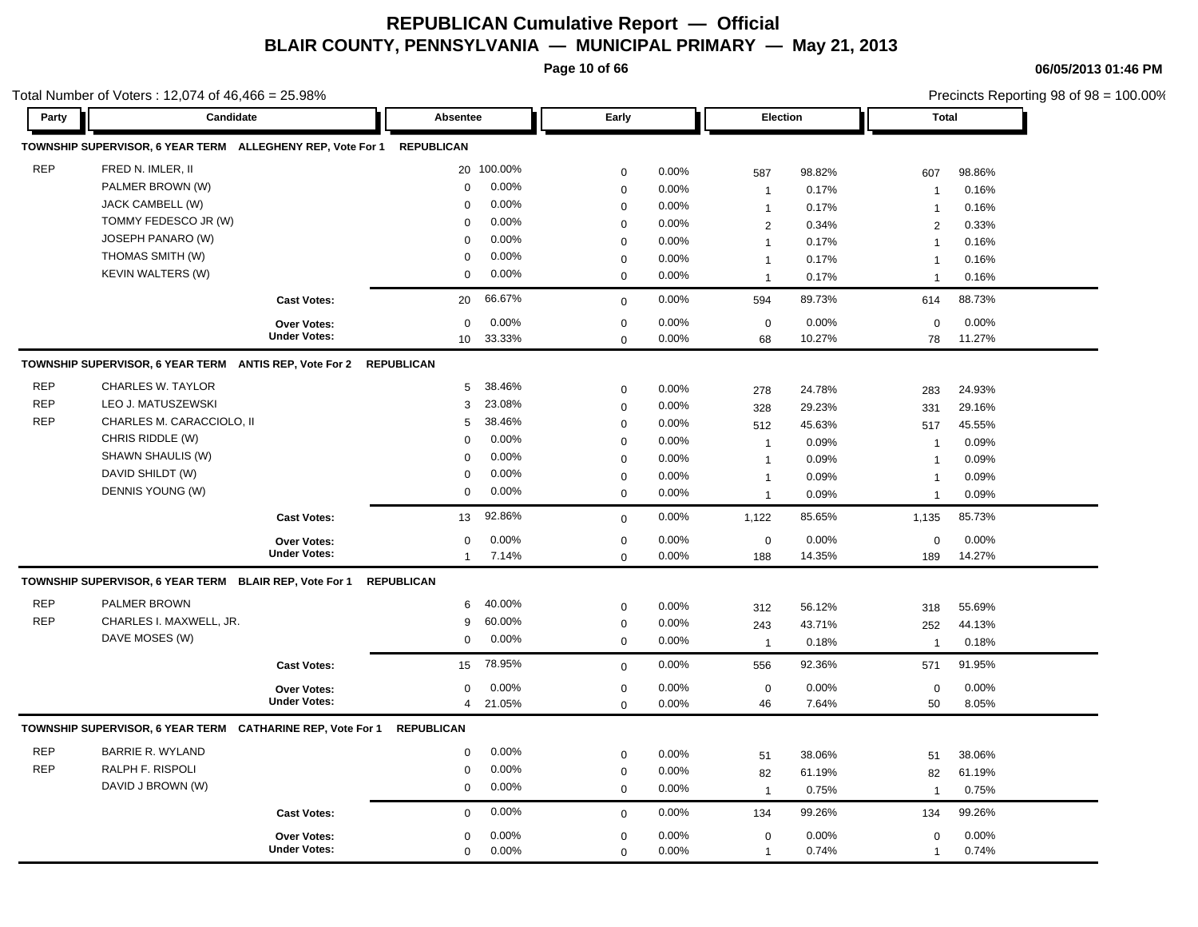# REPUBLICAN Cumulative Report — Official

## BLAIR COUNTY, PENNSYLVANIA — MUNICIPAL PRIMARY — May 21, 2013

06/05/2013 01:46 PM

Total Number of Voters : 12,074 of 46,466 = 25.98%

Precincts Reporting 98 of 98 = 100.00%

| Party | Candidate | Absentee | | Early | | Election | | Total | |
|---|---|---|---|---|---|---|---|---|---|
| **TOWNSHIP SUPERVISOR, 6 YEAR TERM ALLEGHENY REP, Vote For 1** | | **REPUBLICAN** | | | | | | | |
| REP | FRED N. IMLER, II | 20 | 100.00% | 0 | 0.00% | 587 | 98.82% | 607 | 98.86% |
| | PALMER BROWN (W) | 0 | 0.00% | 0 | 0.00% | 1 | 0.17% | 1 | 0.16% |
| | JACK CAMBELL (W) | 0 | 0.00% | 0 | 0.00% | 1 | 0.17% | 1 | 0.16% |
| | TOMMY FEDESCO JR (W) | 0 | 0.00% | 0 | 0.00% | 2 | 0.34% | 2 | 0.33% |
| | JOSEPH PANARO (W) | 0 | 0.00% | 0 | 0.00% | 1 | 0.17% | 1 | 0.16% |
| | THOMAS SMITH (W) | 0 | 0.00% | 0 | 0.00% | 1 | 0.17% | 1 | 0.16% |
| | KEVIN WALTERS (W) | 0 | 0.00% | 0 | 0.00% | 1 | 0.17% | 1 | 0.16% |
| | **Cast Votes:** | 20 | 66.67% | 0 | 0.00% | 594 | 89.73% | 614 | 88.73% |
| | **Over Votes:** | 0 | 0.00% | 0 | 0.00% | 0 | 0.00% | 0 | 0.00% |
| | **Under Votes:** | 10 | 33.33% | 0 | 0.00% | 68 | 10.27% | 78 | 11.27% |
| **TOWNSHIP SUPERVISOR, 6 YEAR TERM ANTIS REP, Vote For 2** | | **REPUBLICAN** | | | | | | | |
| REP | CHARLES W. TAYLOR | 5 | 38.46% | 0 | 0.00% | 278 | 24.78% | 283 | 24.93% |
| REP | LEO J. MATUSZEWSKI | 3 | 23.08% | 0 | 0.00% | 328 | 29.23% | 331 | 29.16% |
| REP | CHARLES M. CARACCIOLO, II | 5 | 38.46% | 0 | 0.00% | 512 | 45.63% | 517 | 45.55% |
| | CHRIS RIDDLE (W) | 0 | 0.00% | 0 | 0.00% | 1 | 0.09% | 1 | 0.09% |
| | SHAWN SHAULIS (W) | 0 | 0.00% | 0 | 0.00% | 1 | 0.09% | 1 | 0.09% |
| | DAVID SHILDT (W) | 0 | 0.00% | 0 | 0.00% | 1 | 0.09% | 1 | 0.09% |
| | DENNIS YOUNG (W) | 0 | 0.00% | 0 | 0.00% | 1 | 0.09% | 1 | 0.09% |
| | **Cast Votes:** | 13 | 92.86% | 0 | 0.00% | 1,122 | 85.65% | 1,135 | 85.73% |
| | **Over Votes:** | 0 | 0.00% | 0 | 0.00% | 0 | 0.00% | 0 | 0.00% |
| | **Under Votes:** | 1 | 7.14% | 0 | 0.00% | 188 | 14.35% | 189 | 14.27% |
| **TOWNSHIP SUPERVISOR, 6 YEAR TERM BLAIR REP, Vote For 1** | | **REPUBLICAN** | | | | | | | |
| REP | PALMER BROWN | 6 | 40.00% | 0 | 0.00% | 312 | 56.12% | 318 | 55.69% |
| REP | CHARLES I. MAXWELL, JR. | 9 | 60.00% | 0 | 0.00% | 243 | 43.71% | 252 | 44.13% |
| | DAVE MOSES (W) | 0 | 0.00% | 0 | 0.00% | 1 | 0.18% | 1 | 0.18% |
| | **Cast Votes:** | 15 | 78.95% | 0 | 0.00% | 556 | 92.36% | 571 | 91.95% |
| | **Over Votes:** | 0 | 0.00% | 0 | 0.00% | 0 | 0.00% | 0 | 0.00% |
| | **Under Votes:** | 4 | 21.05% | 0 | 0.00% | 46 | 7.64% | 50 | 8.05% |
| **TOWNSHIP SUPERVISOR, 6 YEAR TERM CATHARINE REP, Vote For 1** | | **REPUBLICAN** | | | | | | | |
| REP | BARRIE R. WYLAND | 0 | 0.00% | 0 | 0.00% | 51 | 38.06% | 51 | 38.06% |
| REP | RALPH F. RISPOLI | 0 | 0.00% | 0 | 0.00% | 82 | 61.19% | 82 | 61.19% |
| | DAVID J BROWN (W) | 0 | 0.00% | 0 | 0.00% | 1 | 0.75% | 1 | 0.75% |
| | **Cast Votes:** | 0 | 0.00% | 0 | 0.00% | 134 | 99.26% | 134 | 99.26% |
| | **Over Votes:** | 0 | 0.00% | 0 | 0.00% | 0 | 0.00% | 0 | 0.00% |
| | **Under Votes:** | 0 | 0.00% | 0 | 0.00% | 1 | 0.74% | 1 | 0.74% |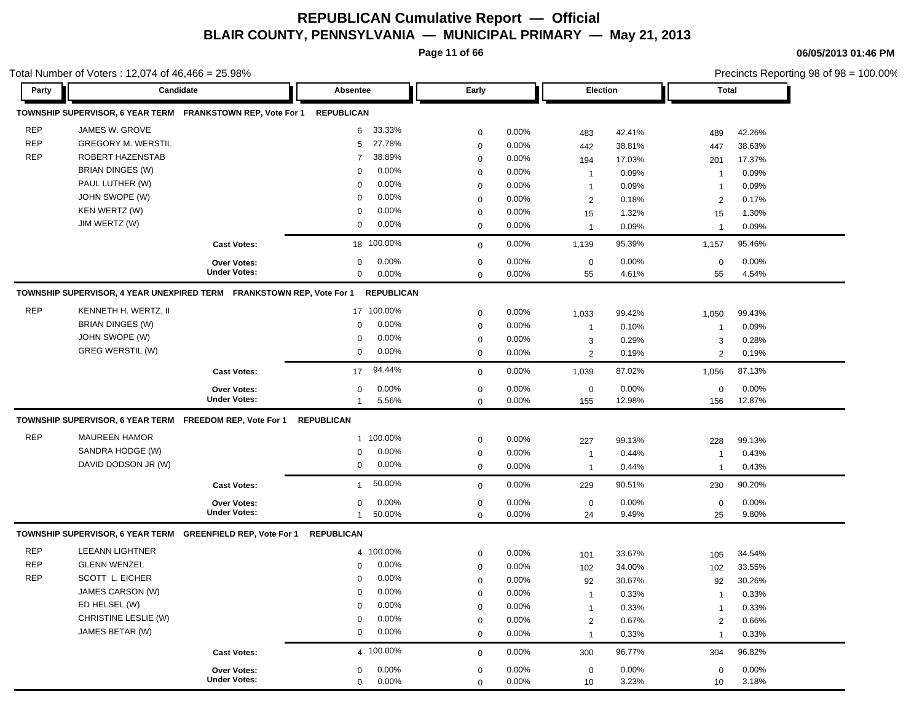# REPUBLICAN Cumulative Report — Official

## BLAIR COUNTY, PENNSYLVANIA — MUNICIPAL PRIMARY — May 21, 2013

06/05/2013 01:46 PM

Total Number of Voters : 12,074 of 46,466 = 25.98%

Precincts Reporting 98 of 98 = 100.00%

### TOWNSHIP SUPERVISOR, 6 YEAR TERM FRANKSTOWN REP, Vote For 1 REPUBLICAN

| Party | Candidate | Absentee | | Early | | Election | | Total | |
|---|---|---|---|---|---|---|---|---|---|
| REP | JAMES W. GROVE | 6 | 33.33% | 0 | 0.00% | 483 | 42.41% | 489 | 42.26% |
| REP | GREGORY M. WERSTIL | 5 | 27.78% | 0 | 0.00% | 442 | 38.81% | 447 | 38.63% |
| REP | ROBERT HAZENSTAB | 7 | 38.89% | 0 | 0.00% | 194 | 17.03% | 201 | 17.37% |
| | BRIAN DINGES (W) | 0 | 0.00% | 0 | 0.00% | 1 | 0.09% | 1 | 0.09% |
| | PAUL LUTHER (W) | 0 | 0.00% | 0 | 0.00% | 1 | 0.09% | 1 | 0.09% |
| | JOHN SWOPE (W) | 0 | 0.00% | 0 | 0.00% | 2 | 0.18% | 2 | 0.17% |
| | KEN WERTZ (W) | 0 | 0.00% | 0 | 0.00% | 15 | 1.32% | 15 | 1.30% |
| | JIM WERTZ (W) | 0 | 0.00% | 0 | 0.00% | 1 | 0.09% | 1 | 0.09% |
| | **Cast Votes:** | 18 | 100.00% | 0 | 0.00% | 1,139 | 95.39% | 1,157 | 95.46% |
| | **Over Votes:** | 0 | 0.00% | 0 | 0.00% | 0 | 0.00% | 0 | 0.00% |
| | **Under Votes:** | 0 | 0.00% | 0 | 0.00% | 55 | 4.61% | 55 | 4.54% |

### TOWNSHIP SUPERVISOR, 4 YEAR UNEXPIRED TERM FRANKSTOWN REP, Vote For 1 REPUBLICAN

| Party | Candidate | Absentee | | Early | | Election | | Total | |
|---|---|---|---|---|---|---|---|---|---|
| REP | KENNETH H. WERTZ, II | 17 | 100.00% | 0 | 0.00% | 1,033 | 99.42% | 1,050 | 99.43% |
| | BRIAN DINGES (W) | 0 | 0.00% | 0 | 0.00% | 1 | 0.10% | 1 | 0.09% |
| | JOHN SWOPE (W) | 0 | 0.00% | 0 | 0.00% | 3 | 0.29% | 3 | 0.28% |
| | GREG WERSTIL (W) | 0 | 0.00% | 0 | 0.00% | 2 | 0.19% | 2 | 0.19% |
| | **Cast Votes:** | 17 | 94.44% | 0 | 0.00% | 1,039 | 87.02% | 1,056 | 87.13% |
| | **Over Votes:** | 0 | 0.00% | 0 | 0.00% | 0 | 0.00% | 0 | 0.00% |
| | **Under Votes:** | 1 | 5.56% | 0 | 0.00% | 155 | 12.98% | 156 | 12.87% |

### TOWNSHIP SUPERVISOR, 6 YEAR TERM FREEDOM REP, Vote For 1 REPUBLICAN

| Party | Candidate | Absentee | | Early | | Election | | Total | |
|---|---|---|---|---|---|---|---|---|---|
| REP | MAUREEN HAMOR | 1 | 100.00% | 0 | 0.00% | 227 | 99.13% | 228 | 99.13% |
| | SANDRA HODGE (W) | 0 | 0.00% | 0 | 0.00% | 1 | 0.44% | 1 | 0.43% |
| | DAVID DODSON JR (W) | 0 | 0.00% | 0 | 0.00% | 1 | 0.44% | 1 | 0.43% |
| | **Cast Votes:** | 1 | 50.00% | 0 | 0.00% | 229 | 90.51% | 230 | 90.20% |
| | **Over Votes:** | 0 | 0.00% | 0 | 0.00% | 0 | 0.00% | 0 | 0.00% |
| | **Under Votes:** | 1 | 50.00% | 0 | 0.00% | 24 | 9.49% | 25 | 9.80% |

### TOWNSHIP SUPERVISOR, 6 YEAR TERM GREENFIELD REP, Vote For 1 REPUBLICAN

| Party | Candidate | Absentee | | Early | | Election | | Total | |
|---|---|---|---|---|---|---|---|---|---|
| REP | LEEANN LIGHTNER | 4 | 100.00% | 0 | 0.00% | 101 | 33.67% | 105 | 34.54% |
| REP | GLENN WENZEL | 0 | 0.00% | 0 | 0.00% | 102 | 34.00% | 102 | 33.55% |
| REP | SCOTT L. EICHER | 0 | 0.00% | 0 | 0.00% | 92 | 30.67% | 92 | 30.26% |
| | JAMES CARSON (W) | 0 | 0.00% | 0 | 0.00% | 1 | 0.33% | 1 | 0.33% |
| | ED HELSEL (W) | 0 | 0.00% | 0 | 0.00% | 1 | 0.33% | 1 | 0.33% |
| | CHRISTINE LESLIE (W) | 0 | 0.00% | 0 | 0.00% | 2 | 0.67% | 2 | 0.66% |
| | JAMES BETAR (W) | 0 | 0.00% | 0 | 0.00% | 1 | 0.33% | 1 | 0.33% |
| | **Cast Votes:** | 4 | 100.00% | 0 | 0.00% | 300 | 96.77% | 304 | 96.82% |
| | **Over Votes:** | 0 | 0.00% | 0 | 0.00% | 0 | 0.00% | 0 | 0.00% |
| | **Under Votes:** | 0 | 0.00% | 0 | 0.00% | 10 | 3.23% | 10 | 3.18% |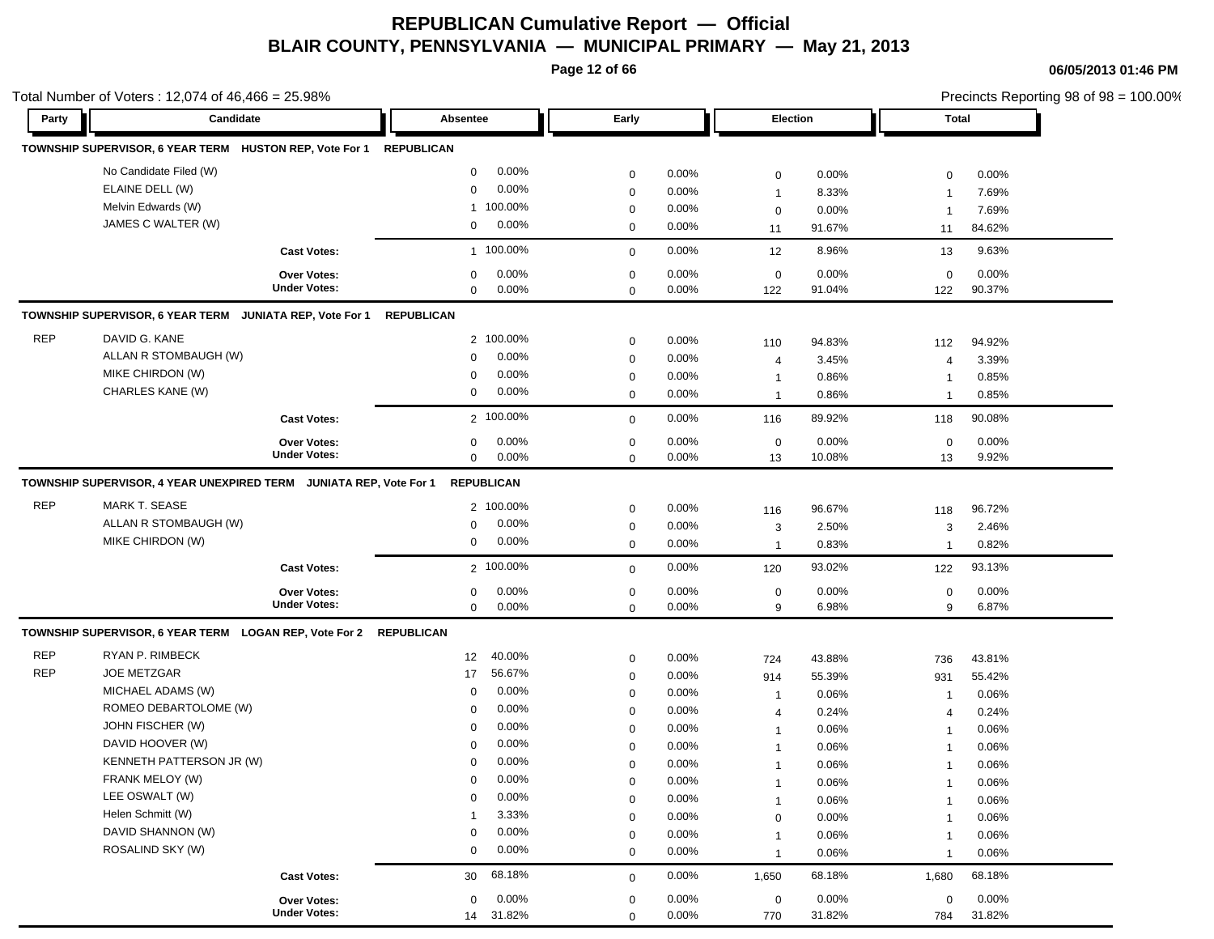# REPUBLICAN Cumulative Report — Official

## BLAIR COUNTY, PENNSYLVANIA — MUNICIPAL PRIMARY — May 21, 2013

06/05/2013 01:46 PM

Total Number of Voters : 12,074 of 46,466 = 25.98%

Precincts Reporting 98 of 98 = 100.00%

### TOWNSHIP SUPERVISOR, 6 YEAR TERM HUSTON REP, Vote For 1 REPUBLICAN

| Party | Candidate | Absentee | | Early | | Election | | Total | |
|---|---|---|---|---|---|---|---|---|---|
| | No Candidate Filed (W) | 0 | 0.00% | 0 | 0.00% | 0 | 0.00% | 0 | 0.00% |
| | ELAINE DELL (W) | 0 | 0.00% | 0 | 0.00% | 1 | 8.33% | 1 | 7.69% |
| | Melvin Edwards (W) | 1 | 100.00% | 0 | 0.00% | 0 | 0.00% | 1 | 7.69% |
| | JAMES C WALTER (W) | 0 | 0.00% | 0 | 0.00% | 11 | 91.67% | 11 | 84.62% |
| | **Cast Votes:** | 1 | 100.00% | 0 | 0.00% | 12 | 8.96% | 13 | 9.63% |
| | **Over Votes:** | 0 | 0.00% | 0 | 0.00% | 0 | 0.00% | 0 | 0.00% |
| | **Under Votes:** | 0 | 0.00% | 0 | 0.00% | 122 | 91.04% | 122 | 90.37% |

### TOWNSHIP SUPERVISOR, 6 YEAR TERM JUNIATA REP, Vote For 1 REPUBLICAN

| Party | Candidate | Absentee | | Early | | Election | | Total | |
|---|---|---|---|---|---|---|---|---|---|
| REP | DAVID G. KANE | 2 | 100.00% | 0 | 0.00% | 110 | 94.83% | 112 | 94.92% |
| | ALLAN R STOMBAUGH (W) | 0 | 0.00% | 0 | 0.00% | 4 | 3.45% | 4 | 3.39% |
| | MIKE CHIRDON (W) | 0 | 0.00% | 0 | 0.00% | 1 | 0.86% | 1 | 0.85% |
| | CHARLES KANE (W) | 0 | 0.00% | 0 | 0.00% | 1 | 0.86% | 1 | 0.85% |
| | **Cast Votes:** | 2 | 100.00% | 0 | 0.00% | 116 | 89.92% | 118 | 90.08% |
| | **Over Votes:** | 0 | 0.00% | 0 | 0.00% | 0 | 0.00% | 0 | 0.00% |
| | **Under Votes:** | 0 | 0.00% | 0 | 0.00% | 13 | 10.08% | 13 | 9.92% |

### TOWNSHIP SUPERVISOR, 4 YEAR UNEXPIRED TERM JUNIATA REP, Vote For 1 REPUBLICAN

| Party | Candidate | Absentee | | Early | | Election | | Total | |
|---|---|---|---|---|---|---|---|---|---|
| REP | MARK T. SEASE | 2 | 100.00% | 0 | 0.00% | 116 | 96.67% | 118 | 96.72% |
| | ALLAN R STOMBAUGH (W) | 0 | 0.00% | 0 | 0.00% | 3 | 2.50% | 3 | 2.46% |
| | MIKE CHIRDON (W) | 0 | 0.00% | 0 | 0.00% | 1 | 0.83% | 1 | 0.82% |
| | **Cast Votes:** | 2 | 100.00% | 0 | 0.00% | 120 | 93.02% | 122 | 93.13% |
| | **Over Votes:** | 0 | 0.00% | 0 | 0.00% | 0 | 0.00% | 0 | 0.00% |
| | **Under Votes:** | 0 | 0.00% | 0 | 0.00% | 9 | 6.98% | 9 | 6.87% |

### TOWNSHIP SUPERVISOR, 6 YEAR TERM LOGAN REP, Vote For 2 REPUBLICAN

| Party | Candidate | Absentee | | Early | | Election | | Total | |
|---|---|---|---|---|---|---|---|---|---|
| REP | RYAN P. RIMBECK | 12 | 40.00% | 0 | 0.00% | 724 | 43.88% | 736 | 43.81% |
| REP | JOE METZGAR | 17 | 56.67% | 0 | 0.00% | 914 | 55.39% | 931 | 55.42% |
| | MICHAEL ADAMS (W) | 0 | 0.00% | 0 | 0.00% | 1 | 0.06% | 1 | 0.06% |
| | ROMEO DEBARTOLOME (W) | 0 | 0.00% | 0 | 0.00% | 4 | 0.24% | 4 | 0.24% |
| | JOHN FISCHER (W) | 0 | 0.00% | 0 | 0.00% | 1 | 0.06% | 1 | 0.06% |
| | DAVID HOOVER (W) | 0 | 0.00% | 0 | 0.00% | 1 | 0.06% | 1 | 0.06% |
| | KENNETH PATTERSON JR (W) | 0 | 0.00% | 0 | 0.00% | 1 | 0.06% | 1 | 0.06% |
| | FRANK MELOY (W) | 0 | 0.00% | 0 | 0.00% | 1 | 0.06% | 1 | 0.06% |
| | LEE OSWALT (W) | 0 | 0.00% | 0 | 0.00% | 1 | 0.06% | 1 | 0.06% |
| | Helen Schmitt (W) | 1 | 3.33% | 0 | 0.00% | 0 | 0.00% | 1 | 0.06% |
| | DAVID SHANNON (W) | 0 | 0.00% | 0 | 0.00% | 1 | 0.06% | 1 | 0.06% |
| | ROSALIND SKY (W) | 0 | 0.00% | 0 | 0.00% | 1 | 0.06% | 1 | 0.06% |
| | **Cast Votes:** | 30 | 68.18% | 0 | 0.00% | 1,650 | 68.18% | 1,680 | 68.18% |
| | **Over Votes:** | 0 | 0.00% | 0 | 0.00% | 0 | 0.00% | 0 | 0.00% |
| | **Under Votes:** | 14 | 31.82% | 0 | 0.00% | 770 | 31.82% | 784 | 31.82% |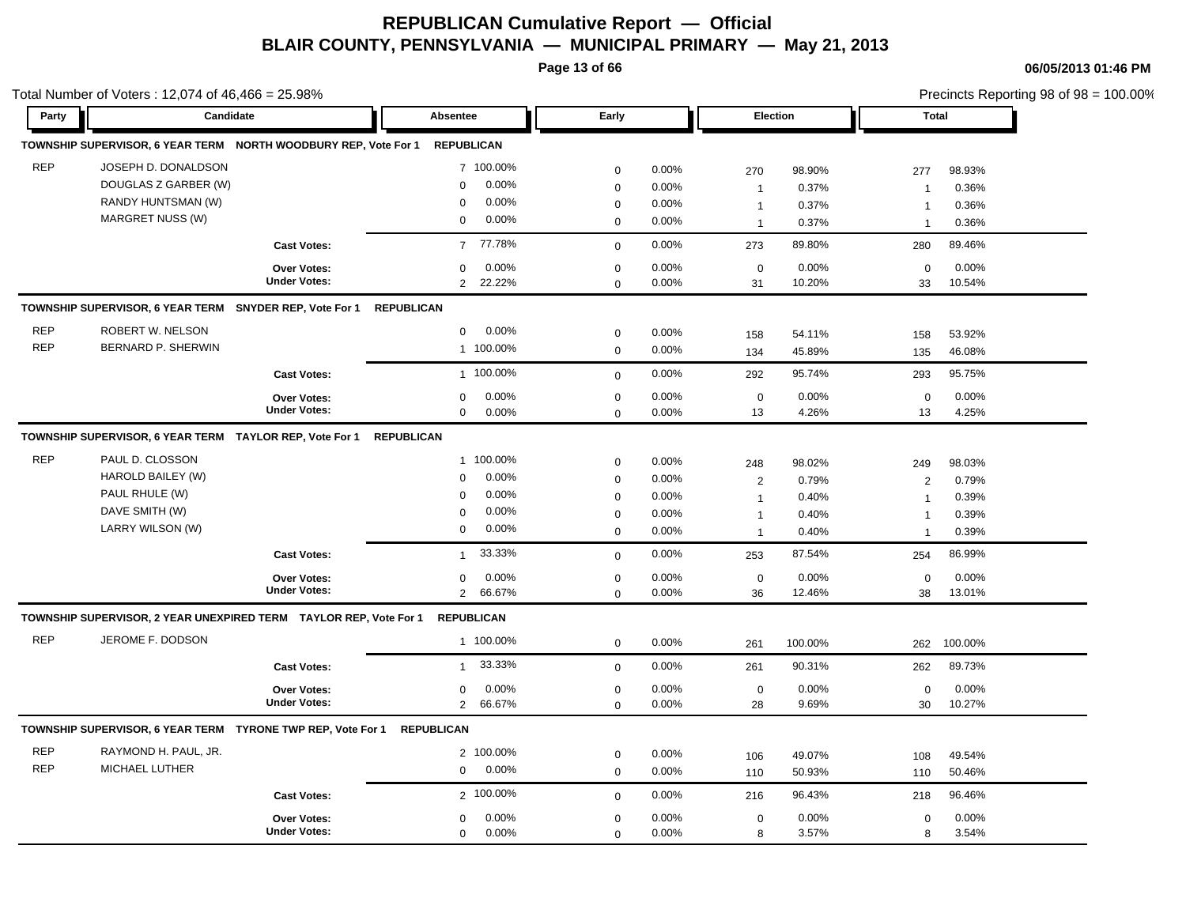# REPUBLICAN Cumulative Report — Official

## BLAIR COUNTY, PENNSYLVANIA — MUNICIPAL PRIMARY — May 21, 2013

06/05/2013 01:46 PM

Total Number of Voters : 12,074 of 46,466 = 25.98%

Precincts Reporting 98 of 98 = 100.00%

| Party | Candidate | Absentee | | Early | | Election | | Total | |
|---|---|---|---|---|---|---|---|---|---|
| **TOWNSHIP SUPERVISOR, 6 YEAR TERM NORTH WOODBURY REP, Vote For 1** | | **REPUBLICAN** | | | | | | | |
| REP | JOSEPH D. DONALDSON | 7 | 100.00% | 0 | 0.00% | 270 | 98.90% | 277 | 98.93% |
| | DOUGLAS Z GARBER (W) | 0 | 0.00% | 0 | 0.00% | 1 | 0.37% | 1 | 0.36% |
| | RANDY HUNTSMAN (W) | 0 | 0.00% | 0 | 0.00% | 1 | 0.37% | 1 | 0.36% |
| | MARGRET NUSS (W) | 0 | 0.00% | 0 | 0.00% | 1 | 0.37% | 1 | 0.36% |
| | **Cast Votes:** | 7 | 77.78% | 0 | 0.00% | 273 | 89.80% | 280 | 89.46% |
| | **Over Votes:** | 0 | 0.00% | 0 | 0.00% | 0 | 0.00% | 0 | 0.00% |
| | **Under Votes:** | 2 | 22.22% | 0 | 0.00% | 31 | 10.20% | 33 | 10.54% |
| **TOWNSHIP SUPERVISOR, 6 YEAR TERM SNYDER REP, Vote For 1** | | **REPUBLICAN** | | | | | | | |
| REP | ROBERT W. NELSON | 0 | 0.00% | 0 | 0.00% | 158 | 54.11% | 158 | 53.92% |
| REP | BERNARD P. SHERWIN | 1 | 100.00% | 0 | 0.00% | 134 | 45.89% | 135 | 46.08% |
| | **Cast Votes:** | 1 | 100.00% | 0 | 0.00% | 292 | 95.74% | 293 | 95.75% |
| | **Over Votes:** | 0 | 0.00% | 0 | 0.00% | 0 | 0.00% | 0 | 0.00% |
| | **Under Votes:** | 0 | 0.00% | 0 | 0.00% | 13 | 4.26% | 13 | 4.25% |
| **TOWNSHIP SUPERVISOR, 6 YEAR TERM TAYLOR REP, Vote For 1** | | **REPUBLICAN** | | | | | | | |
| REP | PAUL D. CLOSSON | 1 | 100.00% | 0 | 0.00% | 248 | 98.02% | 249 | 98.03% |
| | HAROLD BAILEY (W) | 0 | 0.00% | 0 | 0.00% | 2 | 0.79% | 2 | 0.79% |
| | PAUL RHULE (W) | 0 | 0.00% | 0 | 0.00% | 1 | 0.40% | 1 | 0.39% |
| | DAVE SMITH (W) | 0 | 0.00% | 0 | 0.00% | 1 | 0.40% | 1 | 0.39% |
| | LARRY WILSON (W) | 0 | 0.00% | 0 | 0.00% | 1 | 0.40% | 1 | 0.39% |
| | **Cast Votes:** | 1 | 33.33% | 0 | 0.00% | 253 | 87.54% | 254 | 86.99% |
| | **Over Votes:** | 0 | 0.00% | 0 | 0.00% | 0 | 0.00% | 0 | 0.00% |
| | **Under Votes:** | 2 | 66.67% | 0 | 0.00% | 36 | 12.46% | 38 | 13.01% |
| **TOWNSHIP SUPERVISOR, 2 YEAR UNEXPIRED TERM TAYLOR REP, Vote For 1** | | **REPUBLICAN** | | | | | | | |
| REP | JEROME F. DODSON | 1 | 100.00% | 0 | 0.00% | 261 | 100.00% | 262 | 100.00% |
| | **Cast Votes:** | 1 | 33.33% | 0 | 0.00% | 261 | 90.31% | 262 | 89.73% |
| | **Over Votes:** | 0 | 0.00% | 0 | 0.00% | 0 | 0.00% | 0 | 0.00% |
| | **Under Votes:** | 2 | 66.67% | 0 | 0.00% | 28 | 9.69% | 30 | 10.27% |
| **TOWNSHIP SUPERVISOR, 6 YEAR TERM TYRONE TWP REP, Vote For 1** | | **REPUBLICAN** | | | | | | | |
| REP | RAYMOND H. PAUL, JR. | 2 | 100.00% | 0 | 0.00% | 106 | 49.07% | 108 | 49.54% |
| REP | MICHAEL LUTHER | 0 | 0.00% | 0 | 0.00% | 110 | 50.93% | 110 | 50.46% |
| | **Cast Votes:** | 2 | 100.00% | 0 | 0.00% | 216 | 96.43% | 218 | 96.46% |
| | **Over Votes:** | 0 | 0.00% | 0 | 0.00% | 0 | 0.00% | 0 | 0.00% |
| | **Under Votes:** | 0 | 0.00% | 0 | 0.00% | 8 | 3.57% | 8 | 3.54% |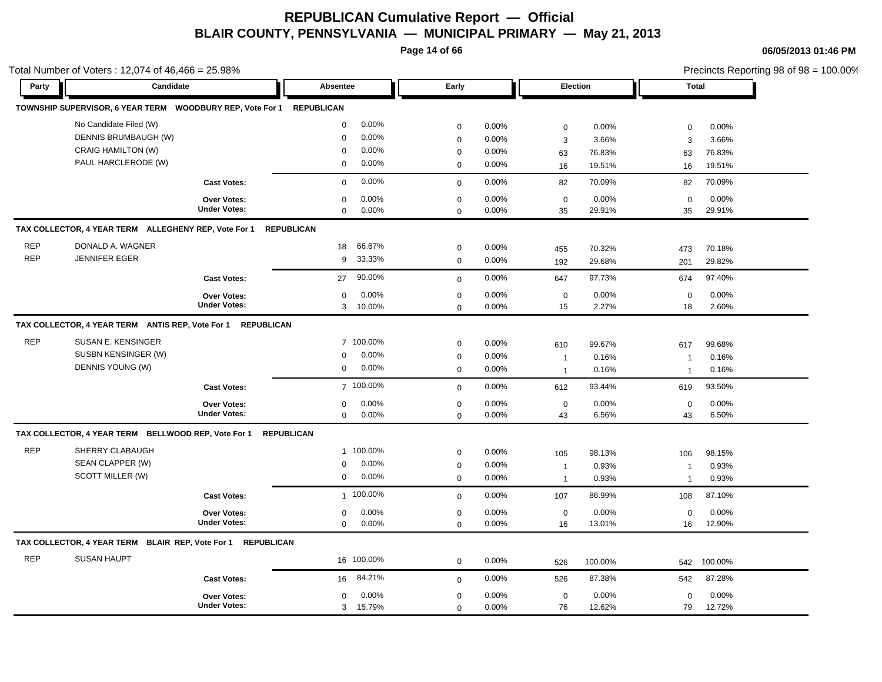# REPUBLICAN Cumulative Report — Official

## BLAIR COUNTY, PENNSYLVANIA — MUNICIPAL PRIMARY — May 21, 2013

06/05/2013 01:46 PM

Total Number of Voters : 12,074 of 46,466 = 25.98%

Precincts Reporting 98 of 98 = 100.00%

| Party | Candidate | Absentee | | Early | | Election | | Total | |
|---|---|---|---|---|---|---|---|---|---|
| **TOWNSHIP SUPERVISOR, 6 YEAR TERM WOODBURY REP, Vote For 1 REPUBLICAN** | | | | | | | | | |
| | No Candidate Filed (W) | 0 | 0.00% | 0 | 0.00% | 0 | 0.00% | 0 | 0.00% |
| | DENNIS BRUMBAUGH (W) | 0 | 0.00% | 0 | 0.00% | 3 | 3.66% | 3 | 3.66% |
| | CRAIG HAMILTON (W) | 0 | 0.00% | 0 | 0.00% | 63 | 76.83% | 63 | 76.83% |
| | PAUL HARCLERODE (W) | 0 | 0.00% | 0 | 0.00% | 16 | 19.51% | 16 | 19.51% |
| | **Cast Votes:** | 0 | 0.00% | 0 | 0.00% | 82 | 70.09% | 82 | 70.09% |
| | **Over Votes:** | 0 | 0.00% | 0 | 0.00% | 0 | 0.00% | 0 | 0.00% |
| | **Under Votes:** | 0 | 0.00% | 0 | 0.00% | 35 | 29.91% | 35 | 29.91% |
| **TAX COLLECTOR, 4 YEAR TERM ALLEGHENY REP, Vote For 1 REPUBLICAN** | | | | | | | | | |
| REP | DONALD A. WAGNER | 18 | 66.67% | 0 | 0.00% | 455 | 70.32% | 473 | 70.18% |
| REP | JENNIFER EGER | 9 | 33.33% | 0 | 0.00% | 192 | 29.68% | 201 | 29.82% |
| | **Cast Votes:** | 27 | 90.00% | 0 | 0.00% | 647 | 97.73% | 674 | 97.40% |
| | **Over Votes:** | 0 | 0.00% | 0 | 0.00% | 0 | 0.00% | 0 | 0.00% |
| | **Under Votes:** | 3 | 10.00% | 0 | 0.00% | 15 | 2.27% | 18 | 2.60% |
| **TAX COLLECTOR, 4 YEAR TERM ANTIS REP, Vote For 1 REPUBLICAN** | | | | | | | | | |
| REP | SUSAN E. KENSINGER | 7 | 100.00% | 0 | 0.00% | 610 | 99.67% | 617 | 99.68% |
| | SUSBN KENSINGER (W) | 0 | 0.00% | 0 | 0.00% | 1 | 0.16% | 1 | 0.16% |
| | DENNIS YOUNG (W) | 0 | 0.00% | 0 | 0.00% | 1 | 0.16% | 1 | 0.16% |
| | **Cast Votes:** | 7 | 100.00% | 0 | 0.00% | 612 | 93.44% | 619 | 93.50% |
| | **Over Votes:** | 0 | 0.00% | 0 | 0.00% | 0 | 0.00% | 0 | 0.00% |
| | **Under Votes:** | 0 | 0.00% | 0 | 0.00% | 43 | 6.56% | 43 | 6.50% |
| **TAX COLLECTOR, 4 YEAR TERM BELLWOOD REP, Vote For 1 REPUBLICAN** | | | | | | | | | |
| REP | SHERRY CLABAUGH | 1 | 100.00% | 0 | 0.00% | 105 | 98.13% | 106 | 98.15% |
| | SEAN CLAPPER (W) | 0 | 0.00% | 0 | 0.00% | 1 | 0.93% | 1 | 0.93% |
| | SCOTT MILLER (W) | 0 | 0.00% | 0 | 0.00% | 1 | 0.93% | 1 | 0.93% |
| | **Cast Votes:** | 1 | 100.00% | 0 | 0.00% | 107 | 86.99% | 108 | 87.10% |
| | **Over Votes:** | 0 | 0.00% | 0 | 0.00% | 0 | 0.00% | 0 | 0.00% |
| | **Under Votes:** | 0 | 0.00% | 0 | 0.00% | 16 | 13.01% | 16 | 12.90% |
| **TAX COLLECTOR, 4 YEAR TERM BLAIR REP, Vote For 1 REPUBLICAN** | | | | | | | | | |
| REP | SUSAN HAUPT | 16 | 100.00% | 0 | 0.00% | 526 | 100.00% | 542 | 100.00% |
| | **Cast Votes:** | 16 | 84.21% | 0 | 0.00% | 526 | 87.38% | 542 | 87.28% |
| | **Over Votes:** | 0 | 0.00% | 0 | 0.00% | 0 | 0.00% | 0 | 0.00% |
| | **Under Votes:** | 3 | 15.79% | 0 | 0.00% | 76 | 12.62% | 79 | 12.72% |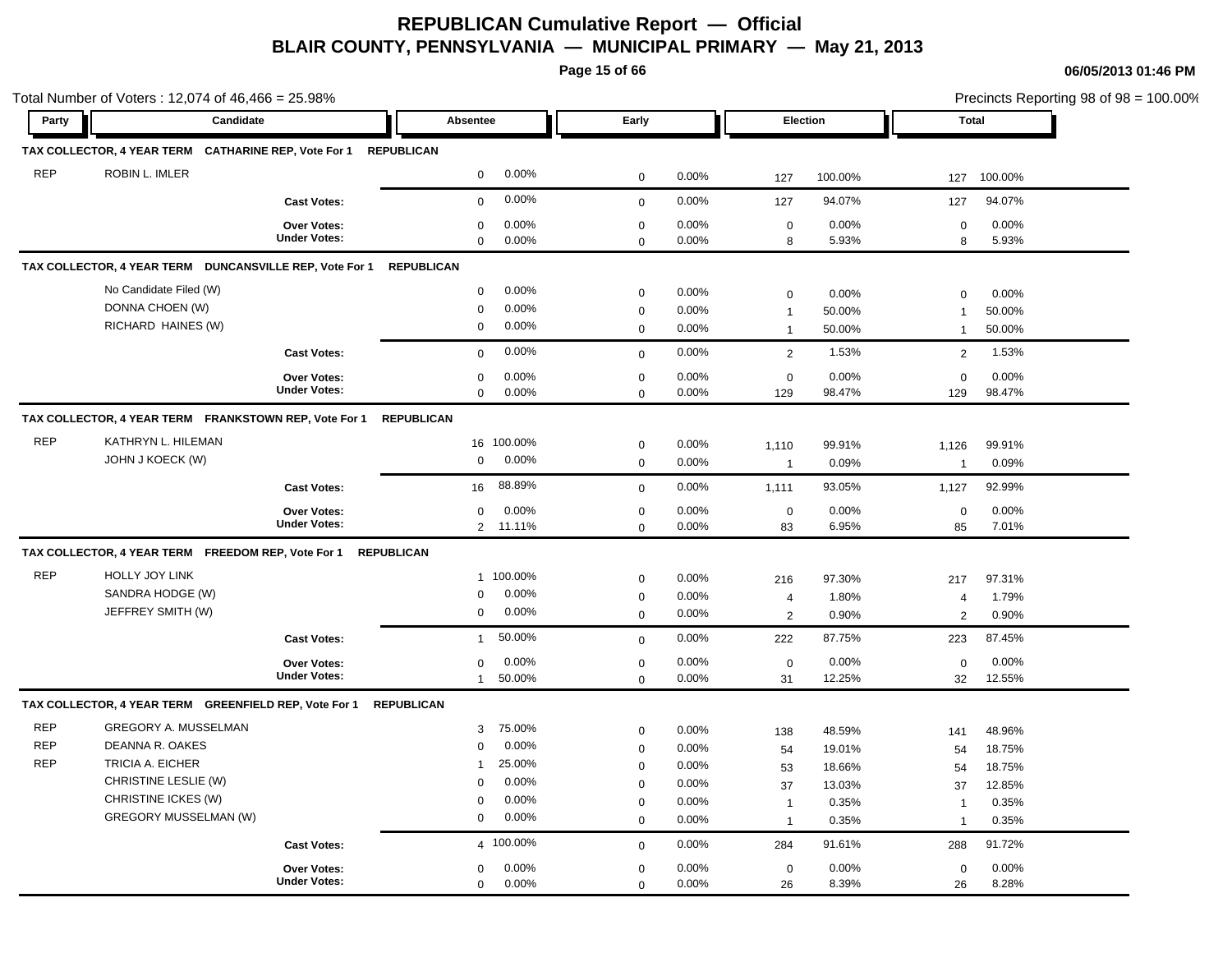# REPUBLICAN Cumulative Report — Official

## BLAIR COUNTY, PENNSYLVANIA — MUNICIPAL PRIMARY — May 21, 2013

06/05/2013 01:46 PM

Total Number of Voters : 12,074 of 46,466 = 25.98%

Precincts Reporting 98 of 98 = 100.00%

| Party | Candidate | Absentee | | Early | | Election | | Total | |
|---|---|---|---|---|---|---|---|---|---|
| **TAX COLLECTOR, 4 YEAR TERM CATHARINE REP, Vote For 1 REPUBLICAN** | | | | | | | | | |
| REP | ROBIN L. IMLER | 0 | 0.00% | 0 | 0.00% | 127 | 100.00% | 127 | 100.00% |
| | **Cast Votes:** | 0 | 0.00% | 0 | 0.00% | 127 | 94.07% | 127 | 94.07% |
| | **Over Votes:** | 0 | 0.00% | 0 | 0.00% | 0 | 0.00% | 0 | 0.00% |
| | **Under Votes:** | 0 | 0.00% | 0 | 0.00% | 8 | 5.93% | 8 | 5.93% |
| **TAX COLLECTOR, 4 YEAR TERM DUNCANSVILLE REP, Vote For 1 REPUBLICAN** | | | | | | | | | |
| | No Candidate Filed (W) | 0 | 0.00% | 0 | 0.00% | 0 | 0.00% | 0 | 0.00% |
| | DONNA CHOEN (W) | 0 | 0.00% | 0 | 0.00% | 1 | 50.00% | 1 | 50.00% |
| | RICHARD HAINES (W) | 0 | 0.00% | 0 | 0.00% | 1 | 50.00% | 1 | 50.00% |
| | **Cast Votes:** | 0 | 0.00% | 0 | 0.00% | 2 | 1.53% | 2 | 1.53% |
| | **Over Votes:** | 0 | 0.00% | 0 | 0.00% | 0 | 0.00% | 0 | 0.00% |
| | **Under Votes:** | 0 | 0.00% | 0 | 0.00% | 129 | 98.47% | 129 | 98.47% |
| **TAX COLLECTOR, 4 YEAR TERM FRANKSTOWN REP, Vote For 1 REPUBLICAN** | | | | | | | | | |
| REP | KATHRYN L. HILEMAN | 16 | 100.00% | 0 | 0.00% | 1,110 | 99.91% | 1,126 | 99.91% |
| | JOHN J KOECK (W) | 0 | 0.00% | 0 | 0.00% | 1 | 0.09% | 1 | 0.09% |
| | **Cast Votes:** | 16 | 88.89% | 0 | 0.00% | 1,111 | 93.05% | 1,127 | 92.99% |
| | **Over Votes:** | 0 | 0.00% | 0 | 0.00% | 0 | 0.00% | 0 | 0.00% |
| | **Under Votes:** | 2 | 11.11% | 0 | 0.00% | 83 | 6.95% | 85 | 7.01% |
| **TAX COLLECTOR, 4 YEAR TERM FREEDOM REP, Vote For 1 REPUBLICAN** | | | | | | | | | |
| REP | HOLLY JOY LINK | 1 | 100.00% | 0 | 0.00% | 216 | 97.30% | 217 | 97.31% |
| | SANDRA HODGE (W) | 0 | 0.00% | 0 | 0.00% | 4 | 1.80% | 4 | 1.79% |
| | JEFFREY SMITH (W) | 0 | 0.00% | 0 | 0.00% | 2 | 0.90% | 2 | 0.90% |
| | **Cast Votes:** | 1 | 50.00% | 0 | 0.00% | 222 | 87.75% | 223 | 87.45% |
| | **Over Votes:** | 0 | 0.00% | 0 | 0.00% | 0 | 0.00% | 0 | 0.00% |
| | **Under Votes:** | 1 | 50.00% | 0 | 0.00% | 31 | 12.25% | 32 | 12.55% |
| **TAX COLLECTOR, 4 YEAR TERM GREENFIELD REP, Vote For 1 REPUBLICAN** | | | | | | | | | |
| REP | GREGORY A. MUSSELMAN | 3 | 75.00% | 0 | 0.00% | 138 | 48.59% | 141 | 48.96% |
| REP | DEANNA R. OAKES | 0 | 0.00% | 0 | 0.00% | 54 | 19.01% | 54 | 18.75% |
| REP | TRICIA A. EICHER | 1 | 25.00% | 0 | 0.00% | 53 | 18.66% | 54 | 18.75% |
| | CHRISTINE LESLIE (W) | 0 | 0.00% | 0 | 0.00% | 37 | 13.03% | 37 | 12.85% |
| | CHRISTINE ICKES (W) | 0 | 0.00% | 0 | 0.00% | 1 | 0.35% | 1 | 0.35% |
| | GREGORY MUSSELMAN (W) | 0 | 0.00% | 0 | 0.00% | 1 | 0.35% | 1 | 0.35% |
| | **Cast Votes:** | 4 | 100.00% | 0 | 0.00% | 284 | 91.61% | 288 | 91.72% |
| | **Over Votes:** | 0 | 0.00% | 0 | 0.00% | 0 | 0.00% | 0 | 0.00% |
| | **Under Votes:** | 0 | 0.00% | 0 | 0.00% | 26 | 8.39% | 26 | 8.28% |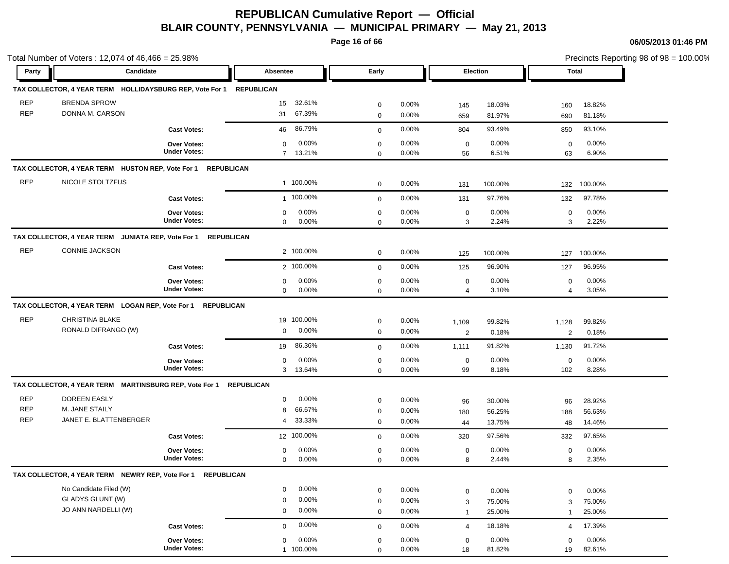# REPUBLICAN Cumulative Report — Official

## BLAIR COUNTY, PENNSYLVANIA — MUNICIPAL PRIMARY — May 21, 2013

06/05/2013 01:46 PM

Total Number of Voters : 12,074 of 46,466 = 25.98%

Precincts Reporting 98 of 98 = 100.00%

| Party | Candidate | Absentee | | Early | | Election | | Total | |
|---|---|---|---|---|---|---|---|---|---|
| **TAX COLLECTOR, 4 YEAR TERM HOLLIDAYSBURG REP, Vote For 1 REPUBLICAN** | | | | | | | | | |
| REP | BRENDA SPROW | 15 | 32.61% | 0 | 0.00% | 145 | 18.03% | 160 | 18.82% |
| REP | DONNA M. CARSON | 31 | 67.39% | 0 | 0.00% | 659 | 81.97% | 690 | 81.18% |
| | **Cast Votes:** | 46 | 86.79% | 0 | 0.00% | 804 | 93.49% | 850 | 93.10% |
| | **Over Votes:** | 0 | 0.00% | 0 | 0.00% | 0 | 0.00% | 0 | 0.00% |
| | **Under Votes:** | 7 | 13.21% | 0 | 0.00% | 56 | 6.51% | 63 | 6.90% |
| **TAX COLLECTOR, 4 YEAR TERM HUSTON REP, Vote For 1 REPUBLICAN** | | | | | | | | | |
| REP | NICOLE STOLTZFUS | 1 | 100.00% | 0 | 0.00% | 131 | 100.00% | 132 | 100.00% |
| | **Cast Votes:** | 1 | 100.00% | 0 | 0.00% | 131 | 97.76% | 132 | 97.78% |
| | **Over Votes:** | 0 | 0.00% | 0 | 0.00% | 0 | 0.00% | 0 | 0.00% |
| | **Under Votes:** | 0 | 0.00% | 0 | 0.00% | 3 | 2.24% | 3 | 2.22% |
| **TAX COLLECTOR, 4 YEAR TERM JUNIATA REP, Vote For 1 REPUBLICAN** | | | | | | | | | |
| REP | CONNIE JACKSON | 2 | 100.00% | 0 | 0.00% | 125 | 100.00% | 127 | 100.00% |
| | **Cast Votes:** | 2 | 100.00% | 0 | 0.00% | 125 | 96.90% | 127 | 96.95% |
| | **Over Votes:** | 0 | 0.00% | 0 | 0.00% | 0 | 0.00% | 0 | 0.00% |
| | **Under Votes:** | 0 | 0.00% | 0 | 0.00% | 4 | 3.10% | 4 | 3.05% |
| **TAX COLLECTOR, 4 YEAR TERM LOGAN REP, Vote For 1 REPUBLICAN** | | | | | | | | | |
| REP | CHRISTINA BLAKE | 19 | 100.00% | 0 | 0.00% | 1,109 | 99.82% | 1,128 | 99.82% |
| | RONALD DIFRANGO (W) | 0 | 0.00% | 0 | 0.00% | 2 | 0.18% | 2 | 0.18% |
| | **Cast Votes:** | 19 | 86.36% | 0 | 0.00% | 1,111 | 91.82% | 1,130 | 91.72% |
| | **Over Votes:** | 0 | 0.00% | 0 | 0.00% | 0 | 0.00% | 0 | 0.00% |
| | **Under Votes:** | 3 | 13.64% | 0 | 0.00% | 99 | 8.18% | 102 | 8.28% |
| **TAX COLLECTOR, 4 YEAR TERM MARTINSBURG REP, Vote For 1 REPUBLICAN** | | | | | | | | | |
| REP | DOREEN EASLY | 0 | 0.00% | 0 | 0.00% | 96 | 30.00% | 96 | 28.92% |
| REP | M. JANE STAILY | 8 | 66.67% | 0 | 0.00% | 180 | 56.25% | 188 | 56.63% |
| REP | JANET E. BLATTENBERGER | 4 | 33.33% | 0 | 0.00% | 44 | 13.75% | 48 | 14.46% |
| | **Cast Votes:** | 12 | 100.00% | 0 | 0.00% | 320 | 97.56% | 332 | 97.65% |
| | **Over Votes:** | 0 | 0.00% | 0 | 0.00% | 0 | 0.00% | 0 | 0.00% |
| | **Under Votes:** | 0 | 0.00% | 0 | 0.00% | 8 | 2.44% | 8 | 2.35% |
| **TAX COLLECTOR, 4 YEAR TERM NEWRY REP, Vote For 1 REPUBLICAN** | | | | | | | | | |
| | No Candidate Filed (W) | 0 | 0.00% | 0 | 0.00% | 0 | 0.00% | 0 | 0.00% |
| | GLADYS GLUNT (W) | 0 | 0.00% | 0 | 0.00% | 3 | 75.00% | 3 | 75.00% |
| | JO ANN NARDELLI (W) | 0 | 0.00% | 0 | 0.00% | 1 | 25.00% | 1 | 25.00% |
| | **Cast Votes:** | 0 | 0.00% | 0 | 0.00% | 4 | 18.18% | 4 | 17.39% |
| | **Over Votes:** | 0 | 0.00% | 0 | 0.00% | 0 | 0.00% | 0 | 0.00% |
| | **Under Votes:** | 1 | 100.00% | 0 | 0.00% | 18 | 81.82% | 19 | 82.61% |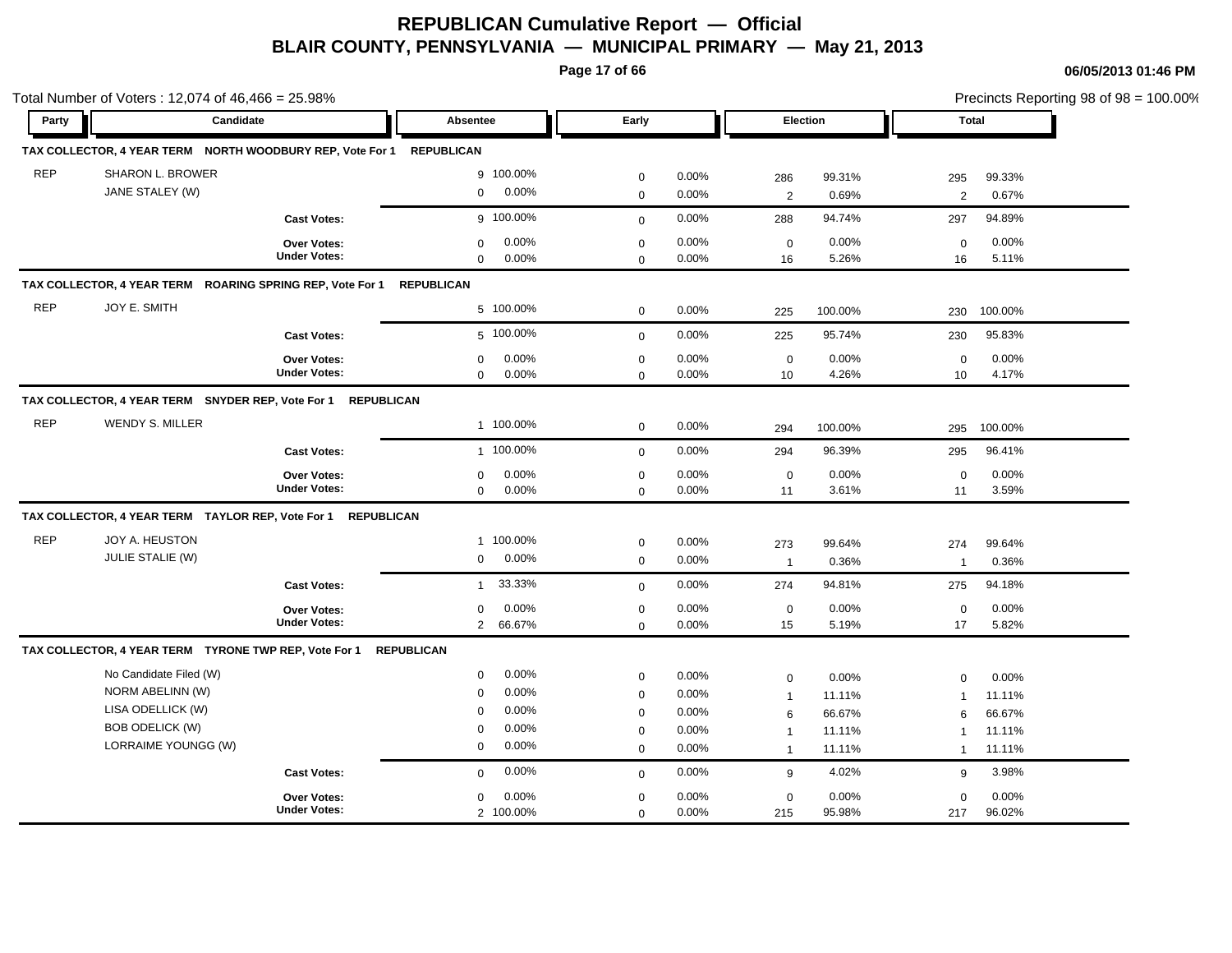# REPUBLICAN Cumulative Report — Official

## BLAIR COUNTY, PENNSYLVANIA — MUNICIPAL PRIMARY — May 21, 2013

06/05/2013 01:46 PM

Total Number of Voters : 12,074 of 46,466 = 25.98%

Precincts Reporting 98 of 98 = 100.00%

| Party | Candidate | Absentee | | Early | | Election | | Total | |
|---|---|---|---|---|---|---|---|---|---|
| **TAX COLLECTOR, 4 YEAR TERM NORTH WOODBURY REP, Vote For 1 REPUBLICAN** | | | | | | | | | |
| REP | SHARON L. BROWER | 9 | 100.00% | 0 | 0.00% | 286 | 99.31% | 295 | 99.33% |
| | JANE STALEY (W) | 0 | 0.00% | 0 | 0.00% | 2 | 0.69% | 2 | 0.67% |
| | **Cast Votes:** | 9 | 100.00% | 0 | 0.00% | 288 | 94.74% | 297 | 94.89% |
| | **Over Votes:** | 0 | 0.00% | 0 | 0.00% | 0 | 0.00% | 0 | 0.00% |
| | **Under Votes:** | 0 | 0.00% | 0 | 0.00% | 16 | 5.26% | 16 | 5.11% |
| **TAX COLLECTOR, 4 YEAR TERM ROARING SPRING REP, Vote For 1 REPUBLICAN** | | | | | | | | | |
| REP | JOY E. SMITH | 5 | 100.00% | 0 | 0.00% | 225 | 100.00% | 230 | 100.00% |
| | **Cast Votes:** | 5 | 100.00% | 0 | 0.00% | 225 | 95.74% | 230 | 95.83% |
| | **Over Votes:** | 0 | 0.00% | 0 | 0.00% | 0 | 0.00% | 0 | 0.00% |
| | **Under Votes:** | 0 | 0.00% | 0 | 0.00% | 10 | 4.26% | 10 | 4.17% |
| **TAX COLLECTOR, 4 YEAR TERM SNYDER REP, Vote For 1 REPUBLICAN** | | | | | | | | | |
| REP | WENDY S. MILLER | 1 | 100.00% | 0 | 0.00% | 294 | 100.00% | 295 | 100.00% |
| | **Cast Votes:** | 1 | 100.00% | 0 | 0.00% | 294 | 96.39% | 295 | 96.41% |
| | **Over Votes:** | 0 | 0.00% | 0 | 0.00% | 0 | 0.00% | 0 | 0.00% |
| | **Under Votes:** | 0 | 0.00% | 0 | 0.00% | 11 | 3.61% | 11 | 3.59% |
| **TAX COLLECTOR, 4 YEAR TERM TAYLOR REP, Vote For 1 REPUBLICAN** | | | | | | | | | |
| REP | JOY A. HEUSTON | 1 | 100.00% | 0 | 0.00% | 273 | 99.64% | 274 | 99.64% |
| | JULIE STALIE (W) | 0 | 0.00% | 0 | 0.00% | 1 | 0.36% | 1 | 0.36% |
| | **Cast Votes:** | 1 | 33.33% | 0 | 0.00% | 274 | 94.81% | 275 | 94.18% |
| | **Over Votes:** | 0 | 0.00% | 0 | 0.00% | 0 | 0.00% | 0 | 0.00% |
| | **Under Votes:** | 2 | 66.67% | 0 | 0.00% | 15 | 5.19% | 17 | 5.82% |
| **TAX COLLECTOR, 4 YEAR TERM TYRONE TWP REP, Vote For 1 REPUBLICAN** | | | | | | | | | |
| | No Candidate Filed (W) | 0 | 0.00% | 0 | 0.00% | 0 | 0.00% | 0 | 0.00% |
| | NORM ABELINN (W) | 0 | 0.00% | 0 | 0.00% | 1 | 11.11% | 1 | 11.11% |
| | LISA ODELLICK (W) | 0 | 0.00% | 0 | 0.00% | 6 | 66.67% | 6 | 66.67% |
| | BOB ODELICK (W) | 0 | 0.00% | 0 | 0.00% | 1 | 11.11% | 1 | 11.11% |
| | LORRAIME YOUNGG (W) | 0 | 0.00% | 0 | 0.00% | 1 | 11.11% | 1 | 11.11% |
| | **Cast Votes:** | 0 | 0.00% | 0 | 0.00% | 9 | 4.02% | 9 | 3.98% |
| | **Over Votes:** | 0 | 0.00% | 0 | 0.00% | 0 | 0.00% | 0 | 0.00% |
| | **Under Votes:** | 2 | 100.00% | 0 | 0.00% | 215 | 95.98% | 217 | 96.02% |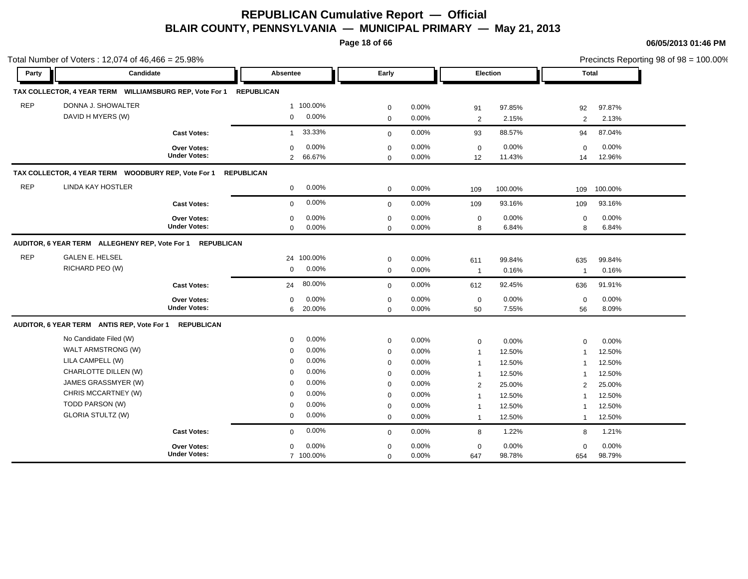# REPUBLICAN Cumulative Report — Official

## BLAIR COUNTY, PENNSYLVANIA — MUNICIPAL PRIMARY — May 21, 2013

06/05/2013 01:46 PM

Total Number of Voters : 12,074 of 46,466 = 25.98%

Precincts Reporting 98 of 98 = 100.00%

| Party | Candidate | Absentee | | Early | | Election | | Total | |
|---|---|---|---|---|---|---|---|---|---|
| **TAX COLLECTOR, 4 YEAR TERM WILLIAMSBURG REP, Vote For 1 REPUBLICAN** | | | | | | | | | |
| REP | DONNA J. SHOWALTER | 1 | 100.00% | 0 | 0.00% | 91 | 97.85% | 92 | 97.87% |
| | DAVID H MYERS (W) | 0 | 0.00% | 0 | 0.00% | 2 | 2.15% | 2 | 2.13% |
| | **Cast Votes:** | 1 | 33.33% | 0 | 0.00% | 93 | 88.57% | 94 | 87.04% |
| | **Over Votes:** | 0 | 0.00% | 0 | 0.00% | 0 | 0.00% | 0 | 0.00% |
| | **Under Votes:** | 2 | 66.67% | 0 | 0.00% | 12 | 11.43% | 14 | 12.96% |
| **TAX COLLECTOR, 4 YEAR TERM WOODBURY REP, Vote For 1 REPUBLICAN** | | | | | | | | | |
| REP | LINDA KAY HOSTLER | 0 | 0.00% | 0 | 0.00% | 109 | 100.00% | 109 | 100.00% |
| | **Cast Votes:** | 0 | 0.00% | 0 | 0.00% | 109 | 93.16% | 109 | 93.16% |
| | **Over Votes:** | 0 | 0.00% | 0 | 0.00% | 0 | 0.00% | 0 | 0.00% |
| | **Under Votes:** | 0 | 0.00% | 0 | 0.00% | 8 | 6.84% | 8 | 6.84% |
| **AUDITOR, 6 YEAR TERM ALLEGHENY REP, Vote For 1 REPUBLICAN** | | | | | | | | | |
| REP | GALEN E. HELSEL | 24 | 100.00% | 0 | 0.00% | 611 | 99.84% | 635 | 99.84% |
| | RICHARD PEO (W) | 0 | 0.00% | 0 | 0.00% | 1 | 0.16% | 1 | 0.16% |
| | **Cast Votes:** | 24 | 80.00% | 0 | 0.00% | 612 | 92.45% | 636 | 91.91% |
| | **Over Votes:** | 0 | 0.00% | 0 | 0.00% | 0 | 0.00% | 0 | 0.00% |
| | **Under Votes:** | 6 | 20.00% | 0 | 0.00% | 50 | 7.55% | 56 | 8.09% |
| **AUDITOR, 6 YEAR TERM ANTIS REP, Vote For 1 REPUBLICAN** | | | | | | | | | |
| | No Candidate Filed (W) | 0 | 0.00% | 0 | 0.00% | 0 | 0.00% | 0 | 0.00% |
| | WALT ARMSTRONG (W) | 0 | 0.00% | 0 | 0.00% | 1 | 12.50% | 1 | 12.50% |
| | LILA CAMPELL (W) | 0 | 0.00% | 0 | 0.00% | 1 | 12.50% | 1 | 12.50% |
| | CHARLOTTE DILLEN (W) | 0 | 0.00% | 0 | 0.00% | 1 | 12.50% | 1 | 12.50% |
| | JAMES GRASSMYER (W) | 0 | 0.00% | 0 | 0.00% | 2 | 25.00% | 2 | 25.00% |
| | CHRIS MCCARTNEY (W) | 0 | 0.00% | 0 | 0.00% | 1 | 12.50% | 1 | 12.50% |
| | TODD PARSON (W) | 0 | 0.00% | 0 | 0.00% | 1 | 12.50% | 1 | 12.50% |
| | GLORIA STULTZ (W) | 0 | 0.00% | 0 | 0.00% | 1 | 12.50% | 1 | 12.50% |
| | **Cast Votes:** | 0 | 0.00% | 0 | 0.00% | 8 | 1.22% | 8 | 1.21% |
| | **Over Votes:** | 0 | 0.00% | 0 | 0.00% | 0 | 0.00% | 0 | 0.00% |
| | **Under Votes:** | 7 | 100.00% | 0 | 0.00% | 647 | 98.78% | 654 | 98.79% |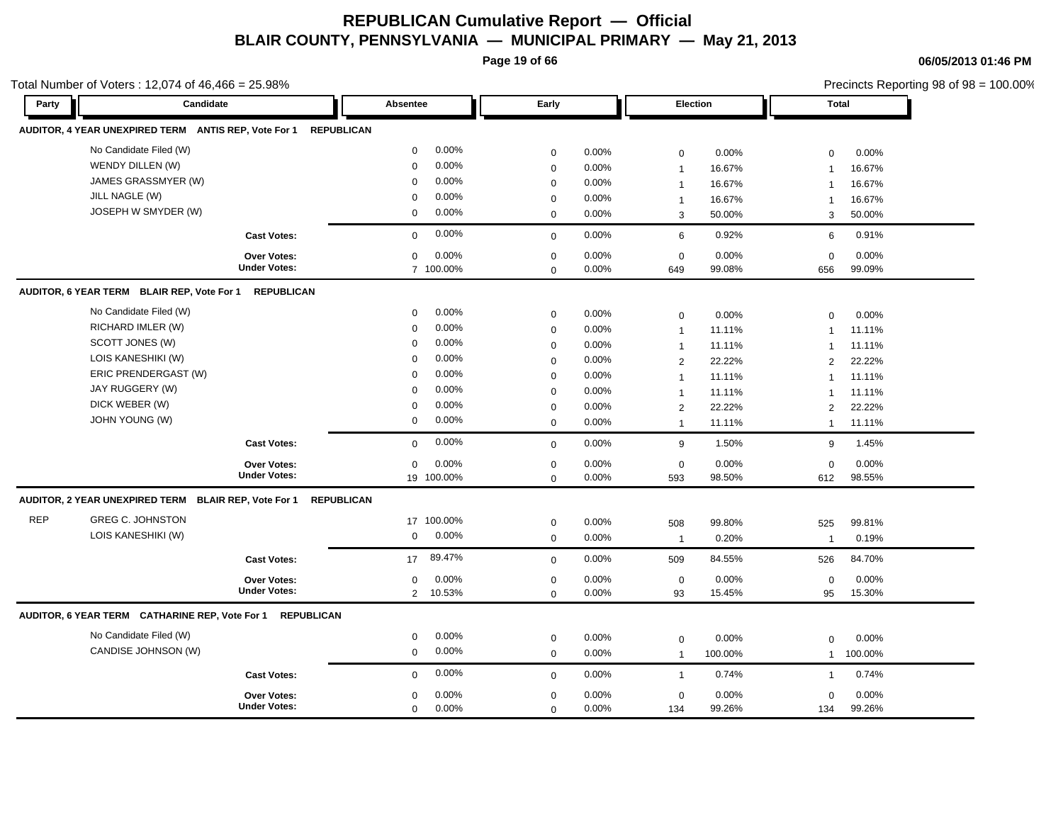# REPUBLICAN Cumulative Report — Official

## BLAIR COUNTY, PENNSYLVANIA — MUNICIPAL PRIMARY — May 21, 2013

06/05/2013 01:46 PM

Total Number of Voters : 12,074 of 46,466 = 25.98%

Precincts Reporting 98 of 98 = 100.00%

| Party | Candidate | Absentee | | Early | | Election | | Total | |
|---|---|---|---|---|---|---|---|---|---|
| **AUDITOR, 4 YEAR UNEXPIRED TERM ANTIS REP, Vote For 1 REPUBLICAN** | | | | | | | | | |
| | No Candidate Filed (W) | 0 | 0.00% | 0 | 0.00% | 0 | 0.00% | 0 | 0.00% |
| | WENDY DILLEN (W) | 0 | 0.00% | 0 | 0.00% | 1 | 16.67% | 1 | 16.67% |
| | JAMES GRASSMYER (W) | 0 | 0.00% | 0 | 0.00% | 1 | 16.67% | 1 | 16.67% |
| | JILL NAGLE (W) | 0 | 0.00% | 0 | 0.00% | 1 | 16.67% | 1 | 16.67% |
| | JOSEPH W SMYDER (W) | 0 | 0.00% | 0 | 0.00% | 3 | 50.00% | 3 | 50.00% |
| | **Cast Votes:** | 0 | 0.00% | 0 | 0.00% | 6 | 0.92% | 6 | 0.91% |
| | **Over Votes:** | 0 | 0.00% | 0 | 0.00% | 0 | 0.00% | 0 | 0.00% |
| | **Under Votes:** | 7 | 100.00% | 0 | 0.00% | 649 | 99.08% | 656 | 99.09% |
| **AUDITOR, 6 YEAR TERM BLAIR REP, Vote For 1 REPUBLICAN** | | | | | | | | | |
| | No Candidate Filed (W) | 0 | 0.00% | 0 | 0.00% | 0 | 0.00% | 0 | 0.00% |
| | RICHARD IMLER (W) | 0 | 0.00% | 0 | 0.00% | 1 | 11.11% | 1 | 11.11% |
| | SCOTT JONES (W) | 0 | 0.00% | 0 | 0.00% | 1 | 11.11% | 1 | 11.11% |
| | LOIS KANESHIKI (W) | 0 | 0.00% | 0 | 0.00% | 2 | 22.22% | 2 | 22.22% |
| | ERIC PRENDERGAST (W) | 0 | 0.00% | 0 | 0.00% | 1 | 11.11% | 1 | 11.11% |
| | JAY RUGGERY (W) | 0 | 0.00% | 0 | 0.00% | 1 | 11.11% | 1 | 11.11% |
| | DICK WEBER (W) | 0 | 0.00% | 0 | 0.00% | 2 | 22.22% | 2 | 22.22% |
| | JOHN YOUNG (W) | 0 | 0.00% | 0 | 0.00% | 1 | 11.11% | 1 | 11.11% |
| | **Cast Votes:** | 0 | 0.00% | 0 | 0.00% | 9 | 1.50% | 9 | 1.45% |
| | **Over Votes:** | 0 | 0.00% | 0 | 0.00% | 0 | 0.00% | 0 | 0.00% |
| | **Under Votes:** | 19 | 100.00% | 0 | 0.00% | 593 | 98.50% | 612 | 98.55% |
| **AUDITOR, 2 YEAR UNEXPIRED TERM BLAIR REP, Vote For 1 REPUBLICAN** | | | | | | | | | |
| REP | GREG C. JOHNSTON | 17 | 100.00% | 0 | 0.00% | 508 | 99.80% | 525 | 99.81% |
| | LOIS KANESHIKI (W) | 0 | 0.00% | 0 | 0.00% | 1 | 0.20% | 1 | 0.19% |
| | **Cast Votes:** | 17 | 89.47% | 0 | 0.00% | 509 | 84.55% | 526 | 84.70% |
| | **Over Votes:** | 0 | 0.00% | 0 | 0.00% | 0 | 0.00% | 0 | 0.00% |
| | **Under Votes:** | 2 | 10.53% | 0 | 0.00% | 93 | 15.45% | 95 | 15.30% |
| **AUDITOR, 6 YEAR TERM CATHARINE REP, Vote For 1 REPUBLICAN** | | | | | | | | | |
| | No Candidate Filed (W) | 0 | 0.00% | 0 | 0.00% | 0 | 0.00% | 0 | 0.00% |
| | CANDISE JOHNSON (W) | 0 | 0.00% | 0 | 0.00% | 1 | 100.00% | 1 | 100.00% |
| | **Cast Votes:** | 0 | 0.00% | 0 | 0.00% | 1 | 0.74% | 1 | 0.74% |
| | **Over Votes:** | 0 | 0.00% | 0 | 0.00% | 0 | 0.00% | 0 | 0.00% |
| | **Under Votes:** | 0 | 0.00% | 0 | 0.00% | 134 | 99.26% | 134 | 99.26% |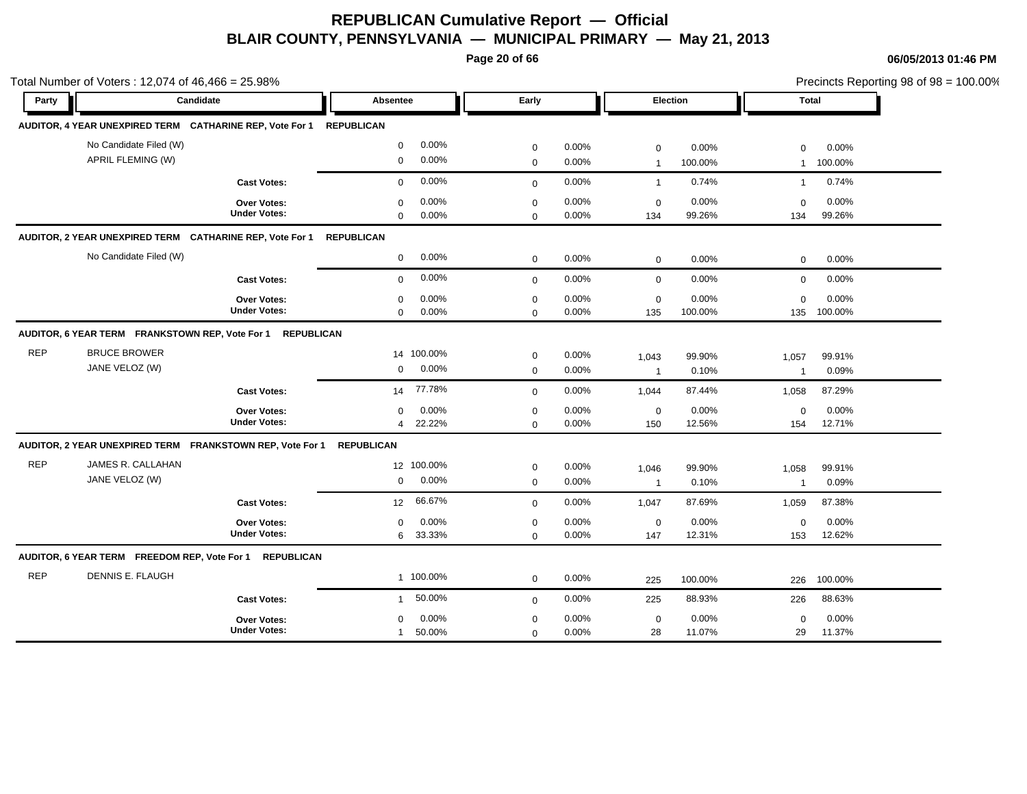# REPUBLICAN Cumulative Report — Official

## BLAIR COUNTY, PENNSYLVANIA — MUNICIPAL PRIMARY — May 21, 2013

06/05/2013 01:46 PM

Total Number of Voters : 12,074 of 46,466 = 25.98%

Precincts Reporting 98 of 98 = 100.00%

| Party | Candidate | Absentee | | Early | | Election | | Total | |
|---|---|---|---|---|---|---|---|---|---|
| **AUDITOR, 4 YEAR UNEXPIRED TERM CATHARINE REP, Vote For 1 REPUBLICAN** | | | | | | | | | |
| | No Candidate Filed (W) | 0 | 0.00% | 0 | 0.00% | 0 | 0.00% | 0 | 0.00% |
| | APRIL FLEMING (W) | 0 | 0.00% | 0 | 0.00% | 1 | 100.00% | 1 | 100.00% |
| | **Cast Votes:** | 0 | 0.00% | 0 | 0.00% | 1 | 0.74% | 1 | 0.74% |
| | **Over Votes:** | 0 | 0.00% | 0 | 0.00% | 0 | 0.00% | 0 | 0.00% |
| | **Under Votes:** | 0 | 0.00% | 0 | 0.00% | 134 | 99.26% | 134 | 99.26% |
| **AUDITOR, 2 YEAR UNEXPIRED TERM CATHARINE REP, Vote For 1 REPUBLICAN** | | | | | | | | | |
| | No Candidate Filed (W) | 0 | 0.00% | 0 | 0.00% | 0 | 0.00% | 0 | 0.00% |
| | **Cast Votes:** | 0 | 0.00% | 0 | 0.00% | 0 | 0.00% | 0 | 0.00% |
| | **Over Votes:** | 0 | 0.00% | 0 | 0.00% | 0 | 0.00% | 0 | 0.00% |
| | **Under Votes:** | 0 | 0.00% | 0 | 0.00% | 135 | 100.00% | 135 | 100.00% |
| **AUDITOR, 6 YEAR TERM FRANKSTOWN REP, Vote For 1 REPUBLICAN** | | | | | | | | | |
| REP | BRUCE BROWER | 14 | 100.00% | 0 | 0.00% | 1,043 | 99.90% | 1,057 | 99.91% |
| | JANE VELOZ (W) | 0 | 0.00% | 0 | 0.00% | 1 | 0.10% | 1 | 0.09% |
| | **Cast Votes:** | 14 | 77.78% | 0 | 0.00% | 1,044 | 87.44% | 1,058 | 87.29% |
| | **Over Votes:** | 0 | 0.00% | 0 | 0.00% | 0 | 0.00% | 0 | 0.00% |
| | **Under Votes:** | 4 | 22.22% | 0 | 0.00% | 150 | 12.56% | 154 | 12.71% |
| **AUDITOR, 2 YEAR UNEXPIRED TERM FRANKSTOWN REP, Vote For 1 REPUBLICAN** | | | | | | | | | |
| REP | JAMES R. CALLAHAN | 12 | 100.00% | 0 | 0.00% | 1,046 | 99.90% | 1,058 | 99.91% |
| | JANE VELOZ (W) | 0 | 0.00% | 0 | 0.00% | 1 | 0.10% | 1 | 0.09% |
| | **Cast Votes:** | 12 | 66.67% | 0 | 0.00% | 1,047 | 87.69% | 1,059 | 87.38% |
| | **Over Votes:** | 0 | 0.00% | 0 | 0.00% | 0 | 0.00% | 0 | 0.00% |
| | **Under Votes:** | 6 | 33.33% | 0 | 0.00% | 147 | 12.31% | 153 | 12.62% |
| **AUDITOR, 6 YEAR TERM FREEDOM REP, Vote For 1 REPUBLICAN** | | | | | | | | | |
| REP | DENNIS E. FLAUGH | 1 | 100.00% | 0 | 0.00% | 225 | 100.00% | 226 | 100.00% |
| | **Cast Votes:** | 1 | 50.00% | 0 | 0.00% | 225 | 88.93% | 226 | 88.63% |
| | **Over Votes:** | 0 | 0.00% | 0 | 0.00% | 0 | 0.00% | 0 | 0.00% |
| | **Under Votes:** | 1 | 50.00% | 0 | 0.00% | 28 | 11.07% | 29 | 11.37% |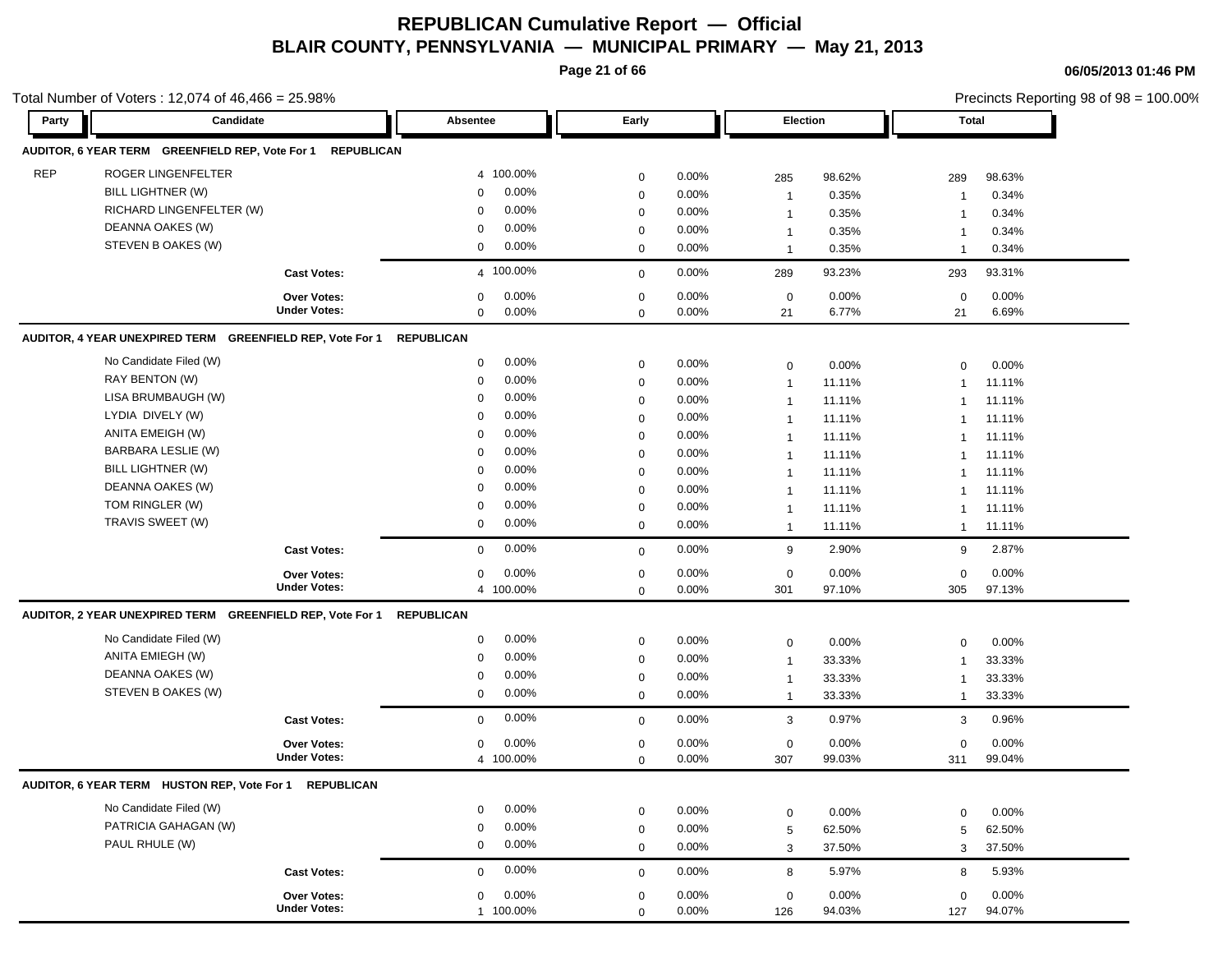# REPUBLICAN Cumulative Report — Official

## BLAIR COUNTY, PENNSYLVANIA — MUNICIPAL PRIMARY — May 21, 2013

06/05/2013 01:46 PM

Total Number of Voters : 12,074 of 46,466 = 25.98%

Precincts Reporting 98 of 98 = 100.00%

### AUDITOR, 6 YEAR TERM GREENFIELD REP, Vote For 1 REPUBLICAN

| Party | Candidate | Absentee | | Early | | Election | | Total | |
|---|---|---|---|---|---|---|---|---|---|
| REP | ROGER LINGENFELTER | 4 | 100.00% | 0 | 0.00% | 285 | 98.62% | 289 | 98.63% |
| | BILL LIGHTNER (W) | 0 | 0.00% | 0 | 0.00% | 1 | 0.35% | 1 | 0.34% |
| | RICHARD LINGENFELTER (W) | 0 | 0.00% | 0 | 0.00% | 1 | 0.35% | 1 | 0.34% |
| | DEANNA OAKES (W) | 0 | 0.00% | 0 | 0.00% | 1 | 0.35% | 1 | 0.34% |
| | STEVEN B OAKES (W) | 0 | 0.00% | 0 | 0.00% | 1 | 0.35% | 1 | 0.34% |
| | Cast Votes: | 4 | 100.00% | 0 | 0.00% | 289 | 93.23% | 293 | 93.31% |
| | Over Votes: | 0 | 0.00% | 0 | 0.00% | 0 | 0.00% | 0 | 0.00% |
| | Under Votes: | 0 | 0.00% | 0 | 0.00% | 21 | 6.77% | 21 | 6.69% |

### AUDITOR, 4 YEAR UNEXPIRED TERM GREENFIELD REP, Vote For 1 REPUBLICAN

| Party | Candidate | Absentee | | Early | | Election | | Total | |
|---|---|---|---|---|---|---|---|---|---|
| | No Candidate Filed (W) | 0 | 0.00% | 0 | 0.00% | 0 | 0.00% | 0 | 0.00% |
| | RAY BENTON (W) | 0 | 0.00% | 0 | 0.00% | 1 | 11.11% | 1 | 11.11% |
| | LISA BRUMBAUGH (W) | 0 | 0.00% | 0 | 0.00% | 1 | 11.11% | 1 | 11.11% |
| | LYDIA DIVELY (W) | 0 | 0.00% | 0 | 0.00% | 1 | 11.11% | 1 | 11.11% |
| | ANITA EMEIGH (W) | 0 | 0.00% | 0 | 0.00% | 1 | 11.11% | 1 | 11.11% |
| | BARBARA LESLIE (W) | 0 | 0.00% | 0 | 0.00% | 1 | 11.11% | 1 | 11.11% |
| | BILL LIGHTNER (W) | 0 | 0.00% | 0 | 0.00% | 1 | 11.11% | 1 | 11.11% |
| | DEANNA OAKES (W) | 0 | 0.00% | 0 | 0.00% | 1 | 11.11% | 1 | 11.11% |
| | TOM RINGLER (W) | 0 | 0.00% | 0 | 0.00% | 1 | 11.11% | 1 | 11.11% |
| | TRAVIS SWEET (W) | 0 | 0.00% | 0 | 0.00% | 1 | 11.11% | 1 | 11.11% |
| | Cast Votes: | 0 | 0.00% | 0 | 0.00% | 9 | 2.90% | 9 | 2.87% |
| | Over Votes: | 0 | 0.00% | 0 | 0.00% | 0 | 0.00% | 0 | 0.00% |
| | Under Votes: | 4 | 100.00% | 0 | 0.00% | 301 | 97.10% | 305 | 97.13% |

### AUDITOR, 2 YEAR UNEXPIRED TERM GREENFIELD REP, Vote For 1 REPUBLICAN

| Party | Candidate | Absentee | | Early | | Election | | Total | |
|---|---|---|---|---|---|---|---|---|---|
| | No Candidate Filed (W) | 0 | 0.00% | 0 | 0.00% | 0 | 0.00% | 0 | 0.00% |
| | ANITA EMIEGH (W) | 0 | 0.00% | 0 | 0.00% | 1 | 33.33% | 1 | 33.33% |
| | DEANNA OAKES (W) | 0 | 0.00% | 0 | 0.00% | 1 | 33.33% | 1 | 33.33% |
| | STEVEN B OAKES (W) | 0 | 0.00% | 0 | 0.00% | 1 | 33.33% | 1 | 33.33% |
| | Cast Votes: | 0 | 0.00% | 0 | 0.00% | 3 | 0.97% | 3 | 0.96% |
| | Over Votes: | 0 | 0.00% | 0 | 0.00% | 0 | 0.00% | 0 | 0.00% |
| | Under Votes: | 4 | 100.00% | 0 | 0.00% | 307 | 99.03% | 311 | 99.04% |

### AUDITOR, 6 YEAR TERM HUSTON REP, Vote For 1 REPUBLICAN

| Party | Candidate | Absentee | | Early | | Election | | Total | |
|---|---|---|---|---|---|---|---|---|---|
| | No Candidate Filed (W) | 0 | 0.00% | 0 | 0.00% | 0 | 0.00% | 0 | 0.00% |
| | PATRICIA GAHAGAN (W) | 0 | 0.00% | 0 | 0.00% | 5 | 62.50% | 5 | 62.50% |
| | PAUL RHULE (W) | 0 | 0.00% | 0 | 0.00% | 3 | 37.50% | 3 | 37.50% |
| | Cast Votes: | 0 | 0.00% | 0 | 0.00% | 8 | 5.97% | 8 | 5.93% |
| | Over Votes: | 0 | 0.00% | 0 | 0.00% | 0 | 0.00% | 0 | 0.00% |
| | Under Votes: | 1 | 100.00% | 0 | 0.00% | 126 | 94.03% | 127 | 94.07% |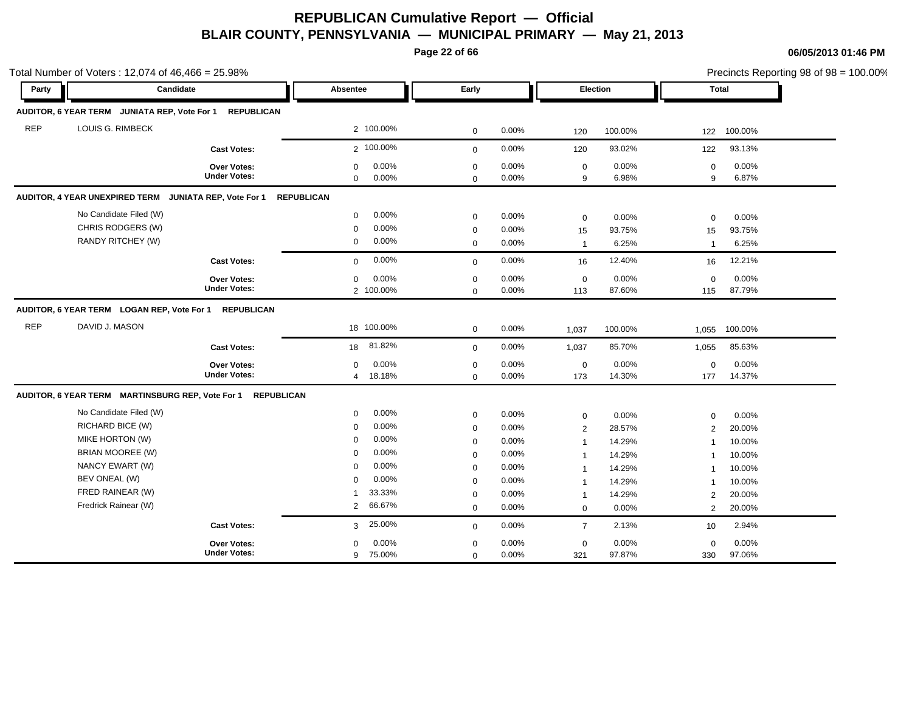# REPUBLICAN Cumulative Report — Official

## BLAIR COUNTY, PENNSYLVANIA — MUNICIPAL PRIMARY — May 21, 2013

06/05/2013 01:46 PM

Total Number of Voters : 12,074 of 46,466 = 25.98%

Precincts Reporting 98 of 98 = 100.00%

| Party | Candidate | Absentee | | Early | | Election | | Total | |
|---|---|---|---|---|---|---|---|---|---|
| **AUDITOR, 6 YEAR TERM JUNIATA REP, Vote For 1 REPUBLICAN** | | | | | | | | | |
| REP | LOUIS G. RIMBECK | 2 | 100.00% | 0 | 0.00% | 120 | 100.00% | 122 | 100.00% |
| | **Cast Votes:** | 2 | 100.00% | 0 | 0.00% | 120 | 93.02% | 122 | 93.13% |
| | **Over Votes:** | 0 | 0.00% | 0 | 0.00% | 0 | 0.00% | 0 | 0.00% |
| | **Under Votes:** | 0 | 0.00% | 0 | 0.00% | 9 | 6.98% | 9 | 6.87% |
| **AUDITOR, 4 YEAR UNEXPIRED TERM JUNIATA REP, Vote For 1 REPUBLICAN** | | | | | | | | | |
| | No Candidate Filed (W) | 0 | 0.00% | 0 | 0.00% | 0 | 0.00% | 0 | 0.00% |
| | CHRIS RODGERS (W) | 0 | 0.00% | 0 | 0.00% | 15 | 93.75% | 15 | 93.75% |
| | RANDY RITCHEY (W) | 0 | 0.00% | 0 | 0.00% | 1 | 6.25% | 1 | 6.25% |
| | **Cast Votes:** | 0 | 0.00% | 0 | 0.00% | 16 | 12.40% | 16 | 12.21% |
| | **Over Votes:** | 0 | 0.00% | 0 | 0.00% | 0 | 0.00% | 0 | 0.00% |
| | **Under Votes:** | 2 | 100.00% | 0 | 0.00% | 113 | 87.60% | 115 | 87.79% |
| **AUDITOR, 6 YEAR TERM LOGAN REP, Vote For 1 REPUBLICAN** | | | | | | | | | |
| REP | DAVID J. MASON | 18 | 100.00% | 0 | 0.00% | 1,037 | 100.00% | 1,055 | 100.00% |
| | **Cast Votes:** | 18 | 81.82% | 0 | 0.00% | 1,037 | 85.70% | 1,055 | 85.63% |
| | **Over Votes:** | 0 | 0.00% | 0 | 0.00% | 0 | 0.00% | 0 | 0.00% |
| | **Under Votes:** | 4 | 18.18% | 0 | 0.00% | 173 | 14.30% | 177 | 14.37% |
| **AUDITOR, 6 YEAR TERM MARTINSBURG REP, Vote For 1 REPUBLICAN** | | | | | | | | | |
| | No Candidate Filed (W) | 0 | 0.00% | 0 | 0.00% | 0 | 0.00% | 0 | 0.00% |
| | RICHARD BICE (W) | 0 | 0.00% | 0 | 0.00% | 2 | 28.57% | 2 | 20.00% |
| | MIKE HORTON (W) | 0 | 0.00% | 0 | 0.00% | 1 | 14.29% | 1 | 10.00% |
| | BRIAN MOOREE (W) | 0 | 0.00% | 0 | 0.00% | 1 | 14.29% | 1 | 10.00% |
| | NANCY EWART (W) | 0 | 0.00% | 0 | 0.00% | 1 | 14.29% | 1 | 10.00% |
| | BEV ONEAL (W) | 0 | 0.00% | 0 | 0.00% | 1 | 14.29% | 1 | 10.00% |
| | FRED RAINEAR (W) | 1 | 33.33% | 0 | 0.00% | 1 | 14.29% | 2 | 20.00% |
| | Fredrick Rainear (W) | 2 | 66.67% | 0 | 0.00% | 0 | 0.00% | 2 | 20.00% |
| | **Cast Votes:** | 3 | 25.00% | 0 | 0.00% | 7 | 2.13% | 10 | 2.94% |
| | **Over Votes:** | 0 | 0.00% | 0 | 0.00% | 0 | 0.00% | 0 | 0.00% |
| | **Under Votes:** | 9 | 75.00% | 0 | 0.00% | 321 | 97.87% | 330 | 97.06% |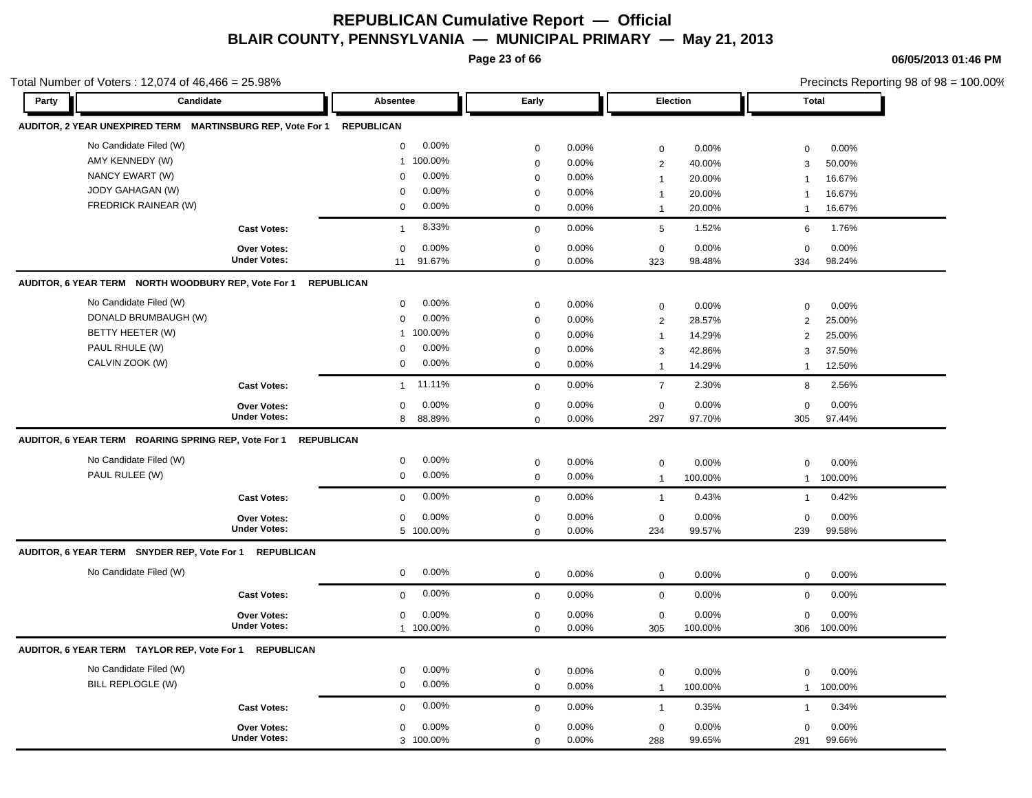# REPUBLICAN Cumulative Report — Official

## BLAIR COUNTY, PENNSYLVANIA — MUNICIPAL PRIMARY — May 21, 2013

**06/05/2013 01:46 PM**

Total Number of Voters : 12,074 of 46,466 = 25.98%

Precincts Reporting 98 of 98 = 100.00%

### AUDITOR, 2 YEAR UNEXPIRED TERM MARTINSBURG REP, Vote For 1 REPUBLICAN

| Party | Candidate | Absentee | | Early | | Election | | Total | |
|---|---|---|---|---|---|---|---|---|---|
| | No Candidate Filed (W) | 0 | 0.00% | 0 | 0.00% | 0 | 0.00% | 0 | 0.00% |
| | AMY KENNEDY (W) | 1 | 100.00% | 0 | 0.00% | 2 | 40.00% | 3 | 50.00% |
| | NANCY EWART (W) | 0 | 0.00% | 0 | 0.00% | 1 | 20.00% | 1 | 16.67% |
| | JODY GAHAGAN (W) | 0 | 0.00% | 0 | 0.00% | 1 | 20.00% | 1 | 16.67% |
| | FREDRICK RAINEAR (W) | 0 | 0.00% | 0 | 0.00% | 1 | 20.00% | 1 | 16.67% |
| | **Cast Votes:** | 1 | 8.33% | 0 | 0.00% | 5 | 1.52% | 6 | 1.76% |
| | **Over Votes:** | 0 | 0.00% | 0 | 0.00% | 0 | 0.00% | 0 | 0.00% |
| | **Under Votes:** | 11 | 91.67% | 0 | 0.00% | 323 | 98.48% | 334 | 98.24% |

### AUDITOR, 6 YEAR TERM NORTH WOODBURY REP, Vote For 1 REPUBLICAN

| Party | Candidate | Absentee | | Early | | Election | | Total | |
|---|---|---|---|---|---|---|---|---|---|
| | No Candidate Filed (W) | 0 | 0.00% | 0 | 0.00% | 0 | 0.00% | 0 | 0.00% |
| | DONALD BRUMBAUGH (W) | 0 | 0.00% | 0 | 0.00% | 2 | 28.57% | 2 | 25.00% |
| | BETTY HEETER (W) | 1 | 100.00% | 0 | 0.00% | 1 | 14.29% | 2 | 25.00% |
| | PAUL RHULE (W) | 0 | 0.00% | 0 | 0.00% | 3 | 42.86% | 3 | 37.50% |
| | CALVIN ZOOK (W) | 0 | 0.00% | 0 | 0.00% | 1 | 14.29% | 1 | 12.50% |
| | **Cast Votes:** | 1 | 11.11% | 0 | 0.00% | 7 | 2.30% | 8 | 2.56% |
| | **Over Votes:** | 0 | 0.00% | 0 | 0.00% | 0 | 0.00% | 0 | 0.00% |
| | **Under Votes:** | 8 | 88.89% | 0 | 0.00% | 297 | 97.70% | 305 | 97.44% |

### AUDITOR, 6 YEAR TERM ROARING SPRING REP, Vote For 1 REPUBLICAN

| Party | Candidate | Absentee | | Early | | Election | | Total | |
|---|---|---|---|---|---|---|---|---|---|
| | No Candidate Filed (W) | 0 | 0.00% | 0 | 0.00% | 0 | 0.00% | 0 | 0.00% |
| | PAUL RULEE (W) | 0 | 0.00% | 0 | 0.00% | 1 | 100.00% | 1 | 100.00% |
| | **Cast Votes:** | 0 | 0.00% | 0 | 0.00% | 1 | 0.43% | 1 | 0.42% |
| | **Over Votes:** | 0 | 0.00% | 0 | 0.00% | 0 | 0.00% | 0 | 0.00% |
| | **Under Votes:** | 5 | 100.00% | 0 | 0.00% | 234 | 99.57% | 239 | 99.58% |

### AUDITOR, 6 YEAR TERM SNYDER REP, Vote For 1 REPUBLICAN

| Party | Candidate | Absentee | | Early | | Election | | Total | |
|---|---|---|---|---|---|---|---|---|---|
| | No Candidate Filed (W) | 0 | 0.00% | 0 | 0.00% | 0 | 0.00% | 0 | 0.00% |
| | **Cast Votes:** | 0 | 0.00% | 0 | 0.00% | 0 | 0.00% | 0 | 0.00% |
| | **Over Votes:** | 0 | 0.00% | 0 | 0.00% | 0 | 0.00% | 0 | 0.00% |
| | **Under Votes:** | 1 | 100.00% | 0 | 0.00% | 305 | 100.00% | 306 | 100.00% |

### AUDITOR, 6 YEAR TERM TAYLOR REP, Vote For 1 REPUBLICAN

| Party | Candidate | Absentee | | Early | | Election | | Total | |
|---|---|---|---|---|---|---|---|---|---|
| | No Candidate Filed (W) | 0 | 0.00% | 0 | 0.00% | 0 | 0.00% | 0 | 0.00% |
| | BILL REPLOGLE (W) | 0 | 0.00% | 0 | 0.00% | 1 | 100.00% | 1 | 100.00% |
| | **Cast Votes:** | 0 | 0.00% | 0 | 0.00% | 1 | 0.35% | 1 | 0.34% |
| | **Over Votes:** | 0 | 0.00% | 0 | 0.00% | 0 | 0.00% | 0 | 0.00% |
| | **Under Votes:** | 3 | 100.00% | 0 | 0.00% | 288 | 99.65% | 291 | 99.66% |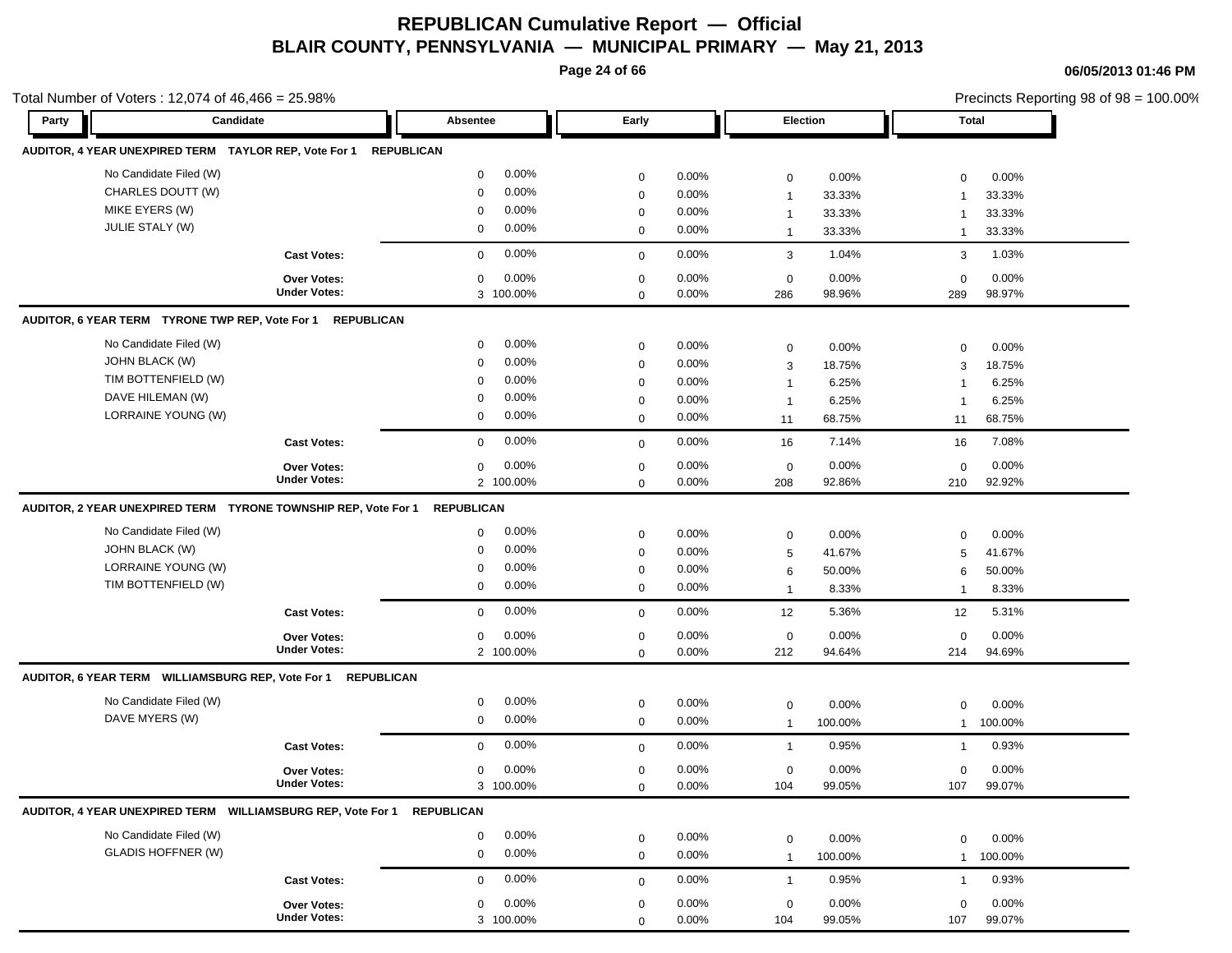# REPUBLICAN Cumulative Report — Official

## BLAIR COUNTY, PENNSYLVANIA — MUNICIPAL PRIMARY — May 21, 2013

06/05/2013 01:46 PM

Total Number of Voters : 12,074 of 46,466 = 25.98%

Precincts Reporting 98 of 98 = 100.00%

### AUDITOR, 4 YEAR UNEXPIRED TERM TAYLOR REP, Vote For 1 REPUBLICAN

| Party | Candidate | Absentee | | Early | | Election | | Total | |
|---|---|---|---|---|---|---|---|---|---|
| | No Candidate Filed (W) | 0 | 0.00% | 0 | 0.00% | 0 | 0.00% | 0 | 0.00% |
| | CHARLES DOUTT (W) | 0 | 0.00% | 0 | 0.00% | 1 | 33.33% | 1 | 33.33% |
| | MIKE EYERS (W) | 0 | 0.00% | 0 | 0.00% | 1 | 33.33% | 1 | 33.33% |
| | JULIE STALY (W) | 0 | 0.00% | 0 | 0.00% | 1 | 33.33% | 1 | 33.33% |
| | **Cast Votes:** | 0 | 0.00% | 0 | 0.00% | 3 | 1.04% | 3 | 1.03% |
| | **Over Votes:** | 0 | 0.00% | 0 | 0.00% | 0 | 0.00% | 0 | 0.00% |
| | **Under Votes:** | 3 | 100.00% | 0 | 0.00% | 286 | 98.96% | 289 | 98.97% |

### AUDITOR, 6 YEAR TERM TYRONE TWP REP, Vote For 1 REPUBLICAN

| Party | Candidate | Absentee | | Early | | Election | | Total | |
|---|---|---|---|---|---|---|---|---|---|
| | No Candidate Filed (W) | 0 | 0.00% | 0 | 0.00% | 0 | 0.00% | 0 | 0.00% |
| | JOHN BLACK (W) | 0 | 0.00% | 0 | 0.00% | 3 | 18.75% | 3 | 18.75% |
| | TIM BOTTENFIELD (W) | 0 | 0.00% | 0 | 0.00% | 1 | 6.25% | 1 | 6.25% |
| | DAVE HILEMAN (W) | 0 | 0.00% | 0 | 0.00% | 1 | 6.25% | 1 | 6.25% |
| | LORRAINE YOUNG (W) | 0 | 0.00% | 0 | 0.00% | 11 | 68.75% | 11 | 68.75% |
| | **Cast Votes:** | 0 | 0.00% | 0 | 0.00% | 16 | 7.14% | 16 | 7.08% |
| | **Over Votes:** | 0 | 0.00% | 0 | 0.00% | 0 | 0.00% | 0 | 0.00% |
| | **Under Votes:** | 2 | 100.00% | 0 | 0.00% | 208 | 92.86% | 210 | 92.92% |

### AUDITOR, 2 YEAR UNEXPIRED TERM TYRONE TOWNSHIP REP, Vote For 1 REPUBLICAN

| Party | Candidate | Absentee | | Early | | Election | | Total | |
|---|---|---|---|---|---|---|---|---|---|
| | No Candidate Filed (W) | 0 | 0.00% | 0 | 0.00% | 0 | 0.00% | 0 | 0.00% |
| | JOHN BLACK (W) | 0 | 0.00% | 0 | 0.00% | 5 | 41.67% | 5 | 41.67% |
| | LORRAINE YOUNG (W) | 0 | 0.00% | 0 | 0.00% | 6 | 50.00% | 6 | 50.00% |
| | TIM BOTTENFIELD (W) | 0 | 0.00% | 0 | 0.00% | 1 | 8.33% | 1 | 8.33% |
| | **Cast Votes:** | 0 | 0.00% | 0 | 0.00% | 12 | 5.36% | 12 | 5.31% |
| | **Over Votes:** | 0 | 0.00% | 0 | 0.00% | 0 | 0.00% | 0 | 0.00% |
| | **Under Votes:** | 2 | 100.00% | 0 | 0.00% | 212 | 94.64% | 214 | 94.69% |

### AUDITOR, 6 YEAR TERM WILLIAMSBURG REP, Vote For 1 REPUBLICAN

| Party | Candidate | Absentee | | Early | | Election | | Total | |
|---|---|---|---|---|---|---|---|---|---|
| | No Candidate Filed (W) | 0 | 0.00% | 0 | 0.00% | 0 | 0.00% | 0 | 0.00% |
| | DAVE MYERS (W) | 0 | 0.00% | 0 | 0.00% | 1 | 100.00% | 1 | 100.00% |
| | **Cast Votes:** | 0 | 0.00% | 0 | 0.00% | 1 | 0.95% | 1 | 0.93% |
| | **Over Votes:** | 0 | 0.00% | 0 | 0.00% | 0 | 0.00% | 0 | 0.00% |
| | **Under Votes:** | 3 | 100.00% | 0 | 0.00% | 104 | 99.05% | 107 | 99.07% |

### AUDITOR, 4 YEAR UNEXPIRED TERM WILLIAMSBURG REP, Vote For 1 REPUBLICAN

| Party | Candidate | Absentee | | Early | | Election | | Total | |
|---|---|---|---|---|---|---|---|---|---|
| | No Candidate Filed (W) | 0 | 0.00% | 0 | 0.00% | 0 | 0.00% | 0 | 0.00% |
| | GLADIS HOFFNER (W) | 0 | 0.00% | 0 | 0.00% | 1 | 100.00% | 1 | 100.00% |
| | **Cast Votes:** | 0 | 0.00% | 0 | 0.00% | 1 | 0.95% | 1 | 0.93% |
| | **Over Votes:** | 0 | 0.00% | 0 | 0.00% | 0 | 0.00% | 0 | 0.00% |
| | **Under Votes:** | 3 | 100.00% | 0 | 0.00% | 104 | 99.05% | 107 | 99.07% |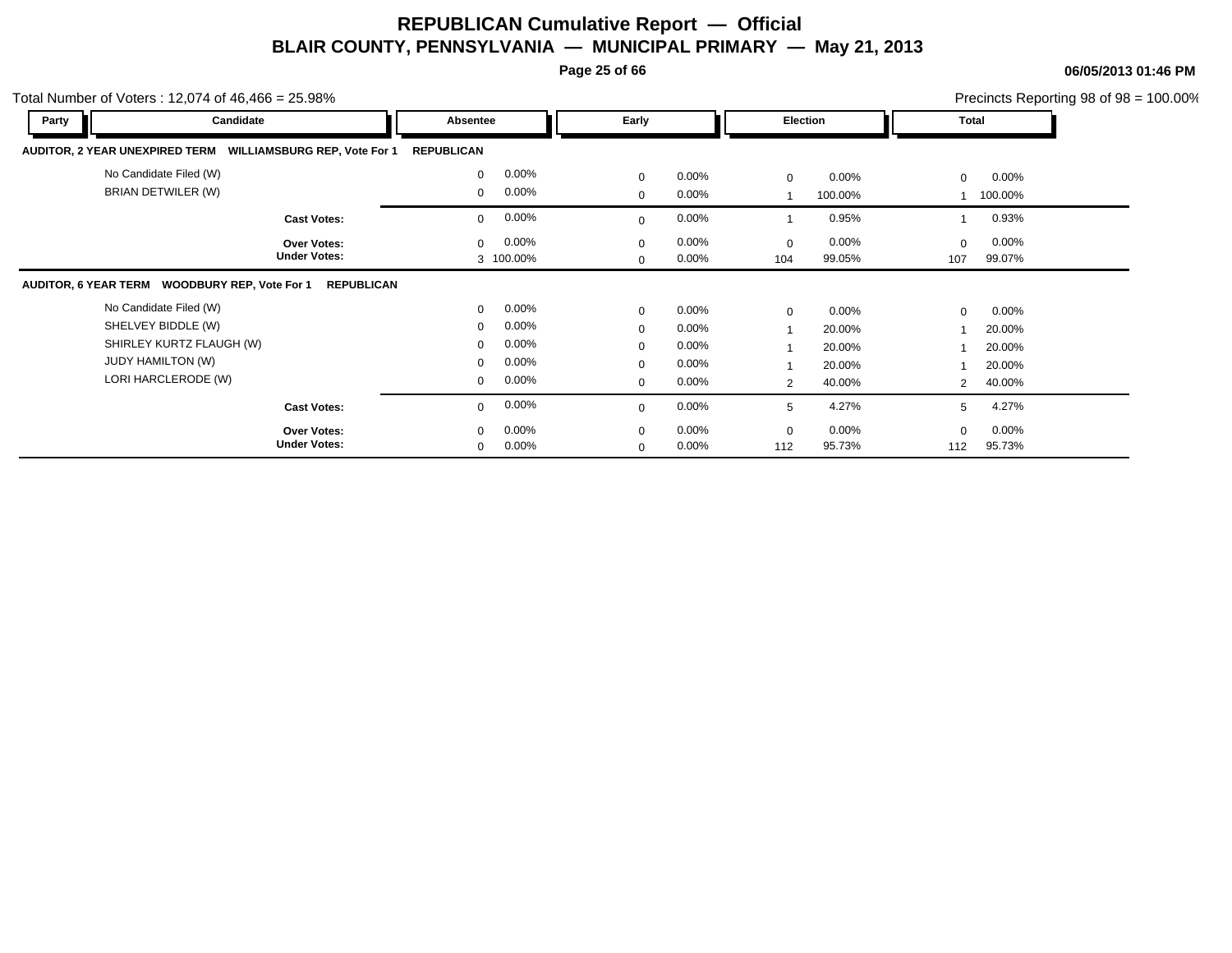# REPUBLICAN Cumulative Report — Official

## BLAIR COUNTY, PENNSYLVANIA — MUNICIPAL PRIMARY — May 21, 2013

06/05/2013 01:46 PM

Total Number of Voters : 12,074 of 46,466 = 25.98%

Precincts Reporting 98 of 98 = 100.00%

| Party | Candidate | Absentee | | Early | | Election | | Total | |
|---|---|---|---|---|---|---|---|---|---|
| **AUDITOR, 2 YEAR UNEXPIRED TERM WILLIAMSBURG REP, Vote For 1** | | **REPUBLICAN** | | | | | | | |
| | No Candidate Filed (W) | 0 | 0.00% | 0 | 0.00% | 0 | 0.00% | 0 | 0.00% |
| | BRIAN DETWILER (W) | 0 | 0.00% | 0 | 0.00% | 1 | 100.00% | 1 | 100.00% |
| | **Cast Votes:** | 0 | 0.00% | 0 | 0.00% | 1 | 0.95% | 1 | 0.93% |
| | **Over Votes:** | 0 | 0.00% | 0 | 0.00% | 0 | 0.00% | 0 | 0.00% |
| | **Under Votes:** | 3 | 100.00% | 0 | 0.00% | 104 | 99.05% | 107 | 99.07% |
| **AUDITOR, 6 YEAR TERM WOODBURY REP, Vote For 1 REPUBLICAN** | | | | | | | | | |
| | No Candidate Filed (W) | 0 | 0.00% | 0 | 0.00% | 0 | 0.00% | 0 | 0.00% |
| | SHELVEY BIDDLE (W) | 0 | 0.00% | 0 | 0.00% | 1 | 20.00% | 1 | 20.00% |
| | SHIRLEY KURTZ FLAUGH (W) | 0 | 0.00% | 0 | 0.00% | 1 | 20.00% | 1 | 20.00% |
| | JUDY HAMILTON (W) | 0 | 0.00% | 0 | 0.00% | 1 | 20.00% | 1 | 20.00% |
| | LORI HARCLERODE (W) | 0 | 0.00% | 0 | 0.00% | 2 | 40.00% | 2 | 40.00% |
| | **Cast Votes:** | 0 | 0.00% | 0 | 0.00% | 5 | 4.27% | 5 | 4.27% |
| | **Over Votes:** | 0 | 0.00% | 0 | 0.00% | 0 | 0.00% | 0 | 0.00% |
| | **Under Votes:** | 0 | 0.00% | 0 | 0.00% | 112 | 95.73% | 112 | 95.73% |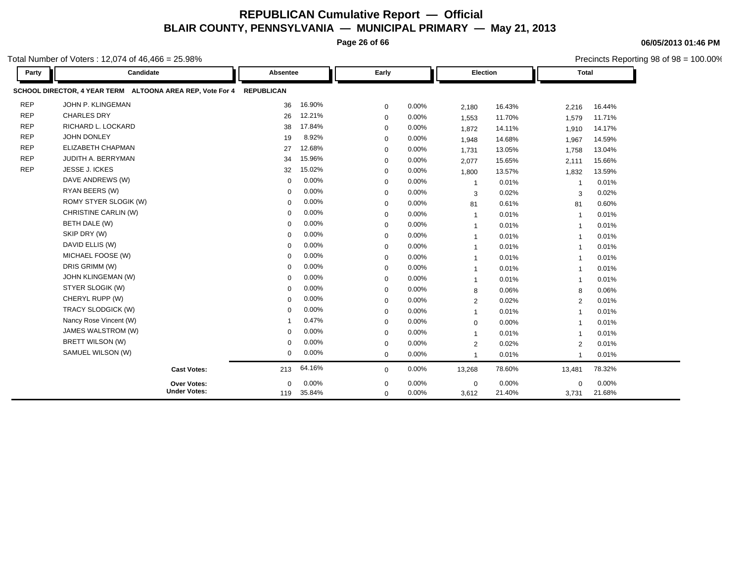# REPUBLICAN Cumulative Report — Official

## BLAIR COUNTY, PENNSYLVANIA — MUNICIPAL PRIMARY — May 21, 2013

06/05/2013 01:46 PM

Total Number of Voters : 12,074 of 46,466 = 25.98%

Precincts Reporting 98 of 98 = 100.00%

**SCHOOL DIRECTOR, 4 YEAR TERM ALTOONA AREA REP, Vote For 4** — **REPUBLICAN**

| Party | Candidate | Absentee | | Early | | Election | | Total | |
|---|---|---|---|---|---|---|---|---|---|
| REP | JOHN P. KLINGEMAN | 36 | 16.90% | 0 | 0.00% | 2,180 | 16.43% | 2,216 | 16.44% |
| REP | CHARLES DRY | 26 | 12.21% | 0 | 0.00% | 1,553 | 11.70% | 1,579 | 11.71% |
| REP | RICHARD L. LOCKARD | 38 | 17.84% | 0 | 0.00% | 1,872 | 14.11% | 1,910 | 14.17% |
| REP | JOHN DONLEY | 19 | 8.92% | 0 | 0.00% | 1,948 | 14.68% | 1,967 | 14.59% |
| REP | ELIZABETH CHAPMAN | 27 | 12.68% | 0 | 0.00% | 1,731 | 13.05% | 1,758 | 13.04% |
| REP | JUDITH A. BERRYMAN | 34 | 15.96% | 0 | 0.00% | 2,077 | 15.65% | 2,111 | 15.66% |
| REP | JESSE J. ICKES | 32 | 15.02% | 0 | 0.00% | 1,800 | 13.57% | 1,832 | 13.59% |
| | DAVE ANDREWS (W) | 0 | 0.00% | 0 | 0.00% | 1 | 0.01% | 1 | 0.01% |
| | RYAN BEERS (W) | 0 | 0.00% | 0 | 0.00% | 3 | 0.02% | 3 | 0.02% |
| | ROMY STYER SLOGIK (W) | 0 | 0.00% | 0 | 0.00% | 81 | 0.61% | 81 | 0.60% |
| | CHRISTINE CARLIN (W) | 0 | 0.00% | 0 | 0.00% | 1 | 0.01% | 1 | 0.01% |
| | BETH DALE (W) | 0 | 0.00% | 0 | 0.00% | 1 | 0.01% | 1 | 0.01% |
| | SKIP DRY (W) | 0 | 0.00% | 0 | 0.00% | 1 | 0.01% | 1 | 0.01% |
| | DAVID ELLIS (W) | 0 | 0.00% | 0 | 0.00% | 1 | 0.01% | 1 | 0.01% |
| | MICHAEL FOOSE (W) | 0 | 0.00% | 0 | 0.00% | 1 | 0.01% | 1 | 0.01% |
| | DRIS GRIMM (W) | 0 | 0.00% | 0 | 0.00% | 1 | 0.01% | 1 | 0.01% |
| | JOHN KLINGEMAN (W) | 0 | 0.00% | 0 | 0.00% | 1 | 0.01% | 1 | 0.01% |
| | STYER SLOGIK (W) | 0 | 0.00% | 0 | 0.00% | 8 | 0.06% | 8 | 0.06% |
| | CHERYL RUPP (W) | 0 | 0.00% | 0 | 0.00% | 2 | 0.02% | 2 | 0.01% |
| | TRACY SLODGICK (W) | 0 | 0.00% | 0 | 0.00% | 1 | 0.01% | 1 | 0.01% |
| | Nancy Rose Vincent (W) | 1 | 0.47% | 0 | 0.00% | 0 | 0.00% | 1 | 0.01% |
| | JAMES WALSTROM (W) | 0 | 0.00% | 0 | 0.00% | 1 | 0.01% | 1 | 0.01% |
| | BRETT WILSON (W) | 0 | 0.00% | 0 | 0.00% | 2 | 0.02% | 2 | 0.01% |
| | SAMUEL WILSON (W) | 0 | 0.00% | 0 | 0.00% | 1 | 0.01% | 1 | 0.01% |
| | **Cast Votes:** | 213 | 64.16% | 0 | 0.00% | 13,268 | 78.60% | 13,481 | 78.32% |
| | **Over Votes:** | 0 | 0.00% | 0 | 0.00% | 0 | 0.00% | 0 | 0.00% |
| | **Under Votes:** | 119 | 35.84% | 0 | 0.00% | 3,612 | 21.40% | 3,731 | 21.68% |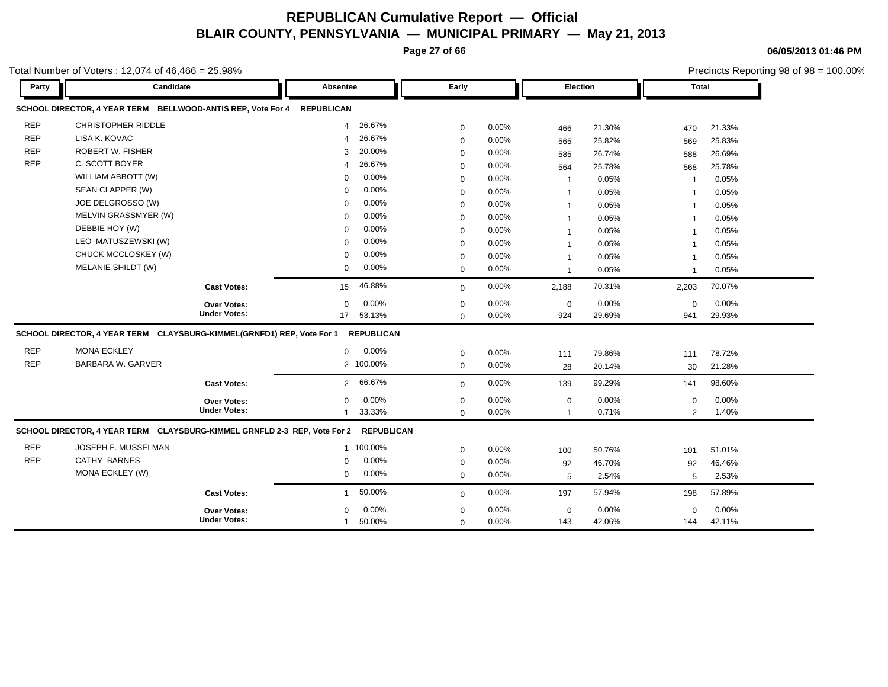# REPUBLICAN Cumulative Report — Official

## BLAIR COUNTY, PENNSYLVANIA — MUNICIPAL PRIMARY — May 21, 2013

06/05/2013 01:46 PM

Total Number of Voters : 12,074 of 46,466 = 25.98%

Precincts Reporting 98 of 98 = 100.00%

### SCHOOL DIRECTOR, 4 YEAR TERM BELLWOOD-ANTIS REP, Vote For 4 REPUBLICAN

| Party | Candidate | Absentee | | Early | | Election | | Total | |
|---|---|---|---|---|---|---|---|---|---|
| REP | CHRISTOPHER RIDDLE | 4 | 26.67% | 0 | 0.00% | 466 | 21.30% | 470 | 21.33% |
| REP | LISA K. KOVAC | 4 | 26.67% | 0 | 0.00% | 565 | 25.82% | 569 | 25.83% |
| REP | ROBERT W. FISHER | 3 | 20.00% | 0 | 0.00% | 585 | 26.74% | 588 | 26.69% |
| REP | C. SCOTT BOYER | 4 | 26.67% | 0 | 0.00% | 564 | 25.78% | 568 | 25.78% |
| | WILLIAM ABBOTT (W) | 0 | 0.00% | 0 | 0.00% | 1 | 0.05% | 1 | 0.05% |
| | SEAN CLAPPER (W) | 0 | 0.00% | 0 | 0.00% | 1 | 0.05% | 1 | 0.05% |
| | JOE DELGROSSO (W) | 0 | 0.00% | 0 | 0.00% | 1 | 0.05% | 1 | 0.05% |
| | MELVIN GRASSMYER (W) | 0 | 0.00% | 0 | 0.00% | 1 | 0.05% | 1 | 0.05% |
| | DEBBIE HOY (W) | 0 | 0.00% | 0 | 0.00% | 1 | 0.05% | 1 | 0.05% |
| | LEO MATUSZEWSKI (W) | 0 | 0.00% | 0 | 0.00% | 1 | 0.05% | 1 | 0.05% |
| | CHUCK MCCLOSKEY (W) | 0 | 0.00% | 0 | 0.00% | 1 | 0.05% | 1 | 0.05% |
| | MELANIE SHILDT (W) | 0 | 0.00% | 0 | 0.00% | 1 | 0.05% | 1 | 0.05% |
| | **Cast Votes:** | 15 | 46.88% | 0 | 0.00% | 2,188 | 70.31% | 2,203 | 70.07% |
| | **Over Votes:** | 0 | 0.00% | 0 | 0.00% | 0 | 0.00% | 0 | 0.00% |
| | **Under Votes:** | 17 | 53.13% | 0 | 0.00% | 924 | 29.69% | 941 | 29.93% |

### SCHOOL DIRECTOR, 4 YEAR TERM CLAYSBURG-KIMMEL(GRNFD1) REP, Vote For 1 REPUBLICAN

| Party | Candidate | Absentee | | Early | | Election | | Total | |
|---|---|---|---|---|---|---|---|---|---|
| REP | MONA ECKLEY | 0 | 0.00% | 0 | 0.00% | 111 | 79.86% | 111 | 78.72% |
| REP | BARBARA W. GARVER | 2 | 100.00% | 0 | 0.00% | 28 | 20.14% | 30 | 21.28% |
| | **Cast Votes:** | 2 | 66.67% | 0 | 0.00% | 139 | 99.29% | 141 | 98.60% |
| | **Over Votes:** | 0 | 0.00% | 0 | 0.00% | 0 | 0.00% | 0 | 0.00% |
| | **Under Votes:** | 1 | 33.33% | 0 | 0.00% | 1 | 0.71% | 2 | 1.40% |

### SCHOOL DIRECTOR, 4 YEAR TERM CLAYSBURG-KIMMEL GRNFLD 2-3 REP, Vote For 2 REPUBLICAN

| Party | Candidate | Absentee | | Early | | Election | | Total | |
|---|---|---|---|---|---|---|---|---|---|
| REP | JOSEPH F. MUSSELMAN | 1 | 100.00% | 0 | 0.00% | 100 | 50.76% | 101 | 51.01% |
| REP | CATHY BARNES | 0 | 0.00% | 0 | 0.00% | 92 | 46.70% | 92 | 46.46% |
| | MONA ECKLEY (W) | 0 | 0.00% | 0 | 0.00% | 5 | 2.54% | 5 | 2.53% |
| | **Cast Votes:** | 1 | 50.00% | 0 | 0.00% | 197 | 57.94% | 198 | 57.89% |
| | **Over Votes:** | 0 | 0.00% | 0 | 0.00% | 0 | 0.00% | 0 | 0.00% |
| | **Under Votes:** | 1 | 50.00% | 0 | 0.00% | 143 | 42.06% | 144 | 42.11% |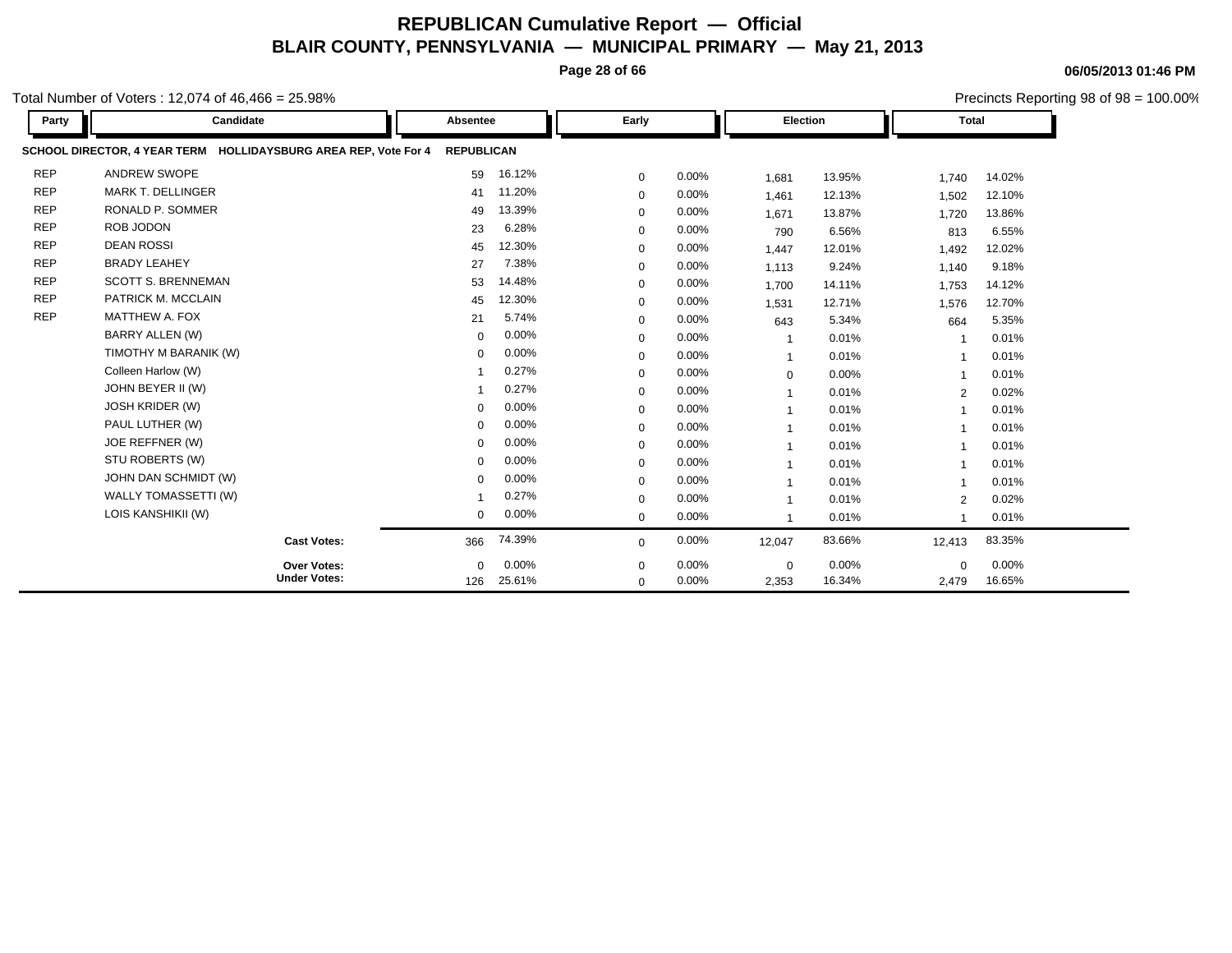# REPUBLICAN Cumulative Report — Official
## BLAIR COUNTY, PENNSYLVANIA — MUNICIPAL PRIMARY — May 21, 2013

**06/05/2013 01:46 PM**

Total Number of Voters : 12,074 of 46,466 = 25.98%

Precincts Reporting 98 of 98 = 100.00%

**SCHOOL DIRECTOR, 4 YEAR TERM HOLLIDAYSBURG AREA REP, Vote For 4 REPUBLICAN**

| Party | Candidate | Absentee | | Early | | Election | | Total | |
|---|---|---|---|---|---|---|---|---|---|
| REP | ANDREW SWOPE | 59 | 16.12% | 0 | 0.00% | 1,681 | 13.95% | 1,740 | 14.02% |
| REP | MARK T. DELLINGER | 41 | 11.20% | 0 | 0.00% | 1,461 | 12.13% | 1,502 | 12.10% |
| REP | RONALD P. SOMMER | 49 | 13.39% | 0 | 0.00% | 1,671 | 13.87% | 1,720 | 13.86% |
| REP | ROB JODON | 23 | 6.28% | 0 | 0.00% | 790 | 6.56% | 813 | 6.55% |
| REP | DEAN ROSSI | 45 | 12.30% | 0 | 0.00% | 1,447 | 12.01% | 1,492 | 12.02% |
| REP | BRADY LEAHEY | 27 | 7.38% | 0 | 0.00% | 1,113 | 9.24% | 1,140 | 9.18% |
| REP | SCOTT S. BRENNEMAN | 53 | 14.48% | 0 | 0.00% | 1,700 | 14.11% | 1,753 | 14.12% |
| REP | PATRICK M. MCCLAIN | 45 | 12.30% | 0 | 0.00% | 1,531 | 12.71% | 1,576 | 12.70% |
| REP | MATTHEW A. FOX | 21 | 5.74% | 0 | 0.00% | 643 | 5.34% | 664 | 5.35% |
| | BARRY ALLEN (W) | 0 | 0.00% | 0 | 0.00% | 1 | 0.01% | 1 | 0.01% |
| | TIMOTHY M BARANIK (W) | 0 | 0.00% | 0 | 0.00% | 1 | 0.01% | 1 | 0.01% |
| | Colleen Harlow (W) | 1 | 0.27% | 0 | 0.00% | 0 | 0.00% | 1 | 0.01% |
| | JOHN BEYER II (W) | 1 | 0.27% | 0 | 0.00% | 1 | 0.01% | 2 | 0.02% |
| | JOSH KRIDER (W) | 0 | 0.00% | 0 | 0.00% | 1 | 0.01% | 1 | 0.01% |
| | PAUL LUTHER (W) | 0 | 0.00% | 0 | 0.00% | 1 | 0.01% | 1 | 0.01% |
| | JOE REFFNER (W) | 0 | 0.00% | 0 | 0.00% | 1 | 0.01% | 1 | 0.01% |
| | STU ROBERTS (W) | 0 | 0.00% | 0 | 0.00% | 1 | 0.01% | 1 | 0.01% |
| | JOHN DAN SCHMIDT (W) | 0 | 0.00% | 0 | 0.00% | 1 | 0.01% | 1 | 0.01% |
| | WALLY TOMASSETTI (W) | 1 | 0.27% | 0 | 0.00% | 1 | 0.01% | 2 | 0.02% |
| | LOIS KANSHIKII (W) | 0 | 0.00% | 0 | 0.00% | 1 | 0.01% | 1 | 0.01% |
| | **Cast Votes:** | 366 | 74.39% | 0 | 0.00% | 12,047 | 83.66% | 12,413 | 83.35% |
| | **Over Votes:** | 0 | 0.00% | 0 | 0.00% | 0 | 0.00% | 0 | 0.00% |
| | **Under Votes:** | 126 | 25.61% | 0 | 0.00% | 2,353 | 16.34% | 2,479 | 16.65% |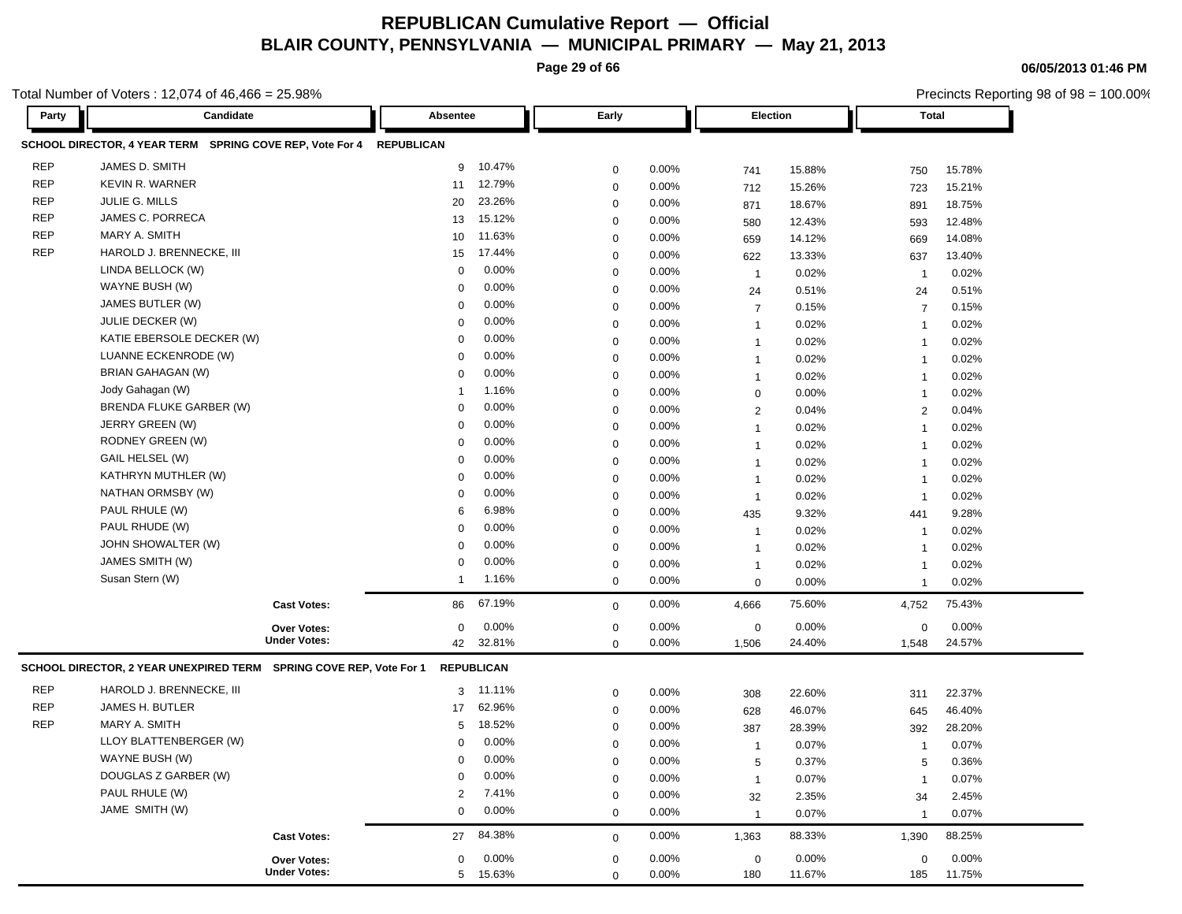# REPUBLICAN Cumulative Report — Official

## BLAIR COUNTY, PENNSYLVANIA — MUNICIPAL PRIMARY — May 21, 2013

06/05/2013 01:46 PM

Total Number of Voters : 12,074 of 46,466 = 25.98%

Precincts Reporting 98 of 98 = 100.00%

### SCHOOL DIRECTOR, 4 YEAR TERM SPRING COVE REP, Vote For 4 — REPUBLICAN

| Party | Candidate | Absentee | | Early | | Election | | Total | |
|---|---|---|---|---|---|---|---|---|---|
| REP | JAMES D. SMITH | 9 | 10.47% | 0 | 0.00% | 741 | 15.88% | 750 | 15.78% |
| REP | KEVIN R. WARNER | 11 | 12.79% | 0 | 0.00% | 712 | 15.26% | 723 | 15.21% |
| REP | JULIE G. MILLS | 20 | 23.26% | 0 | 0.00% | 871 | 18.67% | 891 | 18.75% |
| REP | JAMES C. PORRECA | 13 | 15.12% | 0 | 0.00% | 580 | 12.43% | 593 | 12.48% |
| REP | MARY A. SMITH | 10 | 11.63% | 0 | 0.00% | 659 | 14.12% | 669 | 14.08% |
| REP | HAROLD J. BRENNECKE, III | 15 | 17.44% | 0 | 0.00% | 622 | 13.33% | 637 | 13.40% |
| | LINDA BELLOCK (W) | 0 | 0.00% | 0 | 0.00% | 1 | 0.02% | 1 | 0.02% |
| | WAYNE BUSH (W) | 0 | 0.00% | 0 | 0.00% | 24 | 0.51% | 24 | 0.51% |
| | JAMES BUTLER (W) | 0 | 0.00% | 0 | 0.00% | 7 | 0.15% | 7 | 0.15% |
| | JULIE DECKER (W) | 0 | 0.00% | 0 | 0.00% | 1 | 0.02% | 1 | 0.02% |
| | KATIE EBERSOLE DECKER (W) | 0 | 0.00% | 0 | 0.00% | 1 | 0.02% | 1 | 0.02% |
| | LUANNE ECKENRODE (W) | 0 | 0.00% | 0 | 0.00% | 1 | 0.02% | 1 | 0.02% |
| | BRIAN GAHAGAN (W) | 0 | 0.00% | 0 | 0.00% | 1 | 0.02% | 1 | 0.02% |
| | Jody Gahagan (W) | 1 | 1.16% | 0 | 0.00% | 0 | 0.00% | 1 | 0.02% |
| | BRENDA FLUKE GARBER (W) | 0 | 0.00% | 0 | 0.00% | 2 | 0.04% | 2 | 0.04% |
| | JERRY GREEN (W) | 0 | 0.00% | 0 | 0.00% | 1 | 0.02% | 1 | 0.02% |
| | RODNEY GREEN (W) | 0 | 0.00% | 0 | 0.00% | 1 | 0.02% | 1 | 0.02% |
| | GAIL HELSEL (W) | 0 | 0.00% | 0 | 0.00% | 1 | 0.02% | 1 | 0.02% |
| | KATHRYN MUTHLER (W) | 0 | 0.00% | 0 | 0.00% | 1 | 0.02% | 1 | 0.02% |
| | NATHAN ORMSBY (W) | 0 | 0.00% | 0 | 0.00% | 1 | 0.02% | 1 | 0.02% |
| | PAUL RHULE (W) | 6 | 6.98% | 0 | 0.00% | 435 | 9.32% | 441 | 9.28% |
| | PAUL RHUDE (W) | 0 | 0.00% | 0 | 0.00% | 1 | 0.02% | 1 | 0.02% |
| | JOHN SHOWALTER (W) | 0 | 0.00% | 0 | 0.00% | 1 | 0.02% | 1 | 0.02% |
| | JAMES SMITH (W) | 0 | 0.00% | 0 | 0.00% | 1 | 0.02% | 1 | 0.02% |
| | Susan Stern (W) | 1 | 1.16% | 0 | 0.00% | 0 | 0.00% | 1 | 0.02% |
| | **Cast Votes:** | 86 | 67.19% | 0 | 0.00% | 4,666 | 75.60% | 4,752 | 75.43% |
| | **Over Votes:** | 0 | 0.00% | 0 | 0.00% | 0 | 0.00% | 0 | 0.00% |
| | **Under Votes:** | 42 | 32.81% | 0 | 0.00% | 1,506 | 24.40% | 1,548 | 24.57% |

### SCHOOL DIRECTOR, 2 YEAR UNEXPIRED TERM SPRING COVE REP, Vote For 1 — REPUBLICAN

| Party | Candidate | Absentee | | Early | | Election | | Total | |
|---|---|---|---|---|---|---|---|---|---|
| REP | HAROLD J. BRENNECKE, III | 3 | 11.11% | 0 | 0.00% | 308 | 22.60% | 311 | 22.37% |
| REP | JAMES H. BUTLER | 17 | 62.96% | 0 | 0.00% | 628 | 46.07% | 645 | 46.40% |
| REP | MARY A. SMITH | 5 | 18.52% | 0 | 0.00% | 387 | 28.39% | 392 | 28.20% |
| | LLOY BLATTENBERGER (W) | 0 | 0.00% | 0 | 0.00% | 1 | 0.07% | 1 | 0.07% |
| | WAYNE BUSH (W) | 0 | 0.00% | 0 | 0.00% | 5 | 0.37% | 5 | 0.36% |
| | DOUGLAS Z GARBER (W) | 0 | 0.00% | 0 | 0.00% | 1 | 0.07% | 1 | 0.07% |
| | PAUL RHULE (W) | 2 | 7.41% | 0 | 0.00% | 32 | 2.35% | 34 | 2.45% |
| | JAME SMITH (W) | 0 | 0.00% | 0 | 0.00% | 1 | 0.07% | 1 | 0.07% |
| | **Cast Votes:** | 27 | 84.38% | 0 | 0.00% | 1,363 | 88.33% | 1,390 | 88.25% |
| | **Over Votes:** | 0 | 0.00% | 0 | 0.00% | 0 | 0.00% | 0 | 0.00% |
| | **Under Votes:** | 5 | 15.63% | 0 | 0.00% | 180 | 11.67% | 185 | 11.75% |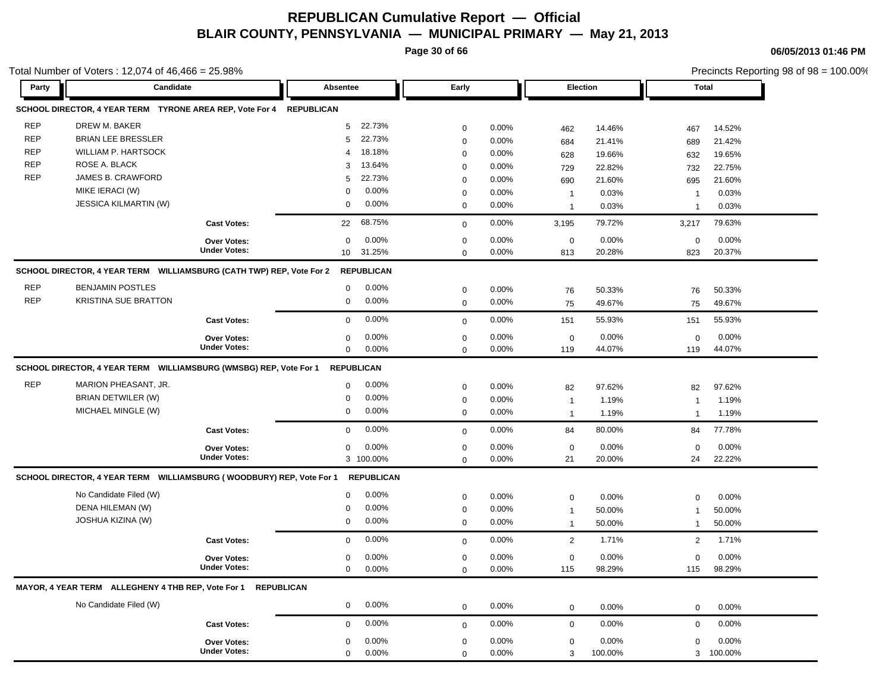# REPUBLICAN Cumulative Report — Official

## BLAIR COUNTY, PENNSYLVANIA — MUNICIPAL PRIMARY — May 21, 2013

06/05/2013 01:46 PM

Total Number of Voters : 12,074 of 46,466 = 25.98%

Precincts Reporting 98 of 98 = 100.00%

| Party | Candidate | Absentee | | Early | | Election | | Total | |
|---|---|---|---|---|---|---|---|---|---|
| **SCHOOL DIRECTOR, 4 YEAR TERM TYRONE AREA REP, Vote For 4 REPUBLICAN** | | | | | | | | | |
| REP | DREW M. BAKER | 5 | 22.73% | 0 | 0.00% | 462 | 14.46% | 467 | 14.52% |
| REP | BRIAN LEE BRESSLER | 5 | 22.73% | 0 | 0.00% | 684 | 21.41% | 689 | 21.42% |
| REP | WILLIAM P. HARTSOCK | 4 | 18.18% | 0 | 0.00% | 628 | 19.66% | 632 | 19.65% |
| REP | ROSE A. BLACK | 3 | 13.64% | 0 | 0.00% | 729 | 22.82% | 732 | 22.75% |
| REP | JAMES B. CRAWFORD | 5 | 22.73% | 0 | 0.00% | 690 | 21.60% | 695 | 21.60% |
| | MIKE IERACI (W) | 0 | 0.00% | 0 | 0.00% | 1 | 0.03% | 1 | 0.03% |
| | JESSICA KILMARTIN (W) | 0 | 0.00% | 0 | 0.00% | 1 | 0.03% | 1 | 0.03% |
| | **Cast Votes:** | 22 | 68.75% | 0 | 0.00% | 3,195 | 79.72% | 3,217 | 79.63% |
| | **Over Votes:** | 0 | 0.00% | 0 | 0.00% | 0 | 0.00% | 0 | 0.00% |
| | **Under Votes:** | 10 | 31.25% | 0 | 0.00% | 813 | 20.28% | 823 | 20.37% |
| **SCHOOL DIRECTOR, 4 YEAR TERM WILLIAMSBURG (CATH TWP) REP, Vote For 2 REPUBLICAN** | | | | | | | | | |
| REP | BENJAMIN POSTLES | 0 | 0.00% | 0 | 0.00% | 76 | 50.33% | 76 | 50.33% |
| REP | KRISTINA SUE BRATTON | 0 | 0.00% | 0 | 0.00% | 75 | 49.67% | 75 | 49.67% |
| | **Cast Votes:** | 0 | 0.00% | 0 | 0.00% | 151 | 55.93% | 151 | 55.93% |
| | **Over Votes:** | 0 | 0.00% | 0 | 0.00% | 0 | 0.00% | 0 | 0.00% |
| | **Under Votes:** | 0 | 0.00% | 0 | 0.00% | 119 | 44.07% | 119 | 44.07% |
| **SCHOOL DIRECTOR, 4 YEAR TERM WILLIAMSBURG (WMSBG) REP, Vote For 1 REPUBLICAN** | | | | | | | | | |
| REP | MARION PHEASANT, JR. | 0 | 0.00% | 0 | 0.00% | 82 | 97.62% | 82 | 97.62% |
| | BRIAN DETWILER (W) | 0 | 0.00% | 0 | 0.00% | 1 | 1.19% | 1 | 1.19% |
| | MICHAEL MINGLE (W) | 0 | 0.00% | 0 | 0.00% | 1 | 1.19% | 1 | 1.19% |
| | **Cast Votes:** | 0 | 0.00% | 0 | 0.00% | 84 | 80.00% | 84 | 77.78% |
| | **Over Votes:** | 0 | 0.00% | 0 | 0.00% | 0 | 0.00% | 0 | 0.00% |
| | **Under Votes:** | 3 | 100.00% | 0 | 0.00% | 21 | 20.00% | 24 | 22.22% |
| **SCHOOL DIRECTOR, 4 YEAR TERM WILLIAMSBURG ( WOODBURY) REP, Vote For 1 REPUBLICAN** | | | | | | | | | |
| | No Candidate Filed (W) | 0 | 0.00% | 0 | 0.00% | 0 | 0.00% | 0 | 0.00% |
| | DENA HILEMAN (W) | 0 | 0.00% | 0 | 0.00% | 1 | 50.00% | 1 | 50.00% |
| | JOSHUA KIZINA (W) | 0 | 0.00% | 0 | 0.00% | 1 | 50.00% | 1 | 50.00% |
| | **Cast Votes:** | 0 | 0.00% | 0 | 0.00% | 2 | 1.71% | 2 | 1.71% |
| | **Over Votes:** | 0 | 0.00% | 0 | 0.00% | 0 | 0.00% | 0 | 0.00% |
| | **Under Votes:** | 0 | 0.00% | 0 | 0.00% | 115 | 98.29% | 115 | 98.29% |
| **MAYOR, 4 YEAR TERM ALLEGHENY 4 THB REP, Vote For 1 REPUBLICAN** | | | | | | | | | |
| | No Candidate Filed (W) | 0 | 0.00% | 0 | 0.00% | 0 | 0.00% | 0 | 0.00% |
| | **Cast Votes:** | 0 | 0.00% | 0 | 0.00% | 0 | 0.00% | 0 | 0.00% |
| | **Over Votes:** | 0 | 0.00% | 0 | 0.00% | 0 | 0.00% | 0 | 0.00% |
| | **Under Votes:** | 0 | 0.00% | 0 | 0.00% | 3 | 100.00% | 3 | 100.00% |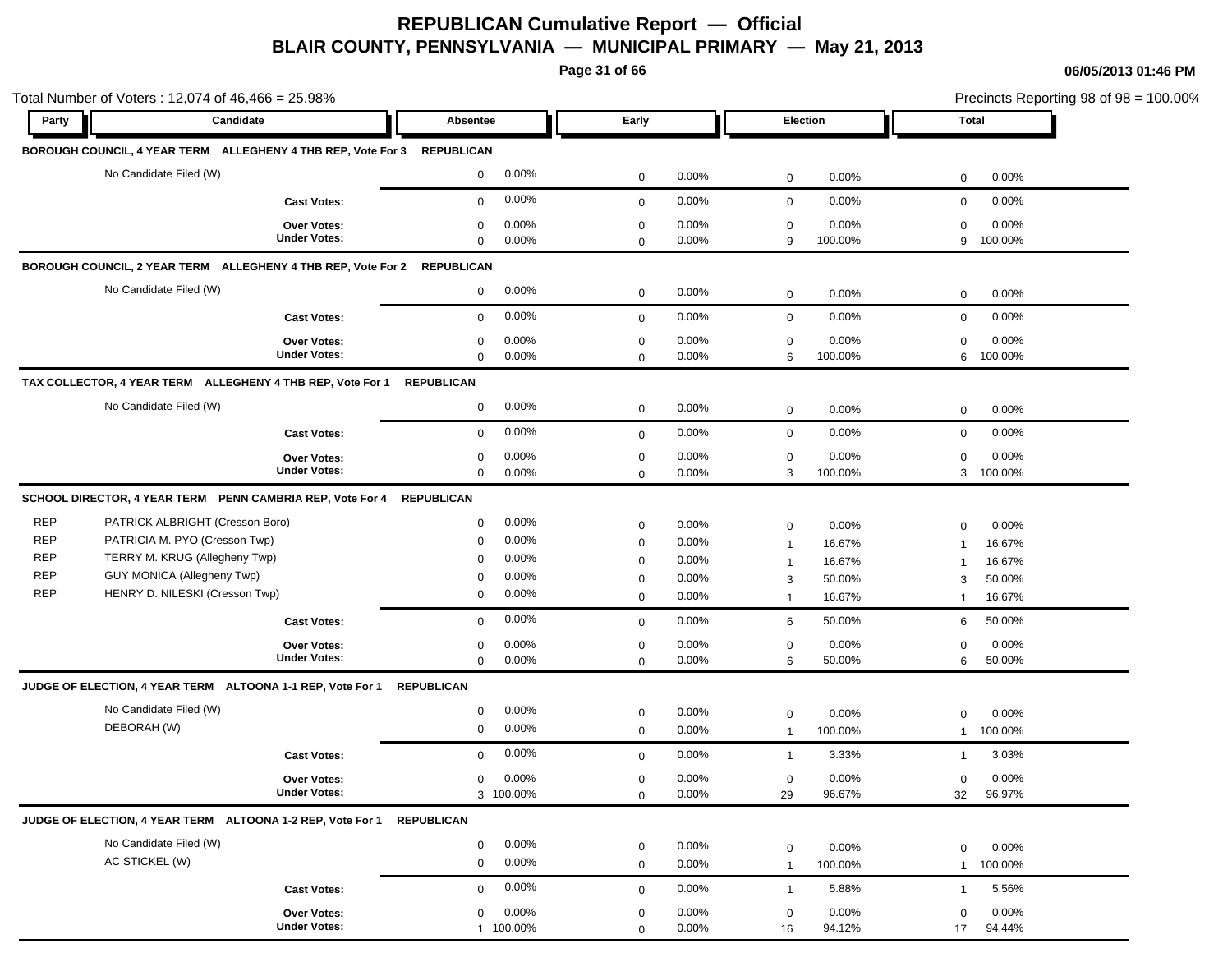# REPUBLICAN Cumulative Report — Official

## BLAIR COUNTY, PENNSYLVANIA — MUNICIPAL PRIMARY — May 21, 2013

06/05/2013 01:46 PM

Total Number of Voters : 12,074 of 46,466 = 25.98%

Precincts Reporting 98 of 98 = 100.00%

| Party | Candidate | Absentee | | Early | | Election | | Total | |
|---|---|---|---|---|---|---|---|---|---|
| **BOROUGH COUNCIL, 4 YEAR TERM ALLEGHENY 4 THB REP, Vote For 3 REPUBLICAN** | | | | | | | | | |
| | No Candidate Filed (W) | 0 | 0.00% | 0 | 0.00% | 0 | 0.00% | 0 | 0.00% |
| | **Cast Votes:** | 0 | 0.00% | 0 | 0.00% | 0 | 0.00% | 0 | 0.00% |
| | **Over Votes:** | 0 | 0.00% | 0 | 0.00% | 0 | 0.00% | 0 | 0.00% |
| | **Under Votes:** | 0 | 0.00% | 0 | 0.00% | 9 | 100.00% | 9 | 100.00% |
| **BOROUGH COUNCIL, 2 YEAR TERM ALLEGHENY 4 THB REP, Vote For 2 REPUBLICAN** | | | | | | | | | |
| | No Candidate Filed (W) | 0 | 0.00% | 0 | 0.00% | 0 | 0.00% | 0 | 0.00% |
| | **Cast Votes:** | 0 | 0.00% | 0 | 0.00% | 0 | 0.00% | 0 | 0.00% |
| | **Over Votes:** | 0 | 0.00% | 0 | 0.00% | 0 | 0.00% | 0 | 0.00% |
| | **Under Votes:** | 0 | 0.00% | 0 | 0.00% | 6 | 100.00% | 6 | 100.00% |
| **TAX COLLECTOR, 4 YEAR TERM ALLEGHENY 4 THB REP, Vote For 1 REPUBLICAN** | | | | | | | | | |
| | No Candidate Filed (W) | 0 | 0.00% | 0 | 0.00% | 0 | 0.00% | 0 | 0.00% |
| | **Cast Votes:** | 0 | 0.00% | 0 | 0.00% | 0 | 0.00% | 0 | 0.00% |
| | **Over Votes:** | 0 | 0.00% | 0 | 0.00% | 0 | 0.00% | 0 | 0.00% |
| | **Under Votes:** | 0 | 0.00% | 0 | 0.00% | 3 | 100.00% | 3 | 100.00% |
| **SCHOOL DIRECTOR, 4 YEAR TERM PENN CAMBRIA REP, Vote For 4 REPUBLICAN** | | | | | | | | | |
| REP | PATRICK ALBRIGHT (Cresson Boro) | 0 | 0.00% | 0 | 0.00% | 0 | 0.00% | 0 | 0.00% |
| REP | PATRICIA M. PYO (Cresson Twp) | 0 | 0.00% | 0 | 0.00% | 1 | 16.67% | 1 | 16.67% |
| REP | TERRY M. KRUG (Allegheny Twp) | 0 | 0.00% | 0 | 0.00% | 1 | 16.67% | 1 | 16.67% |
| REP | GUY MONICA (Allegheny Twp) | 0 | 0.00% | 0 | 0.00% | 3 | 50.00% | 3 | 50.00% |
| REP | HENRY D. NILESKI (Cresson Twp) | 0 | 0.00% | 0 | 0.00% | 1 | 16.67% | 1 | 16.67% |
| | **Cast Votes:** | 0 | 0.00% | 0 | 0.00% | 6 | 50.00% | 6 | 50.00% |
| | **Over Votes:** | 0 | 0.00% | 0 | 0.00% | 0 | 0.00% | 0 | 0.00% |
| | **Under Votes:** | 0 | 0.00% | 0 | 0.00% | 6 | 50.00% | 6 | 50.00% |
| **JUDGE OF ELECTION, 4 YEAR TERM ALTOONA 1-1 REP, Vote For 1 REPUBLICAN** | | | | | | | | | |
| | No Candidate Filed (W) | 0 | 0.00% | 0 | 0.00% | 0 | 0.00% | 0 | 0.00% |
| | DEBORAH (W) | 0 | 0.00% | 0 | 0.00% | 1 | 100.00% | 1 | 100.00% |
| | **Cast Votes:** | 0 | 0.00% | 0 | 0.00% | 1 | 3.33% | 1 | 3.03% |
| | **Over Votes:** | 0 | 0.00% | 0 | 0.00% | 0 | 0.00% | 0 | 0.00% |
| | **Under Votes:** | 3 | 100.00% | 0 | 0.00% | 29 | 96.67% | 32 | 96.97% |
| **JUDGE OF ELECTION, 4 YEAR TERM ALTOONA 1-2 REP, Vote For 1 REPUBLICAN** | | | | | | | | | |
| | No Candidate Filed (W) | 0 | 0.00% | 0 | 0.00% | 0 | 0.00% | 0 | 0.00% |
| | AC STICKEL (W) | 0 | 0.00% | 0 | 0.00% | 1 | 100.00% | 1 | 100.00% |
| | **Cast Votes:** | 0 | 0.00% | 0 | 0.00% | 1 | 5.88% | 1 | 5.56% |
| | **Over Votes:** | 0 | 0.00% | 0 | 0.00% | 0 | 0.00% | 0 | 0.00% |
| | **Under Votes:** | 1 | 100.00% | 0 | 0.00% | 16 | 94.12% | 17 | 94.44% |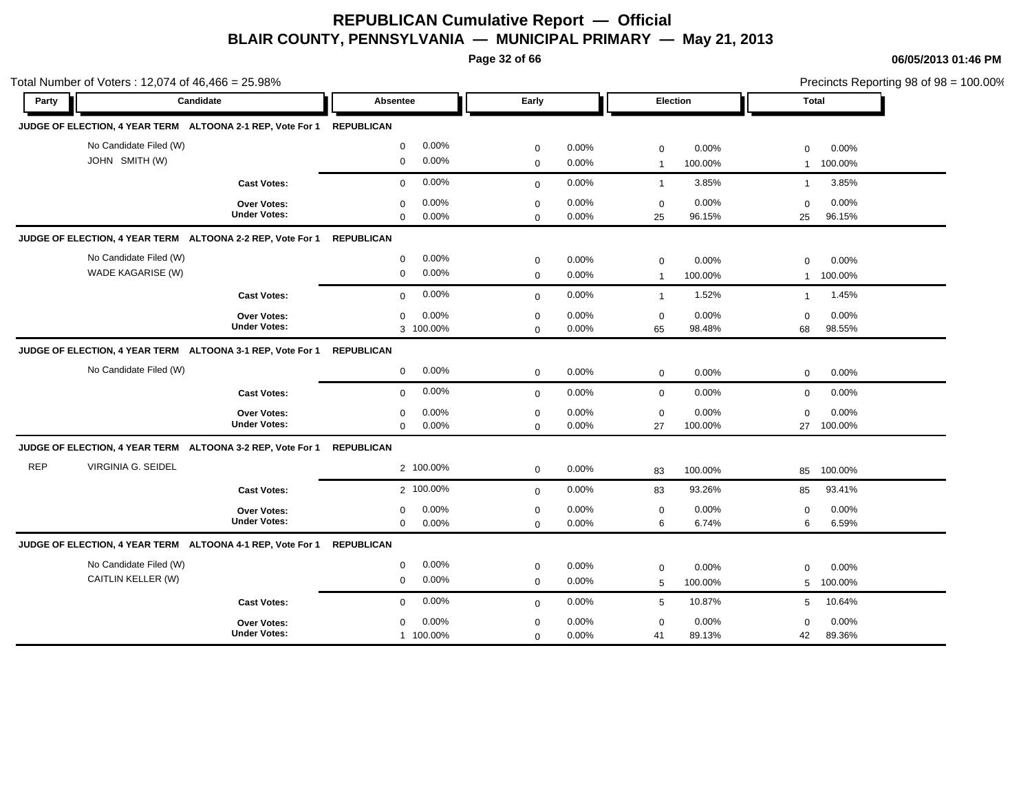# REPUBLICAN Cumulative Report — Official

## BLAIR COUNTY, PENNSYLVANIA — MUNICIPAL PRIMARY — May 21, 2013

06/05/2013 01:46 PM

Total Number of Voters : 12,074 of 46,466 = 25.98%

Precincts Reporting 98 of 98 = 100.00%

| Party | Candidate | Absentee | | Early | | Election | | Total | |
|---|---|---|---|---|---|---|---|---|---|
| **JUDGE OF ELECTION, 4 YEAR TERM ALTOONA 2-1 REP, Vote For 1** | | **REPUBLICAN** | | | | | | | |
| | No Candidate Filed (W) | 0 | 0.00% | 0 | 0.00% | 0 | 0.00% | 0 | 0.00% |
| | JOHN SMITH (W) | 0 | 0.00% | 0 | 0.00% | 1 | 100.00% | 1 | 100.00% |
| | **Cast Votes:** | 0 | 0.00% | 0 | 0.00% | 1 | 3.85% | 1 | 3.85% |
| | **Over Votes:** | 0 | 0.00% | 0 | 0.00% | 0 | 0.00% | 0 | 0.00% |
| | **Under Votes:** | 0 | 0.00% | 0 | 0.00% | 25 | 96.15% | 25 | 96.15% |
| **JUDGE OF ELECTION, 4 YEAR TERM ALTOONA 2-2 REP, Vote For 1** | | **REPUBLICAN** | | | | | | | |
| | No Candidate Filed (W) | 0 | 0.00% | 0 | 0.00% | 0 | 0.00% | 0 | 0.00% |
| | WADE KAGARISE (W) | 0 | 0.00% | 0 | 0.00% | 1 | 100.00% | 1 | 100.00% |
| | **Cast Votes:** | 0 | 0.00% | 0 | 0.00% | 1 | 1.52% | 1 | 1.45% |
| | **Over Votes:** | 0 | 0.00% | 0 | 0.00% | 0 | 0.00% | 0 | 0.00% |
| | **Under Votes:** | 3 | 100.00% | 0 | 0.00% | 65 | 98.48% | 68 | 98.55% |
| **JUDGE OF ELECTION, 4 YEAR TERM ALTOONA 3-1 REP, Vote For 1** | | **REPUBLICAN** | | | | | | | |
| | No Candidate Filed (W) | 0 | 0.00% | 0 | 0.00% | 0 | 0.00% | 0 | 0.00% |
| | **Cast Votes:** | 0 | 0.00% | 0 | 0.00% | 0 | 0.00% | 0 | 0.00% |
| | **Over Votes:** | 0 | 0.00% | 0 | 0.00% | 0 | 0.00% | 0 | 0.00% |
| | **Under Votes:** | 0 | 0.00% | 0 | 0.00% | 27 | 100.00% | 27 | 100.00% |
| **JUDGE OF ELECTION, 4 YEAR TERM ALTOONA 3-2 REP, Vote For 1** | | **REPUBLICAN** | | | | | | | |
| REP | VIRGINIA G. SEIDEL | 2 | 100.00% | 0 | 0.00% | 83 | 100.00% | 85 | 100.00% |
| | **Cast Votes:** | 2 | 100.00% | 0 | 0.00% | 83 | 93.26% | 85 | 93.41% |
| | **Over Votes:** | 0 | 0.00% | 0 | 0.00% | 0 | 0.00% | 0 | 0.00% |
| | **Under Votes:** | 0 | 0.00% | 0 | 0.00% | 6 | 6.74% | 6 | 6.59% |
| **JUDGE OF ELECTION, 4 YEAR TERM ALTOONA 4-1 REP, Vote For 1** | | **REPUBLICAN** | | | | | | | |
| | No Candidate Filed (W) | 0 | 0.00% | 0 | 0.00% | 0 | 0.00% | 0 | 0.00% |
| | CAITLIN KELLER (W) | 0 | 0.00% | 0 | 0.00% | 5 | 100.00% | 5 | 100.00% |
| | **Cast Votes:** | 0 | 0.00% | 0 | 0.00% | 5 | 10.87% | 5 | 10.64% |
| | **Over Votes:** | 0 | 0.00% | 0 | 0.00% | 0 | 0.00% | 0 | 0.00% |
| | **Under Votes:** | 1 | 100.00% | 0 | 0.00% | 41 | 89.13% | 42 | 89.36% |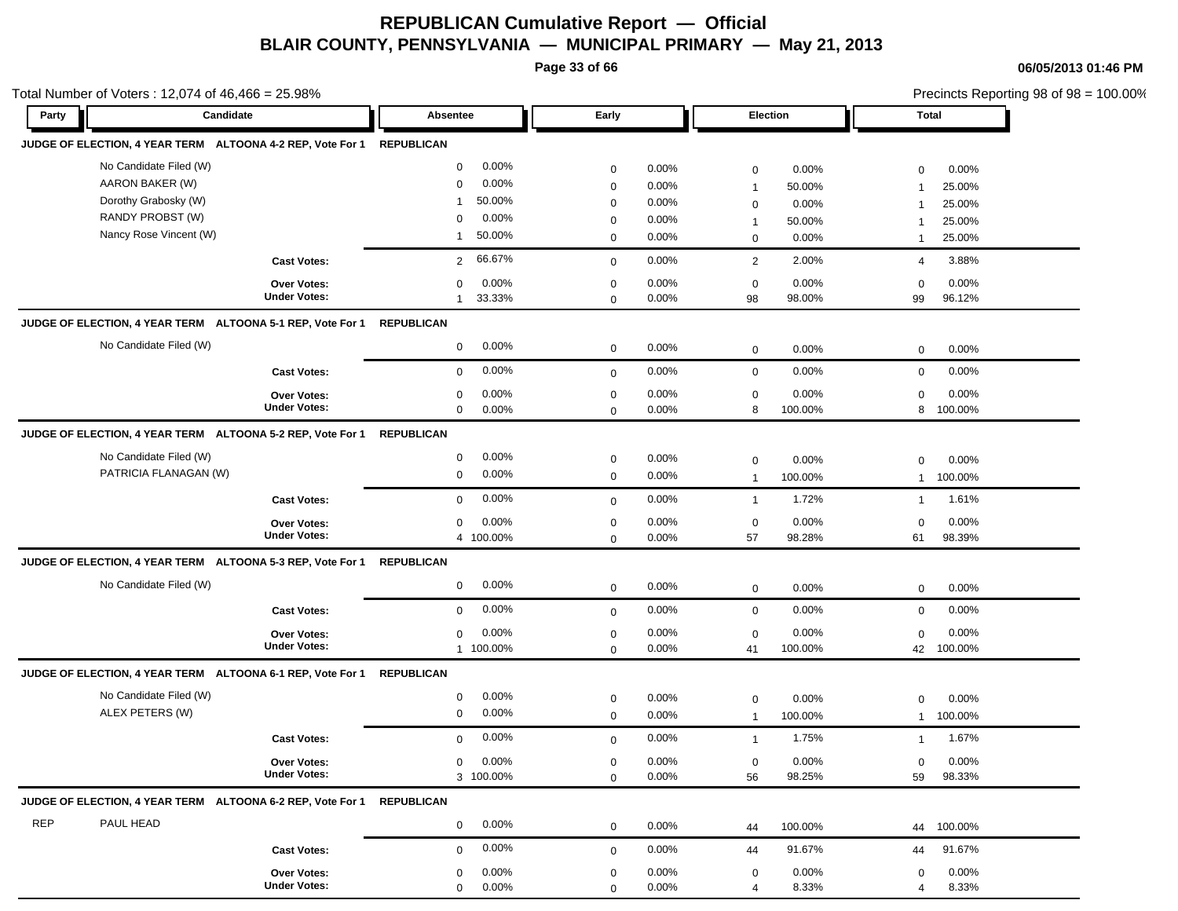# REPUBLICAN Cumulative Report — Official

## BLAIR COUNTY, PENNSYLVANIA — MUNICIPAL PRIMARY — May 21, 2013

06/05/2013 01:46 PM

Total Number of Voters : 12,074 of 46,466 = 25.98%

Precincts Reporting 98 of 98 = 100.00%

| Party | Candidate | Absentee | | Early | | Election | | Total | |
|---|---|---|---|---|---|---|---|---|---|
| **JUDGE OF ELECTION, 4 YEAR TERM ALTOONA 4-2 REP, Vote For 1** | | **REPUBLICAN** | | | | | | | |
| | No Candidate Filed (W) | 0 | 0.00% | 0 | 0.00% | 0 | 0.00% | 0 | 0.00% |
| | AARON BAKER (W) | 0 | 0.00% | 0 | 0.00% | 1 | 50.00% | 1 | 25.00% |
| | Dorothy Grabosky (W) | 1 | 50.00% | 0 | 0.00% | 0 | 0.00% | 1 | 25.00% |
| | RANDY PROBST (W) | 0 | 0.00% | 0 | 0.00% | 1 | 50.00% | 1 | 25.00% |
| | Nancy Rose Vincent (W) | 1 | 50.00% | 0 | 0.00% | 0 | 0.00% | 1 | 25.00% |
| | **Cast Votes:** | 2 | 66.67% | 0 | 0.00% | 2 | 2.00% | 4 | 3.88% |
| | **Over Votes:** | 0 | 0.00% | 0 | 0.00% | 0 | 0.00% | 0 | 0.00% |
| | **Under Votes:** | 1 | 33.33% | 0 | 0.00% | 98 | 98.00% | 99 | 96.12% |
| **JUDGE OF ELECTION, 4 YEAR TERM ALTOONA 5-1 REP, Vote For 1** | | **REPUBLICAN** | | | | | | | |
| | No Candidate Filed (W) | 0 | 0.00% | 0 | 0.00% | 0 | 0.00% | 0 | 0.00% |
| | **Cast Votes:** | 0 | 0.00% | 0 | 0.00% | 0 | 0.00% | 0 | 0.00% |
| | **Over Votes:** | 0 | 0.00% | 0 | 0.00% | 0 | 0.00% | 0 | 0.00% |
| | **Under Votes:** | 0 | 0.00% | 0 | 0.00% | 8 | 100.00% | 8 | 100.00% |
| **JUDGE OF ELECTION, 4 YEAR TERM ALTOONA 5-2 REP, Vote For 1** | | **REPUBLICAN** | | | | | | | |
| | No Candidate Filed (W) | 0 | 0.00% | 0 | 0.00% | 0 | 0.00% | 0 | 0.00% |
| | PATRICIA FLANAGAN (W) | 0 | 0.00% | 0 | 0.00% | 1 | 100.00% | 1 | 100.00% |
| | **Cast Votes:** | 0 | 0.00% | 0 | 0.00% | 1 | 1.72% | 1 | 1.61% |
| | **Over Votes:** | 0 | 0.00% | 0 | 0.00% | 0 | 0.00% | 0 | 0.00% |
| | **Under Votes:** | 4 | 100.00% | 0 | 0.00% | 57 | 98.28% | 61 | 98.39% |
| **JUDGE OF ELECTION, 4 YEAR TERM ALTOONA 5-3 REP, Vote For 1** | | **REPUBLICAN** | | | | | | | |
| | No Candidate Filed (W) | 0 | 0.00% | 0 | 0.00% | 0 | 0.00% | 0 | 0.00% |
| | **Cast Votes:** | 0 | 0.00% | 0 | 0.00% | 0 | 0.00% | 0 | 0.00% |
| | **Over Votes:** | 0 | 0.00% | 0 | 0.00% | 0 | 0.00% | 0 | 0.00% |
| | **Under Votes:** | 1 | 100.00% | 0 | 0.00% | 41 | 100.00% | 42 | 100.00% |
| **JUDGE OF ELECTION, 4 YEAR TERM ALTOONA 6-1 REP, Vote For 1** | | **REPUBLICAN** | | | | | | | |
| | No Candidate Filed (W) | 0 | 0.00% | 0 | 0.00% | 0 | 0.00% | 0 | 0.00% |
| | ALEX PETERS (W) | 0 | 0.00% | 0 | 0.00% | 1 | 100.00% | 1 | 100.00% |
| | **Cast Votes:** | 0 | 0.00% | 0 | 0.00% | 1 | 1.75% | 1 | 1.67% |
| | **Over Votes:** | 0 | 0.00% | 0 | 0.00% | 0 | 0.00% | 0 | 0.00% |
| | **Under Votes:** | 3 | 100.00% | 0 | 0.00% | 56 | 98.25% | 59 | 98.33% |
| **JUDGE OF ELECTION, 4 YEAR TERM ALTOONA 6-2 REP, Vote For 1** | | **REPUBLICAN** | | | | | | | |
| REP | PAUL HEAD | 0 | 0.00% | 0 | 0.00% | 44 | 100.00% | 44 | 100.00% |
| | **Cast Votes:** | 0 | 0.00% | 0 | 0.00% | 44 | 91.67% | 44 | 91.67% |
| | **Over Votes:** | 0 | 0.00% | 0 | 0.00% | 0 | 0.00% | 0 | 0.00% |
| | **Under Votes:** | 0 | 0.00% | 0 | 0.00% | 4 | 8.33% | 4 | 8.33% |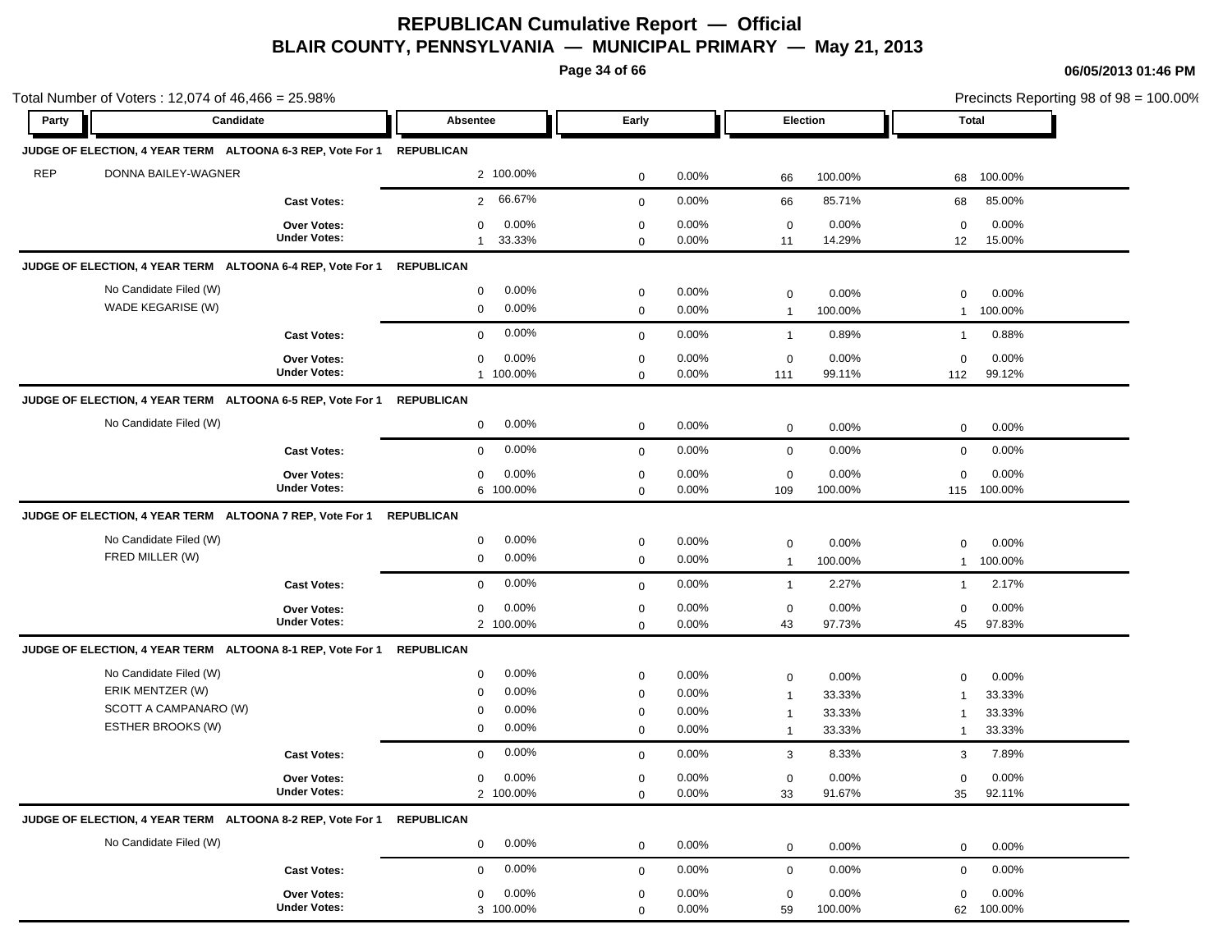# REPUBLICAN Cumulative Report — Official

## BLAIR COUNTY, PENNSYLVANIA — MUNICIPAL PRIMARY — May 21, 2013

06/05/2013 01:46 PM

Total Number of Voters : 12,074 of 46,466 = 25.98%

Precincts Reporting 98 of 98 = 100.00%

| Party | Candidate | Absentee | | Early | | Election | | Total | |
|---|---|---|---|---|---|---|---|---|---|
| **JUDGE OF ELECTION, 4 YEAR TERM ALTOONA 6-3 REP, Vote For 1** | **REPUBLICAN** | | | | | | | | |
| REP | DONNA BAILEY-WAGNER | 2 | 100.00% | 0 | 0.00% | 66 | 100.00% | 68 | 100.00% |
| | **Cast Votes:** | 2 | 66.67% | 0 | 0.00% | 66 | 85.71% | 68 | 85.00% |
| | **Over Votes:** | 0 | 0.00% | 0 | 0.00% | 0 | 0.00% | 0 | 0.00% |
| | **Under Votes:** | 1 | 33.33% | 0 | 0.00% | 11 | 14.29% | 12 | 15.00% |
| **JUDGE OF ELECTION, 4 YEAR TERM ALTOONA 6-4 REP, Vote For 1** | **REPUBLICAN** | | | | | | | | |
| | No Candidate Filed (W) | 0 | 0.00% | 0 | 0.00% | 0 | 0.00% | 0 | 0.00% |
| | WADE KEGARISE (W) | 0 | 0.00% | 0 | 0.00% | 1 | 100.00% | 1 | 100.00% |
| | **Cast Votes:** | 0 | 0.00% | 0 | 0.00% | 1 | 0.89% | 1 | 0.88% |
| | **Over Votes:** | 0 | 0.00% | 0 | 0.00% | 0 | 0.00% | 0 | 0.00% |
| | **Under Votes:** | 1 | 100.00% | 0 | 0.00% | 111 | 99.11% | 112 | 99.12% |
| **JUDGE OF ELECTION, 4 YEAR TERM ALTOONA 6-5 REP, Vote For 1** | **REPUBLICAN** | | | | | | | | |
| | No Candidate Filed (W) | 0 | 0.00% | 0 | 0.00% | 0 | 0.00% | 0 | 0.00% |
| | **Cast Votes:** | 0 | 0.00% | 0 | 0.00% | 0 | 0.00% | 0 | 0.00% |
| | **Over Votes:** | 0 | 0.00% | 0 | 0.00% | 0 | 0.00% | 0 | 0.00% |
| | **Under Votes:** | 6 | 100.00% | 0 | 0.00% | 109 | 100.00% | 115 | 100.00% |
| **JUDGE OF ELECTION, 4 YEAR TERM ALTOONA 7 REP, Vote For 1** | **REPUBLICAN** | | | | | | | | |
| | No Candidate Filed (W) | 0 | 0.00% | 0 | 0.00% | 0 | 0.00% | 0 | 0.00% |
| | FRED MILLER (W) | 0 | 0.00% | 0 | 0.00% | 1 | 100.00% | 1 | 100.00% |
| | **Cast Votes:** | 0 | 0.00% | 0 | 0.00% | 1 | 2.27% | 1 | 2.17% |
| | **Over Votes:** | 0 | 0.00% | 0 | 0.00% | 0 | 0.00% | 0 | 0.00% |
| | **Under Votes:** | 2 | 100.00% | 0 | 0.00% | 43 | 97.73% | 45 | 97.83% |
| **JUDGE OF ELECTION, 4 YEAR TERM ALTOONA 8-1 REP, Vote For 1** | **REPUBLICAN** | | | | | | | | |
| | No Candidate Filed (W) | 0 | 0.00% | 0 | 0.00% | 0 | 0.00% | 0 | 0.00% |
| | ERIK MENTZER (W) | 0 | 0.00% | 0 | 0.00% | 1 | 33.33% | 1 | 33.33% |
| | SCOTT A CAMPANARO (W) | 0 | 0.00% | 0 | 0.00% | 1 | 33.33% | 1 | 33.33% |
| | ESTHER BROOKS (W) | 0 | 0.00% | 0 | 0.00% | 1 | 33.33% | 1 | 33.33% |
| | **Cast Votes:** | 0 | 0.00% | 0 | 0.00% | 3 | 8.33% | 3 | 7.89% |
| | **Over Votes:** | 0 | 0.00% | 0 | 0.00% | 0 | 0.00% | 0 | 0.00% |
| | **Under Votes:** | 2 | 100.00% | 0 | 0.00% | 33 | 91.67% | 35 | 92.11% |
| **JUDGE OF ELECTION, 4 YEAR TERM ALTOONA 8-2 REP, Vote For 1** | **REPUBLICAN** | | | | | | | | |
| | No Candidate Filed (W) | 0 | 0.00% | 0 | 0.00% | 0 | 0.00% | 0 | 0.00% |
| | **Cast Votes:** | 0 | 0.00% | 0 | 0.00% | 0 | 0.00% | 0 | 0.00% |
| | **Over Votes:** | 0 | 0.00% | 0 | 0.00% | 0 | 0.00% | 0 | 0.00% |
| | **Under Votes:** | 3 | 100.00% | 0 | 0.00% | 59 | 100.00% | 62 | 100.00% |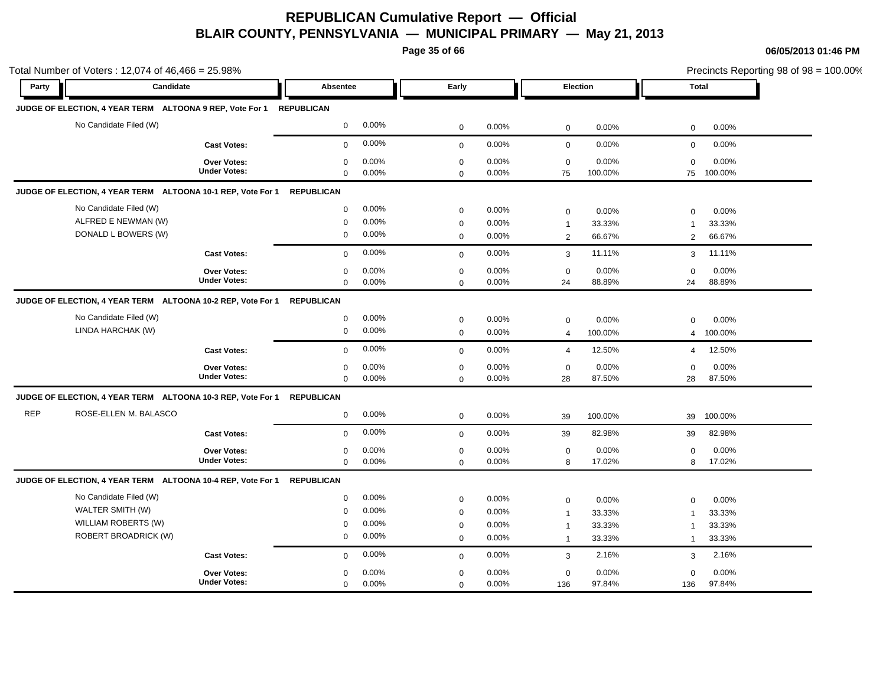# REPUBLICAN Cumulative Report — Official

## BLAIR COUNTY, PENNSYLVANIA — MUNICIPAL PRIMARY — May 21, 2013

06/05/2013 01:46 PM

Total Number of Voters : 12,074 of 46,466 = 25.98%

Precincts Reporting 98 of 98 = 100.00%

| Party | Candidate | Absentee | | Early | | Election | | Total | |
|---|---|---|---|---|---|---|---|---|---|
| **JUDGE OF ELECTION, 4 YEAR TERM ALTOONA 9 REP, Vote For 1** | **REPUBLICAN** | | | | | | | | |
| | No Candidate Filed (W) | 0 | 0.00% | 0 | 0.00% | 0 | 0.00% | 0 | 0.00% |
| | **Cast Votes:** | 0 | 0.00% | 0 | 0.00% | 0 | 0.00% | 0 | 0.00% |
| | **Over Votes:** | 0 | 0.00% | 0 | 0.00% | 0 | 0.00% | 0 | 0.00% |
| | **Under Votes:** | 0 | 0.00% | 0 | 0.00% | 75 | 100.00% | 75 | 100.00% |
| **JUDGE OF ELECTION, 4 YEAR TERM ALTOONA 10-1 REP, Vote For 1** | **REPUBLICAN** | | | | | | | | |
| | No Candidate Filed (W) | 0 | 0.00% | 0 | 0.00% | 0 | 0.00% | 0 | 0.00% |
| | ALFRED E NEWMAN (W) | 0 | 0.00% | 0 | 0.00% | 1 | 33.33% | 1 | 33.33% |
| | DONALD L BOWERS (W) | 0 | 0.00% | 0 | 0.00% | 2 | 66.67% | 2 | 66.67% |
| | **Cast Votes:** | 0 | 0.00% | 0 | 0.00% | 3 | 11.11% | 3 | 11.11% |
| | **Over Votes:** | 0 | 0.00% | 0 | 0.00% | 0 | 0.00% | 0 | 0.00% |
| | **Under Votes:** | 0 | 0.00% | 0 | 0.00% | 24 | 88.89% | 24 | 88.89% |
| **JUDGE OF ELECTION, 4 YEAR TERM ALTOONA 10-2 REP, Vote For 1** | **REPUBLICAN** | | | | | | | | |
| | No Candidate Filed (W) | 0 | 0.00% | 0 | 0.00% | 0 | 0.00% | 0 | 0.00% |
| | LINDA HARCHAK (W) | 0 | 0.00% | 0 | 0.00% | 4 | 100.00% | 4 | 100.00% |
| | **Cast Votes:** | 0 | 0.00% | 0 | 0.00% | 4 | 12.50% | 4 | 12.50% |
| | **Over Votes:** | 0 | 0.00% | 0 | 0.00% | 0 | 0.00% | 0 | 0.00% |
| | **Under Votes:** | 0 | 0.00% | 0 | 0.00% | 28 | 87.50% | 28 | 87.50% |
| **JUDGE OF ELECTION, 4 YEAR TERM ALTOONA 10-3 REP, Vote For 1** | **REPUBLICAN** | | | | | | | | |
| REP | ROSE-ELLEN M. BALASCO | 0 | 0.00% | 0 | 0.00% | 39 | 100.00% | 39 | 100.00% |
| | **Cast Votes:** | 0 | 0.00% | 0 | 0.00% | 39 | 82.98% | 39 | 82.98% |
| | **Over Votes:** | 0 | 0.00% | 0 | 0.00% | 0 | 0.00% | 0 | 0.00% |
| | **Under Votes:** | 0 | 0.00% | 0 | 0.00% | 8 | 17.02% | 8 | 17.02% |
| **JUDGE OF ELECTION, 4 YEAR TERM ALTOONA 10-4 REP, Vote For 1** | **REPUBLICAN** | | | | | | | | |
| | No Candidate Filed (W) | 0 | 0.00% | 0 | 0.00% | 0 | 0.00% | 0 | 0.00% |
| | WALTER SMITH (W) | 0 | 0.00% | 0 | 0.00% | 1 | 33.33% | 1 | 33.33% |
| | WILLIAM ROBERTS (W) | 0 | 0.00% | 0 | 0.00% | 1 | 33.33% | 1 | 33.33% |
| | ROBERT BROADRICK (W) | 0 | 0.00% | 0 | 0.00% | 1 | 33.33% | 1 | 33.33% |
| | **Cast Votes:** | 0 | 0.00% | 0 | 0.00% | 3 | 2.16% | 3 | 2.16% |
| | **Over Votes:** | 0 | 0.00% | 0 | 0.00% | 0 | 0.00% | 0 | 0.00% |
| | **Under Votes:** | 0 | 0.00% | 0 | 0.00% | 136 | 97.84% | 136 | 97.84% |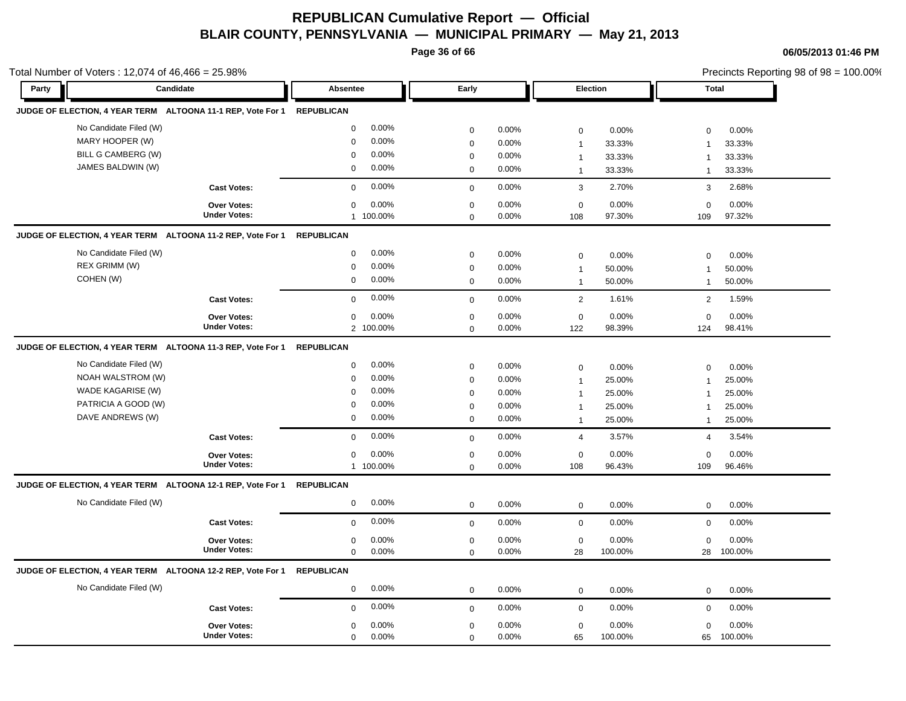# REPUBLICAN Cumulative Report — Official

## BLAIR COUNTY, PENNSYLVANIA — MUNICIPAL PRIMARY — May 21, 2013

06/05/2013 01:46 PM

Total Number of Voters : 12,074 of 46,466 = 25.98%

Precincts Reporting 98 of 98 = 100.00%

| Party | Candidate | Absentee | | Early | | Election | | Total | |
|---|---|---|---|---|---|---|---|---|---|
| **JUDGE OF ELECTION, 4 YEAR TERM ALTOONA 11-1 REP, Vote For 1** | | **REPUBLICAN** | | | | | | | |
| | No Candidate Filed (W) | 0 | 0.00% | 0 | 0.00% | 0 | 0.00% | 0 | 0.00% |
| | MARY HOOPER (W) | 0 | 0.00% | 0 | 0.00% | 1 | 33.33% | 1 | 33.33% |
| | BILL G CAMBERG (W) | 0 | 0.00% | 0 | 0.00% | 1 | 33.33% | 1 | 33.33% |
| | JAMES BALDWIN (W) | 0 | 0.00% | 0 | 0.00% | 1 | 33.33% | 1 | 33.33% |
| | **Cast Votes:** | 0 | 0.00% | 0 | 0.00% | 3 | 2.70% | 3 | 2.68% |
| | **Over Votes:** | 0 | 0.00% | 0 | 0.00% | 0 | 0.00% | 0 | 0.00% |
| | **Under Votes:** | 1 | 100.00% | 0 | 0.00% | 108 | 97.30% | 109 | 97.32% |
| **JUDGE OF ELECTION, 4 YEAR TERM ALTOONA 11-2 REP, Vote For 1** | | **REPUBLICAN** | | | | | | | |
| | No Candidate Filed (W) | 0 | 0.00% | 0 | 0.00% | 0 | 0.00% | 0 | 0.00% |
| | REX GRIMM (W) | 0 | 0.00% | 0 | 0.00% | 1 | 50.00% | 1 | 50.00% |
| | COHEN (W) | 0 | 0.00% | 0 | 0.00% | 1 | 50.00% | 1 | 50.00% |
| | **Cast Votes:** | 0 | 0.00% | 0 | 0.00% | 2 | 1.61% | 2 | 1.59% |
| | **Over Votes:** | 0 | 0.00% | 0 | 0.00% | 0 | 0.00% | 0 | 0.00% |
| | **Under Votes:** | 2 | 100.00% | 0 | 0.00% | 122 | 98.39% | 124 | 98.41% |
| **JUDGE OF ELECTION, 4 YEAR TERM ALTOONA 11-3 REP, Vote For 1** | | **REPUBLICAN** | | | | | | | |
| | No Candidate Filed (W) | 0 | 0.00% | 0 | 0.00% | 0 | 0.00% | 0 | 0.00% |
| | NOAH WALSTROM (W) | 0 | 0.00% | 0 | 0.00% | 1 | 25.00% | 1 | 25.00% |
| | WADE KAGARISE (W) | 0 | 0.00% | 0 | 0.00% | 1 | 25.00% | 1 | 25.00% |
| | PATRICIA A GOOD (W) | 0 | 0.00% | 0 | 0.00% | 1 | 25.00% | 1 | 25.00% |
| | DAVE ANDREWS (W) | 0 | 0.00% | 0 | 0.00% | 1 | 25.00% | 1 | 25.00% |
| | **Cast Votes:** | 0 | 0.00% | 0 | 0.00% | 4 | 3.57% | 4 | 3.54% |
| | **Over Votes:** | 0 | 0.00% | 0 | 0.00% | 0 | 0.00% | 0 | 0.00% |
| | **Under Votes:** | 1 | 100.00% | 0 | 0.00% | 108 | 96.43% | 109 | 96.46% |
| **JUDGE OF ELECTION, 4 YEAR TERM ALTOONA 12-1 REP, Vote For 1** | | **REPUBLICAN** | | | | | | | |
| | No Candidate Filed (W) | 0 | 0.00% | 0 | 0.00% | 0 | 0.00% | 0 | 0.00% |
| | **Cast Votes:** | 0 | 0.00% | 0 | 0.00% | 0 | 0.00% | 0 | 0.00% |
| | **Over Votes:** | 0 | 0.00% | 0 | 0.00% | 0 | 0.00% | 0 | 0.00% |
| | **Under Votes:** | 0 | 0.00% | 0 | 0.00% | 28 | 100.00% | 28 | 100.00% |
| **JUDGE OF ELECTION, 4 YEAR TERM ALTOONA 12-2 REP, Vote For 1** | | **REPUBLICAN** | | | | | | | |
| | No Candidate Filed (W) | 0 | 0.00% | 0 | 0.00% | 0 | 0.00% | 0 | 0.00% |
| | **Cast Votes:** | 0 | 0.00% | 0 | 0.00% | 0 | 0.00% | 0 | 0.00% |
| | **Over Votes:** | 0 | 0.00% | 0 | 0.00% | 0 | 0.00% | 0 | 0.00% |
| | **Under Votes:** | 0 | 0.00% | 0 | 0.00% | 65 | 100.00% | 65 | 100.00% |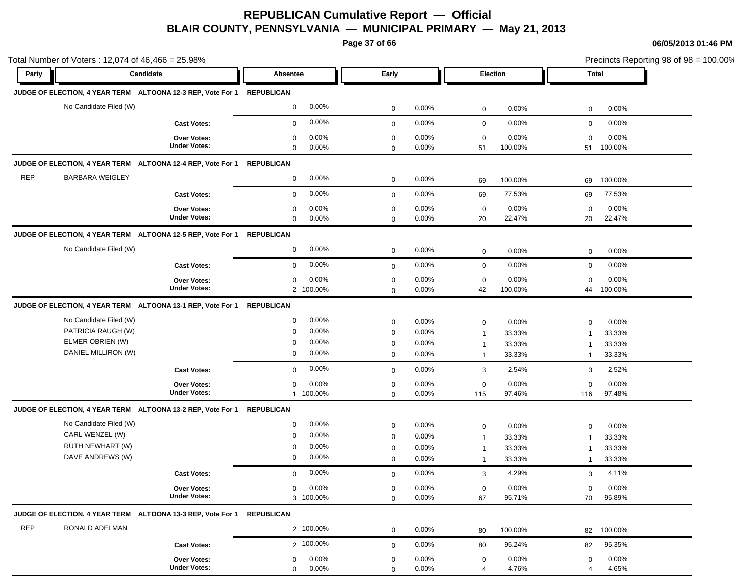# REPUBLICAN Cumulative Report — Official

## BLAIR COUNTY, PENNSYLVANIA — MUNICIPAL PRIMARY — May 21, 2013

06/05/2013 01:46 PM

Total Number of Voters : 12,074 of 46,466 = 25.98%

Precincts Reporting 98 of 98 = 100.00%

| Party | Candidate | Absentee | | Early | | Election | | Total | |
|---|---|---|---|---|---|---|---|---|---|
| **JUDGE OF ELECTION, 4 YEAR TERM ALTOONA 12-3 REP, Vote For 1** | | **REPUBLICAN** | | | | | | | |
| | No Candidate Filed (W) | 0 | 0.00% | 0 | 0.00% | 0 | 0.00% | 0 | 0.00% |
| | **Cast Votes:** | 0 | 0.00% | 0 | 0.00% | 0 | 0.00% | 0 | 0.00% |
| | **Over Votes:** | 0 | 0.00% | 0 | 0.00% | 0 | 0.00% | 0 | 0.00% |
| | **Under Votes:** | 0 | 0.00% | 0 | 0.00% | 51 | 100.00% | 51 | 100.00% |
| **JUDGE OF ELECTION, 4 YEAR TERM ALTOONA 12-4 REP, Vote For 1** | | **REPUBLICAN** | | | | | | | |
| REP | BARBARA WEIGLEY | 0 | 0.00% | 0 | 0.00% | 69 | 100.00% | 69 | 100.00% |
| | **Cast Votes:** | 0 | 0.00% | 0 | 0.00% | 69 | 77.53% | 69 | 77.53% |
| | **Over Votes:** | 0 | 0.00% | 0 | 0.00% | 0 | 0.00% | 0 | 0.00% |
| | **Under Votes:** | 0 | 0.00% | 0 | 0.00% | 20 | 22.47% | 20 | 22.47% |
| **JUDGE OF ELECTION, 4 YEAR TERM ALTOONA 12-5 REP, Vote For 1** | | **REPUBLICAN** | | | | | | | |
| | No Candidate Filed (W) | 0 | 0.00% | 0 | 0.00% | 0 | 0.00% | 0 | 0.00% |
| | **Cast Votes:** | 0 | 0.00% | 0 | 0.00% | 0 | 0.00% | 0 | 0.00% |
| | **Over Votes:** | 0 | 0.00% | 0 | 0.00% | 0 | 0.00% | 0 | 0.00% |
| | **Under Votes:** | 2 | 100.00% | 0 | 0.00% | 42 | 100.00% | 44 | 100.00% |
| **JUDGE OF ELECTION, 4 YEAR TERM ALTOONA 13-1 REP, Vote For 1** | | **REPUBLICAN** | | | | | | | |
| | No Candidate Filed (W) | 0 | 0.00% | 0 | 0.00% | 0 | 0.00% | 0 | 0.00% |
| | PATRICIA RAUGH (W) | 0 | 0.00% | 0 | 0.00% | 1 | 33.33% | 1 | 33.33% |
| | ELMER OBRIEN (W) | 0 | 0.00% | 0 | 0.00% | 1 | 33.33% | 1 | 33.33% |
| | DANIEL MILLIRON (W) | 0 | 0.00% | 0 | 0.00% | 1 | 33.33% | 1 | 33.33% |
| | **Cast Votes:** | 0 | 0.00% | 0 | 0.00% | 3 | 2.54% | 3 | 2.52% |
| | **Over Votes:** | 0 | 0.00% | 0 | 0.00% | 0 | 0.00% | 0 | 0.00% |
| | **Under Votes:** | 1 | 100.00% | 0 | 0.00% | 115 | 97.46% | 116 | 97.48% |
| **JUDGE OF ELECTION, 4 YEAR TERM ALTOONA 13-2 REP, Vote For 1** | | **REPUBLICAN** | | | | | | | |
| | No Candidate Filed (W) | 0 | 0.00% | 0 | 0.00% | 0 | 0.00% | 0 | 0.00% |
| | CARL WENZEL (W) | 0 | 0.00% | 0 | 0.00% | 1 | 33.33% | 1 | 33.33% |
| | RUTH NEWHART (W) | 0 | 0.00% | 0 | 0.00% | 1 | 33.33% | 1 | 33.33% |
| | DAVE ANDREWS (W) | 0 | 0.00% | 0 | 0.00% | 1 | 33.33% | 1 | 33.33% |
| | **Cast Votes:** | 0 | 0.00% | 0 | 0.00% | 3 | 4.29% | 3 | 4.11% |
| | **Over Votes:** | 0 | 0.00% | 0 | 0.00% | 0 | 0.00% | 0 | 0.00% |
| | **Under Votes:** | 3 | 100.00% | 0 | 0.00% | 67 | 95.71% | 70 | 95.89% |
| **JUDGE OF ELECTION, 4 YEAR TERM ALTOONA 13-3 REP, Vote For 1** | | **REPUBLICAN** | | | | | | | |
| REP | RONALD ADELMAN | 2 | 100.00% | 0 | 0.00% | 80 | 100.00% | 82 | 100.00% |
| | **Cast Votes:** | 2 | 100.00% | 0 | 0.00% | 80 | 95.24% | 82 | 95.35% |
| | **Over Votes:** | 0 | 0.00% | 0 | 0.00% | 0 | 0.00% | 0 | 0.00% |
| | **Under Votes:** | 0 | 0.00% | 0 | 0.00% | 4 | 4.76% | 4 | 4.65% |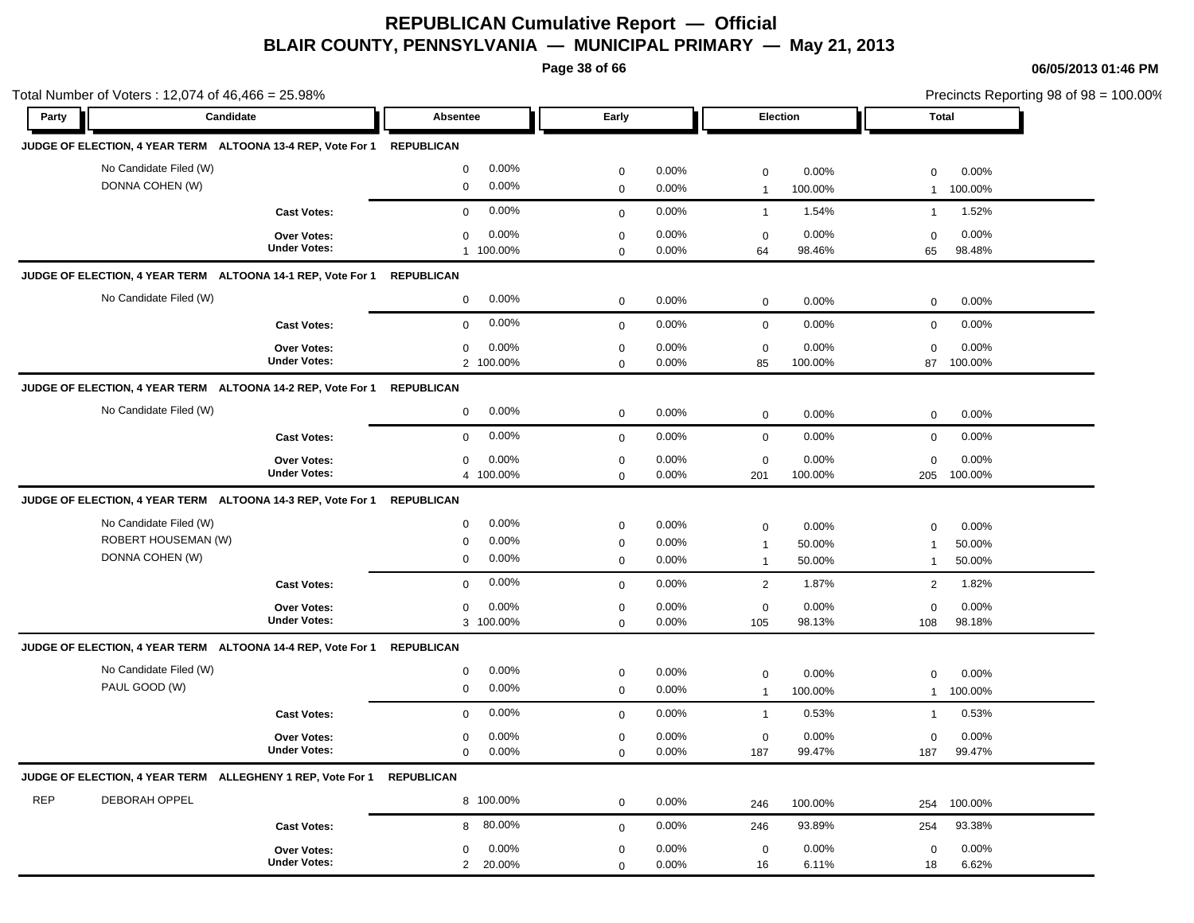# REPUBLICAN Cumulative Report — Official

## BLAIR COUNTY, PENNSYLVANIA — MUNICIPAL PRIMARY — May 21, 2013

06/05/2013 01:46 PM

Total Number of Voters : 12,074 of 46,466 = 25.98%

Precincts Reporting 98 of 98 = 100.00%

| Party | Candidate | Absentee | | Early | | Election | | Total | |
|---|---|---|---|---|---|---|---|---|---|
| **JUDGE OF ELECTION, 4 YEAR TERM ALTOONA 13-4 REP, Vote For 1** | | **REPUBLICAN** | | | | | | | |
| | No Candidate Filed (W) | 0 | 0.00% | 0 | 0.00% | 0 | 0.00% | 0 | 0.00% |
| | DONNA COHEN (W) | 0 | 0.00% | 0 | 0.00% | 1 | 100.00% | 1 | 100.00% |
| | **Cast Votes:** | 0 | 0.00% | 0 | 0.00% | 1 | 1.54% | 1 | 1.52% |
| | **Over Votes:** | 0 | 0.00% | 0 | 0.00% | 0 | 0.00% | 0 | 0.00% |
| | **Under Votes:** | 1 | 100.00% | 0 | 0.00% | 64 | 98.46% | 65 | 98.48% |
| **JUDGE OF ELECTION, 4 YEAR TERM ALTOONA 14-1 REP, Vote For 1** | | **REPUBLICAN** | | | | | | | |
| | No Candidate Filed (W) | 0 | 0.00% | 0 | 0.00% | 0 | 0.00% | 0 | 0.00% |
| | **Cast Votes:** | 0 | 0.00% | 0 | 0.00% | 0 | 0.00% | 0 | 0.00% |
| | **Over Votes:** | 0 | 0.00% | 0 | 0.00% | 0 | 0.00% | 0 | 0.00% |
| | **Under Votes:** | 2 | 100.00% | 0 | 0.00% | 85 | 100.00% | 87 | 100.00% |
| **JUDGE OF ELECTION, 4 YEAR TERM ALTOONA 14-2 REP, Vote For 1** | | **REPUBLICAN** | | | | | | | |
| | No Candidate Filed (W) | 0 | 0.00% | 0 | 0.00% | 0 | 0.00% | 0 | 0.00% |
| | **Cast Votes:** | 0 | 0.00% | 0 | 0.00% | 0 | 0.00% | 0 | 0.00% |
| | **Over Votes:** | 0 | 0.00% | 0 | 0.00% | 0 | 0.00% | 0 | 0.00% |
| | **Under Votes:** | 4 | 100.00% | 0 | 0.00% | 201 | 100.00% | 205 | 100.00% |
| **JUDGE OF ELECTION, 4 YEAR TERM ALTOONA 14-3 REP, Vote For 1** | | **REPUBLICAN** | | | | | | | |
| | No Candidate Filed (W) | 0 | 0.00% | 0 | 0.00% | 0 | 0.00% | 0 | 0.00% |
| | ROBERT HOUSEMAN (W) | 0 | 0.00% | 0 | 0.00% | 1 | 50.00% | 1 | 50.00% |
| | DONNA COHEN (W) | 0 | 0.00% | 0 | 0.00% | 1 | 50.00% | 1 | 50.00% |
| | **Cast Votes:** | 0 | 0.00% | 0 | 0.00% | 2 | 1.87% | 2 | 1.82% |
| | **Over Votes:** | 0 | 0.00% | 0 | 0.00% | 0 | 0.00% | 0 | 0.00% |
| | **Under Votes:** | 3 | 100.00% | 0 | 0.00% | 105 | 98.13% | 108 | 98.18% |
| **JUDGE OF ELECTION, 4 YEAR TERM ALTOONA 14-4 REP, Vote For 1** | | **REPUBLICAN** | | | | | | | |
| | No Candidate Filed (W) | 0 | 0.00% | 0 | 0.00% | 0 | 0.00% | 0 | 0.00% |
| | PAUL GOOD (W) | 0 | 0.00% | 0 | 0.00% | 1 | 100.00% | 1 | 100.00% |
| | **Cast Votes:** | 0 | 0.00% | 0 | 0.00% | 1 | 0.53% | 1 | 0.53% |
| | **Over Votes:** | 0 | 0.00% | 0 | 0.00% | 0 | 0.00% | 0 | 0.00% |
| | **Under Votes:** | 0 | 0.00% | 0 | 0.00% | 187 | 99.47% | 187 | 99.47% |
| **JUDGE OF ELECTION, 4 YEAR TERM ALLEGHENY 1 REP, Vote For 1** | | **REPUBLICAN** | | | | | | | |
| REP | DEBORAH OPPEL | 8 | 100.00% | 0 | 0.00% | 246 | 100.00% | 254 | 100.00% |
| | **Cast Votes:** | 8 | 80.00% | 0 | 0.00% | 246 | 93.89% | 254 | 93.38% |
| | **Over Votes:** | 0 | 0.00% | 0 | 0.00% | 0 | 0.00% | 0 | 0.00% |
| | **Under Votes:** | 2 | 20.00% | 0 | 0.00% | 16 | 6.11% | 18 | 6.62% |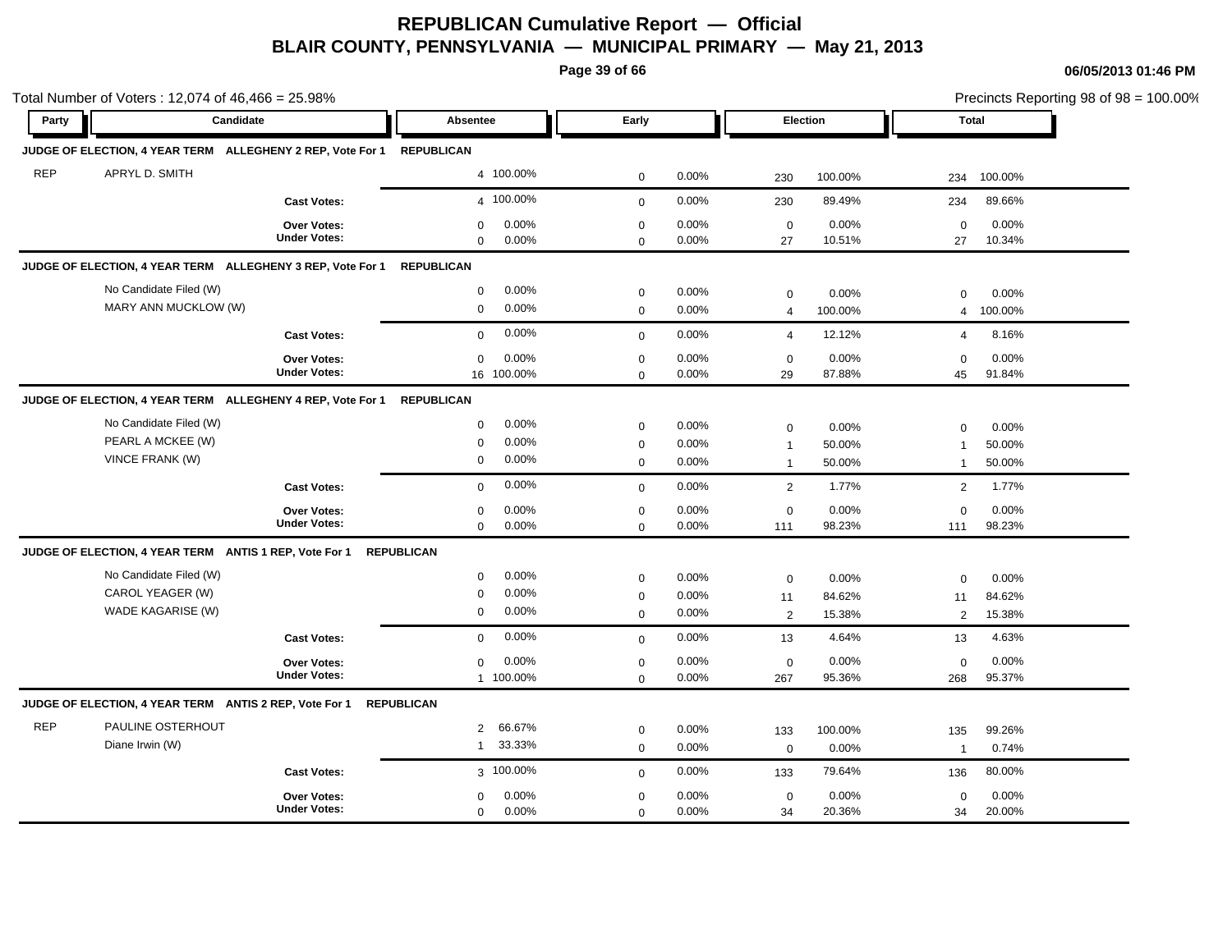# REPUBLICAN Cumulative Report — Official

## BLAIR COUNTY, PENNSYLVANIA — MUNICIPAL PRIMARY — May 21, 2013

06/05/2013 01:46 PM

Total Number of Voters : 12,074 of 46,466 = 25.98%

Precincts Reporting 98 of 98 = 100.00%

| Party | Candidate | Absentee | | Early | | Election | | Total | |
|---|---|---|---|---|---|---|---|---|---|
| **JUDGE OF ELECTION, 4 YEAR TERM ALLEGHENY 2 REP, Vote For 1** | | **REPUBLICAN** | | | | | | | |
| REP | APRYL D. SMITH | 4 | 100.00% | 0 | 0.00% | 230 | 100.00% | 234 | 100.00% |
| | **Cast Votes:** | 4 | 100.00% | 0 | 0.00% | 230 | 89.49% | 234 | 89.66% |
| | **Over Votes:** | 0 | 0.00% | 0 | 0.00% | 0 | 0.00% | 0 | 0.00% |
| | **Under Votes:** | 0 | 0.00% | 0 | 0.00% | 27 | 10.51% | 27 | 10.34% |
| **JUDGE OF ELECTION, 4 YEAR TERM ALLEGHENY 3 REP, Vote For 1** | | **REPUBLICAN** | | | | | | | |
| | No Candidate Filed (W) | 0 | 0.00% | 0 | 0.00% | 0 | 0.00% | 0 | 0.00% |
| | MARY ANN MUCKLOW (W) | 0 | 0.00% | 0 | 0.00% | 4 | 100.00% | 4 | 100.00% |
| | **Cast Votes:** | 0 | 0.00% | 0 | 0.00% | 4 | 12.12% | 4 | 8.16% |
| | **Over Votes:** | 0 | 0.00% | 0 | 0.00% | 0 | 0.00% | 0 | 0.00% |
| | **Under Votes:** | 16 | 100.00% | 0 | 0.00% | 29 | 87.88% | 45 | 91.84% |
| **JUDGE OF ELECTION, 4 YEAR TERM ALLEGHENY 4 REP, Vote For 1** | | **REPUBLICAN** | | | | | | | |
| | No Candidate Filed (W) | 0 | 0.00% | 0 | 0.00% | 0 | 0.00% | 0 | 0.00% |
| | PEARL A MCKEE (W) | 0 | 0.00% | 0 | 0.00% | 1 | 50.00% | 1 | 50.00% |
| | VINCE FRANK (W) | 0 | 0.00% | 0 | 0.00% | 1 | 50.00% | 1 | 50.00% |
| | **Cast Votes:** | 0 | 0.00% | 0 | 0.00% | 2 | 1.77% | 2 | 1.77% |
| | **Over Votes:** | 0 | 0.00% | 0 | 0.00% | 0 | 0.00% | 0 | 0.00% |
| | **Under Votes:** | 0 | 0.00% | 0 | 0.00% | 111 | 98.23% | 111 | 98.23% |
| **JUDGE OF ELECTION, 4 YEAR TERM ANTIS 1 REP, Vote For 1** | | **REPUBLICAN** | | | | | | | |
| | No Candidate Filed (W) | 0 | 0.00% | 0 | 0.00% | 0 | 0.00% | 0 | 0.00% |
| | CAROL YEAGER (W) | 0 | 0.00% | 0 | 0.00% | 11 | 84.62% | 11 | 84.62% |
| | WADE KAGARISE (W) | 0 | 0.00% | 0 | 0.00% | 2 | 15.38% | 2 | 15.38% |
| | **Cast Votes:** | 0 | 0.00% | 0 | 0.00% | 13 | 4.64% | 13 | 4.63% |
| | **Over Votes:** | 0 | 0.00% | 0 | 0.00% | 0 | 0.00% | 0 | 0.00% |
| | **Under Votes:** | 1 | 100.00% | 0 | 0.00% | 267 | 95.36% | 268 | 95.37% |
| **JUDGE OF ELECTION, 4 YEAR TERM ANTIS 2 REP, Vote For 1** | | **REPUBLICAN** | | | | | | | |
| REP | PAULINE OSTERHOUT | 2 | 66.67% | 0 | 0.00% | 133 | 100.00% | 135 | 99.26% |
| | Diane Irwin (W) | 1 | 33.33% | 0 | 0.00% | 0 | 0.00% | 1 | 0.74% |
| | **Cast Votes:** | 3 | 100.00% | 0 | 0.00% | 133 | 79.64% | 136 | 80.00% |
| | **Over Votes:** | 0 | 0.00% | 0 | 0.00% | 0 | 0.00% | 0 | 0.00% |
| | **Under Votes:** | 0 | 0.00% | 0 | 0.00% | 34 | 20.36% | 34 | 20.00% |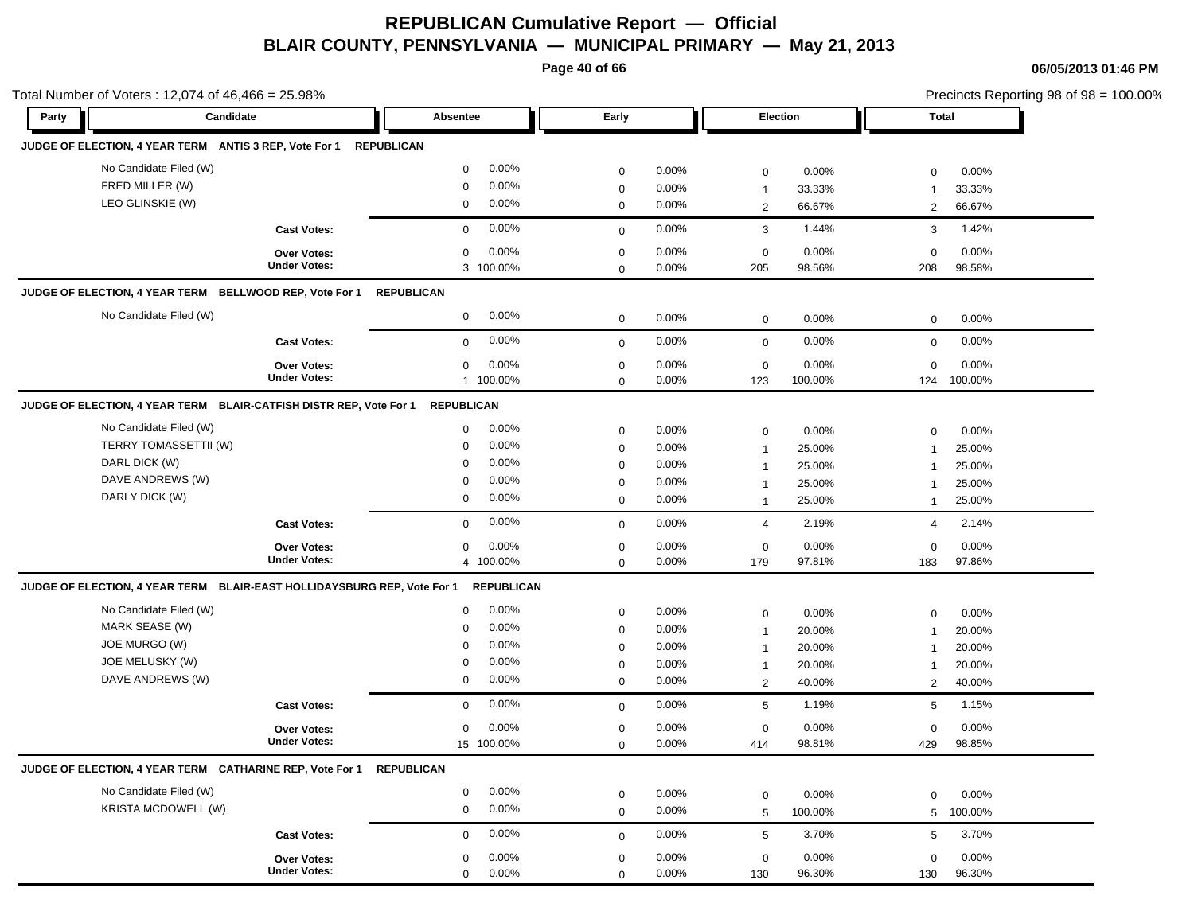# REPUBLICAN Cumulative Report — Official

## BLAIR COUNTY, PENNSYLVANIA — MUNICIPAL PRIMARY — May 21, 2013

06/05/2013 01:46 PM

Total Number of Voters : 12,074 of 46,466 = 25.98%

Precincts Reporting 98 of 98 = 100.00%

### JUDGE OF ELECTION, 4 YEAR TERM ANTIS 3 REP, Vote For 1 REPUBLICAN

| Party | Candidate | Absentee | | Early | | Election | | Total | |
|---|---|---|---|---|---|---|---|---|---|
| | No Candidate Filed (W) | 0 | 0.00% | 0 | 0.00% | 0 | 0.00% | 0 | 0.00% |
| | FRED MILLER (W) | 0 | 0.00% | 0 | 0.00% | 1 | 33.33% | 1 | 33.33% |
| | LEO GLINSKIE (W) | 0 | 0.00% | 0 | 0.00% | 2 | 66.67% | 2 | 66.67% |
| | Cast Votes: | 0 | 0.00% | 0 | 0.00% | 3 | 1.44% | 3 | 1.42% |
| | Over Votes: | 0 | 0.00% | 0 | 0.00% | 0 | 0.00% | 0 | 0.00% |
| | Under Votes: | 3 | 100.00% | 0 | 0.00% | 205 | 98.56% | 208 | 98.58% |

### JUDGE OF ELECTION, 4 YEAR TERM BELLWOOD REP, Vote For 1 REPUBLICAN

| Party | Candidate | Absentee | | Early | | Election | | Total | |
|---|---|---|---|---|---|---|---|---|---|
| | No Candidate Filed (W) | 0 | 0.00% | 0 | 0.00% | 0 | 0.00% | 0 | 0.00% |
| | Cast Votes: | 0 | 0.00% | 0 | 0.00% | 0 | 0.00% | 0 | 0.00% |
| | Over Votes: | 0 | 0.00% | 0 | 0.00% | 0 | 0.00% | 0 | 0.00% |
| | Under Votes: | 1 | 100.00% | 0 | 0.00% | 123 | 100.00% | 124 | 100.00% |

### JUDGE OF ELECTION, 4 YEAR TERM BLAIR-CATFISH DISTR REP, Vote For 1 REPUBLICAN

| Party | Candidate | Absentee | | Early | | Election | | Total | |
|---|---|---|---|---|---|---|---|---|---|
| | No Candidate Filed (W) | 0 | 0.00% | 0 | 0.00% | 0 | 0.00% | 0 | 0.00% |
| | TERRY TOMASSETTII (W) | 0 | 0.00% | 0 | 0.00% | 1 | 25.00% | 1 | 25.00% |
| | DARL DICK (W) | 0 | 0.00% | 0 | 0.00% | 1 | 25.00% | 1 | 25.00% |
| | DAVE ANDREWS (W) | 0 | 0.00% | 0 | 0.00% | 1 | 25.00% | 1 | 25.00% |
| | DARLY DICK (W) | 0 | 0.00% | 0 | 0.00% | 1 | 25.00% | 1 | 25.00% |
| | Cast Votes: | 0 | 0.00% | 0 | 0.00% | 4 | 2.19% | 4 | 2.14% |
| | Over Votes: | 0 | 0.00% | 0 | 0.00% | 0 | 0.00% | 0 | 0.00% |
| | Under Votes: | 4 | 100.00% | 0 | 0.00% | 179 | 97.81% | 183 | 97.86% |

### JUDGE OF ELECTION, 4 YEAR TERM BLAIR-EAST HOLLIDAYSBURG REP, Vote For 1 REPUBLICAN

| Party | Candidate | Absentee | | Early | | Election | | Total | |
|---|---|---|---|---|---|---|---|---|---|
| | No Candidate Filed (W) | 0 | 0.00% | 0 | 0.00% | 0 | 0.00% | 0 | 0.00% |
| | MARK SEASE (W) | 0 | 0.00% | 0 | 0.00% | 1 | 20.00% | 1 | 20.00% |
| | JOE MURGO (W) | 0 | 0.00% | 0 | 0.00% | 1 | 20.00% | 1 | 20.00% |
| | JOE MELUSKY (W) | 0 | 0.00% | 0 | 0.00% | 1 | 20.00% | 1 | 20.00% |
| | DAVE ANDREWS (W) | 0 | 0.00% | 0 | 0.00% | 2 | 40.00% | 2 | 40.00% |
| | Cast Votes: | 0 | 0.00% | 0 | 0.00% | 5 | 1.19% | 5 | 1.15% |
| | Over Votes: | 0 | 0.00% | 0 | 0.00% | 0 | 0.00% | 0 | 0.00% |
| | Under Votes: | 15 | 100.00% | 0 | 0.00% | 414 | 98.81% | 429 | 98.85% |

### JUDGE OF ELECTION, 4 YEAR TERM CATHARINE REP, Vote For 1 REPUBLICAN

| Party | Candidate | Absentee | | Early | | Election | | Total | |
|---|---|---|---|---|---|---|---|---|---|
| | No Candidate Filed (W) | 0 | 0.00% | 0 | 0.00% | 0 | 0.00% | 0 | 0.00% |
| | KRISTA MCDOWELL (W) | 0 | 0.00% | 0 | 0.00% | 5 | 100.00% | 5 | 100.00% |
| | Cast Votes: | 0 | 0.00% | 0 | 0.00% | 5 | 3.70% | 5 | 3.70% |
| | Over Votes: | 0 | 0.00% | 0 | 0.00% | 0 | 0.00% | 0 | 0.00% |
| | Under Votes: | 0 | 0.00% | 0 | 0.00% | 130 | 96.30% | 130 | 96.30% |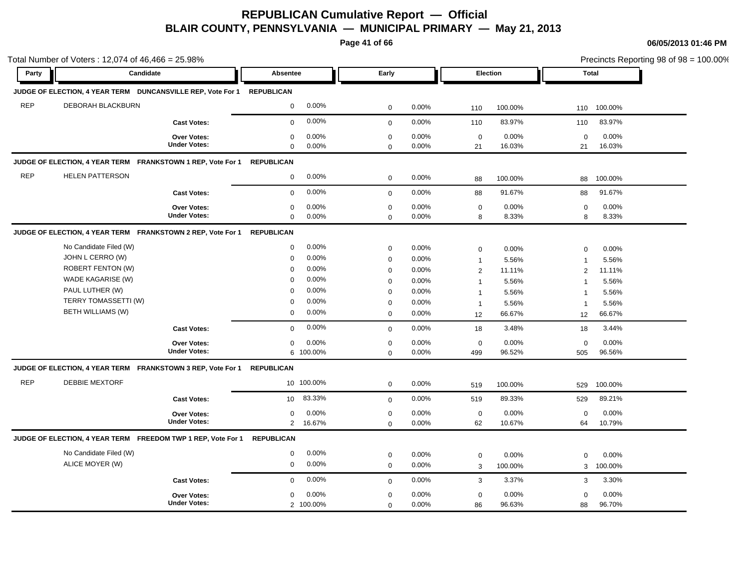# REPUBLICAN Cumulative Report — Official

## BLAIR COUNTY, PENNSYLVANIA — MUNICIPAL PRIMARY — May 21, 2013

06/05/2013 01:46 PM

Total Number of Voters : 12,074 of 46,466 = 25.98%

Precincts Reporting 98 of 98 = 100.00%

| Party | Candidate | Absentee | | Early | | Election | | Total | |
|---|---|---|---|---|---|---|---|---|---|
| **JUDGE OF ELECTION, 4 YEAR TERM DUNCANSVILLE REP, Vote For 1** | | **REPUBLICAN** | | | | | | | |
| REP | DEBORAH BLACKBURN | 0 | 0.00% | 0 | 0.00% | 110 | 100.00% | 110 | 100.00% |
| | **Cast Votes:** | 0 | 0.00% | 0 | 0.00% | 110 | 83.97% | 110 | 83.97% |
| | **Over Votes:** | 0 | 0.00% | 0 | 0.00% | 0 | 0.00% | 0 | 0.00% |
| | **Under Votes:** | 0 | 0.00% | 0 | 0.00% | 21 | 16.03% | 21 | 16.03% |
| **JUDGE OF ELECTION, 4 YEAR TERM FRANKSTOWN 1 REP, Vote For 1** | | **REPUBLICAN** | | | | | | | |
| REP | HELEN PATTERSON | 0 | 0.00% | 0 | 0.00% | 88 | 100.00% | 88 | 100.00% |
| | **Cast Votes:** | 0 | 0.00% | 0 | 0.00% | 88 | 91.67% | 88 | 91.67% |
| | **Over Votes:** | 0 | 0.00% | 0 | 0.00% | 0 | 0.00% | 0 | 0.00% |
| | **Under Votes:** | 0 | 0.00% | 0 | 0.00% | 8 | 8.33% | 8 | 8.33% |
| **JUDGE OF ELECTION, 4 YEAR TERM FRANKSTOWN 2 REP, Vote For 1** | | **REPUBLICAN** | | | | | | | |
| | No Candidate Filed (W) | 0 | 0.00% | 0 | 0.00% | 0 | 0.00% | 0 | 0.00% |
| | JOHN L CERRO (W) | 0 | 0.00% | 0 | 0.00% | 1 | 5.56% | 1 | 5.56% |
| | ROBERT FENTON (W) | 0 | 0.00% | 0 | 0.00% | 2 | 11.11% | 2 | 11.11% |
| | WADE KAGARISE (W) | 0 | 0.00% | 0 | 0.00% | 1 | 5.56% | 1 | 5.56% |
| | PAUL LUTHER (W) | 0 | 0.00% | 0 | 0.00% | 1 | 5.56% | 1 | 5.56% |
| | TERRY TOMASSETTI (W) | 0 | 0.00% | 0 | 0.00% | 1 | 5.56% | 1 | 5.56% |
| | BETH WILLIAMS (W) | 0 | 0.00% | 0 | 0.00% | 12 | 66.67% | 12 | 66.67% |
| | **Cast Votes:** | 0 | 0.00% | 0 | 0.00% | 18 | 3.48% | 18 | 3.44% |
| | **Over Votes:** | 0 | 0.00% | 0 | 0.00% | 0 | 0.00% | 0 | 0.00% |
| | **Under Votes:** | 6 | 100.00% | 0 | 0.00% | 499 | 96.52% | 505 | 96.56% |
| **JUDGE OF ELECTION, 4 YEAR TERM FRANKSTOWN 3 REP, Vote For 1** | | **REPUBLICAN** | | | | | | | |
| REP | DEBBIE MEXTORF | 10 | 100.00% | 0 | 0.00% | 519 | 100.00% | 529 | 100.00% |
| | **Cast Votes:** | 10 | 83.33% | 0 | 0.00% | 519 | 89.33% | 529 | 89.21% |
| | **Over Votes:** | 0 | 0.00% | 0 | 0.00% | 0 | 0.00% | 0 | 0.00% |
| | **Under Votes:** | 2 | 16.67% | 0 | 0.00% | 62 | 10.67% | 64 | 10.79% |
| **JUDGE OF ELECTION, 4 YEAR TERM FREEDOM TWP 1 REP, Vote For 1** | | **REPUBLICAN** | | | | | | | |
| | No Candidate Filed (W) | 0 | 0.00% | 0 | 0.00% | 0 | 0.00% | 0 | 0.00% |
| | ALICE MOYER (W) | 0 | 0.00% | 0 | 0.00% | 3 | 100.00% | 3 | 100.00% |
| | **Cast Votes:** | 0 | 0.00% | 0 | 0.00% | 3 | 3.37% | 3 | 3.30% |
| | **Over Votes:** | 0 | 0.00% | 0 | 0.00% | 0 | 0.00% | 0 | 0.00% |
| | **Under Votes:** | 2 | 100.00% | 0 | 0.00% | 86 | 96.63% | 88 | 96.70% |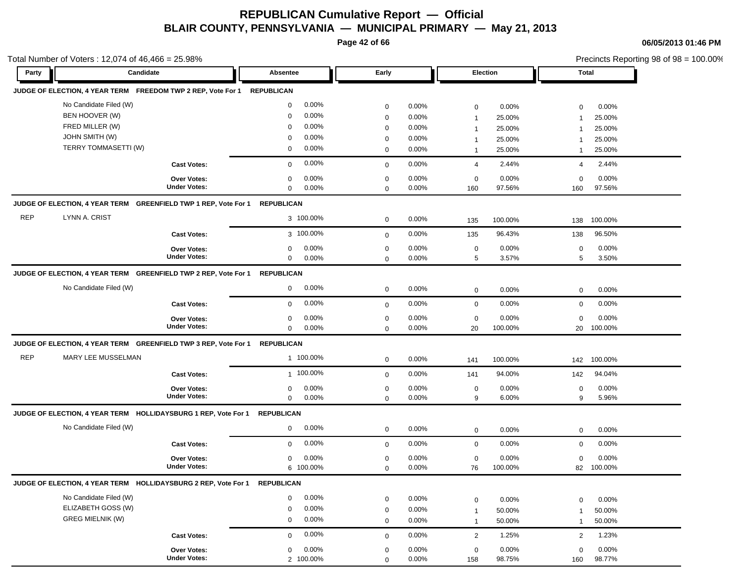# REPUBLICAN Cumulative Report — Official
## BLAIR COUNTY, PENNSYLVANIA — MUNICIPAL PRIMARY — May 21, 2013

06/05/2013 01:46 PM

Total Number of Voters : 12,074 of 46,466 = 25.98%

Precincts Reporting 98 of 98 = 100.00%

| Party | Candidate | Absentee | | Early | | Election | | Total | |
|---|---|---|---|---|---|---|---|---|---|
| **JUDGE OF ELECTION, 4 YEAR TERM FREEDOM TWP 2 REP, Vote For 1** | | **REPUBLICAN** | | | | | | | |
| | No Candidate Filed (W) | 0 | 0.00% | 0 | 0.00% | 0 | 0.00% | 0 | 0.00% |
| | BEN HOOVER (W) | 0 | 0.00% | 0 | 0.00% | 1 | 25.00% | 1 | 25.00% |
| | FRED MILLER (W) | 0 | 0.00% | 0 | 0.00% | 1 | 25.00% | 1 | 25.00% |
| | JOHN SMITH (W) | 0 | 0.00% | 0 | 0.00% | 1 | 25.00% | 1 | 25.00% |
| | TERRY TOMMASETTI (W) | 0 | 0.00% | 0 | 0.00% | 1 | 25.00% | 1 | 25.00% |
| | **Cast Votes:** | 0 | 0.00% | 0 | 0.00% | 4 | 2.44% | 4 | 2.44% |
| | **Over Votes:** | 0 | 0.00% | 0 | 0.00% | 0 | 0.00% | 0 | 0.00% |
| | **Under Votes:** | 0 | 0.00% | 0 | 0.00% | 160 | 97.56% | 160 | 97.56% |
| **JUDGE OF ELECTION, 4 YEAR TERM GREENFIELD TWP 1 REP, Vote For 1** | | **REPUBLICAN** | | | | | | | |
| REP | LYNN A. CRIST | 3 | 100.00% | 0 | 0.00% | 135 | 100.00% | 138 | 100.00% |
| | **Cast Votes:** | 3 | 100.00% | 0 | 0.00% | 135 | 96.43% | 138 | 96.50% |
| | **Over Votes:** | 0 | 0.00% | 0 | 0.00% | 0 | 0.00% | 0 | 0.00% |
| | **Under Votes:** | 0 | 0.00% | 0 | 0.00% | 5 | 3.57% | 5 | 3.50% |
| **JUDGE OF ELECTION, 4 YEAR TERM GREENFIELD TWP 2 REP, Vote For 1** | | **REPUBLICAN** | | | | | | | |
| | No Candidate Filed (W) | 0 | 0.00% | 0 | 0.00% | 0 | 0.00% | 0 | 0.00% |
| | **Cast Votes:** | 0 | 0.00% | 0 | 0.00% | 0 | 0.00% | 0 | 0.00% |
| | **Over Votes:** | 0 | 0.00% | 0 | 0.00% | 0 | 0.00% | 0 | 0.00% |
| | **Under Votes:** | 0 | 0.00% | 0 | 0.00% | 20 | 100.00% | 20 | 100.00% |
| **JUDGE OF ELECTION, 4 YEAR TERM GREENFIELD TWP 3 REP, Vote For 1** | | **REPUBLICAN** | | | | | | | |
| REP | MARY LEE MUSSELMAN | 1 | 100.00% | 0 | 0.00% | 141 | 100.00% | 142 | 100.00% |
| | **Cast Votes:** | 1 | 100.00% | 0 | 0.00% | 141 | 94.00% | 142 | 94.04% |
| | **Over Votes:** | 0 | 0.00% | 0 | 0.00% | 0 | 0.00% | 0 | 0.00% |
| | **Under Votes:** | 0 | 0.00% | 0 | 0.00% | 9 | 6.00% | 9 | 5.96% |
| **JUDGE OF ELECTION, 4 YEAR TERM HOLLIDAYSBURG 1 REP, Vote For 1** | | **REPUBLICAN** | | | | | | | |
| | No Candidate Filed (W) | 0 | 0.00% | 0 | 0.00% | 0 | 0.00% | 0 | 0.00% |
| | **Cast Votes:** | 0 | 0.00% | 0 | 0.00% | 0 | 0.00% | 0 | 0.00% |
| | **Over Votes:** | 0 | 0.00% | 0 | 0.00% | 0 | 0.00% | 0 | 0.00% |
| | **Under Votes:** | 6 | 100.00% | 0 | 0.00% | 76 | 100.00% | 82 | 100.00% |
| **JUDGE OF ELECTION, 4 YEAR TERM HOLLIDAYSBURG 2 REP, Vote For 1** | | **REPUBLICAN** | | | | | | | |
| | No Candidate Filed (W) | 0 | 0.00% | 0 | 0.00% | 0 | 0.00% | 0 | 0.00% |
| | ELIZABETH GOSS (W) | 0 | 0.00% | 0 | 0.00% | 1 | 50.00% | 1 | 50.00% |
| | GREG MIELNIK (W) | 0 | 0.00% | 0 | 0.00% | 1 | 50.00% | 1 | 50.00% |
| | **Cast Votes:** | 0 | 0.00% | 0 | 0.00% | 2 | 1.25% | 2 | 1.23% |
| | **Over Votes:** | 0 | 0.00% | 0 | 0.00% | 0 | 0.00% | 0 | 0.00% |
| | **Under Votes:** | 2 | 100.00% | 0 | 0.00% | 158 | 98.75% | 160 | 98.77% |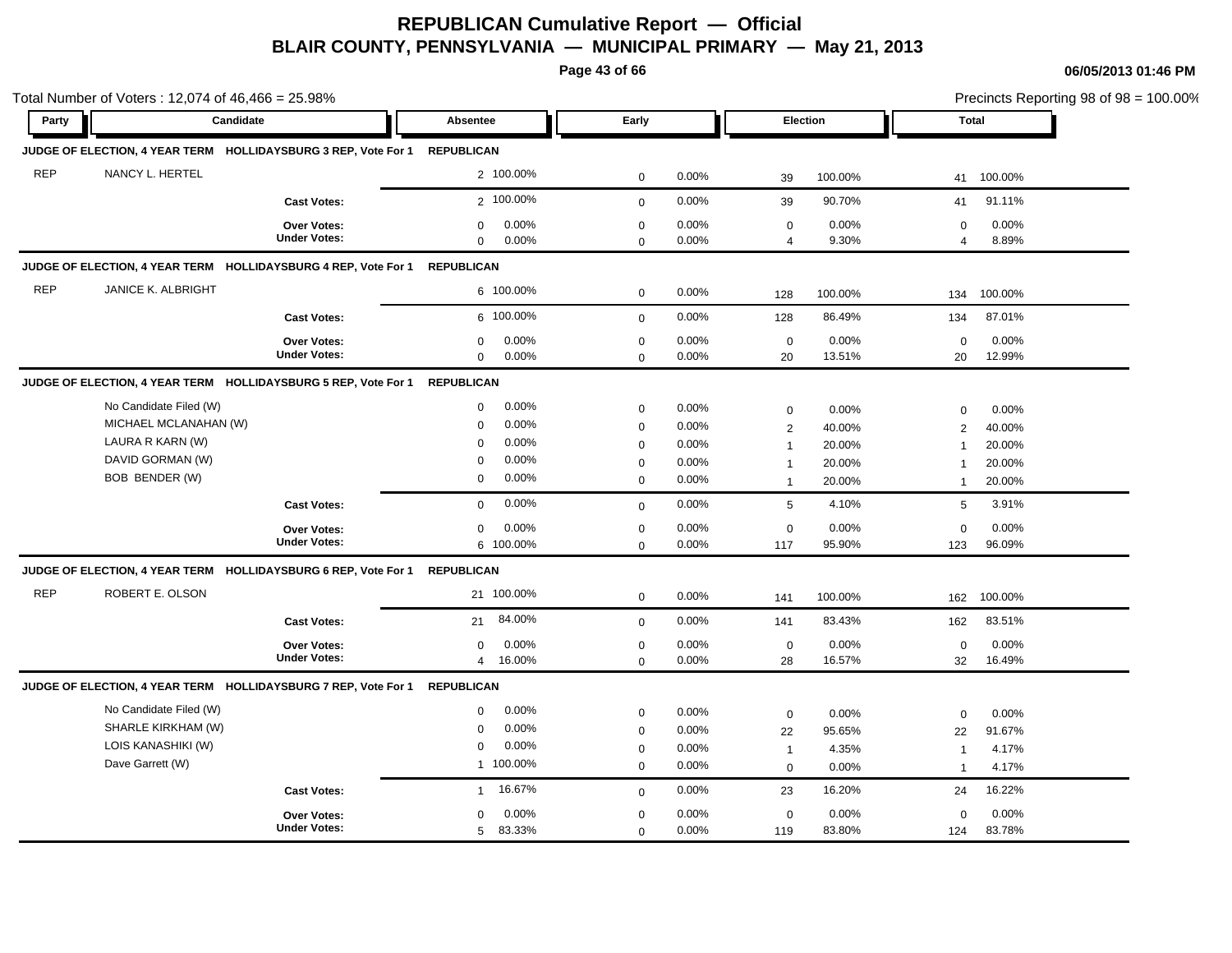# REPUBLICAN Cumulative Report — Official

## BLAIR COUNTY, PENNSYLVANIA — MUNICIPAL PRIMARY — May 21, 2013

06/05/2013 01:46 PM

Total Number of Voters : 12,074 of 46,466 = 25.98%

Precincts Reporting 98 of 98 = 100.00%

| Party | Candidate | | Absentee | | Early | | Election | | Total | |
|---|---|---|---|---|---|---|---|---|---|---|
| **JUDGE OF ELECTION, 4 YEAR TERM HOLLIDAYSBURG 3 REP, Vote For 1** | | | **REPUBLICAN** | | | | | | | |
| REP | NANCY L. HERTEL | | 2 | 100.00% | 0 | 0.00% | 39 | 100.00% | 41 | 100.00% |
| | | **Cast Votes:** | 2 | 100.00% | 0 | 0.00% | 39 | 90.70% | 41 | 91.11% |
| | | **Over Votes:** | 0 | 0.00% | 0 | 0.00% | 0 | 0.00% | 0 | 0.00% |
| | | **Under Votes:** | 0 | 0.00% | 0 | 0.00% | 4 | 9.30% | 4 | 8.89% |
| **JUDGE OF ELECTION, 4 YEAR TERM HOLLIDAYSBURG 4 REP, Vote For 1** | | | **REPUBLICAN** | | | | | | | |
| REP | JANICE K. ALBRIGHT | | 6 | 100.00% | 0 | 0.00% | 128 | 100.00% | 134 | 100.00% |
| | | **Cast Votes:** | 6 | 100.00% | 0 | 0.00% | 128 | 86.49% | 134 | 87.01% |
| | | **Over Votes:** | 0 | 0.00% | 0 | 0.00% | 0 | 0.00% | 0 | 0.00% |
| | | **Under Votes:** | 0 | 0.00% | 0 | 0.00% | 20 | 13.51% | 20 | 12.99% |
| **JUDGE OF ELECTION, 4 YEAR TERM HOLLIDAYSBURG 5 REP, Vote For 1** | | | **REPUBLICAN** | | | | | | | |
| | No Candidate Filed (W) | | 0 | 0.00% | 0 | 0.00% | 0 | 0.00% | 0 | 0.00% |
| | MICHAEL MCLANAHAN (W) | | 0 | 0.00% | 0 | 0.00% | 2 | 40.00% | 2 | 40.00% |
| | LAURA R KARN (W) | | 0 | 0.00% | 0 | 0.00% | 1 | 20.00% | 1 | 20.00% |
| | DAVID GORMAN (W) | | 0 | 0.00% | 0 | 0.00% | 1 | 20.00% | 1 | 20.00% |
| | BOB BENDER (W) | | 0 | 0.00% | 0 | 0.00% | 1 | 20.00% | 1 | 20.00% |
| | | **Cast Votes:** | 0 | 0.00% | 0 | 0.00% | 5 | 4.10% | 5 | 3.91% |
| | | **Over Votes:** | 0 | 0.00% | 0 | 0.00% | 0 | 0.00% | 0 | 0.00% |
| | | **Under Votes:** | 6 | 100.00% | 0 | 0.00% | 117 | 95.90% | 123 | 96.09% |
| **JUDGE OF ELECTION, 4 YEAR TERM HOLLIDAYSBURG 6 REP, Vote For 1** | | | **REPUBLICAN** | | | | | | | |
| REP | ROBERT E. OLSON | | 21 | 100.00% | 0 | 0.00% | 141 | 100.00% | 162 | 100.00% |
| | | **Cast Votes:** | 21 | 84.00% | 0 | 0.00% | 141 | 83.43% | 162 | 83.51% |
| | | **Over Votes:** | 0 | 0.00% | 0 | 0.00% | 0 | 0.00% | 0 | 0.00% |
| | | **Under Votes:** | 4 | 16.00% | 0 | 0.00% | 28 | 16.57% | 32 | 16.49% |
| **JUDGE OF ELECTION, 4 YEAR TERM HOLLIDAYSBURG 7 REP, Vote For 1** | | | **REPUBLICAN** | | | | | | | |
| | No Candidate Filed (W) | | 0 | 0.00% | 0 | 0.00% | 0 | 0.00% | 0 | 0.00% |
| | SHARLE KIRKHAM (W) | | 0 | 0.00% | 0 | 0.00% | 22 | 95.65% | 22 | 91.67% |
| | LOIS KANASHIKI (W) | | 0 | 0.00% | 0 | 0.00% | 1 | 4.35% | 1 | 4.17% |
| | Dave Garrett (W) | | 1 | 100.00% | 0 | 0.00% | 0 | 0.00% | 1 | 4.17% |
| | | **Cast Votes:** | 1 | 16.67% | 0 | 0.00% | 23 | 16.20% | 24 | 16.22% |
| | | **Over Votes:** | 0 | 0.00% | 0 | 0.00% | 0 | 0.00% | 0 | 0.00% |
| | | **Under Votes:** | 5 | 83.33% | 0 | 0.00% | 119 | 83.80% | 124 | 83.78% |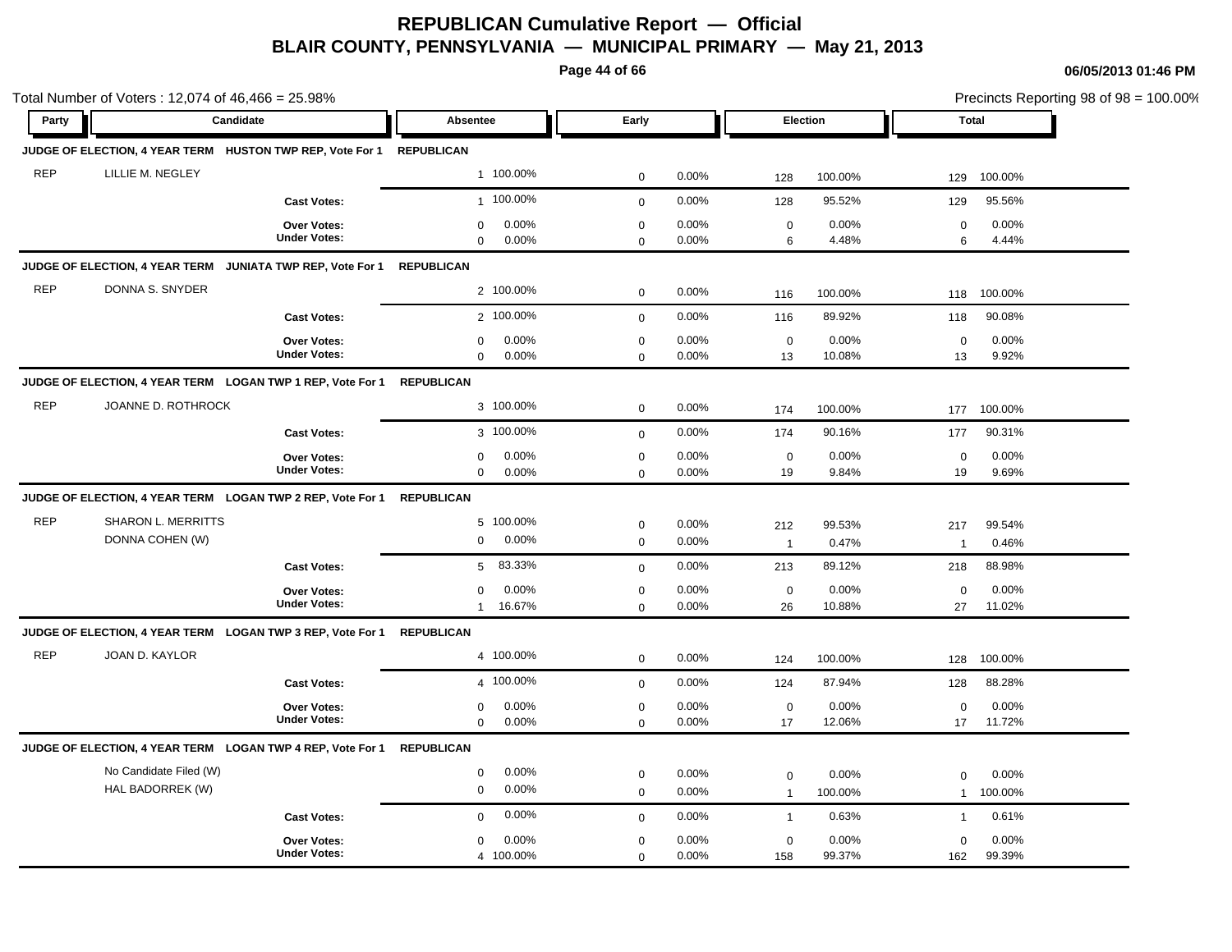# REPUBLICAN Cumulative Report — Official

## BLAIR COUNTY, PENNSYLVANIA — MUNICIPAL PRIMARY — May 21, 2013

06/05/2013 01:46 PM

Total Number of Voters : 12,074 of 46,466 = 25.98%

Precincts Reporting 98 of 98 = 100.00%

| Party | Candidate | Absentee | | Early | | Election | | Total | |
|---|---|---|---|---|---|---|---|---|---|
| **JUDGE OF ELECTION, 4 YEAR TERM HUSTON TWP REP, Vote For 1** | | **REPUBLICAN** | | | | | | | |
| REP | LILLIE M. NEGLEY | 1 | 100.00% | 0 | 0.00% | 128 | 100.00% | 129 | 100.00% |
| | **Cast Votes:** | 1 | 100.00% | 0 | 0.00% | 128 | 95.52% | 129 | 95.56% |
| | **Over Votes:** | 0 | 0.00% | 0 | 0.00% | 0 | 0.00% | 0 | 0.00% |
| | **Under Votes:** | 0 | 0.00% | 0 | 0.00% | 6 | 4.48% | 6 | 4.44% |
| **JUDGE OF ELECTION, 4 YEAR TERM JUNIATA TWP REP, Vote For 1** | | **REPUBLICAN** | | | | | | | |
| REP | DONNA S. SNYDER | 2 | 100.00% | 0 | 0.00% | 116 | 100.00% | 118 | 100.00% |
| | **Cast Votes:** | 2 | 100.00% | 0 | 0.00% | 116 | 89.92% | 118 | 90.08% |
| | **Over Votes:** | 0 | 0.00% | 0 | 0.00% | 0 | 0.00% | 0 | 0.00% |
| | **Under Votes:** | 0 | 0.00% | 0 | 0.00% | 13 | 10.08% | 13 | 9.92% |
| **JUDGE OF ELECTION, 4 YEAR TERM LOGAN TWP 1 REP, Vote For 1** | | **REPUBLICAN** | | | | | | | |
| REP | JOANNE D. ROTHROCK | 3 | 100.00% | 0 | 0.00% | 174 | 100.00% | 177 | 100.00% |
| | **Cast Votes:** | 3 | 100.00% | 0 | 0.00% | 174 | 90.16% | 177 | 90.31% |
| | **Over Votes:** | 0 | 0.00% | 0 | 0.00% | 0 | 0.00% | 0 | 0.00% |
| | **Under Votes:** | 0 | 0.00% | 0 | 0.00% | 19 | 9.84% | 19 | 9.69% |
| **JUDGE OF ELECTION, 4 YEAR TERM LOGAN TWP 2 REP, Vote For 1** | | **REPUBLICAN** | | | | | | | |
| REP | SHARON L. MERRITTS | 5 | 100.00% | 0 | 0.00% | 212 | 99.53% | 217 | 99.54% |
| | DONNA COHEN (W) | 0 | 0.00% | 0 | 0.00% | 1 | 0.47% | 1 | 0.46% |
| | **Cast Votes:** | 5 | 83.33% | 0 | 0.00% | 213 | 89.12% | 218 | 88.98% |
| | **Over Votes:** | 0 | 0.00% | 0 | 0.00% | 0 | 0.00% | 0 | 0.00% |
| | **Under Votes:** | 1 | 16.67% | 0 | 0.00% | 26 | 10.88% | 27 | 11.02% |
| **JUDGE OF ELECTION, 4 YEAR TERM LOGAN TWP 3 REP, Vote For 1** | | **REPUBLICAN** | | | | | | | |
| REP | JOAN D. KAYLOR | 4 | 100.00% | 0 | 0.00% | 124 | 100.00% | 128 | 100.00% |
| | **Cast Votes:** | 4 | 100.00% | 0 | 0.00% | 124 | 87.94% | 128 | 88.28% |
| | **Over Votes:** | 0 | 0.00% | 0 | 0.00% | 0 | 0.00% | 0 | 0.00% |
| | **Under Votes:** | 0 | 0.00% | 0 | 0.00% | 17 | 12.06% | 17 | 11.72% |
| **JUDGE OF ELECTION, 4 YEAR TERM LOGAN TWP 4 REP, Vote For 1** | | **REPUBLICAN** | | | | | | | |
| | No Candidate Filed (W) | 0 | 0.00% | 0 | 0.00% | 0 | 0.00% | 0 | 0.00% |
| | HAL BADORREK (W) | 0 | 0.00% | 0 | 0.00% | 1 | 100.00% | 1 | 100.00% |
| | **Cast Votes:** | 0 | 0.00% | 0 | 0.00% | 1 | 0.63% | 1 | 0.61% |
| | **Over Votes:** | 0 | 0.00% | 0 | 0.00% | 0 | 0.00% | 0 | 0.00% |
| | **Under Votes:** | 4 | 100.00% | 0 | 0.00% | 158 | 99.37% | 162 | 99.39% |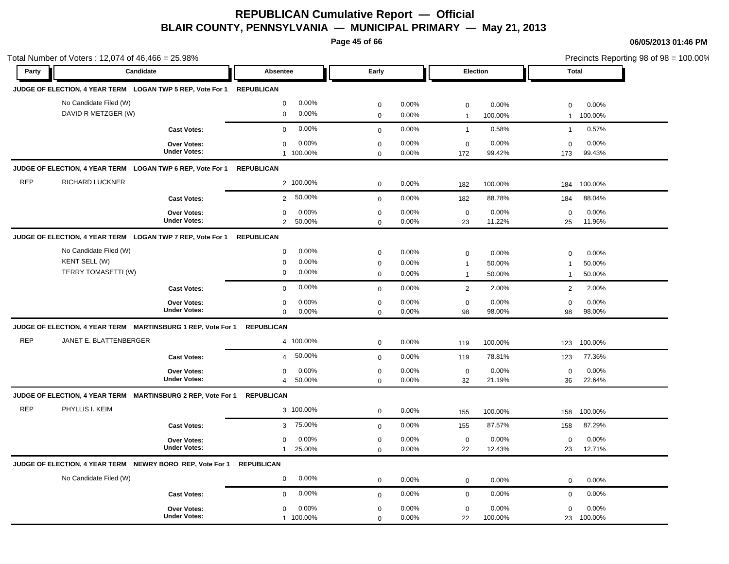# REPUBLICAN Cumulative Report — Official

## BLAIR COUNTY, PENNSYLVANIA — MUNICIPAL PRIMARY — May 21, 2013

06/05/2013 01:46 PM

Total Number of Voters : 12,074 of 46,466 = 25.98%

Precincts Reporting 98 of 98 = 100.00%

| Party | Candidate | Absentee | | Early | | Election | | Total | |
|---|---|---|---|---|---|---|---|---|---|
| **JUDGE OF ELECTION, 4 YEAR TERM LOGAN TWP 5 REP, Vote For 1** | | **REPUBLICAN** | | | | | | | |
| | No Candidate Filed (W) | 0 | 0.00% | 0 | 0.00% | 0 | 0.00% | 0 | 0.00% |
| | DAVID R METZGER (W) | 0 | 0.00% | 0 | 0.00% | 1 | 100.00% | 1 | 100.00% |
| | **Cast Votes:** | 0 | 0.00% | 0 | 0.00% | 1 | 0.58% | 1 | 0.57% |
| | **Over Votes:** | 0 | 0.00% | 0 | 0.00% | 0 | 0.00% | 0 | 0.00% |
| | **Under Votes:** | 1 | 100.00% | 0 | 0.00% | 172 | 99.42% | 173 | 99.43% |
| **JUDGE OF ELECTION, 4 YEAR TERM LOGAN TWP 6 REP, Vote For 1** | | **REPUBLICAN** | | | | | | | |
| REP | RICHARD LUCKNER | 2 | 100.00% | 0 | 0.00% | 182 | 100.00% | 184 | 100.00% |
| | **Cast Votes:** | 2 | 50.00% | 0 | 0.00% | 182 | 88.78% | 184 | 88.04% |
| | **Over Votes:** | 0 | 0.00% | 0 | 0.00% | 0 | 0.00% | 0 | 0.00% |
| | **Under Votes:** | 2 | 50.00% | 0 | 0.00% | 23 | 11.22% | 25 | 11.96% |
| **JUDGE OF ELECTION, 4 YEAR TERM LOGAN TWP 7 REP, Vote For 1** | | **REPUBLICAN** | | | | | | | |
| | No Candidate Filed (W) | 0 | 0.00% | 0 | 0.00% | 0 | 0.00% | 0 | 0.00% |
| | KENT SELL (W) | 0 | 0.00% | 0 | 0.00% | 1 | 50.00% | 1 | 50.00% |
| | TERRY TOMASETTI (W) | 0 | 0.00% | 0 | 0.00% | 1 | 50.00% | 1 | 50.00% |
| | **Cast Votes:** | 0 | 0.00% | 0 | 0.00% | 2 | 2.00% | 2 | 2.00% |
| | **Over Votes:** | 0 | 0.00% | 0 | 0.00% | 0 | 0.00% | 0 | 0.00% |
| | **Under Votes:** | 0 | 0.00% | 0 | 0.00% | 98 | 98.00% | 98 | 98.00% |
| **JUDGE OF ELECTION, 4 YEAR TERM MARTINSBURG 1 REP, Vote For 1** | | **REPUBLICAN** | | | | | | | |
| REP | JANET E. BLATTENBERGER | 4 | 100.00% | 0 | 0.00% | 119 | 100.00% | 123 | 100.00% |
| | **Cast Votes:** | 4 | 50.00% | 0 | 0.00% | 119 | 78.81% | 123 | 77.36% |
| | **Over Votes:** | 0 | 0.00% | 0 | 0.00% | 0 | 0.00% | 0 | 0.00% |
| | **Under Votes:** | 4 | 50.00% | 0 | 0.00% | 32 | 21.19% | 36 | 22.64% |
| **JUDGE OF ELECTION, 4 YEAR TERM MARTINSBURG 2 REP, Vote For 1** | | **REPUBLICAN** | | | | | | | |
| REP | PHYLLIS I. KEIM | 3 | 100.00% | 0 | 0.00% | 155 | 100.00% | 158 | 100.00% |
| | **Cast Votes:** | 3 | 75.00% | 0 | 0.00% | 155 | 87.57% | 158 | 87.29% |
| | **Over Votes:** | 0 | 0.00% | 0 | 0.00% | 0 | 0.00% | 0 | 0.00% |
| | **Under Votes:** | 1 | 25.00% | 0 | 0.00% | 22 | 12.43% | 23 | 12.71% |
| **JUDGE OF ELECTION, 4 YEAR TERM NEWRY BORO REP, Vote For 1** | | **REPUBLICAN** | | | | | | | |
| | No Candidate Filed (W) | 0 | 0.00% | 0 | 0.00% | 0 | 0.00% | 0 | 0.00% |
| | **Cast Votes:** | 0 | 0.00% | 0 | 0.00% | 0 | 0.00% | 0 | 0.00% |
| | **Over Votes:** | 0 | 0.00% | 0 | 0.00% | 0 | 0.00% | 0 | 0.00% |
| | **Under Votes:** | 1 | 100.00% | 0 | 0.00% | 22 | 100.00% | 23 | 100.00% |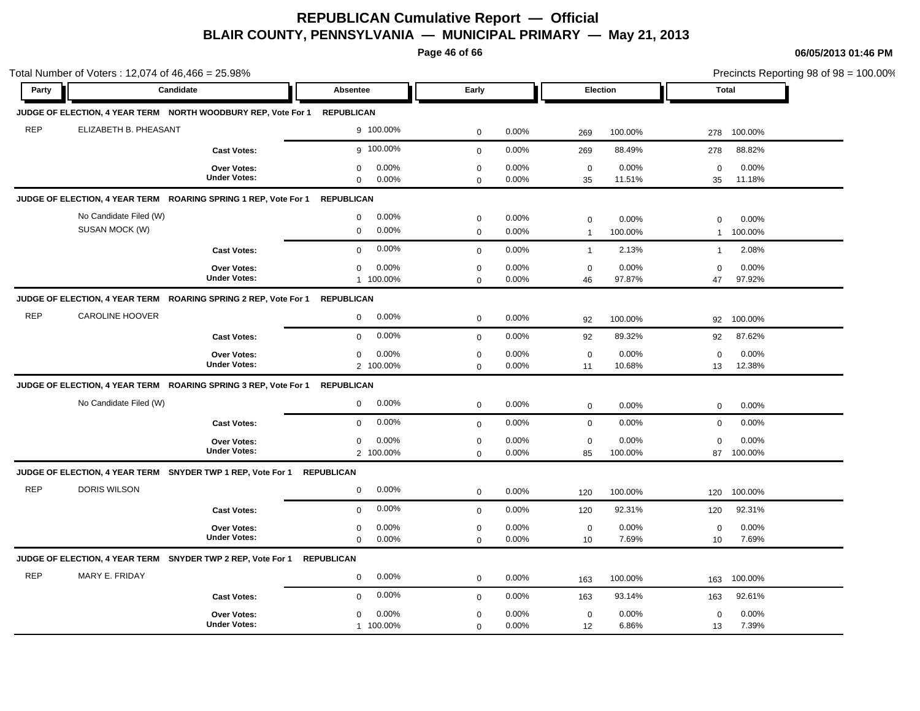# REPUBLICAN Cumulative Report — Official

## BLAIR COUNTY, PENNSYLVANIA — MUNICIPAL PRIMARY — May 21, 2013

06/05/2013 01:46 PM

Total Number of Voters : 12,074 of 46,466 = 25.98%

Precincts Reporting 98 of 98 = 100.00%

| Party | Candidate | Absentee | | Early | | Election | | Total | |
|---|---|---|---|---|---|---|---|---|---|
| **JUDGE OF ELECTION, 4 YEAR TERM NORTH WOODBURY REP, Vote For 1** | | **REPUBLICAN** | | | | | | | |
| REP | ELIZABETH B. PHEASANT | 9 | 100.00% | 0 | 0.00% | 269 | 100.00% | 278 | 100.00% |
| | **Cast Votes:** | 9 | 100.00% | 0 | 0.00% | 269 | 88.49% | 278 | 88.82% |
| | **Over Votes:** | 0 | 0.00% | 0 | 0.00% | 0 | 0.00% | 0 | 0.00% |
| | **Under Votes:** | 0 | 0.00% | 0 | 0.00% | 35 | 11.51% | 35 | 11.18% |
| **JUDGE OF ELECTION, 4 YEAR TERM ROARING SPRING 1 REP, Vote For 1** | | **REPUBLICAN** | | | | | | | |
| | No Candidate Filed (W) | 0 | 0.00% | 0 | 0.00% | 0 | 0.00% | 0 | 0.00% |
| | SUSAN MOCK (W) | 0 | 0.00% | 0 | 0.00% | 1 | 100.00% | 1 | 100.00% |
| | **Cast Votes:** | 0 | 0.00% | 0 | 0.00% | 1 | 2.13% | 1 | 2.08% |
| | **Over Votes:** | 0 | 0.00% | 0 | 0.00% | 0 | 0.00% | 0 | 0.00% |
| | **Under Votes:** | 1 | 100.00% | 0 | 0.00% | 46 | 97.87% | 47 | 97.92% |
| **JUDGE OF ELECTION, 4 YEAR TERM ROARING SPRING 2 REP, Vote For 1** | | **REPUBLICAN** | | | | | | | |
| REP | CAROLINE HOOVER | 0 | 0.00% | 0 | 0.00% | 92 | 100.00% | 92 | 100.00% |
| | **Cast Votes:** | 0 | 0.00% | 0 | 0.00% | 92 | 89.32% | 92 | 87.62% |
| | **Over Votes:** | 0 | 0.00% | 0 | 0.00% | 0 | 0.00% | 0 | 0.00% |
| | **Under Votes:** | 2 | 100.00% | 0 | 0.00% | 11 | 10.68% | 13 | 12.38% |
| **JUDGE OF ELECTION, 4 YEAR TERM ROARING SPRING 3 REP, Vote For 1** | | **REPUBLICAN** | | | | | | | |
| | No Candidate Filed (W) | 0 | 0.00% | 0 | 0.00% | 0 | 0.00% | 0 | 0.00% |
| | **Cast Votes:** | 0 | 0.00% | 0 | 0.00% | 0 | 0.00% | 0 | 0.00% |
| | **Over Votes:** | 0 | 0.00% | 0 | 0.00% | 0 | 0.00% | 0 | 0.00% |
| | **Under Votes:** | 2 | 100.00% | 0 | 0.00% | 85 | 100.00% | 87 | 100.00% |
| **JUDGE OF ELECTION, 4 YEAR TERM SNYDER TWP 1 REP, Vote For 1** | | **REPUBLICAN** | | | | | | | |
| REP | DORIS WILSON | 0 | 0.00% | 0 | 0.00% | 120 | 100.00% | 120 | 100.00% |
| | **Cast Votes:** | 0 | 0.00% | 0 | 0.00% | 120 | 92.31% | 120 | 92.31% |
| | **Over Votes:** | 0 | 0.00% | 0 | 0.00% | 0 | 0.00% | 0 | 0.00% |
| | **Under Votes:** | 0 | 0.00% | 0 | 0.00% | 10 | 7.69% | 10 | 7.69% |
| **JUDGE OF ELECTION, 4 YEAR TERM SNYDER TWP 2 REP, Vote For 1** | | **REPUBLICAN** | | | | | | | |
| REP | MARY E. FRIDAY | 0 | 0.00% | 0 | 0.00% | 163 | 100.00% | 163 | 100.00% |
| | **Cast Votes:** | 0 | 0.00% | 0 | 0.00% | 163 | 93.14% | 163 | 92.61% |
| | **Over Votes:** | 0 | 0.00% | 0 | 0.00% | 0 | 0.00% | 0 | 0.00% |
| | **Under Votes:** | 1 | 100.00% | 0 | 0.00% | 12 | 6.86% | 13 | 7.39% |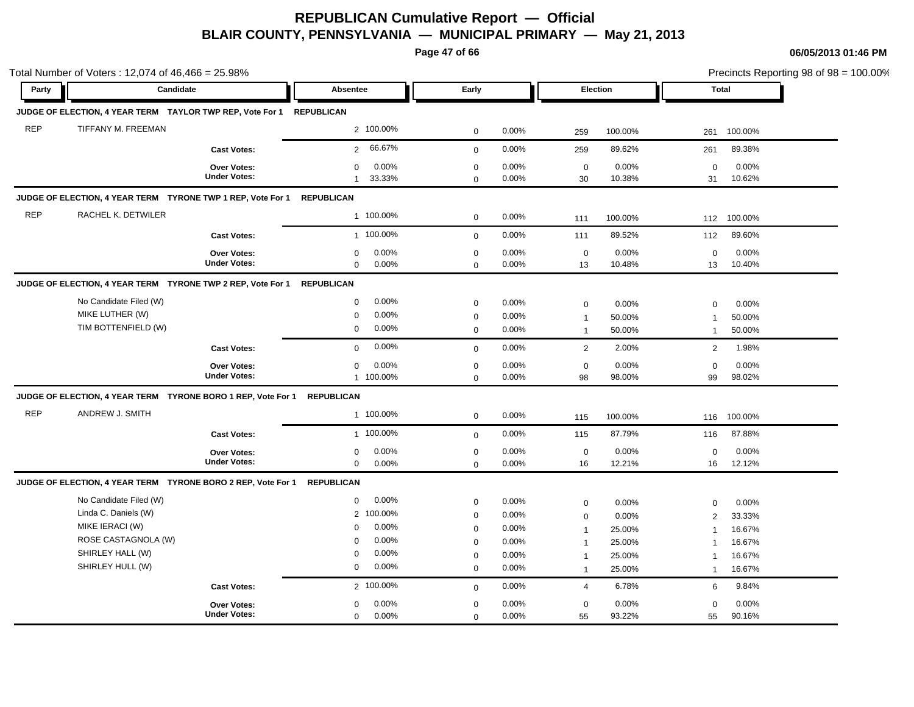# REPUBLICAN Cumulative Report — Official
## BLAIR COUNTY, PENNSYLVANIA — MUNICIPAL PRIMARY — May 21, 2013

06/05/2013 01:46 PM

Total Number of Voters : 12,074 of 46,466 = 25.98%

Precincts Reporting 98 of 98 = 100.00%

| Party | Candidate | Absentee | | Early | | Election | | Total | |
|---|---|---|---|---|---|---|---|---|---|
| **JUDGE OF ELECTION, 4 YEAR TERM TAYLOR TWP REP, Vote For 1** | | **REPUBLICAN** | | | | | | | |
| REP | TIFFANY M. FREEMAN | 2 | 100.00% | 0 | 0.00% | 259 | 100.00% | 261 | 100.00% |
| | **Cast Votes:** | 2 | 66.67% | 0 | 0.00% | 259 | 89.62% | 261 | 89.38% |
| | **Over Votes:** | 0 | 0.00% | 0 | 0.00% | 0 | 0.00% | 0 | 0.00% |
| | **Under Votes:** | 1 | 33.33% | 0 | 0.00% | 30 | 10.38% | 31 | 10.62% |
| **JUDGE OF ELECTION, 4 YEAR TERM TYRONE TWP 1 REP, Vote For 1** | | **REPUBLICAN** | | | | | | | |
| REP | RACHEL K. DETWILER | 1 | 100.00% | 0 | 0.00% | 111 | 100.00% | 112 | 100.00% |
| | **Cast Votes:** | 1 | 100.00% | 0 | 0.00% | 111 | 89.52% | 112 | 89.60% |
| | **Over Votes:** | 0 | 0.00% | 0 | 0.00% | 0 | 0.00% | 0 | 0.00% |
| | **Under Votes:** | 0 | 0.00% | 0 | 0.00% | 13 | 10.48% | 13 | 10.40% |
| **JUDGE OF ELECTION, 4 YEAR TERM TYRONE TWP 2 REP, Vote For 1** | | **REPUBLICAN** | | | | | | | |
| | No Candidate Filed (W) | 0 | 0.00% | 0 | 0.00% | 0 | 0.00% | 0 | 0.00% |
| | MIKE LUTHER (W) | 0 | 0.00% | 0 | 0.00% | 1 | 50.00% | 1 | 50.00% |
| | TIM BOTTENFIELD (W) | 0 | 0.00% | 0 | 0.00% | 1 | 50.00% | 1 | 50.00% |
| | **Cast Votes:** | 0 | 0.00% | 0 | 0.00% | 2 | 2.00% | 2 | 1.98% |
| | **Over Votes:** | 0 | 0.00% | 0 | 0.00% | 0 | 0.00% | 0 | 0.00% |
| | **Under Votes:** | 1 | 100.00% | 0 | 0.00% | 98 | 98.00% | 99 | 98.02% |
| **JUDGE OF ELECTION, 4 YEAR TERM TYRONE BORO 1 REP, Vote For 1** | | **REPUBLICAN** | | | | | | | |
| REP | ANDREW J. SMITH | 1 | 100.00% | 0 | 0.00% | 115 | 100.00% | 116 | 100.00% |
| | **Cast Votes:** | 1 | 100.00% | 0 | 0.00% | 115 | 87.79% | 116 | 87.88% |
| | **Over Votes:** | 0 | 0.00% | 0 | 0.00% | 0 | 0.00% | 0 | 0.00% |
| | **Under Votes:** | 0 | 0.00% | 0 | 0.00% | 16 | 12.21% | 16 | 12.12% |
| **JUDGE OF ELECTION, 4 YEAR TERM TYRONE BORO 2 REP, Vote For 1** | | **REPUBLICAN** | | | | | | | |
| | No Candidate Filed (W) | 0 | 0.00% | 0 | 0.00% | 0 | 0.00% | 0 | 0.00% |
| | Linda C. Daniels (W) | 2 | 100.00% | 0 | 0.00% | 0 | 0.00% | 2 | 33.33% |
| | MIKE IERACI (W) | 0 | 0.00% | 0 | 0.00% | 1 | 25.00% | 1 | 16.67% |
| | ROSE CASTAGNOLA (W) | 0 | 0.00% | 0 | 0.00% | 1 | 25.00% | 1 | 16.67% |
| | SHIRLEY HALL (W) | 0 | 0.00% | 0 | 0.00% | 1 | 25.00% | 1 | 16.67% |
| | SHIRLEY HULL (W) | 0 | 0.00% | 0 | 0.00% | 1 | 25.00% | 1 | 16.67% |
| | **Cast Votes:** | 2 | 100.00% | 0 | 0.00% | 4 | 6.78% | 6 | 9.84% |
| | **Over Votes:** | 0 | 0.00% | 0 | 0.00% | 0 | 0.00% | 0 | 0.00% |
| | **Under Votes:** | 0 | 0.00% | 0 | 0.00% | 55 | 93.22% | 55 | 90.16% |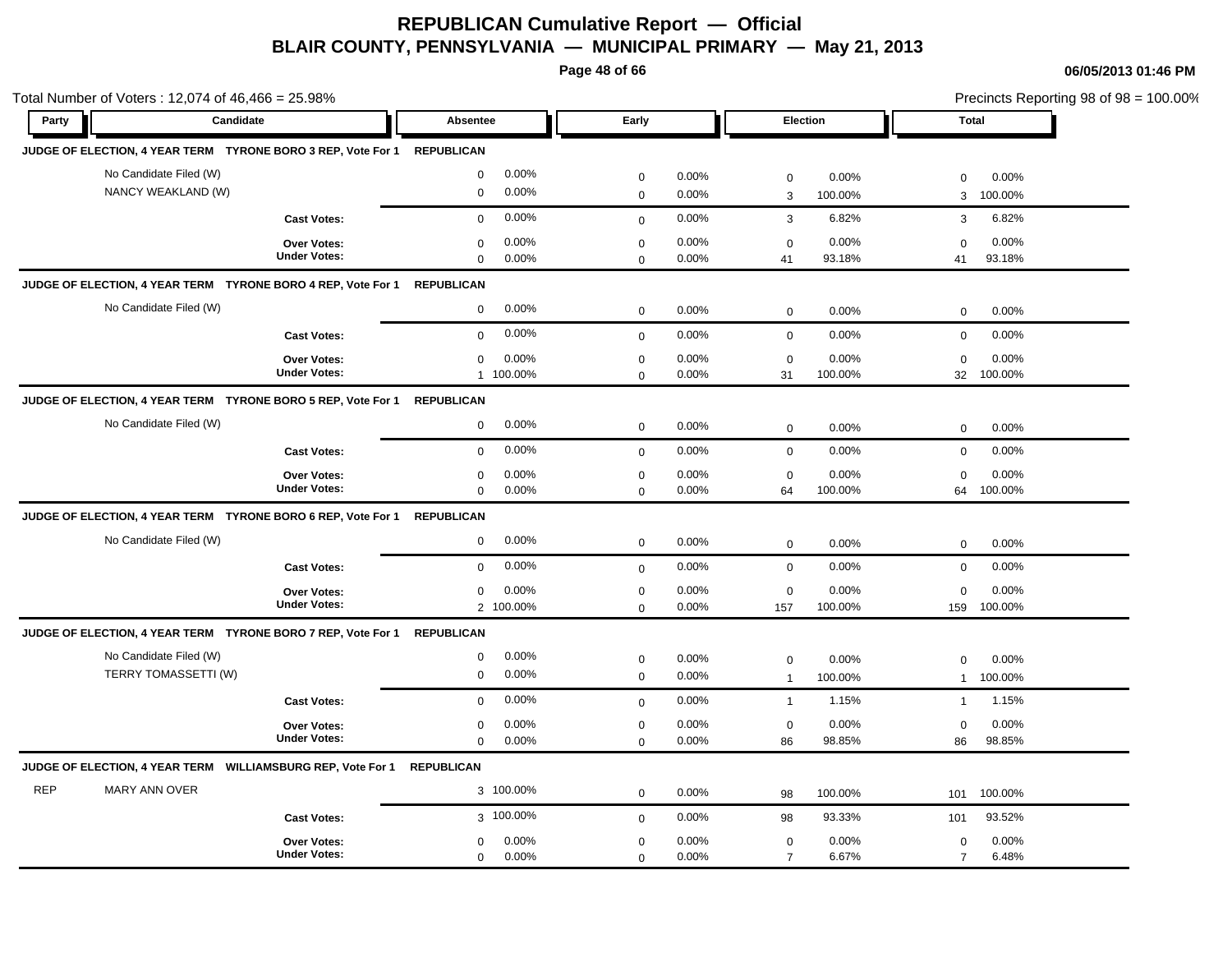# REPUBLICAN Cumulative Report — Official

## BLAIR COUNTY, PENNSYLVANIA — MUNICIPAL PRIMARY — May 21, 2013

06/05/2013 01:46 PM

Total Number of Voters : 12,074 of 46,466 = 25.98%

Precincts Reporting 98 of 98 = 100.00%

| Party | Candidate | Absentee | | Early | | Election | | Total | |
|---|---|---|---|---|---|---|---|---|---|
| **JUDGE OF ELECTION, 4 YEAR TERM TYRONE BORO 3 REP, Vote For 1** | | **REPUBLICAN** | | | | | | | |
| | No Candidate Filed (W) | 0 | 0.00% | 0 | 0.00% | 0 | 0.00% | 0 | 0.00% |
| | NANCY WEAKLAND (W) | 0 | 0.00% | 0 | 0.00% | 3 | 100.00% | 3 | 100.00% |
| | **Cast Votes:** | 0 | 0.00% | 0 | 0.00% | 3 | 6.82% | 3 | 6.82% |
| | **Over Votes:** | 0 | 0.00% | 0 | 0.00% | 0 | 0.00% | 0 | 0.00% |
| | **Under Votes:** | 0 | 0.00% | 0 | 0.00% | 41 | 93.18% | 41 | 93.18% |
| **JUDGE OF ELECTION, 4 YEAR TERM TYRONE BORO 4 REP, Vote For 1** | | **REPUBLICAN** | | | | | | | |
| | No Candidate Filed (W) | 0 | 0.00% | 0 | 0.00% | 0 | 0.00% | 0 | 0.00% |
| | **Cast Votes:** | 0 | 0.00% | 0 | 0.00% | 0 | 0.00% | 0 | 0.00% |
| | **Over Votes:** | 0 | 0.00% | 0 | 0.00% | 0 | 0.00% | 0 | 0.00% |
| | **Under Votes:** | 1 | 100.00% | 0 | 0.00% | 31 | 100.00% | 32 | 100.00% |
| **JUDGE OF ELECTION, 4 YEAR TERM TYRONE BORO 5 REP, Vote For 1** | | **REPUBLICAN** | | | | | | | |
| | No Candidate Filed (W) | 0 | 0.00% | 0 | 0.00% | 0 | 0.00% | 0 | 0.00% |
| | **Cast Votes:** | 0 | 0.00% | 0 | 0.00% | 0 | 0.00% | 0 | 0.00% |
| | **Over Votes:** | 0 | 0.00% | 0 | 0.00% | 0 | 0.00% | 0 | 0.00% |
| | **Under Votes:** | 0 | 0.00% | 0 | 0.00% | 64 | 100.00% | 64 | 100.00% |
| **JUDGE OF ELECTION, 4 YEAR TERM TYRONE BORO 6 REP, Vote For 1** | | **REPUBLICAN** | | | | | | | |
| | No Candidate Filed (W) | 0 | 0.00% | 0 | 0.00% | 0 | 0.00% | 0 | 0.00% |
| | **Cast Votes:** | 0 | 0.00% | 0 | 0.00% | 0 | 0.00% | 0 | 0.00% |
| | **Over Votes:** | 0 | 0.00% | 0 | 0.00% | 0 | 0.00% | 0 | 0.00% |
| | **Under Votes:** | 2 | 100.00% | 0 | 0.00% | 157 | 100.00% | 159 | 100.00% |
| **JUDGE OF ELECTION, 4 YEAR TERM TYRONE BORO 7 REP, Vote For 1** | | **REPUBLICAN** | | | | | | | |
| | No Candidate Filed (W) | 0 | 0.00% | 0 | 0.00% | 0 | 0.00% | 0 | 0.00% |
| | TERRY TOMASSETTI (W) | 0 | 0.00% | 0 | 0.00% | 1 | 100.00% | 1 | 100.00% |
| | **Cast Votes:** | 0 | 0.00% | 0 | 0.00% | 1 | 1.15% | 1 | 1.15% |
| | **Over Votes:** | 0 | 0.00% | 0 | 0.00% | 0 | 0.00% | 0 | 0.00% |
| | **Under Votes:** | 0 | 0.00% | 0 | 0.00% | 86 | 98.85% | 86 | 98.85% |
| **JUDGE OF ELECTION, 4 YEAR TERM WILLIAMSBURG REP, Vote For 1** | | **REPUBLICAN** | | | | | | | |
| REP | MARY ANN OVER | 3 | 100.00% | 0 | 0.00% | 98 | 100.00% | 101 | 100.00% |
| | **Cast Votes:** | 3 | 100.00% | 0 | 0.00% | 98 | 93.33% | 101 | 93.52% |
| | **Over Votes:** | 0 | 0.00% | 0 | 0.00% | 0 | 0.00% | 0 | 0.00% |
| | **Under Votes:** | 0 | 0.00% | 0 | 0.00% | 7 | 6.67% | 7 | 6.48% |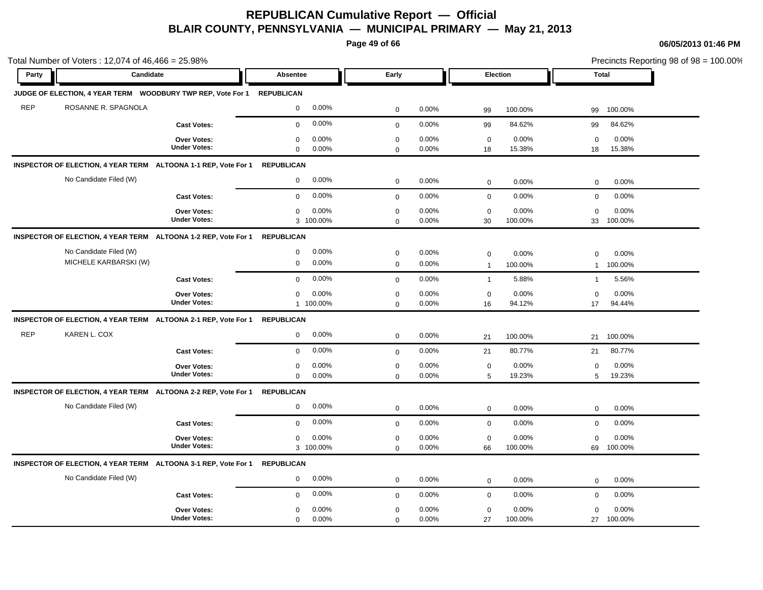# REPUBLICAN Cumulative Report — Official

## BLAIR COUNTY, PENNSYLVANIA — MUNICIPAL PRIMARY — May 21, 2013

06/05/2013 01:46 PM

Total Number of Voters : 12,074 of 46,466 = 25.98%

Precincts Reporting 98 of 98 = 100.00%

| Party | Candidate | | Absentee | | Early | | Election | | Total | |
|---|---|---|---|---|---|---|---|---|---|---|
| **JUDGE OF ELECTION, 4 YEAR TERM** | **WOODBURY TWP REP, Vote For 1** | | **REPUBLICAN** | | | | | | | |
| REP | ROSANNE R. SPAGNOLA | | 0 | 0.00% | 0 | 0.00% | 99 | 100.00% | 99 | 100.00% |
| | | **Cast Votes:** | 0 | 0.00% | 0 | 0.00% | 99 | 84.62% | 99 | 84.62% |
| | | **Over Votes:** | 0 | 0.00% | 0 | 0.00% | 0 | 0.00% | 0 | 0.00% |
| | | **Under Votes:** | 0 | 0.00% | 0 | 0.00% | 18 | 15.38% | 18 | 15.38% |
| **INSPECTOR OF ELECTION, 4 YEAR TERM** | **ALTOONA 1-1 REP, Vote For 1** | | **REPUBLICAN** | | | | | | | |
| | No Candidate Filed (W) | | 0 | 0.00% | 0 | 0.00% | 0 | 0.00% | 0 | 0.00% |
| | | **Cast Votes:** | 0 | 0.00% | 0 | 0.00% | 0 | 0.00% | 0 | 0.00% |
| | | **Over Votes:** | 0 | 0.00% | 0 | 0.00% | 0 | 0.00% | 0 | 0.00% |
| | | **Under Votes:** | 3 | 100.00% | 0 | 0.00% | 30 | 100.00% | 33 | 100.00% |
| **INSPECTOR OF ELECTION, 4 YEAR TERM** | **ALTOONA 1-2 REP, Vote For 1** | | **REPUBLICAN** | | | | | | | |
| | No Candidate Filed (W) | | 0 | 0.00% | 0 | 0.00% | 0 | 0.00% | 0 | 0.00% |
| | MICHELE KARBARSKI (W) | | 0 | 0.00% | 0 | 0.00% | 1 | 100.00% | 1 | 100.00% |
| | | **Cast Votes:** | 0 | 0.00% | 0 | 0.00% | 1 | 5.88% | 1 | 5.56% |
| | | **Over Votes:** | 0 | 0.00% | 0 | 0.00% | 0 | 0.00% | 0 | 0.00% |
| | | **Under Votes:** | 1 | 100.00% | 0 | 0.00% | 16 | 94.12% | 17 | 94.44% |
| **INSPECTOR OF ELECTION, 4 YEAR TERM** | **ALTOONA 2-1 REP, Vote For 1** | | **REPUBLICAN** | | | | | | | |
| REP | KAREN L. COX | | 0 | 0.00% | 0 | 0.00% | 21 | 100.00% | 21 | 100.00% |
| | | **Cast Votes:** | 0 | 0.00% | 0 | 0.00% | 21 | 80.77% | 21 | 80.77% |
| | | **Over Votes:** | 0 | 0.00% | 0 | 0.00% | 0 | 0.00% | 0 | 0.00% |
| | | **Under Votes:** | 0 | 0.00% | 0 | 0.00% | 5 | 19.23% | 5 | 19.23% |
| **INSPECTOR OF ELECTION, 4 YEAR TERM** | **ALTOONA 2-2 REP, Vote For 1** | | **REPUBLICAN** | | | | | | | |
| | No Candidate Filed (W) | | 0 | 0.00% | 0 | 0.00% | 0 | 0.00% | 0 | 0.00% |
| | | **Cast Votes:** | 0 | 0.00% | 0 | 0.00% | 0 | 0.00% | 0 | 0.00% |
| | | **Over Votes:** | 0 | 0.00% | 0 | 0.00% | 0 | 0.00% | 0 | 0.00% |
| | | **Under Votes:** | 3 | 100.00% | 0 | 0.00% | 66 | 100.00% | 69 | 100.00% |
| **INSPECTOR OF ELECTION, 4 YEAR TERM** | **ALTOONA 3-1 REP, Vote For 1** | | **REPUBLICAN** | | | | | | | |
| | No Candidate Filed (W) | | 0 | 0.00% | 0 | 0.00% | 0 | 0.00% | 0 | 0.00% |
| | | **Cast Votes:** | 0 | 0.00% | 0 | 0.00% | 0 | 0.00% | 0 | 0.00% |
| | | **Over Votes:** | 0 | 0.00% | 0 | 0.00% | 0 | 0.00% | 0 | 0.00% |
| | | **Under Votes:** | 0 | 0.00% | 0 | 0.00% | 27 | 100.00% | 27 | 100.00% |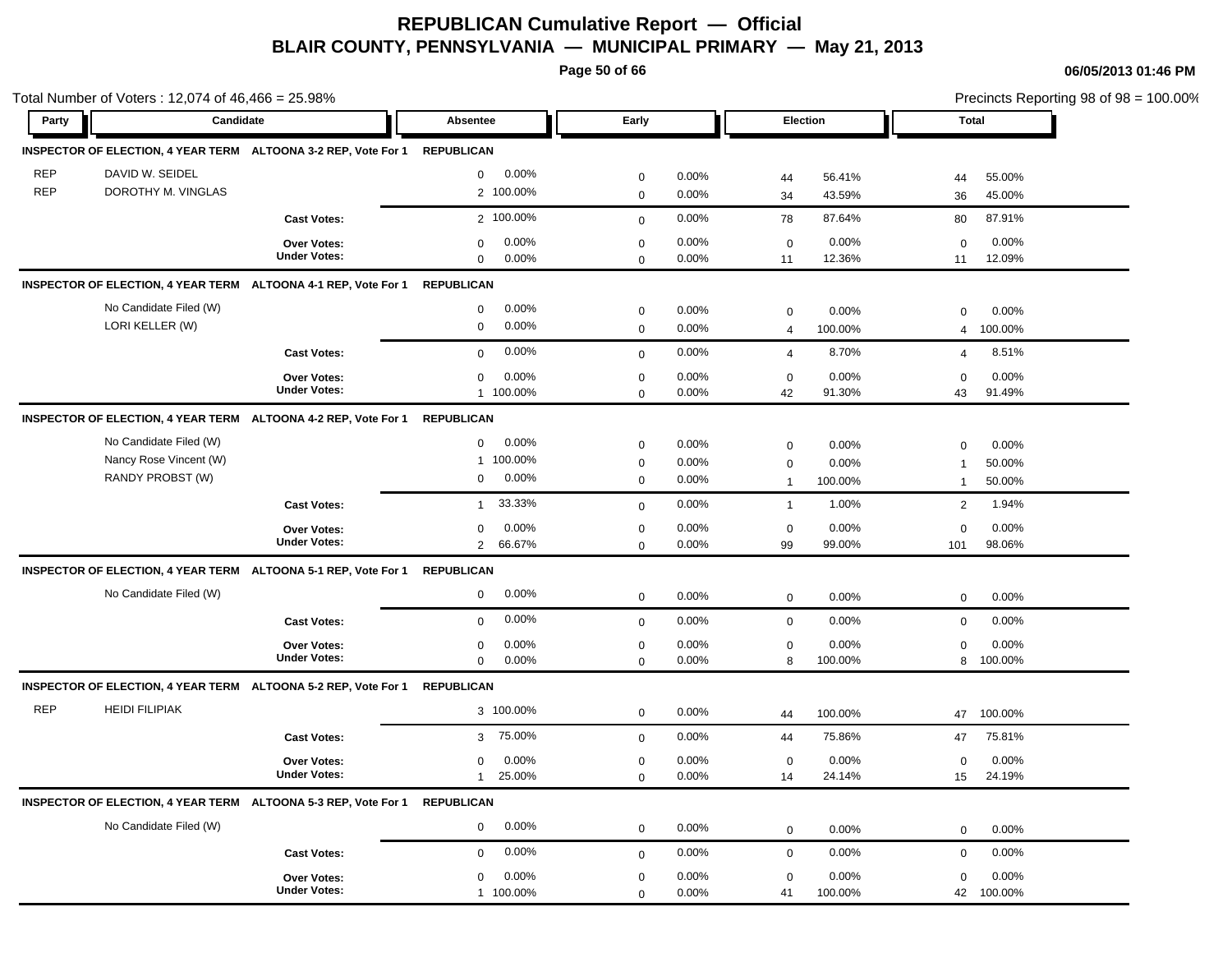# REPUBLICAN Cumulative Report — Official

## BLAIR COUNTY, PENNSYLVANIA — MUNICIPAL PRIMARY — May 21, 2013

06/05/2013 01:46 PM

Total Number of Voters : 12,074 of 46,466 = 25.98%

Precincts Reporting 98 of 98 = 100.00%

| Party | Candidate | | Absentee | | Early | | Election | | Total | |
|---|---|---|---|---|---|---|---|---|---|---|
| **INSPECTOR OF ELECTION, 4 YEAR TERM** | **ALTOONA 3-2 REP, Vote For 1** | | **REPUBLICAN** | | | | | | | |
| REP | DAVID W. SEIDEL | | 0 | 0.00% | 0 | 0.00% | 44 | 56.41% | 44 | 55.00% |
| REP | DOROTHY M. VINGLAS | | 2 | 100.00% | 0 | 0.00% | 34 | 43.59% | 36 | 45.00% |
| | | **Cast Votes:** | 2 | 100.00% | 0 | 0.00% | 78 | 87.64% | 80 | 87.91% |
| | | **Over Votes:** | 0 | 0.00% | 0 | 0.00% | 0 | 0.00% | 0 | 0.00% |
| | | **Under Votes:** | 0 | 0.00% | 0 | 0.00% | 11 | 12.36% | 11 | 12.09% |
| **INSPECTOR OF ELECTION, 4 YEAR TERM** | **ALTOONA 4-1 REP, Vote For 1** | | **REPUBLICAN** | | | | | | | |
| | No Candidate Filed (W) | | 0 | 0.00% | 0 | 0.00% | 0 | 0.00% | 0 | 0.00% |
| | LORI KELLER (W) | | 0 | 0.00% | 0 | 0.00% | 4 | 100.00% | 4 | 100.00% |
| | | **Cast Votes:** | 0 | 0.00% | 0 | 0.00% | 4 | 8.70% | 4 | 8.51% |
| | | **Over Votes:** | 0 | 0.00% | 0 | 0.00% | 0 | 0.00% | 0 | 0.00% |
| | | **Under Votes:** | 1 | 100.00% | 0 | 0.00% | 42 | 91.30% | 43 | 91.49% |
| **INSPECTOR OF ELECTION, 4 YEAR TERM** | **ALTOONA 4-2 REP, Vote For 1** | | **REPUBLICAN** | | | | | | | |
| | No Candidate Filed (W) | | 0 | 0.00% | 0 | 0.00% | 0 | 0.00% | 0 | 0.00% |
| | Nancy Rose Vincent (W) | | 1 | 100.00% | 0 | 0.00% | 0 | 0.00% | 1 | 50.00% |
| | RANDY PROBST (W) | | 0 | 0.00% | 0 | 0.00% | 1 | 100.00% | 1 | 50.00% |
| | | **Cast Votes:** | 1 | 33.33% | 0 | 0.00% | 1 | 1.00% | 2 | 1.94% |
| | | **Over Votes:** | 0 | 0.00% | 0 | 0.00% | 0 | 0.00% | 0 | 0.00% |
| | | **Under Votes:** | 2 | 66.67% | 0 | 0.00% | 99 | 99.00% | 101 | 98.06% |
| **INSPECTOR OF ELECTION, 4 YEAR TERM** | **ALTOONA 5-1 REP, Vote For 1** | | **REPUBLICAN** | | | | | | | |
| | No Candidate Filed (W) | | 0 | 0.00% | 0 | 0.00% | 0 | 0.00% | 0 | 0.00% |
| | | **Cast Votes:** | 0 | 0.00% | 0 | 0.00% | 0 | 0.00% | 0 | 0.00% |
| | | **Over Votes:** | 0 | 0.00% | 0 | 0.00% | 0 | 0.00% | 0 | 0.00% |
| | | **Under Votes:** | 0 | 0.00% | 0 | 0.00% | 8 | 100.00% | 8 | 100.00% |
| **INSPECTOR OF ELECTION, 4 YEAR TERM** | **ALTOONA 5-2 REP, Vote For 1** | | **REPUBLICAN** | | | | | | | |
| REP | HEIDI FILIPIAK | | 3 | 100.00% | 0 | 0.00% | 44 | 100.00% | 47 | 100.00% |
| | | **Cast Votes:** | 3 | 75.00% | 0 | 0.00% | 44 | 75.86% | 47 | 75.81% |
| | | **Over Votes:** | 0 | 0.00% | 0 | 0.00% | 0 | 0.00% | 0 | 0.00% |
| | | **Under Votes:** | 1 | 25.00% | 0 | 0.00% | 14 | 24.14% | 15 | 24.19% |
| **INSPECTOR OF ELECTION, 4 YEAR TERM** | **ALTOONA 5-3 REP, Vote For 1** | | **REPUBLICAN** | | | | | | | |
| | No Candidate Filed (W) | | 0 | 0.00% | 0 | 0.00% | 0 | 0.00% | 0 | 0.00% |
| | | **Cast Votes:** | 0 | 0.00% | 0 | 0.00% | 0 | 0.00% | 0 | 0.00% |
| | | **Over Votes:** | 0 | 0.00% | 0 | 0.00% | 0 | 0.00% | 0 | 0.00% |
| | | **Under Votes:** | 1 | 100.00% | 0 | 0.00% | 41 | 100.00% | 42 | 100.00% |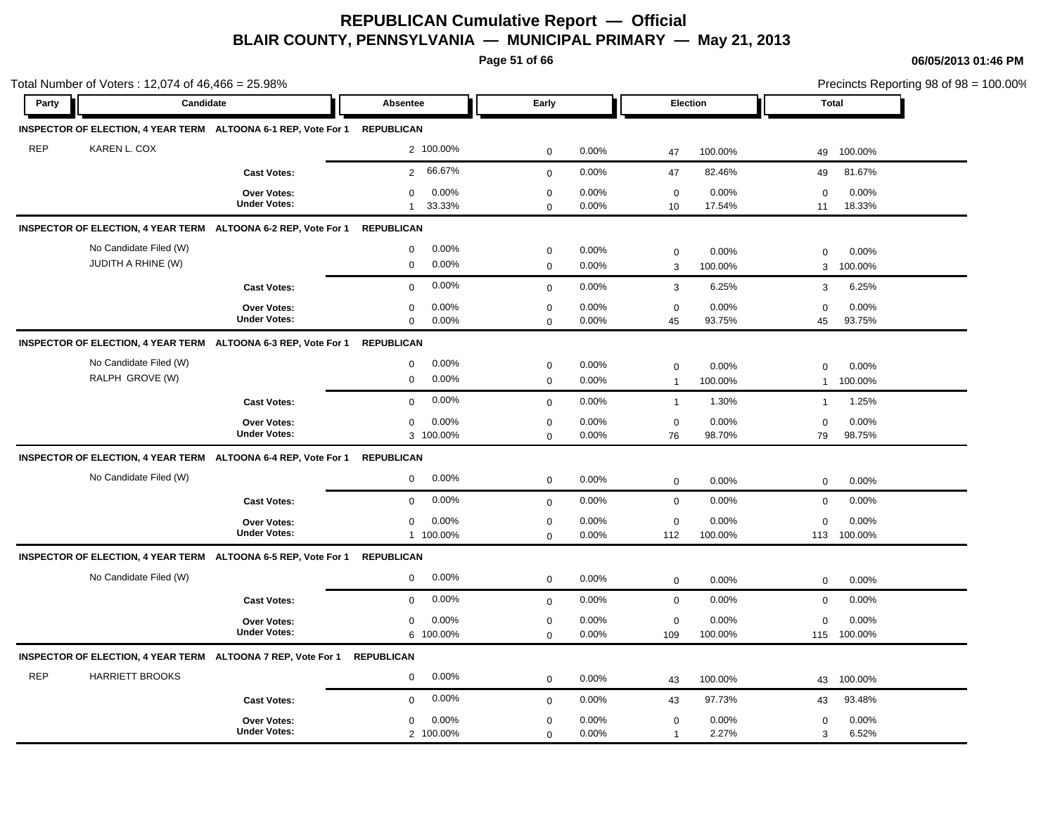# REPUBLICAN Cumulative Report — Official

## BLAIR COUNTY, PENNSYLVANIA — MUNICIPAL PRIMARY — May 21, 2013

06/05/2013 01:46 PM

Total Number of Voters : 12,074 of 46,466 = 25.98%

Precincts Reporting 98 of 98 = 100.00%

| Party | Candidate | | Absentee | | Early | | Election | | Total | |
|---|---|---|---|---|---|---|---|---|---|---|
| **INSPECTOR OF ELECTION, 4 YEAR TERM** | **ALTOONA 6-1 REP, Vote For 1** | **REPUBLICAN** | | | | | | | | |
| REP | KAREN L. COX | | 2 | 100.00% | 0 | 0.00% | 47 | 100.00% | 49 | 100.00% |
| | | **Cast Votes:** | 2 | 66.67% | 0 | 0.00% | 47 | 82.46% | 49 | 81.67% |
| | | **Over Votes:** | 0 | 0.00% | 0 | 0.00% | 0 | 0.00% | 0 | 0.00% |
| | | **Under Votes:** | 1 | 33.33% | 0 | 0.00% | 10 | 17.54% | 11 | 18.33% |
| **INSPECTOR OF ELECTION, 4 YEAR TERM** | **ALTOONA 6-2 REP, Vote For 1** | **REPUBLICAN** | | | | | | | | |
| | No Candidate Filed (W) | | 0 | 0.00% | 0 | 0.00% | 0 | 0.00% | 0 | 0.00% |
| | JUDITH A RHINE (W) | | 0 | 0.00% | 0 | 0.00% | 3 | 100.00% | 3 | 100.00% |
| | | **Cast Votes:** | 0 | 0.00% | 0 | 0.00% | 3 | 6.25% | 3 | 6.25% |
| | | **Over Votes:** | 0 | 0.00% | 0 | 0.00% | 0 | 0.00% | 0 | 0.00% |
| | | **Under Votes:** | 0 | 0.00% | 0 | 0.00% | 45 | 93.75% | 45 | 93.75% |
| **INSPECTOR OF ELECTION, 4 YEAR TERM** | **ALTOONA 6-3 REP, Vote For 1** | **REPUBLICAN** | | | | | | | | |
| | No Candidate Filed (W) | | 0 | 0.00% | 0 | 0.00% | 0 | 0.00% | 0 | 0.00% |
| | RALPH GROVE (W) | | 0 | 0.00% | 0 | 0.00% | 1 | 100.00% | 1 | 100.00% |
| | | **Cast Votes:** | 0 | 0.00% | 0 | 0.00% | 1 | 1.30% | 1 | 1.25% |
| | | **Over Votes:** | 0 | 0.00% | 0 | 0.00% | 0 | 0.00% | 0 | 0.00% |
| | | **Under Votes:** | 3 | 100.00% | 0 | 0.00% | 76 | 98.70% | 79 | 98.75% |
| **INSPECTOR OF ELECTION, 4 YEAR TERM** | **ALTOONA 6-4 REP, Vote For 1** | **REPUBLICAN** | | | | | | | | |
| | No Candidate Filed (W) | | 0 | 0.00% | 0 | 0.00% | 0 | 0.00% | 0 | 0.00% |
| | | **Cast Votes:** | 0 | 0.00% | 0 | 0.00% | 0 | 0.00% | 0 | 0.00% |
| | | **Over Votes:** | 0 | 0.00% | 0 | 0.00% | 0 | 0.00% | 0 | 0.00% |
| | | **Under Votes:** | 1 | 100.00% | 0 | 0.00% | 112 | 100.00% | 113 | 100.00% |
| **INSPECTOR OF ELECTION, 4 YEAR TERM** | **ALTOONA 6-5 REP, Vote For 1** | **REPUBLICAN** | | | | | | | | |
| | No Candidate Filed (W) | | 0 | 0.00% | 0 | 0.00% | 0 | 0.00% | 0 | 0.00% |
| | | **Cast Votes:** | 0 | 0.00% | 0 | 0.00% | 0 | 0.00% | 0 | 0.00% |
| | | **Over Votes:** | 0 | 0.00% | 0 | 0.00% | 0 | 0.00% | 0 | 0.00% |
| | | **Under Votes:** | 6 | 100.00% | 0 | 0.00% | 109 | 100.00% | 115 | 100.00% |
| **INSPECTOR OF ELECTION, 4 YEAR TERM** | **ALTOONA 7 REP, Vote For 1** | **REPUBLICAN** | | | | | | | | |
| REP | HARRIETT BROOKS | | 0 | 0.00% | 0 | 0.00% | 43 | 100.00% | 43 | 100.00% |
| | | **Cast Votes:** | 0 | 0.00% | 0 | 0.00% | 43 | 97.73% | 43 | 93.48% |
| | | **Over Votes:** | 0 | 0.00% | 0 | 0.00% | 0 | 0.00% | 0 | 0.00% |
| | | **Under Votes:** | 2 | 100.00% | 0 | 0.00% | 1 | 2.27% | 3 | 6.52% |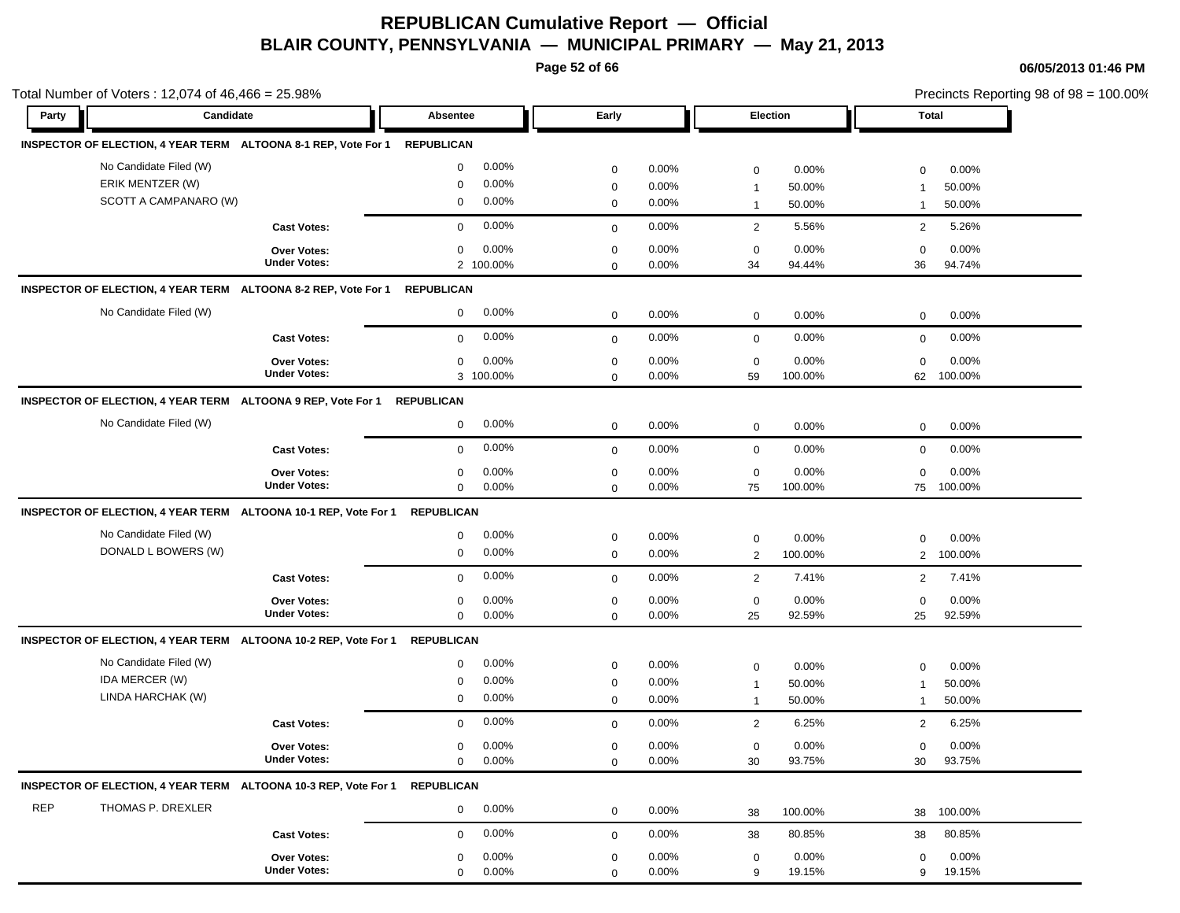# REPUBLICAN Cumulative Report — Official

## BLAIR COUNTY, PENNSYLVANIA — MUNICIPAL PRIMARY — May 21, 2013

06/05/2013 01:46 PM

Total Number of Voters : 12,074 of 46,466 = 25.98%

Precincts Reporting 98 of 98 = 100.00%

| Party | Candidate | | Absentee | | Early | | Election | | Total | |
|---|---|---|---|---|---|---|---|---|---|---|
| **INSPECTOR OF ELECTION, 4 YEAR TERM** | **ALTOONA 8-1 REP, Vote For 1** | **REPUBLICAN** | | | | | | | | |
| | No Candidate Filed (W) | | 0 | 0.00% | 0 | 0.00% | 0 | 0.00% | 0 | 0.00% |
| | ERIK MENTZER (W) | | 0 | 0.00% | 0 | 0.00% | 1 | 50.00% | 1 | 50.00% |
| | SCOTT A CAMPANARO (W) | | 0 | 0.00% | 0 | 0.00% | 1 | 50.00% | 1 | 50.00% |
| | | **Cast Votes:** | 0 | 0.00% | 0 | 0.00% | 2 | 5.56% | 2 | 5.26% |
| | | **Over Votes:** | 0 | 0.00% | 0 | 0.00% | 0 | 0.00% | 0 | 0.00% |
| | | **Under Votes:** | 2 | 100.00% | 0 | 0.00% | 34 | 94.44% | 36 | 94.74% |
| **INSPECTOR OF ELECTION, 4 YEAR TERM** | **ALTOONA 8-2 REP, Vote For 1** | **REPUBLICAN** | | | | | | | | |
| | No Candidate Filed (W) | | 0 | 0.00% | 0 | 0.00% | 0 | 0.00% | 0 | 0.00% |
| | | **Cast Votes:** | 0 | 0.00% | 0 | 0.00% | 0 | 0.00% | 0 | 0.00% |
| | | **Over Votes:** | 0 | 0.00% | 0 | 0.00% | 0 | 0.00% | 0 | 0.00% |
| | | **Under Votes:** | 3 | 100.00% | 0 | 0.00% | 59 | 100.00% | 62 | 100.00% |
| **INSPECTOR OF ELECTION, 4 YEAR TERM** | **ALTOONA 9 REP, Vote For 1** | **REPUBLICAN** | | | | | | | | |
| | No Candidate Filed (W) | | 0 | 0.00% | 0 | 0.00% | 0 | 0.00% | 0 | 0.00% |
| | | **Cast Votes:** | 0 | 0.00% | 0 | 0.00% | 0 | 0.00% | 0 | 0.00% |
| | | **Over Votes:** | 0 | 0.00% | 0 | 0.00% | 0 | 0.00% | 0 | 0.00% |
| | | **Under Votes:** | 0 | 0.00% | 0 | 0.00% | 75 | 100.00% | 75 | 100.00% |
| **INSPECTOR OF ELECTION, 4 YEAR TERM** | **ALTOONA 10-1 REP, Vote For 1** | **REPUBLICAN** | | | | | | | | |
| | No Candidate Filed (W) | | 0 | 0.00% | 0 | 0.00% | 0 | 0.00% | 0 | 0.00% |
| | DONALD L BOWERS (W) | | 0 | 0.00% | 0 | 0.00% | 2 | 100.00% | 2 | 100.00% |
| | | **Cast Votes:** | 0 | 0.00% | 0 | 0.00% | 2 | 7.41% | 2 | 7.41% |
| | | **Over Votes:** | 0 | 0.00% | 0 | 0.00% | 0 | 0.00% | 0 | 0.00% |
| | | **Under Votes:** | 0 | 0.00% | 0 | 0.00% | 25 | 92.59% | 25 | 92.59% |
| **INSPECTOR OF ELECTION, 4 YEAR TERM** | **ALTOONA 10-2 REP, Vote For 1** | **REPUBLICAN** | | | | | | | | |
| | No Candidate Filed (W) | | 0 | 0.00% | 0 | 0.00% | 0 | 0.00% | 0 | 0.00% |
| | IDA MERCER (W) | | 0 | 0.00% | 0 | 0.00% | 1 | 50.00% | 1 | 50.00% |
| | LINDA HARCHAK (W) | | 0 | 0.00% | 0 | 0.00% | 1 | 50.00% | 1 | 50.00% |
| | | **Cast Votes:** | 0 | 0.00% | 0 | 0.00% | 2 | 6.25% | 2 | 6.25% |
| | | **Over Votes:** | 0 | 0.00% | 0 | 0.00% | 0 | 0.00% | 0 | 0.00% |
| | | **Under Votes:** | 0 | 0.00% | 0 | 0.00% | 30 | 93.75% | 30 | 93.75% |
| **INSPECTOR OF ELECTION, 4 YEAR TERM** | **ALTOONA 10-3 REP, Vote For 1** | **REPUBLICAN** | | | | | | | | |
| REP | THOMAS P. DREXLER | | 0 | 0.00% | 0 | 0.00% | 38 | 100.00% | 38 | 100.00% |
| | | **Cast Votes:** | 0 | 0.00% | 0 | 0.00% | 38 | 80.85% | 38 | 80.85% |
| | | **Over Votes:** | 0 | 0.00% | 0 | 0.00% | 0 | 0.00% | 0 | 0.00% |
| | | **Under Votes:** | 0 | 0.00% | 0 | 0.00% | 9 | 19.15% | 9 | 19.15% |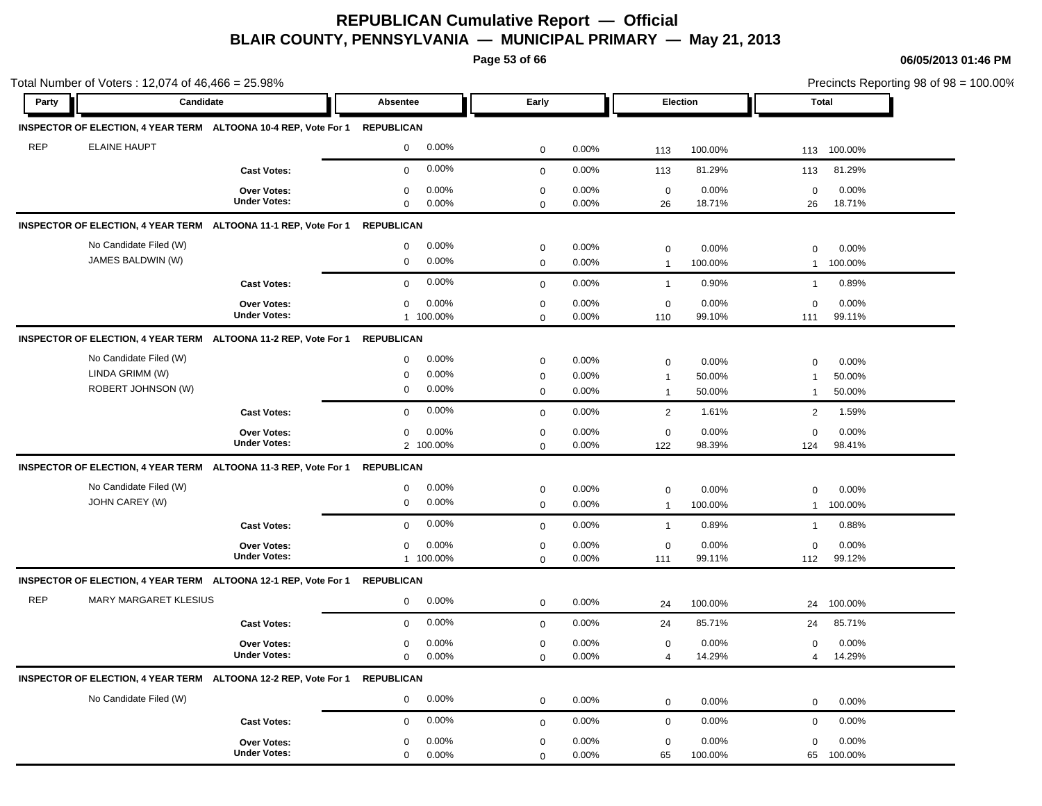# REPUBLICAN Cumulative Report — Official

## BLAIR COUNTY, PENNSYLVANIA — MUNICIPAL PRIMARY — May 21, 2013

Total Number of Voters : 12,074 of 46,466 = 25.98%

Precincts Reporting 98 of 98 = 100.00%

| Party | Candidate | Absentee | | Early | | Election | | Total | |
|---|---|---|---|---|---|---|---|---|---|
| **INSPECTOR OF ELECTION, 4 YEAR TERM ALTOONA 10-4 REP, Vote For 1** | | **REPUBLICAN** | | | | | | | |
| REP | ELAINE HAUPT | 0 | 0.00% | 0 | 0.00% | 113 | 100.00% | 113 | 100.00% |
| | **Cast Votes:** | 0 | 0.00% | 0 | 0.00% | 113 | 81.29% | 113 | 81.29% |
| | **Over Votes:** | 0 | 0.00% | 0 | 0.00% | 0 | 0.00% | 0 | 0.00% |
| | **Under Votes:** | 0 | 0.00% | 0 | 0.00% | 26 | 18.71% | 26 | 18.71% |
| **INSPECTOR OF ELECTION, 4 YEAR TERM ALTOONA 11-1 REP, Vote For 1** | | **REPUBLICAN** | | | | | | | |
| | No Candidate Filed (W) | 0 | 0.00% | 0 | 0.00% | 0 | 0.00% | 0 | 0.00% |
| | JAMES BALDWIN (W) | 0 | 0.00% | 0 | 0.00% | 1 | 100.00% | 1 | 100.00% |
| | **Cast Votes:** | 0 | 0.00% | 0 | 0.00% | 1 | 0.90% | 1 | 0.89% |
| | **Over Votes:** | 0 | 0.00% | 0 | 0.00% | 0 | 0.00% | 0 | 0.00% |
| | **Under Votes:** | 1 | 100.00% | 0 | 0.00% | 110 | 99.10% | 111 | 99.11% |
| **INSPECTOR OF ELECTION, 4 YEAR TERM ALTOONA 11-2 REP, Vote For 1** | | **REPUBLICAN** | | | | | | | |
| | No Candidate Filed (W) | 0 | 0.00% | 0 | 0.00% | 0 | 0.00% | 0 | 0.00% |
| | LINDA GRIMM (W) | 0 | 0.00% | 0 | 0.00% | 1 | 50.00% | 1 | 50.00% |
| | ROBERT JOHNSON (W) | 0 | 0.00% | 0 | 0.00% | 1 | 50.00% | 1 | 50.00% |
| | **Cast Votes:** | 0 | 0.00% | 0 | 0.00% | 2 | 1.61% | 2 | 1.59% |
| | **Over Votes:** | 0 | 0.00% | 0 | 0.00% | 0 | 0.00% | 0 | 0.00% |
| | **Under Votes:** | 2 | 100.00% | 0 | 0.00% | 122 | 98.39% | 124 | 98.41% |
| **INSPECTOR OF ELECTION, 4 YEAR TERM ALTOONA 11-3 REP, Vote For 1** | | **REPUBLICAN** | | | | | | | |
| | No Candidate Filed (W) | 0 | 0.00% | 0 | 0.00% | 0 | 0.00% | 0 | 0.00% |
| | JOHN CAREY (W) | 0 | 0.00% | 0 | 0.00% | 1 | 100.00% | 1 | 100.00% |
| | **Cast Votes:** | 0 | 0.00% | 0 | 0.00% | 1 | 0.89% | 1 | 0.88% |
| | **Over Votes:** | 0 | 0.00% | 0 | 0.00% | 0 | 0.00% | 0 | 0.00% |
| | **Under Votes:** | 1 | 100.00% | 0 | 0.00% | 111 | 99.11% | 112 | 99.12% |
| **INSPECTOR OF ELECTION, 4 YEAR TERM ALTOONA 12-1 REP, Vote For 1** | | **REPUBLICAN** | | | | | | | |
| REP | MARY MARGARET KLESIUS | 0 | 0.00% | 0 | 0.00% | 24 | 100.00% | 24 | 100.00% |
| | **Cast Votes:** | 0 | 0.00% | 0 | 0.00% | 24 | 85.71% | 24 | 85.71% |
| | **Over Votes:** | 0 | 0.00% | 0 | 0.00% | 0 | 0.00% | 0 | 0.00% |
| | **Under Votes:** | 0 | 0.00% | 0 | 0.00% | 4 | 14.29% | 4 | 14.29% |
| **INSPECTOR OF ELECTION, 4 YEAR TERM ALTOONA 12-2 REP, Vote For 1** | | **REPUBLICAN** | | | | | | | |
| | No Candidate Filed (W) | 0 | 0.00% | 0 | 0.00% | 0 | 0.00% | 0 | 0.00% |
| | **Cast Votes:** | 0 | 0.00% | 0 | 0.00% | 0 | 0.00% | 0 | 0.00% |
| | **Over Votes:** | 0 | 0.00% | 0 | 0.00% | 0 | 0.00% | 0 | 0.00% |
| | **Under Votes:** | 0 | 0.00% | 0 | 0.00% | 65 | 100.00% | 65 | 100.00% |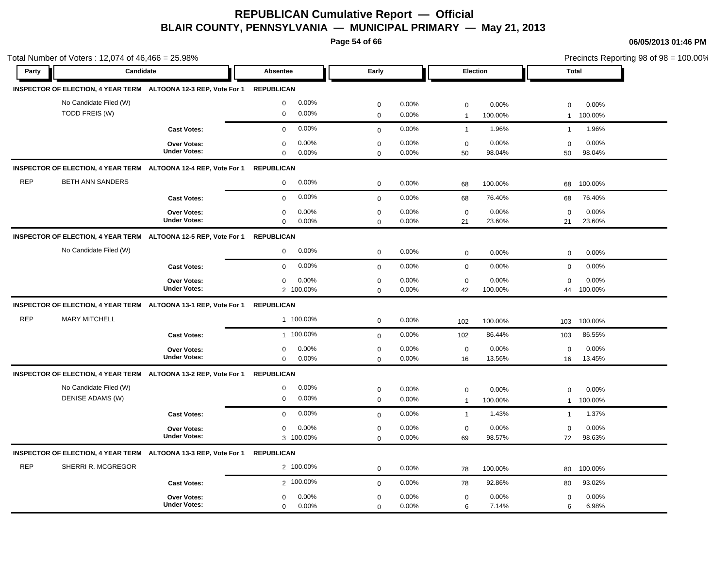# REPUBLICAN Cumulative Report — Official

## BLAIR COUNTY, PENNSYLVANIA — MUNICIPAL PRIMARY — May 21, 2013

06/05/2013 01:46 PM

Total Number of Voters : 12,074 of 46,466 = 25.98%

Precincts Reporting 98 of 98 = 100.00%

| Party | Candidate | | Absentee | | Early | | Election | | Total | |
|---|---|---|---|---|---|---|---|---|---|---|
| **INSPECTOR OF ELECTION, 4 YEAR TERM** | **ALTOONA 12-3 REP, Vote For 1** | | **REPUBLICAN** | | | | | | | |
| | No Candidate Filed (W) | | 0 | 0.00% | 0 | 0.00% | 0 | 0.00% | 0 | 0.00% |
| | TODD FREIS (W) | | 0 | 0.00% | 0 | 0.00% | 1 | 100.00% | 1 | 100.00% |
| | | **Cast Votes:** | 0 | 0.00% | 0 | 0.00% | 1 | 1.96% | 1 | 1.96% |
| | | **Over Votes:** | 0 | 0.00% | 0 | 0.00% | 0 | 0.00% | 0 | 0.00% |
| | | **Under Votes:** | 0 | 0.00% | 0 | 0.00% | 50 | 98.04% | 50 | 98.04% |
| **INSPECTOR OF ELECTION, 4 YEAR TERM** | **ALTOONA 12-4 REP, Vote For 1** | | **REPUBLICAN** | | | | | | | |
| REP | BETH ANN SANDERS | | 0 | 0.00% | 0 | 0.00% | 68 | 100.00% | 68 | 100.00% |
| | | **Cast Votes:** | 0 | 0.00% | 0 | 0.00% | 68 | 76.40% | 68 | 76.40% |
| | | **Over Votes:** | 0 | 0.00% | 0 | 0.00% | 0 | 0.00% | 0 | 0.00% |
| | | **Under Votes:** | 0 | 0.00% | 0 | 0.00% | 21 | 23.60% | 21 | 23.60% |
| **INSPECTOR OF ELECTION, 4 YEAR TERM** | **ALTOONA 12-5 REP, Vote For 1** | | **REPUBLICAN** | | | | | | | |
| | No Candidate Filed (W) | | 0 | 0.00% | 0 | 0.00% | 0 | 0.00% | 0 | 0.00% |
| | | **Cast Votes:** | 0 | 0.00% | 0 | 0.00% | 0 | 0.00% | 0 | 0.00% |
| | | **Over Votes:** | 0 | 0.00% | 0 | 0.00% | 0 | 0.00% | 0 | 0.00% |
| | | **Under Votes:** | 2 | 100.00% | 0 | 0.00% | 42 | 100.00% | 44 | 100.00% |
| **INSPECTOR OF ELECTION, 4 YEAR TERM** | **ALTOONA 13-1 REP, Vote For 1** | | **REPUBLICAN** | | | | | | | |
| REP | MARY MITCHELL | | 1 | 100.00% | 0 | 0.00% | 102 | 100.00% | 103 | 100.00% |
| | | **Cast Votes:** | 1 | 100.00% | 0 | 0.00% | 102 | 86.44% | 103 | 86.55% |
| | | **Over Votes:** | 0 | 0.00% | 0 | 0.00% | 0 | 0.00% | 0 | 0.00% |
| | | **Under Votes:** | 0 | 0.00% | 0 | 0.00% | 16 | 13.56% | 16 | 13.45% |
| **INSPECTOR OF ELECTION, 4 YEAR TERM** | **ALTOONA 13-2 REP, Vote For 1** | | **REPUBLICAN** | | | | | | | |
| | No Candidate Filed (W) | | 0 | 0.00% | 0 | 0.00% | 0 | 0.00% | 0 | 0.00% |
| | DENISE ADAMS (W) | | 0 | 0.00% | 0 | 0.00% | 1 | 100.00% | 1 | 100.00% |
| | | **Cast Votes:** | 0 | 0.00% | 0 | 0.00% | 1 | 1.43% | 1 | 1.37% |
| | | **Over Votes:** | 0 | 0.00% | 0 | 0.00% | 0 | 0.00% | 0 | 0.00% |
| | | **Under Votes:** | 3 | 100.00% | 0 | 0.00% | 69 | 98.57% | 72 | 98.63% |
| **INSPECTOR OF ELECTION, 4 YEAR TERM** | **ALTOONA 13-3 REP, Vote For 1** | | **REPUBLICAN** | | | | | | | |
| REP | SHERRI R. MCGREGOR | | 2 | 100.00% | 0 | 0.00% | 78 | 100.00% | 80 | 100.00% |
| | | **Cast Votes:** | 2 | 100.00% | 0 | 0.00% | 78 | 92.86% | 80 | 93.02% |
| | | **Over Votes:** | 0 | 0.00% | 0 | 0.00% | 0 | 0.00% | 0 | 0.00% |
| | | **Under Votes:** | 0 | 0.00% | 0 | 0.00% | 6 | 7.14% | 6 | 6.98% |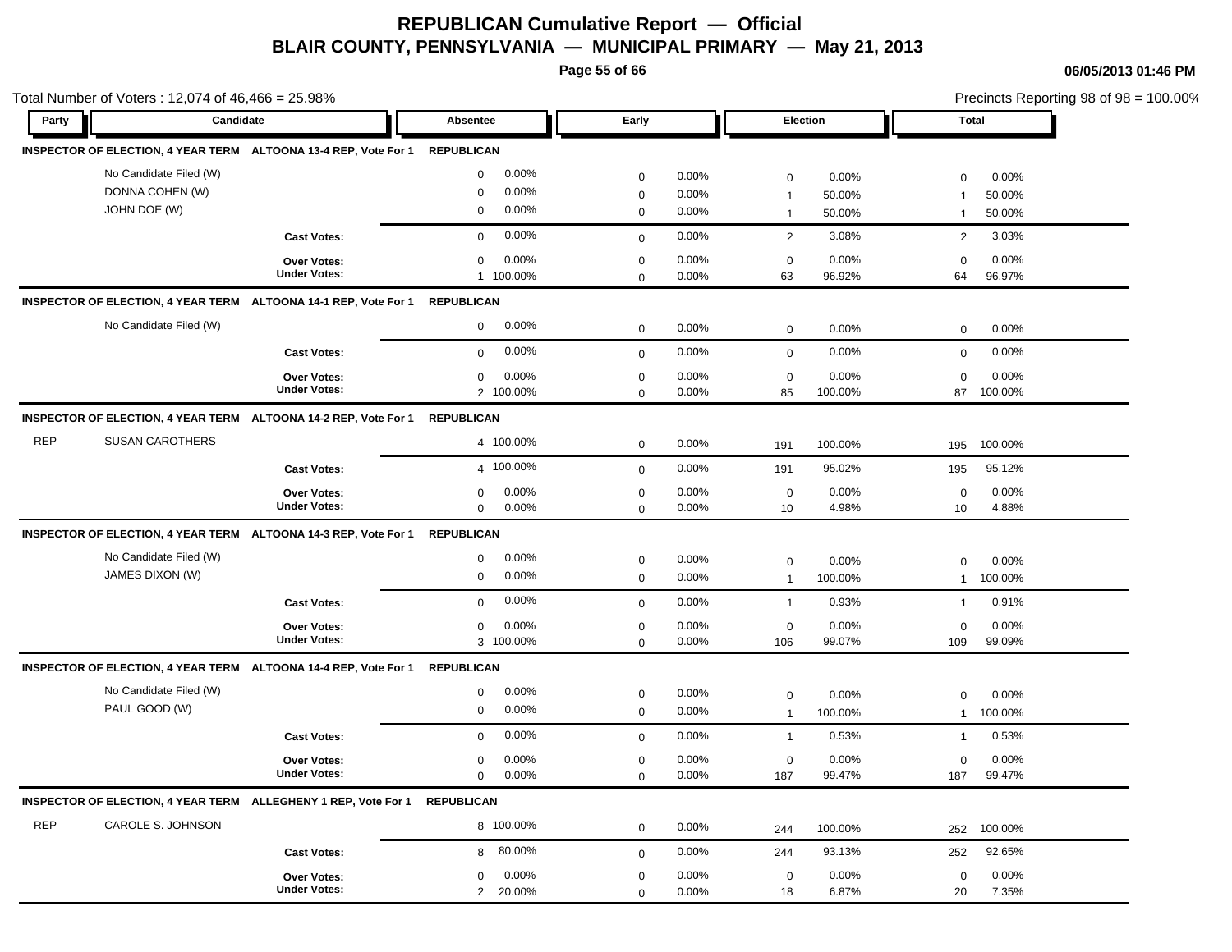# REPUBLICAN Cumulative Report — Official

## BLAIR COUNTY, PENNSYLVANIA — MUNICIPAL PRIMARY — May 21, 2013

06/05/2013 01:46 PM

Total Number of Voters : 12,074 of 46,466 = 25.98%

Precincts Reporting 98 of 98 = 100.00%

| Party | Candidate | | Absentee | | Early | | Election | | Total | |
|---|---|---|---|---|---|---|---|---|---|---|
| **INSPECTOR OF ELECTION, 4 YEAR TERM** | **ALTOONA 13-4 REP, Vote For 1** | | **REPUBLICAN** | | | | | | | |
| | No Candidate Filed (W) | | 0 | 0.00% | 0 | 0.00% | 0 | 0.00% | 0 | 0.00% |
| | DONNA COHEN (W) | | 0 | 0.00% | 0 | 0.00% | 1 | 50.00% | 1 | 50.00% |
| | JOHN DOE (W) | | 0 | 0.00% | 0 | 0.00% | 1 | 50.00% | 1 | 50.00% |
| | | **Cast Votes:** | 0 | 0.00% | 0 | 0.00% | 2 | 3.08% | 2 | 3.03% |
| | | **Over Votes:** | 0 | 0.00% | 0 | 0.00% | 0 | 0.00% | 0 | 0.00% |
| | | **Under Votes:** | 1 | 100.00% | 0 | 0.00% | 63 | 96.92% | 64 | 96.97% |
| **INSPECTOR OF ELECTION, 4 YEAR TERM** | **ALTOONA 14-1 REP, Vote For 1** | | **REPUBLICAN** | | | | | | | |
| | No Candidate Filed (W) | | 0 | 0.00% | 0 | 0.00% | 0 | 0.00% | 0 | 0.00% |
| | | **Cast Votes:** | 0 | 0.00% | 0 | 0.00% | 0 | 0.00% | 0 | 0.00% |
| | | **Over Votes:** | 0 | 0.00% | 0 | 0.00% | 0 | 0.00% | 0 | 0.00% |
| | | **Under Votes:** | 2 | 100.00% | 0 | 0.00% | 85 | 100.00% | 87 | 100.00% |
| **INSPECTOR OF ELECTION, 4 YEAR TERM** | **ALTOONA 14-2 REP, Vote For 1** | | **REPUBLICAN** | | | | | | | |
| REP | SUSAN CAROTHERS | | 4 | 100.00% | 0 | 0.00% | 191 | 100.00% | 195 | 100.00% |
| | | **Cast Votes:** | 4 | 100.00% | 0 | 0.00% | 191 | 95.02% | 195 | 95.12% |
| | | **Over Votes:** | 0 | 0.00% | 0 | 0.00% | 0 | 0.00% | 0 | 0.00% |
| | | **Under Votes:** | 0 | 0.00% | 0 | 0.00% | 10 | 4.98% | 10 | 4.88% |
| **INSPECTOR OF ELECTION, 4 YEAR TERM** | **ALTOONA 14-3 REP, Vote For 1** | | **REPUBLICAN** | | | | | | | |
| | No Candidate Filed (W) | | 0 | 0.00% | 0 | 0.00% | 0 | 0.00% | 0 | 0.00% |
| | JAMES DIXON (W) | | 0 | 0.00% | 0 | 0.00% | 1 | 100.00% | 1 | 100.00% |
| | | **Cast Votes:** | 0 | 0.00% | 0 | 0.00% | 1 | 0.93% | 1 | 0.91% |
| | | **Over Votes:** | 0 | 0.00% | 0 | 0.00% | 0 | 0.00% | 0 | 0.00% |
| | | **Under Votes:** | 3 | 100.00% | 0 | 0.00% | 106 | 99.07% | 109 | 99.09% |
| **INSPECTOR OF ELECTION, 4 YEAR TERM** | **ALTOONA 14-4 REP, Vote For 1** | | **REPUBLICAN** | | | | | | | |
| | No Candidate Filed (W) | | 0 | 0.00% | 0 | 0.00% | 0 | 0.00% | 0 | 0.00% |
| | PAUL GOOD (W) | | 0 | 0.00% | 0 | 0.00% | 1 | 100.00% | 1 | 100.00% |
| | | **Cast Votes:** | 0 | 0.00% | 0 | 0.00% | 1 | 0.53% | 1 | 0.53% |
| | | **Over Votes:** | 0 | 0.00% | 0 | 0.00% | 0 | 0.00% | 0 | 0.00% |
| | | **Under Votes:** | 0 | 0.00% | 0 | 0.00% | 187 | 99.47% | 187 | 99.47% |
| **INSPECTOR OF ELECTION, 4 YEAR TERM** | **ALLEGHENY 1 REP, Vote For 1** | | **REPUBLICAN** | | | | | | | |
| REP | CAROLE S. JOHNSON | | 8 | 100.00% | 0 | 0.00% | 244 | 100.00% | 252 | 100.00% |
| | | **Cast Votes:** | 8 | 80.00% | 0 | 0.00% | 244 | 93.13% | 252 | 92.65% |
| | | **Over Votes:** | 0 | 0.00% | 0 | 0.00% | 0 | 0.00% | 0 | 0.00% |
| | | **Under Votes:** | 2 | 20.00% | 0 | 0.00% | 18 | 6.87% | 20 | 7.35% |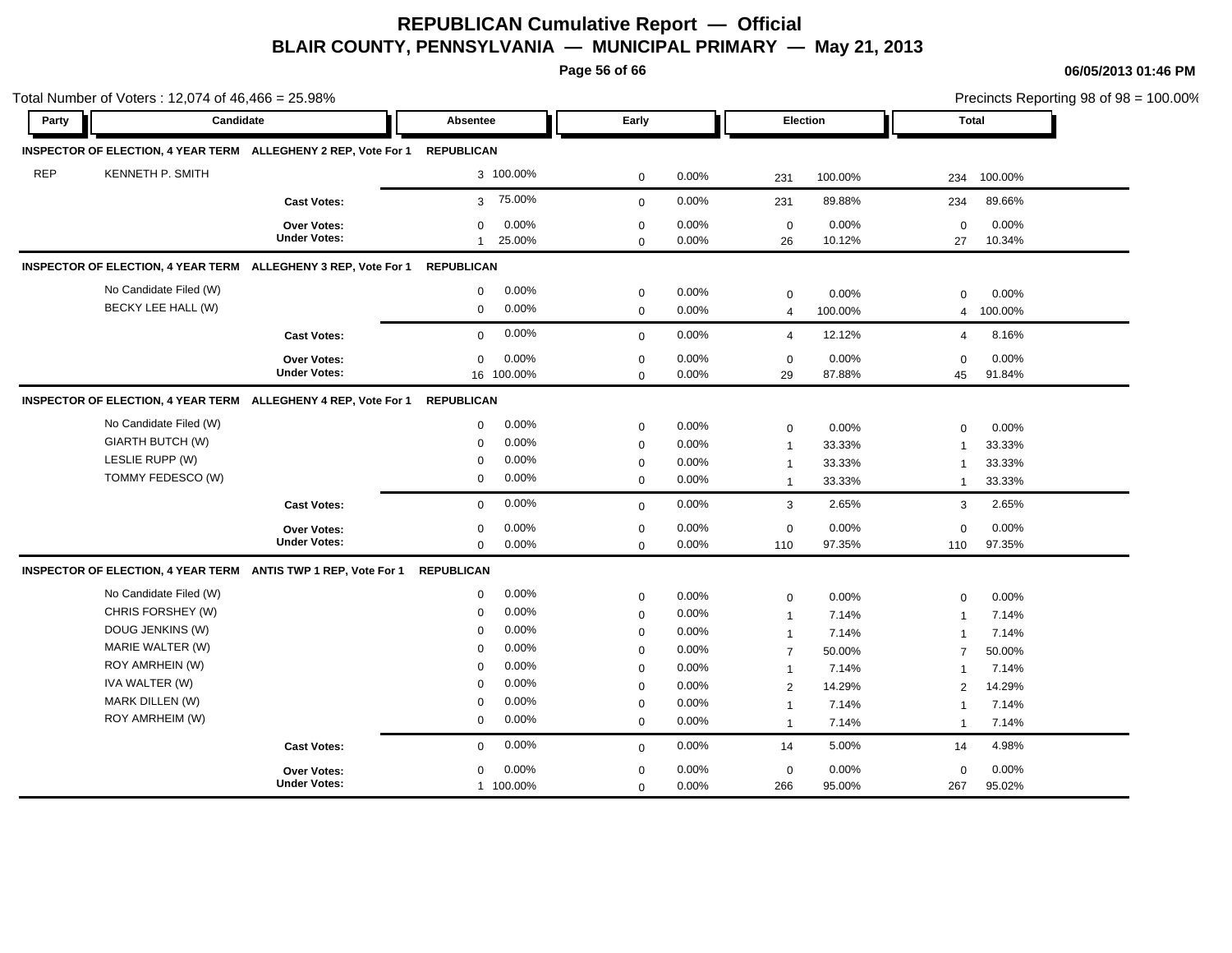# REPUBLICAN Cumulative Report — Official

## BLAIR COUNTY, PENNSYLVANIA — MUNICIPAL PRIMARY — May 21, 2013

**06/05/2013 01:46 PM**

Total Number of Voters : 12,074 of 46,466 = 25.98%

Precincts Reporting 98 of 98 = 100.00%

| Party | Candidate | | Absentee | | Early | | Election | | Total | |
|---|---|---|---|---|---|---|---|---|---|---|
| **INSPECTOR OF ELECTION, 4 YEAR TERM** | **ALLEGHENY 2 REP, Vote For 1** | **REPUBLICAN** | | | | | | | | |
| REP | KENNETH P. SMITH | | 3 | 100.00% | 0 | 0.00% | 231 | 100.00% | 234 | 100.00% |
| | | **Cast Votes:** | 3 | 75.00% | 0 | 0.00% | 231 | 89.88% | 234 | 89.66% |
| | | **Over Votes:** | 0 | 0.00% | 0 | 0.00% | 0 | 0.00% | 0 | 0.00% |
| | | **Under Votes:** | 1 | 25.00% | 0 | 0.00% | 26 | 10.12% | 27 | 10.34% |
| **INSPECTOR OF ELECTION, 4 YEAR TERM** | **ALLEGHENY 3 REP, Vote For 1** | **REPUBLICAN** | | | | | | | | |
| | No Candidate Filed (W) | | 0 | 0.00% | 0 | 0.00% | 0 | 0.00% | 0 | 0.00% |
| | BECKY LEE HALL (W) | | 0 | 0.00% | 0 | 0.00% | 4 | 100.00% | 4 | 100.00% |
| | | **Cast Votes:** | 0 | 0.00% | 0 | 0.00% | 4 | 12.12% | 4 | 8.16% |
| | | **Over Votes:** | 0 | 0.00% | 0 | 0.00% | 0 | 0.00% | 0 | 0.00% |
| | | **Under Votes:** | 16 | 100.00% | 0 | 0.00% | 29 | 87.88% | 45 | 91.84% |
| **INSPECTOR OF ELECTION, 4 YEAR TERM** | **ALLEGHENY 4 REP, Vote For 1** | **REPUBLICAN** | | | | | | | | |
| | No Candidate Filed (W) | | 0 | 0.00% | 0 | 0.00% | 0 | 0.00% | 0 | 0.00% |
| | GIARTH BUTCH (W) | | 0 | 0.00% | 0 | 0.00% | 1 | 33.33% | 1 | 33.33% |
| | LESLIE RUPP (W) | | 0 | 0.00% | 0 | 0.00% | 1 | 33.33% | 1 | 33.33% |
| | TOMMY FEDESCO (W) | | 0 | 0.00% | 0 | 0.00% | 1 | 33.33% | 1 | 33.33% |
| | | **Cast Votes:** | 0 | 0.00% | 0 | 0.00% | 3 | 2.65% | 3 | 2.65% |
| | | **Over Votes:** | 0 | 0.00% | 0 | 0.00% | 0 | 0.00% | 0 | 0.00% |
| | | **Under Votes:** | 0 | 0.00% | 0 | 0.00% | 110 | 97.35% | 110 | 97.35% |
| **INSPECTOR OF ELECTION, 4 YEAR TERM** | **ANTIS TWP 1 REP, Vote For 1** | **REPUBLICAN** | | | | | | | | |
| | No Candidate Filed (W) | | 0 | 0.00% | 0 | 0.00% | 0 | 0.00% | 0 | 0.00% |
| | CHRIS FORSHEY (W) | | 0 | 0.00% | 0 | 0.00% | 1 | 7.14% | 1 | 7.14% |
| | DOUG JENKINS (W) | | 0 | 0.00% | 0 | 0.00% | 1 | 7.14% | 1 | 7.14% |
| | MARIE WALTER (W) | | 0 | 0.00% | 0 | 0.00% | 7 | 50.00% | 7 | 50.00% |
| | ROY AMRHEIN (W) | | 0 | 0.00% | 0 | 0.00% | 1 | 7.14% | 1 | 7.14% |
| | IVA WALTER (W) | | 0 | 0.00% | 0 | 0.00% | 2 | 14.29% | 2 | 14.29% |
| | MARK DILLEN (W) | | 0 | 0.00% | 0 | 0.00% | 1 | 7.14% | 1 | 7.14% |
| | ROY AMRHEIM (W) | | 0 | 0.00% | 0 | 0.00% | 1 | 7.14% | 1 | 7.14% |
| | | **Cast Votes:** | 0 | 0.00% | 0 | 0.00% | 14 | 5.00% | 14 | 4.98% |
| | | **Over Votes:** | 0 | 0.00% | 0 | 0.00% | 0 | 0.00% | 0 | 0.00% |
| | | **Under Votes:** | 1 | 100.00% | 0 | 0.00% | 266 | 95.00% | 267 | 95.02% |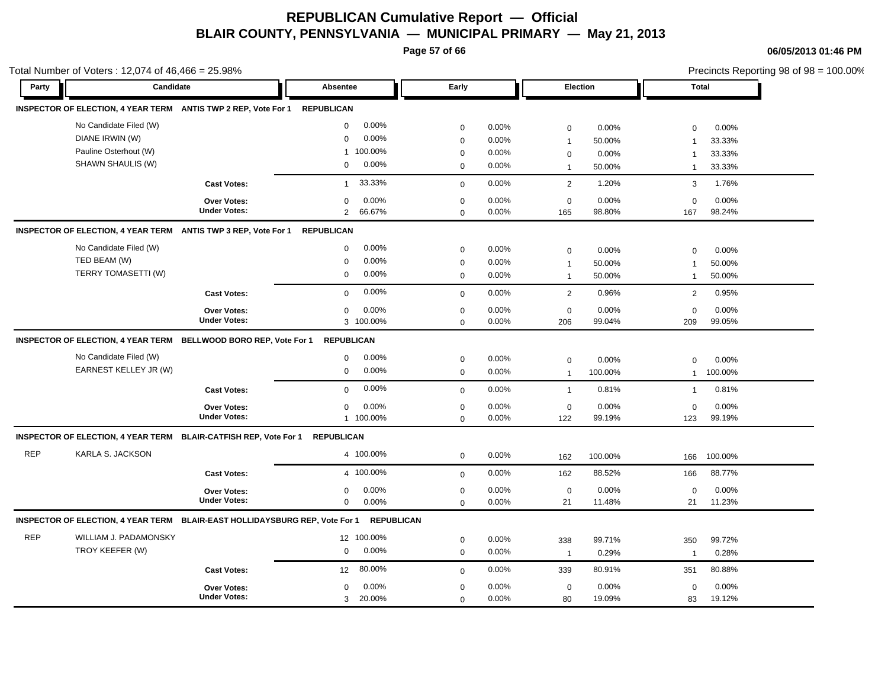# REPUBLICAN Cumulative Report — Official

## BLAIR COUNTY, PENNSYLVANIA — MUNICIPAL PRIMARY — May 21, 2013

06/05/2013 01:46 PM

Total Number of Voters : 12,074 of 46,466 = 25.98%

Precincts Reporting 98 of 98 = 100.00%

| Party | Candidate | | Absentee | | Early | | Election | | Total | |
|---|---|---|---|---|---|---|---|---|---|---|
| **INSPECTOR OF ELECTION, 4 YEAR TERM ANTIS TWP 2 REP, Vote For 1 REPUBLICAN** | | | | | | | | | | |
| | No Candidate Filed (W) | | 0 | 0.00% | 0 | 0.00% | 0 | 0.00% | 0 | 0.00% |
| | DIANE IRWIN (W) | | 0 | 0.00% | 0 | 0.00% | 1 | 50.00% | 1 | 33.33% |
| | Pauline Osterhout (W) | | 1 | 100.00% | 0 | 0.00% | 0 | 0.00% | 1 | 33.33% |
| | SHAWN SHAULIS (W) | | 0 | 0.00% | 0 | 0.00% | 1 | 50.00% | 1 | 33.33% |
| | | **Cast Votes:** | 1 | 33.33% | 0 | 0.00% | 2 | 1.20% | 3 | 1.76% |
| | | **Over Votes:** | 0 | 0.00% | 0 | 0.00% | 0 | 0.00% | 0 | 0.00% |
| | | **Under Votes:** | 2 | 66.67% | 0 | 0.00% | 165 | 98.80% | 167 | 98.24% |
| **INSPECTOR OF ELECTION, 4 YEAR TERM ANTIS TWP 3 REP, Vote For 1 REPUBLICAN** | | | | | | | | | | |
| | No Candidate Filed (W) | | 0 | 0.00% | 0 | 0.00% | 0 | 0.00% | 0 | 0.00% |
| | TED BEAM (W) | | 0 | 0.00% | 0 | 0.00% | 1 | 50.00% | 1 | 50.00% |
| | TERRY TOMASETTI (W) | | 0 | 0.00% | 0 | 0.00% | 1 | 50.00% | 1 | 50.00% |
| | | **Cast Votes:** | 0 | 0.00% | 0 | 0.00% | 2 | 0.96% | 2 | 0.95% |
| | | **Over Votes:** | 0 | 0.00% | 0 | 0.00% | 0 | 0.00% | 0 | 0.00% |
| | | **Under Votes:** | 3 | 100.00% | 0 | 0.00% | 206 | 99.04% | 209 | 99.05% |
| **INSPECTOR OF ELECTION, 4 YEAR TERM BELLWOOD BORO REP, Vote For 1 REPUBLICAN** | | | | | | | | | | |
| | No Candidate Filed (W) | | 0 | 0.00% | 0 | 0.00% | 0 | 0.00% | 0 | 0.00% |
| | EARNEST KELLEY JR (W) | | 0 | 0.00% | 0 | 0.00% | 1 | 100.00% | 1 | 100.00% |
| | | **Cast Votes:** | 0 | 0.00% | 0 | 0.00% | 1 | 0.81% | 1 | 0.81% |
| | | **Over Votes:** | 0 | 0.00% | 0 | 0.00% | 0 | 0.00% | 0 | 0.00% |
| | | **Under Votes:** | 1 | 100.00% | 0 | 0.00% | 122 | 99.19% | 123 | 99.19% |
| **INSPECTOR OF ELECTION, 4 YEAR TERM BLAIR-CATFISH REP, Vote For 1 REPUBLICAN** | | | | | | | | | | |
| REP | KARLA S. JACKSON | | 4 | 100.00% | 0 | 0.00% | 162 | 100.00% | 166 | 100.00% |
| | | **Cast Votes:** | 4 | 100.00% | 0 | 0.00% | 162 | 88.52% | 166 | 88.77% |
| | | **Over Votes:** | 0 | 0.00% | 0 | 0.00% | 0 | 0.00% | 0 | 0.00% |
| | | **Under Votes:** | 0 | 0.00% | 0 | 0.00% | 21 | 11.48% | 21 | 11.23% |
| **INSPECTOR OF ELECTION, 4 YEAR TERM BLAIR-EAST HOLLIDAYSBURG REP, Vote For 1 REPUBLICAN** | | | | | | | | | | |
| REP | WILLIAM J. PADAMONSKY | | 12 | 100.00% | 0 | 0.00% | 338 | 99.71% | 350 | 99.72% |
| | TROY KEEFER (W) | | 0 | 0.00% | 0 | 0.00% | 1 | 0.29% | 1 | 0.28% |
| | | **Cast Votes:** | 12 | 80.00% | 0 | 0.00% | 339 | 80.91% | 351 | 80.88% |
| | | **Over Votes:** | 0 | 0.00% | 0 | 0.00% | 0 | 0.00% | 0 | 0.00% |
| | | **Under Votes:** | 3 | 20.00% | 0 | 0.00% | 80 | 19.09% | 83 | 19.12% |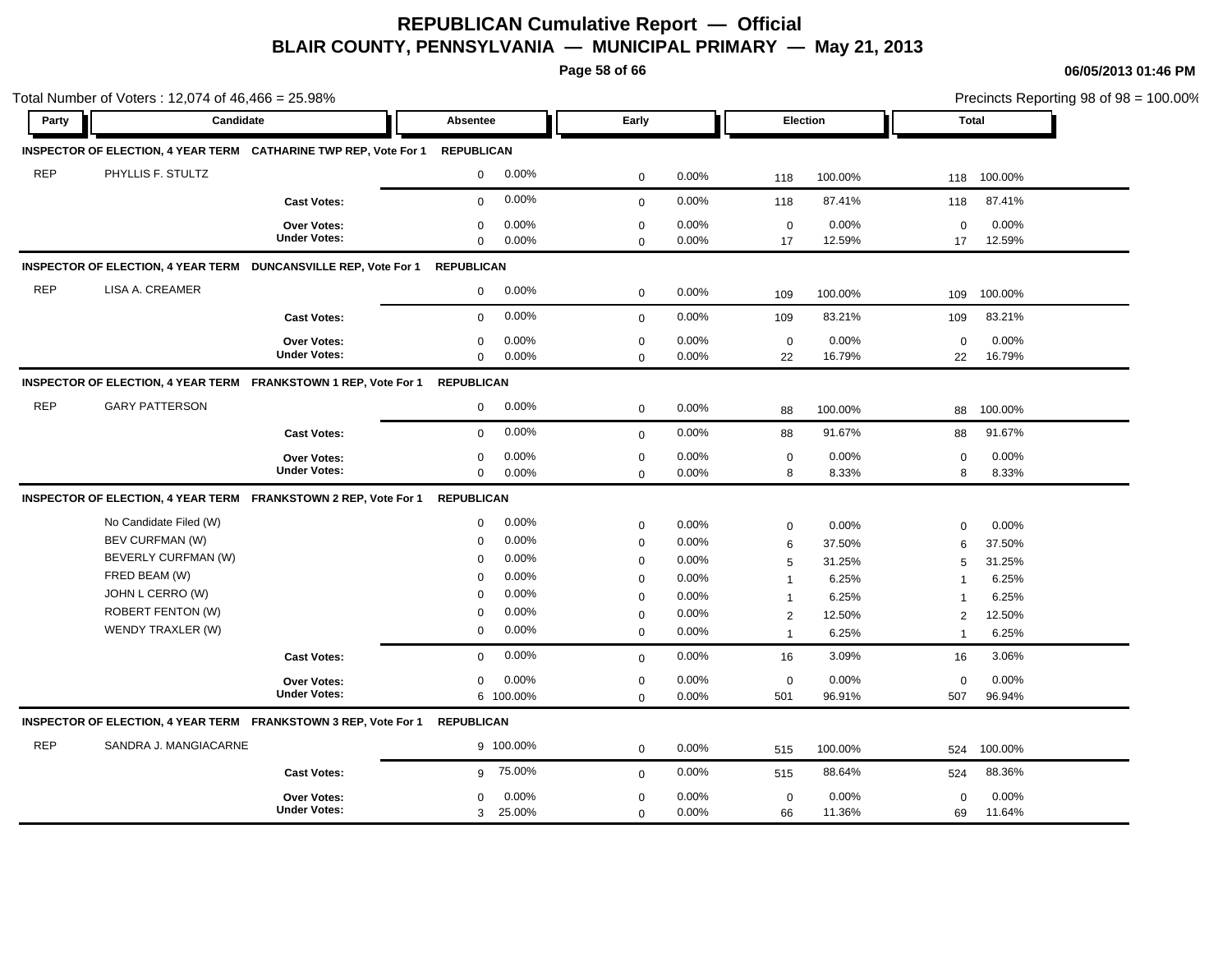# REPUBLICAN Cumulative Report — Official

## BLAIR COUNTY, PENNSYLVANIA — MUNICIPAL PRIMARY — May 21, 2013

**06/05/2013 01:46 PM**

Total Number of Voters : 12,074 of 46,466 = 25.98%

Precincts Reporting 98 of 98 = 100.00%

| Party | Candidate | | Absentee | | Early | | Election | | Total | |
|---|---|---|---|---|---|---|---|---|---|---|
| **INSPECTOR OF ELECTION, 4 YEAR TERM** | **CATHARINE TWP REP, Vote For 1** | | **REPUBLICAN** | | | | | | | |
| REP | PHYLLIS F. STULTZ | | 0 | 0.00% | 0 | 0.00% | 118 | 100.00% | 118 | 100.00% |
| | | **Cast Votes:** | 0 | 0.00% | 0 | 0.00% | 118 | 87.41% | 118 | 87.41% |
| | | **Over Votes:** | 0 | 0.00% | 0 | 0.00% | 0 | 0.00% | 0 | 0.00% |
| | | **Under Votes:** | 0 | 0.00% | 0 | 0.00% | 17 | 12.59% | 17 | 12.59% |
| **INSPECTOR OF ELECTION, 4 YEAR TERM** | **DUNCANSVILLE REP, Vote For 1** | | **REPUBLICAN** | | | | | | | |
| REP | LISA A. CREAMER | | 0 | 0.00% | 0 | 0.00% | 109 | 100.00% | 109 | 100.00% |
| | | **Cast Votes:** | 0 | 0.00% | 0 | 0.00% | 109 | 83.21% | 109 | 83.21% |
| | | **Over Votes:** | 0 | 0.00% | 0 | 0.00% | 0 | 0.00% | 0 | 0.00% |
| | | **Under Votes:** | 0 | 0.00% | 0 | 0.00% | 22 | 16.79% | 22 | 16.79% |
| **INSPECTOR OF ELECTION, 4 YEAR TERM** | **FRANKSTOWN 1 REP, Vote For 1** | | **REPUBLICAN** | | | | | | | |
| REP | GARY PATTERSON | | 0 | 0.00% | 0 | 0.00% | 88 | 100.00% | 88 | 100.00% |
| | | **Cast Votes:** | 0 | 0.00% | 0 | 0.00% | 88 | 91.67% | 88 | 91.67% |
| | | **Over Votes:** | 0 | 0.00% | 0 | 0.00% | 0 | 0.00% | 0 | 0.00% |
| | | **Under Votes:** | 0 | 0.00% | 0 | 0.00% | 8 | 8.33% | 8 | 8.33% |
| **INSPECTOR OF ELECTION, 4 YEAR TERM** | **FRANKSTOWN 2 REP, Vote For 1** | | **REPUBLICAN** | | | | | | | |
| | No Candidate Filed (W) | | 0 | 0.00% | 0 | 0.00% | 0 | 0.00% | 0 | 0.00% |
| | BEV CURFMAN (W) | | 0 | 0.00% | 0 | 0.00% | 6 | 37.50% | 6 | 37.50% |
| | BEVERLY CURFMAN (W) | | 0 | 0.00% | 0 | 0.00% | 5 | 31.25% | 5 | 31.25% |
| | FRED BEAM (W) | | 0 | 0.00% | 0 | 0.00% | 1 | 6.25% | 1 | 6.25% |
| | JOHN L CERRO (W) | | 0 | 0.00% | 0 | 0.00% | 1 | 6.25% | 1 | 6.25% |
| | ROBERT FENTON (W) | | 0 | 0.00% | 0 | 0.00% | 2 | 12.50% | 2 | 12.50% |
| | WENDY TRAXLER (W) | | 0 | 0.00% | 0 | 0.00% | 1 | 6.25% | 1 | 6.25% |
| | | **Cast Votes:** | 0 | 0.00% | 0 | 0.00% | 16 | 3.09% | 16 | 3.06% |
| | | **Over Votes:** | 0 | 0.00% | 0 | 0.00% | 0 | 0.00% | 0 | 0.00% |
| | | **Under Votes:** | 6 | 100.00% | 0 | 0.00% | 501 | 96.91% | 507 | 96.94% |
| **INSPECTOR OF ELECTION, 4 YEAR TERM** | **FRANKSTOWN 3 REP, Vote For 1** | | **REPUBLICAN** | | | | | | | |
| REP | SANDRA J. MANGIACARNE | | 9 | 100.00% | 0 | 0.00% | 515 | 100.00% | 524 | 100.00% |
| | | **Cast Votes:** | 9 | 75.00% | 0 | 0.00% | 515 | 88.64% | 524 | 88.36% |
| | | **Over Votes:** | 0 | 0.00% | 0 | 0.00% | 0 | 0.00% | 0 | 0.00% |
| | | **Under Votes:** | 3 | 25.00% | 0 | 0.00% | 66 | 11.36% | 69 | 11.64% |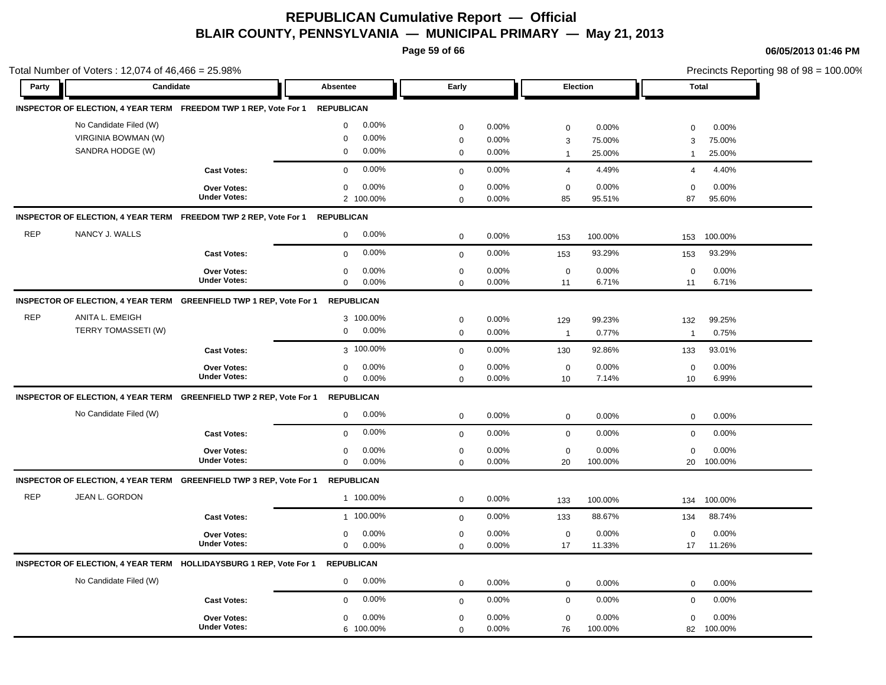# REPUBLICAN Cumulative Report — Official

## BLAIR COUNTY, PENNSYLVANIA — MUNICIPAL PRIMARY — May 21, 2013

**06/05/2013 01:46 PM**

Total Number of Voters : 12,074 of 46,466 = 25.98%

Precincts Reporting 98 of 98 = 100.00%

| Party | Candidate | | Absentee | | Early | | Election | | Total | |
|---|---|---|---|---|---|---|---|---|---|---|
| **INSPECTOR OF ELECTION, 4 YEAR TERM** | **FREEDOM TWP 1 REP, Vote For 1** | **REPUBLICAN** | | | | | | | | |
| | No Candidate Filed (W) | | 0 | 0.00% | 0 | 0.00% | 0 | 0.00% | 0 | 0.00% |
| | VIRGINIA BOWMAN (W) | | 0 | 0.00% | 0 | 0.00% | 3 | 75.00% | 3 | 75.00% |
| | SANDRA HODGE (W) | | 0 | 0.00% | 0 | 0.00% | 1 | 25.00% | 1 | 25.00% |
| | | **Cast Votes:** | 0 | 0.00% | 0 | 0.00% | 4 | 4.49% | 4 | 4.40% |
| | | **Over Votes:** | 0 | 0.00% | 0 | 0.00% | 0 | 0.00% | 0 | 0.00% |
| | | **Under Votes:** | 2 | 100.00% | 0 | 0.00% | 85 | 95.51% | 87 | 95.60% |
| **INSPECTOR OF ELECTION, 4 YEAR TERM** | **FREEDOM TWP 2 REP, Vote For 1** | **REPUBLICAN** | | | | | | | | |
| REP | NANCY J. WALLS | | 0 | 0.00% | 0 | 0.00% | 153 | 100.00% | 153 | 100.00% |
| | | **Cast Votes:** | 0 | 0.00% | 0 | 0.00% | 153 | 93.29% | 153 | 93.29% |
| | | **Over Votes:** | 0 | 0.00% | 0 | 0.00% | 0 | 0.00% | 0 | 0.00% |
| | | **Under Votes:** | 0 | 0.00% | 0 | 0.00% | 11 | 6.71% | 11 | 6.71% |
| **INSPECTOR OF ELECTION, 4 YEAR TERM** | **GREENFIELD TWP 1 REP, Vote For 1** | **REPUBLICAN** | | | | | | | | |
| REP | ANITA L. EMEIGH | | 3 | 100.00% | 0 | 0.00% | 129 | 99.23% | 132 | 99.25% |
| | TERRY TOMASSETI (W) | | 0 | 0.00% | 0 | 0.00% | 1 | 0.77% | 1 | 0.75% |
| | | **Cast Votes:** | 3 | 100.00% | 0 | 0.00% | 130 | 92.86% | 133 | 93.01% |
| | | **Over Votes:** | 0 | 0.00% | 0 | 0.00% | 0 | 0.00% | 0 | 0.00% |
| | | **Under Votes:** | 0 | 0.00% | 0 | 0.00% | 10 | 7.14% | 10 | 6.99% |
| **INSPECTOR OF ELECTION, 4 YEAR TERM** | **GREENFIELD TWP 2 REP, Vote For 1** | **REPUBLICAN** | | | | | | | | |
| | No Candidate Filed (W) | | 0 | 0.00% | 0 | 0.00% | 0 | 0.00% | 0 | 0.00% |
| | | **Cast Votes:** | 0 | 0.00% | 0 | 0.00% | 0 | 0.00% | 0 | 0.00% |
| | | **Over Votes:** | 0 | 0.00% | 0 | 0.00% | 0 | 0.00% | 0 | 0.00% |
| | | **Under Votes:** | 0 | 0.00% | 0 | 0.00% | 20 | 100.00% | 20 | 100.00% |
| **INSPECTOR OF ELECTION, 4 YEAR TERM** | **GREENFIELD TWP 3 REP, Vote For 1** | **REPUBLICAN** | | | | | | | | |
| REP | JEAN L. GORDON | | 1 | 100.00% | 0 | 0.00% | 133 | 100.00% | 134 | 100.00% |
| | | **Cast Votes:** | 1 | 100.00% | 0 | 0.00% | 133 | 88.67% | 134 | 88.74% |
| | | **Over Votes:** | 0 | 0.00% | 0 | 0.00% | 0 | 0.00% | 0 | 0.00% |
| | | **Under Votes:** | 0 | 0.00% | 0 | 0.00% | 17 | 11.33% | 17 | 11.26% |
| **INSPECTOR OF ELECTION, 4 YEAR TERM** | **HOLLIDAYSBURG 1 REP, Vote For 1** | **REPUBLICAN** | | | | | | | | |
| | No Candidate Filed (W) | | 0 | 0.00% | 0 | 0.00% | 0 | 0.00% | 0 | 0.00% |
| | | **Cast Votes:** | 0 | 0.00% | 0 | 0.00% | 0 | 0.00% | 0 | 0.00% |
| | | **Over Votes:** | 0 | 0.00% | 0 | 0.00% | 0 | 0.00% | 0 | 0.00% |
| | | **Under Votes:** | 6 | 100.00% | 0 | 0.00% | 76 | 100.00% | 82 | 100.00% |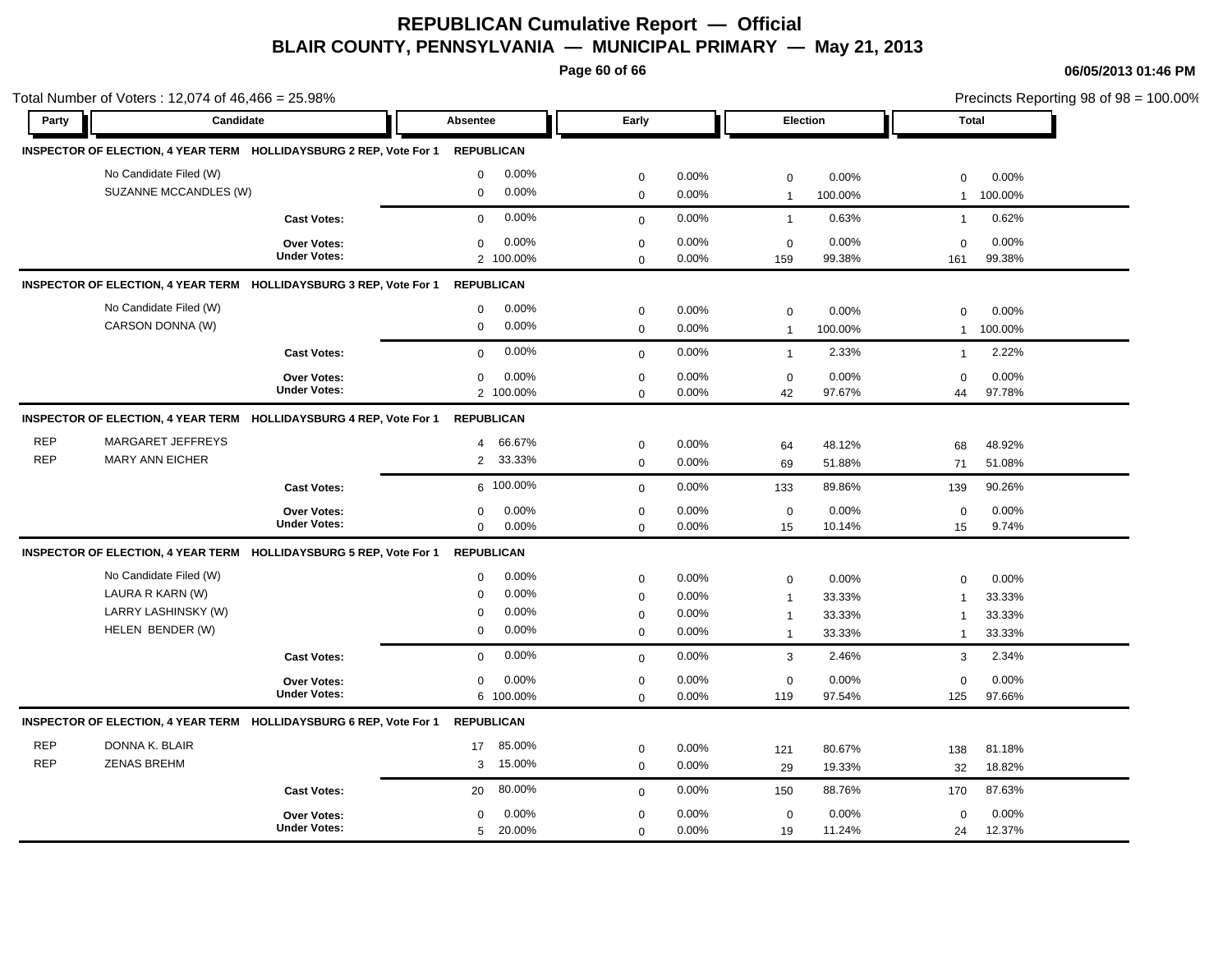# REPUBLICAN Cumulative Report — Official

## BLAIR COUNTY, PENNSYLVANIA — MUNICIPAL PRIMARY — May 21, 2013

06/05/2013 01:46 PM

Total Number of Voters : 12,074 of 46,466 = 25.98%

Precincts Reporting 98 of 98 = 100.00%

| Party | Candidate | | Absentee | | Early | | Election | | Total | |
|---|---|---|---|---|---|---|---|---|---|---|
| **INSPECTOR OF ELECTION, 4 YEAR TERM** | **HOLLIDAYSBURG 2 REP, Vote For 1** | | **REPUBLICAN** | | | | | | | |
| | No Candidate Filed (W) | | 0 | 0.00% | 0 | 0.00% | 0 | 0.00% | 0 | 0.00% |
| | SUZANNE MCCANDLES (W) | | 0 | 0.00% | 0 | 0.00% | 1 | 100.00% | 1 | 100.00% |
| | | **Cast Votes:** | 0 | 0.00% | 0 | 0.00% | 1 | 0.63% | 1 | 0.62% |
| | | **Over Votes:** | 0 | 0.00% | 0 | 0.00% | 0 | 0.00% | 0 | 0.00% |
| | | **Under Votes:** | 2 | 100.00% | 0 | 0.00% | 159 | 99.38% | 161 | 99.38% |
| **INSPECTOR OF ELECTION, 4 YEAR TERM** | **HOLLIDAYSBURG 3 REP, Vote For 1** | | **REPUBLICAN** | | | | | | | |
| | No Candidate Filed (W) | | 0 | 0.00% | 0 | 0.00% | 0 | 0.00% | 0 | 0.00% |
| | CARSON DONNA (W) | | 0 | 0.00% | 0 | 0.00% | 1 | 100.00% | 1 | 100.00% |
| | | **Cast Votes:** | 0 | 0.00% | 0 | 0.00% | 1 | 2.33% | 1 | 2.22% |
| | | **Over Votes:** | 0 | 0.00% | 0 | 0.00% | 0 | 0.00% | 0 | 0.00% |
| | | **Under Votes:** | 2 | 100.00% | 0 | 0.00% | 42 | 97.67% | 44 | 97.78% |
| **INSPECTOR OF ELECTION, 4 YEAR TERM** | **HOLLIDAYSBURG 4 REP, Vote For 1** | | **REPUBLICAN** | | | | | | | |
| REP | MARGARET JEFFREYS | | 4 | 66.67% | 0 | 0.00% | 64 | 48.12% | 68 | 48.92% |
| REP | MARY ANN EICHER | | 2 | 33.33% | 0 | 0.00% | 69 | 51.88% | 71 | 51.08% |
| | | **Cast Votes:** | 6 | 100.00% | 0 | 0.00% | 133 | 89.86% | 139 | 90.26% |
| | | **Over Votes:** | 0 | 0.00% | 0 | 0.00% | 0 | 0.00% | 0 | 0.00% |
| | | **Under Votes:** | 0 | 0.00% | 0 | 0.00% | 15 | 10.14% | 15 | 9.74% |
| **INSPECTOR OF ELECTION, 4 YEAR TERM** | **HOLLIDAYSBURG 5 REP, Vote For 1** | | **REPUBLICAN** | | | | | | | |
| | No Candidate Filed (W) | | 0 | 0.00% | 0 | 0.00% | 0 | 0.00% | 0 | 0.00% |
| | LAURA R KARN (W) | | 0 | 0.00% | 0 | 0.00% | 1 | 33.33% | 1 | 33.33% |
| | LARRY LASHINSKY (W) | | 0 | 0.00% | 0 | 0.00% | 1 | 33.33% | 1 | 33.33% |
| | HELEN BENDER (W) | | 0 | 0.00% | 0 | 0.00% | 1 | 33.33% | 1 | 33.33% |
| | | **Cast Votes:** | 0 | 0.00% | 0 | 0.00% | 3 | 2.46% | 3 | 2.34% |
| | | **Over Votes:** | 0 | 0.00% | 0 | 0.00% | 0 | 0.00% | 0 | 0.00% |
| | | **Under Votes:** | 6 | 100.00% | 0 | 0.00% | 119 | 97.54% | 125 | 97.66% |
| **INSPECTOR OF ELECTION, 4 YEAR TERM** | **HOLLIDAYSBURG 6 REP, Vote For 1** | | **REPUBLICAN** | | | | | | | |
| REP | DONNA K. BLAIR | | 17 | 85.00% | 0 | 0.00% | 121 | 80.67% | 138 | 81.18% |
| REP | ZENAS BREHM | | 3 | 15.00% | 0 | 0.00% | 29 | 19.33% | 32 | 18.82% |
| | | **Cast Votes:** | 20 | 80.00% | 0 | 0.00% | 150 | 88.76% | 170 | 87.63% |
| | | **Over Votes:** | 0 | 0.00% | 0 | 0.00% | 0 | 0.00% | 0 | 0.00% |
| | | **Under Votes:** | 5 | 20.00% | 0 | 0.00% | 19 | 11.24% | 24 | 12.37% |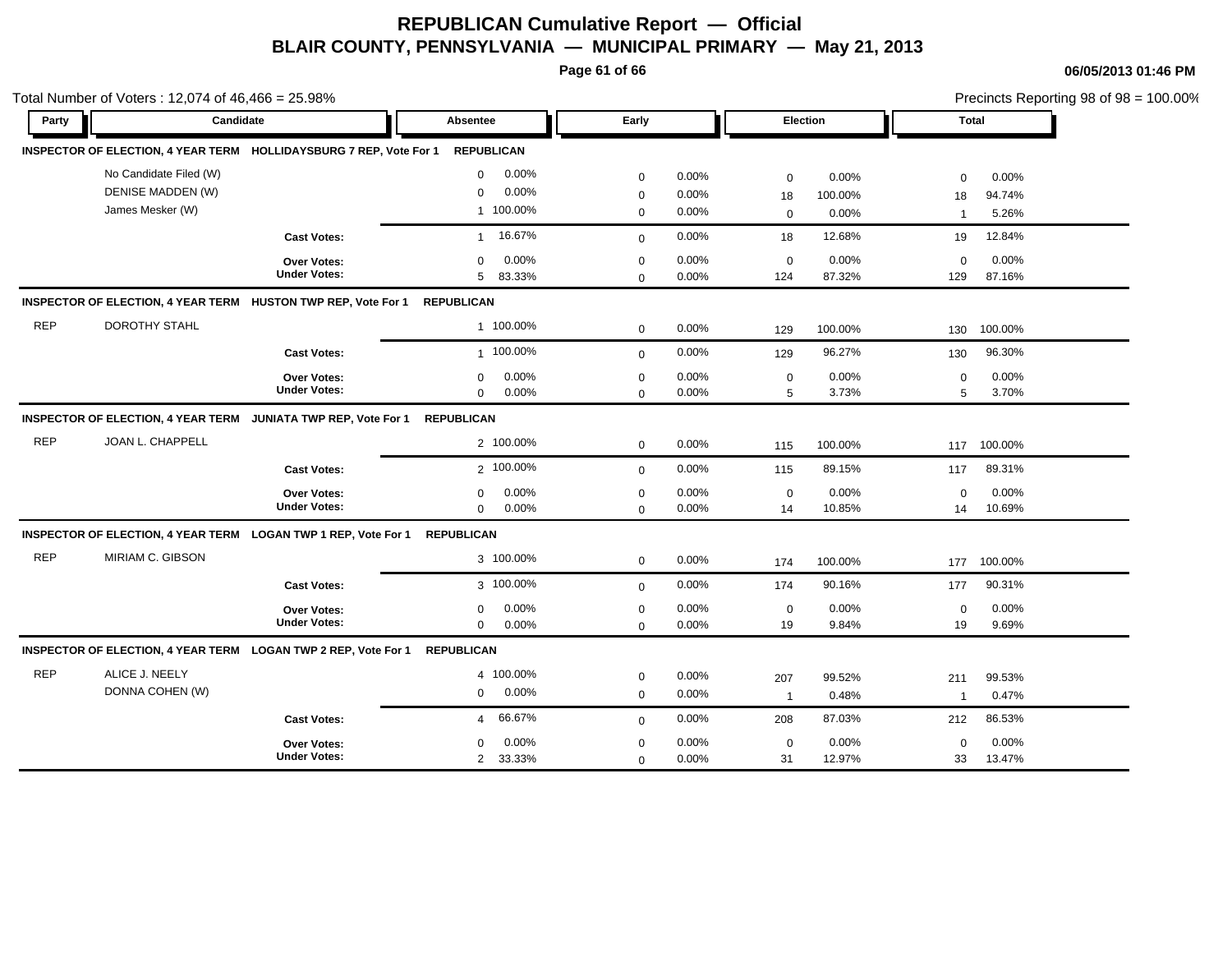# REPUBLICAN Cumulative Report — Official

## BLAIR COUNTY, PENNSYLVANIA — MUNICIPAL PRIMARY — May 21, 2013

06/05/2013 01:46 PM

Total Number of Voters : 12,074 of 46,466 = 25.98%

Precincts Reporting 98 of 98 = 100.00%

| Party | Candidate | | Absentee | | Early | | Election | | Total | |
|---|---|---|---|---|---|---|---|---|---|---|
| **INSPECTOR OF ELECTION, 4 YEAR TERM HOLLIDAYSBURG 7 REP, Vote For 1** | | | **REPUBLICAN** | | | | | | | |
| | No Candidate Filed (W) | | 0 | 0.00% | 0 | 0.00% | 0 | 0.00% | 0 | 0.00% |
| | DENISE MADDEN (W) | | 0 | 0.00% | 0 | 0.00% | 18 | 100.00% | 18 | 94.74% |
| | James Mesker (W) | | 1 | 100.00% | 0 | 0.00% | 0 | 0.00% | 1 | 5.26% |
| | | **Cast Votes:** | 1 | 16.67% | 0 | 0.00% | 18 | 12.68% | 19 | 12.84% |
| | | **Over Votes:** | 0 | 0.00% | 0 | 0.00% | 0 | 0.00% | 0 | 0.00% |
| | | **Under Votes:** | 5 | 83.33% | 0 | 0.00% | 124 | 87.32% | 129 | 87.16% |
| **INSPECTOR OF ELECTION, 4 YEAR TERM HUSTON TWP REP, Vote For 1** | | | **REPUBLICAN** | | | | | | | |
| REP | DOROTHY STAHL | | 1 | 100.00% | 0 | 0.00% | 129 | 100.00% | 130 | 100.00% |
| | | **Cast Votes:** | 1 | 100.00% | 0 | 0.00% | 129 | 96.27% | 130 | 96.30% |
| | | **Over Votes:** | 0 | 0.00% | 0 | 0.00% | 0 | 0.00% | 0 | 0.00% |
| | | **Under Votes:** | 0 | 0.00% | 0 | 0.00% | 5 | 3.73% | 5 | 3.70% |
| **INSPECTOR OF ELECTION, 4 YEAR TERM JUNIATA TWP REP, Vote For 1** | | | **REPUBLICAN** | | | | | | | |
| REP | JOAN L. CHAPPELL | | 2 | 100.00% | 0 | 0.00% | 115 | 100.00% | 117 | 100.00% |
| | | **Cast Votes:** | 2 | 100.00% | 0 | 0.00% | 115 | 89.15% | 117 | 89.31% |
| | | **Over Votes:** | 0 | 0.00% | 0 | 0.00% | 0 | 0.00% | 0 | 0.00% |
| | | **Under Votes:** | 0 | 0.00% | 0 | 0.00% | 14 | 10.85% | 14 | 10.69% |
| **INSPECTOR OF ELECTION, 4 YEAR TERM LOGAN TWP 1 REP, Vote For 1** | | | **REPUBLICAN** | | | | | | | |
| REP | MIRIAM C. GIBSON | | 3 | 100.00% | 0 | 0.00% | 174 | 100.00% | 177 | 100.00% |
| | | **Cast Votes:** | 3 | 100.00% | 0 | 0.00% | 174 | 90.16% | 177 | 90.31% |
| | | **Over Votes:** | 0 | 0.00% | 0 | 0.00% | 0 | 0.00% | 0 | 0.00% |
| | | **Under Votes:** | 0 | 0.00% | 0 | 0.00% | 19 | 9.84% | 19 | 9.69% |
| **INSPECTOR OF ELECTION, 4 YEAR TERM LOGAN TWP 2 REP, Vote For 1** | | | **REPUBLICAN** | | | | | | | |
| REP | ALICE J. NEELY | | 4 | 100.00% | 0 | 0.00% | 207 | 99.52% | 211 | 99.53% |
| | DONNA COHEN (W) | | 0 | 0.00% | 0 | 0.00% | 1 | 0.48% | 1 | 0.47% |
| | | **Cast Votes:** | 4 | 66.67% | 0 | 0.00% | 208 | 87.03% | 212 | 86.53% |
| | | **Over Votes:** | 0 | 0.00% | 0 | 0.00% | 0 | 0.00% | 0 | 0.00% |
| | | **Under Votes:** | 2 | 33.33% | 0 | 0.00% | 31 | 12.97% | 33 | 13.47% |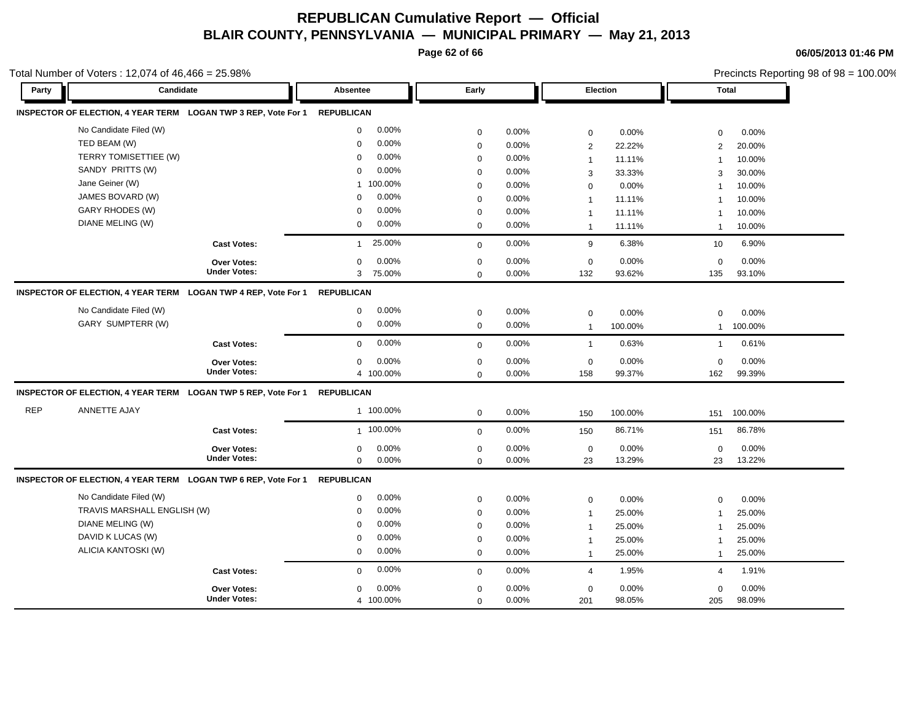# REPUBLICAN Cumulative Report — Official

## BLAIR COUNTY, PENNSYLVANIA — MUNICIPAL PRIMARY — May 21, 2013

06/05/2013 01:46 PM

Total Number of Voters : 12,074 of 46,466 = 25.98%

Precincts Reporting 98 of 98 = 100.00%

| Party | Candidate | Absentee | | Early | | Election | | Total | |
|---|---|---|---|---|---|---|---|---|---|
| **INSPECTOR OF ELECTION, 4 YEAR TERM LOGAN TWP 3 REP, Vote For 1** | | **REPUBLICAN** | | | | | | | |
| | No Candidate Filed (W) | 0 | 0.00% | 0 | 0.00% | 0 | 0.00% | 0 | 0.00% |
| | TED BEAM (W) | 0 | 0.00% | 0 | 0.00% | 2 | 22.22% | 2 | 20.00% |
| | TERRY TOMISETTIEE (W) | 0 | 0.00% | 0 | 0.00% | 1 | 11.11% | 1 | 10.00% |
| | SANDY PRITTS (W) | 0 | 0.00% | 0 | 0.00% | 3 | 33.33% | 3 | 30.00% |
| | Jane Geiner (W) | 1 | 100.00% | 0 | 0.00% | 0 | 0.00% | 1 | 10.00% |
| | JAMES BOVARD (W) | 0 | 0.00% | 0 | 0.00% | 1 | 11.11% | 1 | 10.00% |
| | GARY RHODES (W) | 0 | 0.00% | 0 | 0.00% | 1 | 11.11% | 1 | 10.00% |
| | DIANE MELING (W) | 0 | 0.00% | 0 | 0.00% | 1 | 11.11% | 1 | 10.00% |
| | **Cast Votes:** | 1 | 25.00% | 0 | 0.00% | 9 | 6.38% | 10 | 6.90% |
| | **Over Votes:** | 0 | 0.00% | 0 | 0.00% | 0 | 0.00% | 0 | 0.00% |
| | **Under Votes:** | 3 | 75.00% | 0 | 0.00% | 132 | 93.62% | 135 | 93.10% |
| **INSPECTOR OF ELECTION, 4 YEAR TERM LOGAN TWP 4 REP, Vote For 1** | | **REPUBLICAN** | | | | | | | |
| | No Candidate Filed (W) | 0 | 0.00% | 0 | 0.00% | 0 | 0.00% | 0 | 0.00% |
| | GARY SUMPTERR (W) | 0 | 0.00% | 0 | 0.00% | 1 | 100.00% | 1 | 100.00% |
| | **Cast Votes:** | 0 | 0.00% | 0 | 0.00% | 1 | 0.63% | 1 | 0.61% |
| | **Over Votes:** | 0 | 0.00% | 0 | 0.00% | 0 | 0.00% | 0 | 0.00% |
| | **Under Votes:** | 4 | 100.00% | 0 | 0.00% | 158 | 99.37% | 162 | 99.39% |
| **INSPECTOR OF ELECTION, 4 YEAR TERM LOGAN TWP 5 REP, Vote For 1** | | **REPUBLICAN** | | | | | | | |
| REP | ANNETTE AJAY | 1 | 100.00% | 0 | 0.00% | 150 | 100.00% | 151 | 100.00% |
| | **Cast Votes:** | 1 | 100.00% | 0 | 0.00% | 150 | 86.71% | 151 | 86.78% |
| | **Over Votes:** | 0 | 0.00% | 0 | 0.00% | 0 | 0.00% | 0 | 0.00% |
| | **Under Votes:** | 0 | 0.00% | 0 | 0.00% | 23 | 13.29% | 23 | 13.22% |
| **INSPECTOR OF ELECTION, 4 YEAR TERM LOGAN TWP 6 REP, Vote For 1** | | **REPUBLICAN** | | | | | | | |
| | No Candidate Filed (W) | 0 | 0.00% | 0 | 0.00% | 0 | 0.00% | 0 | 0.00% |
| | TRAVIS MARSHALL ENGLISH (W) | 0 | 0.00% | 0 | 0.00% | 1 | 25.00% | 1 | 25.00% |
| | DIANE MELING (W) | 0 | 0.00% | 0 | 0.00% | 1 | 25.00% | 1 | 25.00% |
| | DAVID K LUCAS (W) | 0 | 0.00% | 0 | 0.00% | 1 | 25.00% | 1 | 25.00% |
| | ALICIA KANTOSKI (W) | 0 | 0.00% | 0 | 0.00% | 1 | 25.00% | 1 | 25.00% |
| | **Cast Votes:** | 0 | 0.00% | 0 | 0.00% | 4 | 1.95% | 4 | 1.91% |
| | **Over Votes:** | 0 | 0.00% | 0 | 0.00% | 0 | 0.00% | 0 | 0.00% |
| | **Under Votes:** | 4 | 100.00% | 0 | 0.00% | 201 | 98.05% | 205 | 98.09% |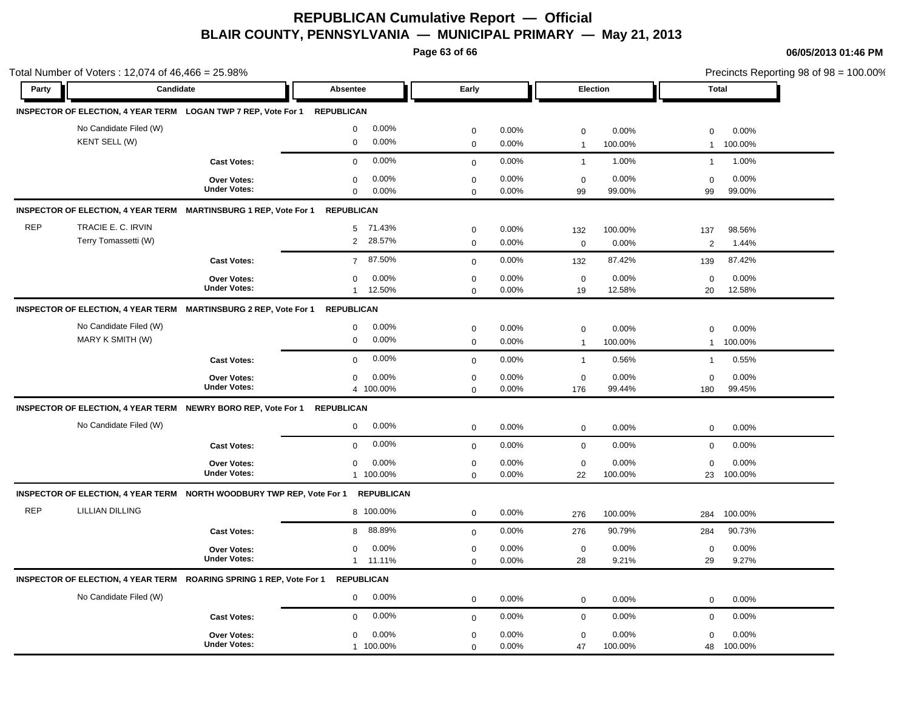# REPUBLICAN Cumulative Report — Official
## BLAIR COUNTY, PENNSYLVANIA — MUNICIPAL PRIMARY — May 21, 2013

06/05/2013 01:46 PM

Total Number of Voters : 12,074 of 46,466 = 25.98%

Precincts Reporting 98 of 98 = 100.00%

| Party | Candidate | | Absentee | | Early | | Election | | Total | |
|---|---|---|---|---|---|---|---|---|---|---|
| **INSPECTOR OF ELECTION, 4 YEAR TERM LOGAN TWP 7 REP, Vote For 1 REPUBLICAN** | | | | | | | | | | |
| | No Candidate Filed (W) | | 0 | 0.00% | 0 | 0.00% | 0 | 0.00% | 0 | 0.00% |
| | KENT SELL (W) | | 0 | 0.00% | 0 | 0.00% | 1 | 100.00% | 1 | 100.00% |
| | | **Cast Votes:** | 0 | 0.00% | 0 | 0.00% | 1 | 1.00% | 1 | 1.00% |
| | | **Over Votes:** | 0 | 0.00% | 0 | 0.00% | 0 | 0.00% | 0 | 0.00% |
| | | **Under Votes:** | 0 | 0.00% | 0 | 0.00% | 99 | 99.00% | 99 | 99.00% |
| **INSPECTOR OF ELECTION, 4 YEAR TERM MARTINSBURG 1 REP, Vote For 1 REPUBLICAN** | | | | | | | | | | |
| REP | TRACIE E. C. IRVIN | | 5 | 71.43% | 0 | 0.00% | 132 | 100.00% | 137 | 98.56% |
| | Terry Tomassetti (W) | | 2 | 28.57% | 0 | 0.00% | 0 | 0.00% | 2 | 1.44% |
| | | **Cast Votes:** | 7 | 87.50% | 0 | 0.00% | 132 | 87.42% | 139 | 87.42% |
| | | **Over Votes:** | 0 | 0.00% | 0 | 0.00% | 0 | 0.00% | 0 | 0.00% |
| | | **Under Votes:** | 1 | 12.50% | 0 | 0.00% | 19 | 12.58% | 20 | 12.58% |
| **INSPECTOR OF ELECTION, 4 YEAR TERM MARTINSBURG 2 REP, Vote For 1 REPUBLICAN** | | | | | | | | | | |
| | No Candidate Filed (W) | | 0 | 0.00% | 0 | 0.00% | 0 | 0.00% | 0 | 0.00% |
| | MARY K SMITH (W) | | 0 | 0.00% | 0 | 0.00% | 1 | 100.00% | 1 | 100.00% |
| | | **Cast Votes:** | 0 | 0.00% | 0 | 0.00% | 1 | 0.56% | 1 | 0.55% |
| | | **Over Votes:** | 0 | 0.00% | 0 | 0.00% | 0 | 0.00% | 0 | 0.00% |
| | | **Under Votes:** | 4 | 100.00% | 0 | 0.00% | 176 | 99.44% | 180 | 99.45% |
| **INSPECTOR OF ELECTION, 4 YEAR TERM NEWRY BORO REP, Vote For 1 REPUBLICAN** | | | | | | | | | | |
| | No Candidate Filed (W) | | 0 | 0.00% | 0 | 0.00% | 0 | 0.00% | 0 | 0.00% |
| | | **Cast Votes:** | 0 | 0.00% | 0 | 0.00% | 0 | 0.00% | 0 | 0.00% |
| | | **Over Votes:** | 0 | 0.00% | 0 | 0.00% | 0 | 0.00% | 0 | 0.00% |
| | | **Under Votes:** | 1 | 100.00% | 0 | 0.00% | 22 | 100.00% | 23 | 100.00% |
| **INSPECTOR OF ELECTION, 4 YEAR TERM NORTH WOODBURY TWP REP, Vote For 1 REPUBLICAN** | | | | | | | | | | |
| REP | LILLIAN DILLING | | 8 | 100.00% | 0 | 0.00% | 276 | 100.00% | 284 | 100.00% |
| | | **Cast Votes:** | 8 | 88.89% | 0 | 0.00% | 276 | 90.79% | 284 | 90.73% |
| | | **Over Votes:** | 0 | 0.00% | 0 | 0.00% | 0 | 0.00% | 0 | 0.00% |
| | | **Under Votes:** | 1 | 11.11% | 0 | 0.00% | 28 | 9.21% | 29 | 9.27% |
| **INSPECTOR OF ELECTION, 4 YEAR TERM ROARING SPRING 1 REP, Vote For 1 REPUBLICAN** | | | | | | | | | | |
| | No Candidate Filed (W) | | 0 | 0.00% | 0 | 0.00% | 0 | 0.00% | 0 | 0.00% |
| | | **Cast Votes:** | 0 | 0.00% | 0 | 0.00% | 0 | 0.00% | 0 | 0.00% |
| | | **Over Votes:** | 0 | 0.00% | 0 | 0.00% | 0 | 0.00% | 0 | 0.00% |
| | | **Under Votes:** | 1 | 100.00% | 0 | 0.00% | 47 | 100.00% | 48 | 100.00% |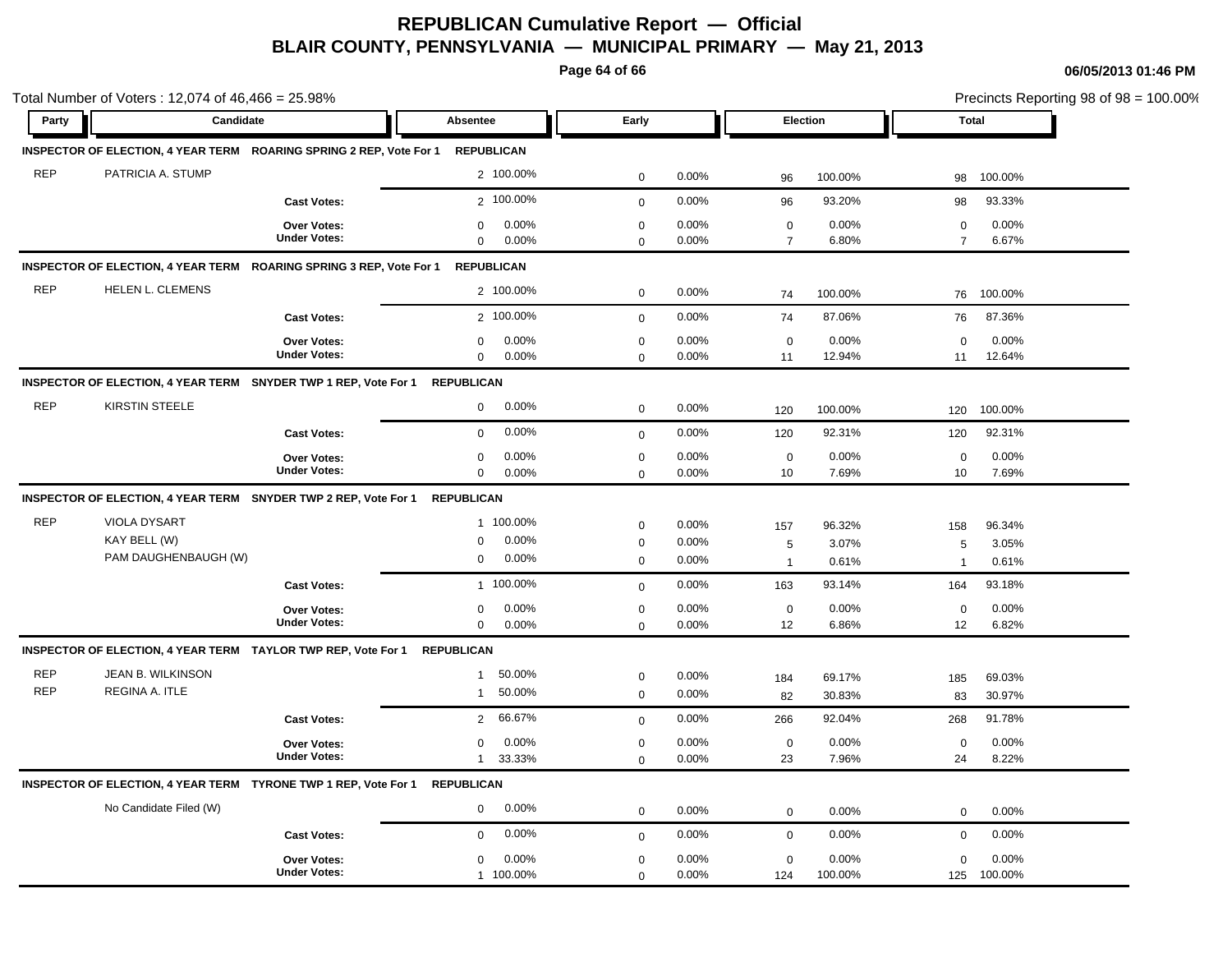# REPUBLICAN Cumulative Report — Official

## BLAIR COUNTY, PENNSYLVANIA — MUNICIPAL PRIMARY — May 21, 2013

06/05/2013 01:46 PM

Total Number of Voters : 12,074 of 46,466 = 25.98%

Precincts Reporting 98 of 98 = 100.00%

| Party | Candidate | | Absentee | | Early | | Election | | Total | |
|---|---|---|---|---|---|---|---|---|---|---|
| **INSPECTOR OF ELECTION, 4 YEAR TERM ROARING SPRING 2 REP, Vote For 1 REPUBLICAN** | | | | | | | | | | |
| REP | PATRICIA A. STUMP | | 2 | 100.00% | 0 | 0.00% | 96 | 100.00% | 98 | 100.00% |
| | | **Cast Votes:** | 2 | 100.00% | 0 | 0.00% | 96 | 93.20% | 98 | 93.33% |
| | | **Over Votes:** | 0 | 0.00% | 0 | 0.00% | 0 | 0.00% | 0 | 0.00% |
| | | **Under Votes:** | 0 | 0.00% | 0 | 0.00% | 7 | 6.80% | 7 | 6.67% |
| **INSPECTOR OF ELECTION, 4 YEAR TERM ROARING SPRING 3 REP, Vote For 1 REPUBLICAN** | | | | | | | | | | |
| REP | HELEN L. CLEMENS | | 2 | 100.00% | 0 | 0.00% | 74 | 100.00% | 76 | 100.00% |
| | | **Cast Votes:** | 2 | 100.00% | 0 | 0.00% | 74 | 87.06% | 76 | 87.36% |
| | | **Over Votes:** | 0 | 0.00% | 0 | 0.00% | 0 | 0.00% | 0 | 0.00% |
| | | **Under Votes:** | 0 | 0.00% | 0 | 0.00% | 11 | 12.94% | 11 | 12.64% |
| **INSPECTOR OF ELECTION, 4 YEAR TERM SNYDER TWP 1 REP, Vote For 1 REPUBLICAN** | | | | | | | | | | |
| REP | KIRSTIN STEELE | | 0 | 0.00% | 0 | 0.00% | 120 | 100.00% | 120 | 100.00% |
| | | **Cast Votes:** | 0 | 0.00% | 0 | 0.00% | 120 | 92.31% | 120 | 92.31% |
| | | **Over Votes:** | 0 | 0.00% | 0 | 0.00% | 0 | 0.00% | 0 | 0.00% |
| | | **Under Votes:** | 0 | 0.00% | 0 | 0.00% | 10 | 7.69% | 10 | 7.69% |
| **INSPECTOR OF ELECTION, 4 YEAR TERM SNYDER TWP 2 REP, Vote For 1 REPUBLICAN** | | | | | | | | | | |
| REP | VIOLA DYSART | | 1 | 100.00% | 0 | 0.00% | 157 | 96.32% | 158 | 96.34% |
| | KAY BELL (W) | | 0 | 0.00% | 0 | 0.00% | 5 | 3.07% | 5 | 3.05% |
| | PAM DAUGHENBAUGH (W) | | 0 | 0.00% | 0 | 0.00% | 1 | 0.61% | 1 | 0.61% |
| | | **Cast Votes:** | 1 | 100.00% | 0 | 0.00% | 163 | 93.14% | 164 | 93.18% |
| | | **Over Votes:** | 0 | 0.00% | 0 | 0.00% | 0 | 0.00% | 0 | 0.00% |
| | | **Under Votes:** | 0 | 0.00% | 0 | 0.00% | 12 | 6.86% | 12 | 6.82% |
| **INSPECTOR OF ELECTION, 4 YEAR TERM TAYLOR TWP REP, Vote For 1 REPUBLICAN** | | | | | | | | | | |
| REP | JEAN B. WILKINSON | | 1 | 50.00% | 0 | 0.00% | 184 | 69.17% | 185 | 69.03% |
| REP | REGINA A. ITLE | | 1 | 50.00% | 0 | 0.00% | 82 | 30.83% | 83 | 30.97% |
| | | **Cast Votes:** | 2 | 66.67% | 0 | 0.00% | 266 | 92.04% | 268 | 91.78% |
| | | **Over Votes:** | 0 | 0.00% | 0 | 0.00% | 0 | 0.00% | 0 | 0.00% |
| | | **Under Votes:** | 1 | 33.33% | 0 | 0.00% | 23 | 7.96% | 24 | 8.22% |
| **INSPECTOR OF ELECTION, 4 YEAR TERM TYRONE TWP 1 REP, Vote For 1 REPUBLICAN** | | | | | | | | | | |
| | No Candidate Filed (W) | | 0 | 0.00% | 0 | 0.00% | 0 | 0.00% | 0 | 0.00% |
| | | **Cast Votes:** | 0 | 0.00% | 0 | 0.00% | 0 | 0.00% | 0 | 0.00% |
| | | **Over Votes:** | 0 | 0.00% | 0 | 0.00% | 0 | 0.00% | 0 | 0.00% |
| | | **Under Votes:** | 1 | 100.00% | 0 | 0.00% | 124 | 100.00% | 125 | 100.00% |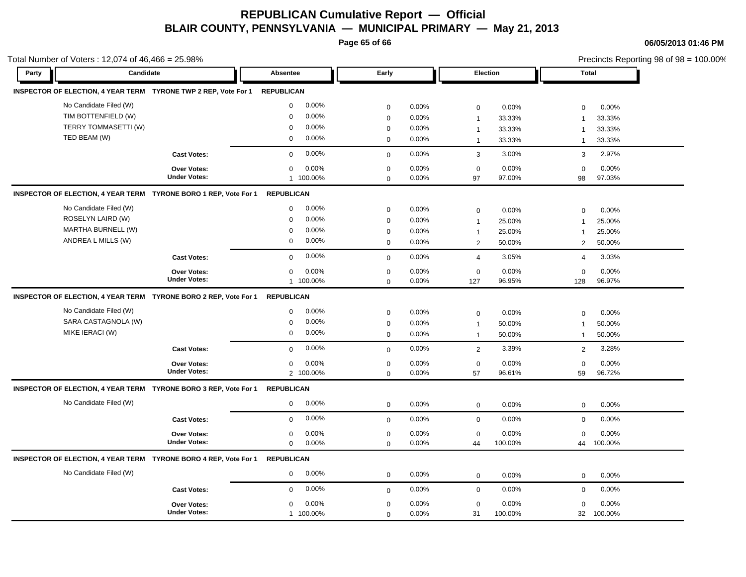# REPUBLICAN Cumulative Report — Official

## BLAIR COUNTY, PENNSYLVANIA — MUNICIPAL PRIMARY — May 21, 2013

06/05/2013 01:46 PM

Total Number of Voters : 12,074 of 46,466 = 25.98%

Precincts Reporting 98 of 98 = 100.00%

| Party | Candidate | Absentee | | Early | | Election | | Total | |
|---|---|---|---|---|---|---|---|---|---|
| **INSPECTOR OF ELECTION, 4 YEAR TERM TYRONE TWP 2 REP, Vote For 1** | | **REPUBLICAN** | | | | | | | |
| | No Candidate Filed (W) | 0 | 0.00% | 0 | 0.00% | 0 | 0.00% | 0 | 0.00% |
| | TIM BOTTENFIELD (W) | 0 | 0.00% | 0 | 0.00% | 1 | 33.33% | 1 | 33.33% |
| | TERRY TOMMASETTI (W) | 0 | 0.00% | 0 | 0.00% | 1 | 33.33% | 1 | 33.33% |
| | TED BEAM (W) | 0 | 0.00% | 0 | 0.00% | 1 | 33.33% | 1 | 33.33% |
| | **Cast Votes:** | 0 | 0.00% | 0 | 0.00% | 3 | 3.00% | 3 | 2.97% |
| | **Over Votes:** | 0 | 0.00% | 0 | 0.00% | 0 | 0.00% | 0 | 0.00% |
| | **Under Votes:** | 1 | 100.00% | 0 | 0.00% | 97 | 97.00% | 98 | 97.03% |
| **INSPECTOR OF ELECTION, 4 YEAR TERM TYRONE BORO 1 REP, Vote For 1** | | **REPUBLICAN** | | | | | | | |
| | No Candidate Filed (W) | 0 | 0.00% | 0 | 0.00% | 0 | 0.00% | 0 | 0.00% |
| | ROSELYN LAIRD (W) | 0 | 0.00% | 0 | 0.00% | 1 | 25.00% | 1 | 25.00% |
| | MARTHA BURNELL (W) | 0 | 0.00% | 0 | 0.00% | 1 | 25.00% | 1 | 25.00% |
| | ANDREA L MILLS (W) | 0 | 0.00% | 0 | 0.00% | 2 | 50.00% | 2 | 50.00% |
| | **Cast Votes:** | 0 | 0.00% | 0 | 0.00% | 4 | 3.05% | 4 | 3.03% |
| | **Over Votes:** | 0 | 0.00% | 0 | 0.00% | 0 | 0.00% | 0 | 0.00% |
| | **Under Votes:** | 1 | 100.00% | 0 | 0.00% | 127 | 96.95% | 128 | 96.97% |
| **INSPECTOR OF ELECTION, 4 YEAR TERM TYRONE BORO 2 REP, Vote For 1** | | **REPUBLICAN** | | | | | | | |
| | No Candidate Filed (W) | 0 | 0.00% | 0 | 0.00% | 0 | 0.00% | 0 | 0.00% |
| | SARA CASTAGNOLA (W) | 0 | 0.00% | 0 | 0.00% | 1 | 50.00% | 1 | 50.00% |
| | MIKE IERACI (W) | 0 | 0.00% | 0 | 0.00% | 1 | 50.00% | 1 | 50.00% |
| | **Cast Votes:** | 0 | 0.00% | 0 | 0.00% | 2 | 3.39% | 2 | 3.28% |
| | **Over Votes:** | 0 | 0.00% | 0 | 0.00% | 0 | 0.00% | 0 | 0.00% |
| | **Under Votes:** | 2 | 100.00% | 0 | 0.00% | 57 | 96.61% | 59 | 96.72% |
| **INSPECTOR OF ELECTION, 4 YEAR TERM TYRONE BORO 3 REP, Vote For 1** | | **REPUBLICAN** | | | | | | | |
| | No Candidate Filed (W) | 0 | 0.00% | 0 | 0.00% | 0 | 0.00% | 0 | 0.00% |
| | **Cast Votes:** | 0 | 0.00% | 0 | 0.00% | 0 | 0.00% | 0 | 0.00% |
| | **Over Votes:** | 0 | 0.00% | 0 | 0.00% | 0 | 0.00% | 0 | 0.00% |
| | **Under Votes:** | 0 | 0.00% | 0 | 0.00% | 44 | 100.00% | 44 | 100.00% |
| **INSPECTOR OF ELECTION, 4 YEAR TERM TYRONE BORO 4 REP, Vote For 1** | | **REPUBLICAN** | | | | | | | |
| | No Candidate Filed (W) | 0 | 0.00% | 0 | 0.00% | 0 | 0.00% | 0 | 0.00% |
| | **Cast Votes:** | 0 | 0.00% | 0 | 0.00% | 0 | 0.00% | 0 | 0.00% |
| | **Over Votes:** | 0 | 0.00% | 0 | 0.00% | 0 | 0.00% | 0 | 0.00% |
| | **Under Votes:** | 1 | 100.00% | 0 | 0.00% | 31 | 100.00% | 32 | 100.00% |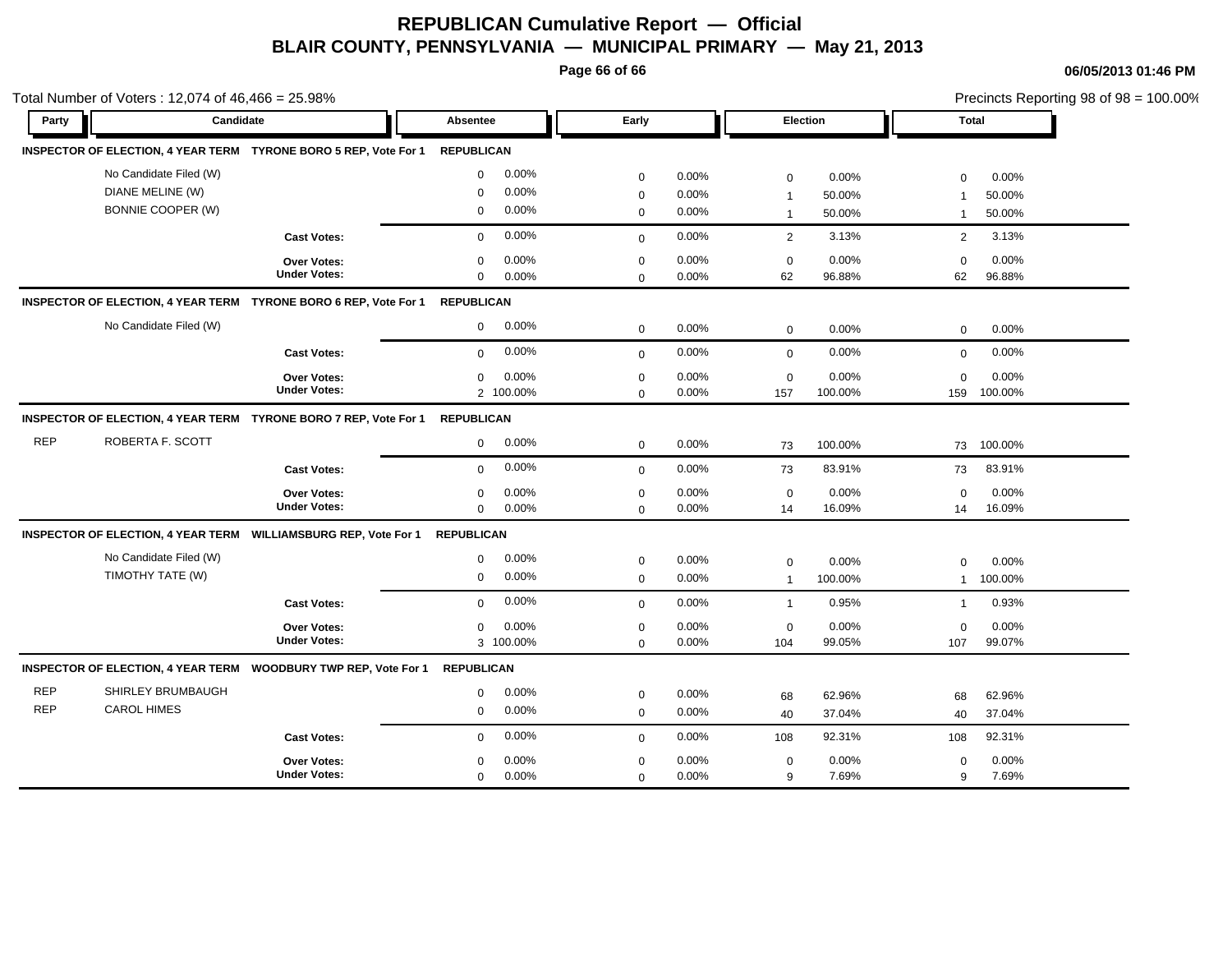# REPUBLICAN Cumulative Report — Official

## BLAIR COUNTY, PENNSYLVANIA — MUNICIPAL PRIMARY — May 21, 2013

06/05/2013 01:46 PM

Total Number of Voters : 12,074 of 46,466 = 25.98%

Precincts Reporting 98 of 98 = 100.00%

| Party | Candidate | | Absentee | | Early | | Election | | Total | |
|---|---|---|---|---|---|---|---|---|---|---|
| **INSPECTOR OF ELECTION, 4 YEAR TERM** | **TYRONE BORO 5 REP, Vote For 1** | | **REPUBLICAN** | | | | | | | |
| | No Candidate Filed (W) | | 0 | 0.00% | 0 | 0.00% | 0 | 0.00% | 0 | 0.00% |
| | DIANE MELINE (W) | | 0 | 0.00% | 0 | 0.00% | 1 | 50.00% | 1 | 50.00% |
| | BONNIE COOPER (W) | | 0 | 0.00% | 0 | 0.00% | 1 | 50.00% | 1 | 50.00% |
| | | **Cast Votes:** | 0 | 0.00% | 0 | 0.00% | 2 | 3.13% | 2 | 3.13% |
| | | **Over Votes:** | 0 | 0.00% | 0 | 0.00% | 0 | 0.00% | 0 | 0.00% |
| | | **Under Votes:** | 0 | 0.00% | 0 | 0.00% | 62 | 96.88% | 62 | 96.88% |
| **INSPECTOR OF ELECTION, 4 YEAR TERM** | **TYRONE BORO 6 REP, Vote For 1** | | **REPUBLICAN** | | | | | | | |
| | No Candidate Filed (W) | | 0 | 0.00% | 0 | 0.00% | 0 | 0.00% | 0 | 0.00% |
| | | **Cast Votes:** | 0 | 0.00% | 0 | 0.00% | 0 | 0.00% | 0 | 0.00% |
| | | **Over Votes:** | 0 | 0.00% | 0 | 0.00% | 0 | 0.00% | 0 | 0.00% |
| | | **Under Votes:** | 2 | 100.00% | 0 | 0.00% | 157 | 100.00% | 159 | 100.00% |
| **INSPECTOR OF ELECTION, 4 YEAR TERM** | **TYRONE BORO 7 REP, Vote For 1** | | **REPUBLICAN** | | | | | | | |
| REP | ROBERTA F. SCOTT | | 0 | 0.00% | 0 | 0.00% | 73 | 100.00% | 73 | 100.00% |
| | | **Cast Votes:** | 0 | 0.00% | 0 | 0.00% | 73 | 83.91% | 73 | 83.91% |
| | | **Over Votes:** | 0 | 0.00% | 0 | 0.00% | 0 | 0.00% | 0 | 0.00% |
| | | **Under Votes:** | 0 | 0.00% | 0 | 0.00% | 14 | 16.09% | 14 | 16.09% |
| **INSPECTOR OF ELECTION, 4 YEAR TERM** | **WILLIAMSBURG REP, Vote For 1** | | **REPUBLICAN** | | | | | | | |
| | No Candidate Filed (W) | | 0 | 0.00% | 0 | 0.00% | 0 | 0.00% | 0 | 0.00% |
| | TIMOTHY TATE (W) | | 0 | 0.00% | 0 | 0.00% | 1 | 100.00% | 1 | 100.00% |
| | | **Cast Votes:** | 0 | 0.00% | 0 | 0.00% | 1 | 0.95% | 1 | 0.93% |
| | | **Over Votes:** | 0 | 0.00% | 0 | 0.00% | 0 | 0.00% | 0 | 0.00% |
| | | **Under Votes:** | 3 | 100.00% | 0 | 0.00% | 104 | 99.05% | 107 | 99.07% |
| **INSPECTOR OF ELECTION, 4 YEAR TERM** | **WOODBURY TWP REP, Vote For 1** | | **REPUBLICAN** | | | | | | | |
| REP | SHIRLEY BRUMBAUGH | | 0 | 0.00% | 0 | 0.00% | 68 | 62.96% | 68 | 62.96% |
| REP | CAROL HIMES | | 0 | 0.00% | 0 | 0.00% | 40 | 37.04% | 40 | 37.04% |
| | | **Cast Votes:** | 0 | 0.00% | 0 | 0.00% | 108 | 92.31% | 108 | 92.31% |
| | | **Over Votes:** | 0 | 0.00% | 0 | 0.00% | 0 | 0.00% | 0 | 0.00% |
| | | **Under Votes:** | 0 | 0.00% | 0 | 0.00% | 9 | 7.69% | 9 | 7.69% |